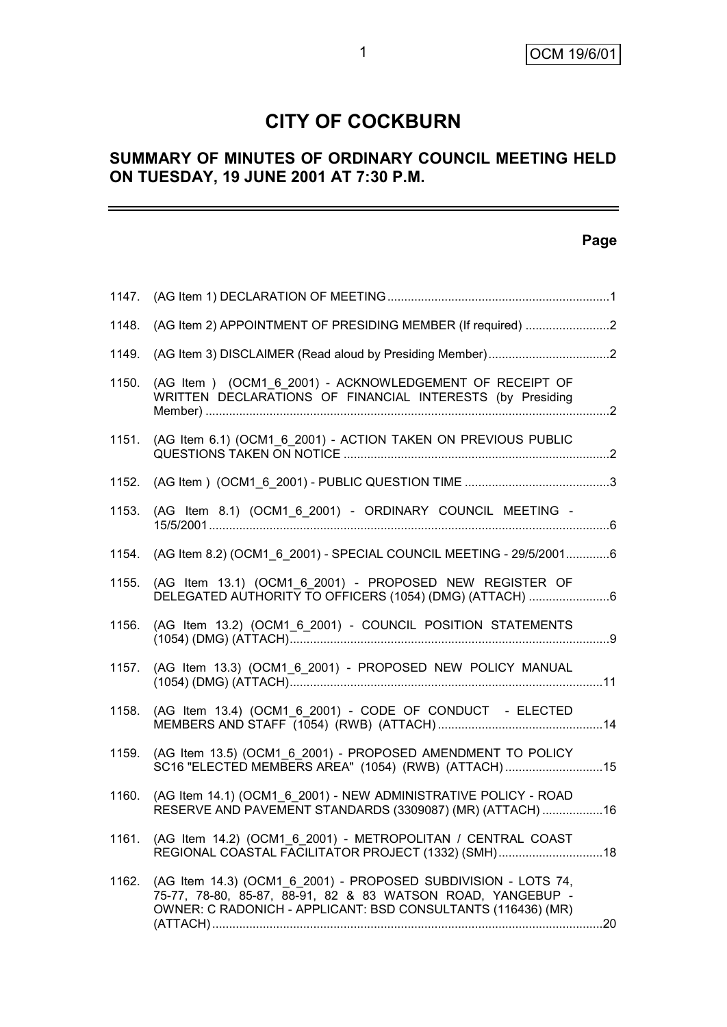# CITY OF COCKBURN

## SUMMARY OF MINUTES OF ORDINARY COUNCIL MEETING HELD ON TUESDAY, 19 JUNE 2001 AT 7:30 P.M.

| | | Page |
|---|---|---|
| 1147. | (AG Item 1) DECLARATION OF MEETING | 1 |
| 1148. | (AG Item 2) APPOINTMENT OF PRESIDING MEMBER (If required) | 2 |
| 1149. | (AG Item 3) DISCLAIMER (Read aloud by Presiding Member) | 2 |
| 1150. | (AG Item ) (OCM1_6_2001) - ACKNOWLEDGEMENT OF RECEIPT OF WRITTEN DECLARATIONS OF FINANCIAL INTERESTS (by Presiding Member) | 2 |
| 1151. | (AG Item 6.1) (OCM1_6_2001) - ACTION TAKEN ON PREVIOUS PUBLIC QUESTIONS TAKEN ON NOTICE | 2 |
| 1152. | (AG Item ) (OCM1_6_2001) - PUBLIC QUESTION TIME | 3 |
| 1153. | (AG Item 8.1) (OCM1_6_2001) - ORDINARY COUNCIL MEETING - 15/5/2001 | 6 |
| 1154. | (AG Item 8.2) (OCM1_6_2001) - SPECIAL COUNCIL MEETING - 29/5/2001 | 6 |
| 1155. | (AG Item 13.1) (OCM1_6_2001) - PROPOSED NEW REGISTER OF DELEGATED AUTHORITY TO OFFICERS (1054) (DMG) (ATTACH) | 6 |
| 1156. | (AG Item 13.2) (OCM1_6_2001) - COUNCIL POSITION STATEMENTS (1054) (DMG) (ATTACH) | 9 |
| 1157. | (AG Item 13.3) (OCM1_6_2001) - PROPOSED NEW POLICY MANUAL (1054) (DMG) (ATTACH) | 11 |
| 1158. | (AG Item 13.4) (OCM1_6_2001) - CODE OF CONDUCT - ELECTED MEMBERS AND STAFF (1054) (RWB) (ATTACH) | 14 |
| 1159. | (AG Item 13.5) (OCM1_6_2001) - PROPOSED AMENDMENT TO POLICY SC16 "ELECTED MEMBERS AREA" (1054) (RWB) (ATTACH) | 15 |
| 1160. | (AG Item 14.1) (OCM1_6_2001) - NEW ADMINISTRATIVE POLICY - ROAD RESERVE AND PAVEMENT STANDARDS (3309087) (MR) (ATTACH) | 16 |
| 1161. | (AG Item 14.2) (OCM1_6_2001) - METROPOLITAN / CENTRAL COAST REGIONAL COASTAL FACILITATOR PROJECT (1332) (SMH) | 18 |
| 1162. | (AG Item 14.3) (OCM1_6_2001) - PROPOSED SUBDIVISION - LOTS 74, 75-77, 78-80, 85-87, 88-91, 82 & 83 WATSON ROAD, YANGEBUP - OWNER: C RADONICH - APPLICANT: BSD CONSULTANTS (116436) (MR) (ATTACH) | 20 |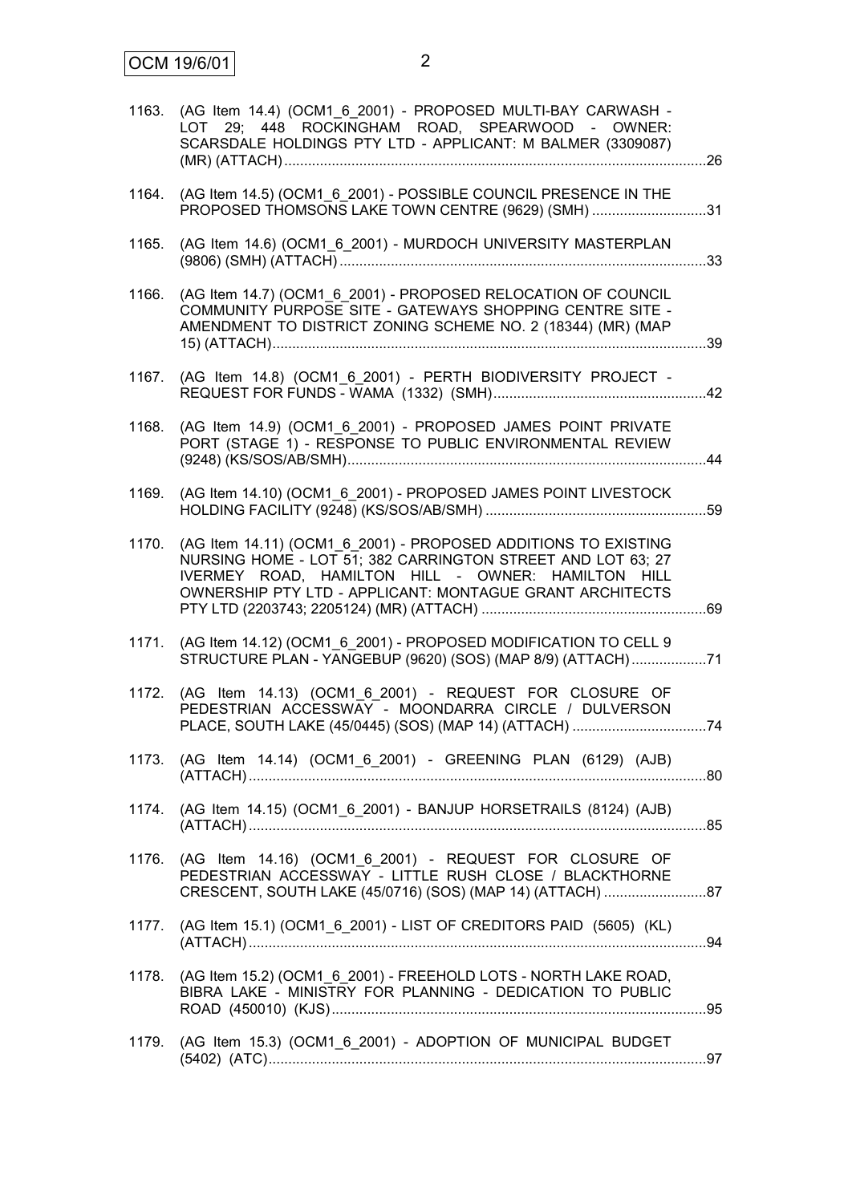| | | |
|---|---|---|
| 1163. | (AG Item 14.4) (OCM1_6_2001) - PROPOSED MULTI-BAY CARWASH - LOT 29; 448 ROCKINGHAM ROAD, SPEARWOOD - OWNER: SCARSDALE HOLDINGS PTY LTD - APPLICANT: M BALMER (3309087) (MR) (ATTACH) | 26 |
| 1164. | (AG Item 14.5) (OCM1_6_2001) - POSSIBLE COUNCIL PRESENCE IN THE PROPOSED THOMSONS LAKE TOWN CENTRE (9629) (SMH) | 31 |
| 1165. | (AG Item 14.6) (OCM1_6_2001) - MURDOCH UNIVERSITY MASTERPLAN (9806) (SMH) (ATTACH) | 33 |
| 1166. | (AG Item 14.7) (OCM1_6_2001) - PROPOSED RELOCATION OF COUNCIL COMMUNITY PURPOSE SITE - GATEWAYS SHOPPING CENTRE SITE - AMENDMENT TO DISTRICT ZONING SCHEME NO. 2 (18344) (MR) (MAP 15) (ATTACH) | 39 |
| 1167. | (AG Item 14.8) (OCM1_6_2001) - PERTH BIODIVERSITY PROJECT - REQUEST FOR FUNDS - WAMA (1332) (SMH) | 42 |
| 1168. | (AG Item 14.9) (OCM1_6_2001) - PROPOSED JAMES POINT PRIVATE PORT (STAGE 1) - RESPONSE TO PUBLIC ENVIRONMENTAL REVIEW (9248) (KS/SOS/AB/SMH) | 44 |
| 1169. | (AG Item 14.10) (OCM1_6_2001) - PROPOSED JAMES POINT LIVESTOCK HOLDING FACILITY (9248) (KS/SOS/AB/SMH) | 59 |
| 1170. | (AG Item 14.11) (OCM1_6_2001) - PROPOSED ADDITIONS TO EXISTING NURSING HOME - LOT 51; 382 CARRINGTON STREET AND LOT 63; 27 IVERMEY ROAD, HAMILTON HILL - OWNER: HAMILTON HILL OWNERSHIP PTY LTD - APPLICANT: MONTAGUE GRANT ARCHITECTS PTY LTD (2203743; 2205124) (MR) (ATTACH) | 69 |
| 1171. | (AG Item 14.12) (OCM1_6_2001) - PROPOSED MODIFICATION TO CELL 9 STRUCTURE PLAN - YANGEBUP (9620) (SOS) (MAP 8/9) (ATTACH) | 71 |
| 1172. | (AG Item 14.13) (OCM1_6_2001) - REQUEST FOR CLOSURE OF PEDESTRIAN ACCESSWAY - MOONDARRA CIRCLE / DULVERSON PLACE, SOUTH LAKE (45/0445) (SOS) (MAP 14) (ATTACH) | 74 |
| 1173. | (AG Item 14.14) (OCM1_6_2001) - GREENING PLAN (6129) (AJB) (ATTACH) | 80 |
| 1174. | (AG Item 14.15) (OCM1_6_2001) - BANJUP HORSETRAILS (8124) (AJB) (ATTACH) | 85 |
| 1176. | (AG Item 14.16) (OCM1_6_2001) - REQUEST FOR CLOSURE OF PEDESTRIAN ACCESSWAY - LITTLE RUSH CLOSE / BLACKTHORNE CRESCENT, SOUTH LAKE (45/0716) (SOS) (MAP 14) (ATTACH) | 87 |
| 1177. | (AG Item 15.1) (OCM1_6_2001) - LIST OF CREDITORS PAID (5605) (KL) (ATTACH) | 94 |
| 1178. | (AG Item 15.2) (OCM1_6_2001) - FREEHOLD LOTS - NORTH LAKE ROAD, BIBRA LAKE - MINISTRY FOR PLANNING - DEDICATION TO PUBLIC ROAD (450010) (KJS) | 95 |
| 1179. | (AG Item 15.3) (OCM1_6_2001) - ADOPTION OF MUNICIPAL BUDGET (5402) (ATC) | 97 |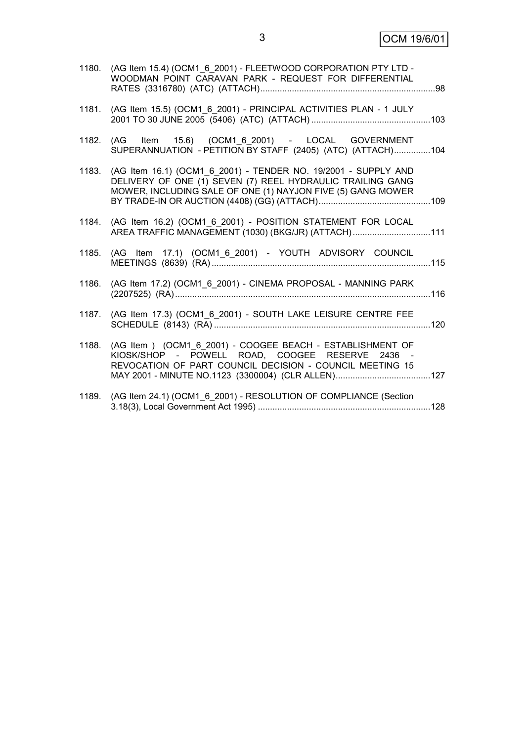1180. (AG Item 15.4) (OCM1_6_2001) - FLEETWOOD CORPORATION PTY LTD - WOODMAN POINT CARAVAN PARK - REQUEST FOR DIFFERENTIAL RATES (3316780) (ATC) (ATTACH)........................................................................98

1181. (AG Item 15.5) (OCM1_6_2001) - PRINCIPAL ACTIVITIES PLAN - 1 JULY 2001 TO 30 JUNE 2005 (5406) (ATC) (ATTACH).................................................103

1182. (AG Item 15.6) (OCM1_6_2001) - LOCAL GOVERNMENT SUPERANNUATION - PETITION BY STAFF (2405) (ATC) (ATTACH)...............104

1183. (AG Item 16.1) (OCM1_6_2001) - TENDER NO. 19/2001 - SUPPLY AND DELIVERY OF ONE (1) SEVEN (7) REEL HYDRAULIC TRAILING GANG MOWER, INCLUDING SALE OF ONE (1) NAYJON FIVE (5) GANG MOWER BY TRADE-IN OR AUCTION (4408) (GG) (ATTACH).............................................109

1184. (AG Item 16.2) (OCM1_6_2001) - POSITION STATEMENT FOR LOCAL AREA TRAFFIC MANAGEMENT (1030) (BKG/JR) (ATTACH)................................111

1185. (AG Item 17.1) (OCM1_6_2001) - YOUTH ADVISORY COUNCIL MEETINGS (8639) (RA).........................................................................................115

1186. (AG Item 17.2) (OCM1_6_2001) - CINEMA PROPOSAL - MANNING PARK (2207525) (RA)........................................................................................................116

1187. (AG Item 17.3) (OCM1_6_2001) - SOUTH LAKE LEISURE CENTRE FEE SCHEDULE (8143) (RA)........................................................................................120

1188. (AG Item ) (OCM1_6_2001) - COOGEE BEACH - ESTABLISHMENT OF KIOSK/SHOP - POWELL ROAD, COOGEE RESERVE 2436 - REVOCATION OF PART COUNCIL DECISION - COUNCIL MEETING 15 MAY 2001 - MINUTE NO.1123 (3300004) (CLR ALLEN).......................................127

1189. (AG Item 24.1) (OCM1_6_2001) - RESOLUTION OF COMPLIANCE (Section 3.18(3), Local Government Act 1995) ......................................................................128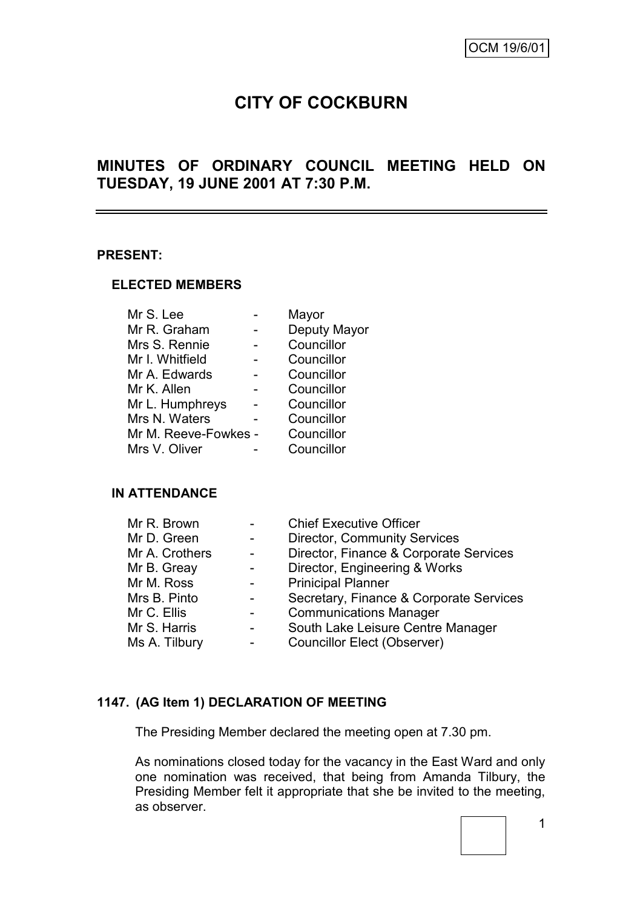OCM 19/6/01

# CITY OF COCKBURN

## MINUTES OF ORDINARY COUNCIL MEETING HELD ON TUESDAY, 19 JUNE 2001 AT 7:30 P.M.

---

**PRESENT:**

**ELECTED MEMBERS**

| | | |
|---|---|---|
| Mr S. Lee | - | Mayor |
| Mr R. Graham | - | Deputy Mayor |
| Mrs S. Rennie | - | Councillor |
| Mr I. Whitfield | - | Councillor |
| Mr A. Edwards | - | Councillor |
| Mr K. Allen | - | Councillor |
| Mr L. Humphreys | - | Councillor |
| Mrs N. Waters | - | Councillor |
| Mr M. Reeve-Fowkes | - | Councillor |
| Mrs V. Oliver | - | Councillor |

**IN ATTENDANCE**

| | | |
|---|---|---|
| Mr R. Brown | - | Chief Executive Officer |
| Mr D. Green | - | Director, Community Services |
| Mr A. Crothers | - | Director, Finance & Corporate Services |
| Mr B. Greay | - | Director, Engineering & Works |
| Mr M. Ross | - | Prinicipal Planner |
| Mrs B. Pinto | - | Secretary, Finance & Corporate Services |
| Mr C. Ellis | - | Communications Manager |
| Mr S. Harris | - | South Lake Leisure Centre Manager |
| Ms A. Tilbury | - | Councillor Elect (Observer) |

**1147. (AG Item 1) DECLARATION OF MEETING**

The Presiding Member declared the meeting open at 7.30 pm.

As nominations closed today for the vacancy in the East Ward and only one nomination was received, that being from Amanda Tilbury, the Presiding Member felt it appropriate that she be invited to the meeting, as observer.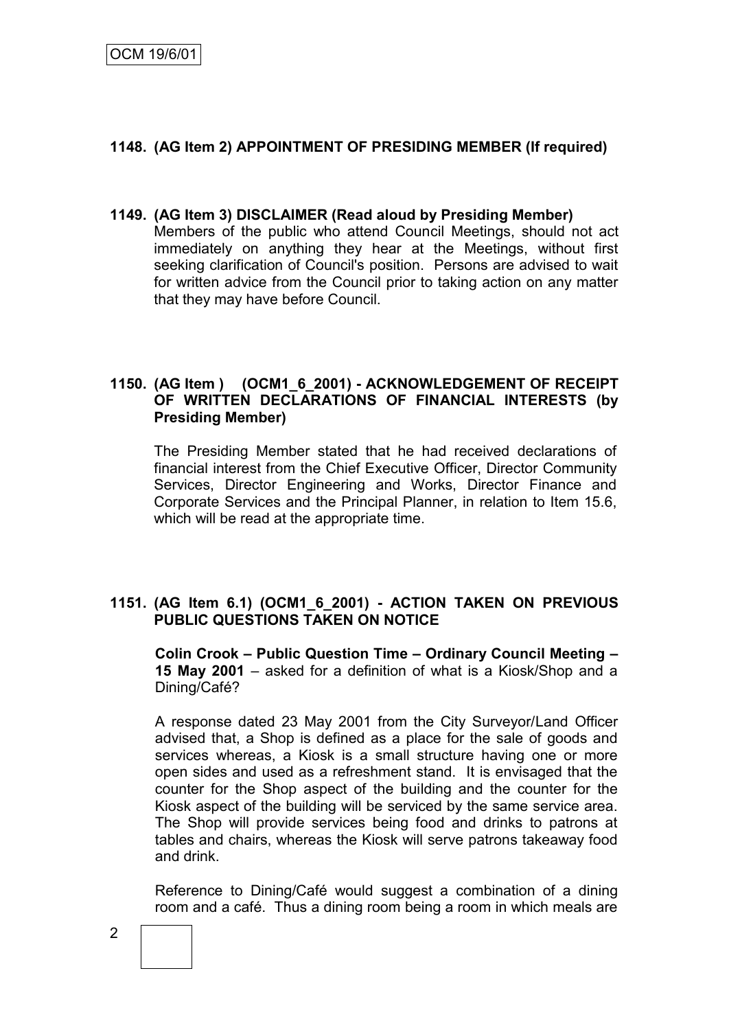### 1148. (AG Item 2) APPOINTMENT OF PRESIDING MEMBER (If required)

### 1149. (AG Item 3) DISCLAIMER (Read aloud by Presiding Member)

Members of the public who attend Council Meetings, should not act immediately on anything they hear at the Meetings, without first seeking clarification of Council's position. Persons are advised to wait for written advice from the Council prior to taking action on any matter that they may have before Council.

### 1150. (AG Item ) (OCM1_6_2001) - ACKNOWLEDGEMENT OF RECEIPT OF WRITTEN DECLARATIONS OF FINANCIAL INTERESTS (by Presiding Member)

The Presiding Member stated that he had received declarations of financial interest from the Chief Executive Officer, Director Community Services, Director Engineering and Works, Director Finance and Corporate Services and the Principal Planner, in relation to Item 15.6, which will be read at the appropriate time.

### 1151. (AG Item 6.1) (OCM1_6_2001) - ACTION TAKEN ON PREVIOUS PUBLIC QUESTIONS TAKEN ON NOTICE

**Colin Crook – Public Question Time – Ordinary Council Meeting – 15 May 2001** – asked for a definition of what is a Kiosk/Shop and a Dining/Café?

A response dated 23 May 2001 from the City Surveyor/Land Officer advised that, a Shop is defined as a place for the sale of goods and services whereas, a Kiosk is a small structure having one or more open sides and used as a refreshment stand. It is envisaged that the counter for the Shop aspect of the building and the counter for the Kiosk aspect of the building will be serviced by the same service area. The Shop will provide services being food and drinks to patrons at tables and chairs, whereas the Kiosk will serve patrons takeaway food and drink.

Reference to Dining/Café would suggest a combination of a dining room and a café. Thus a dining room being a room in which meals are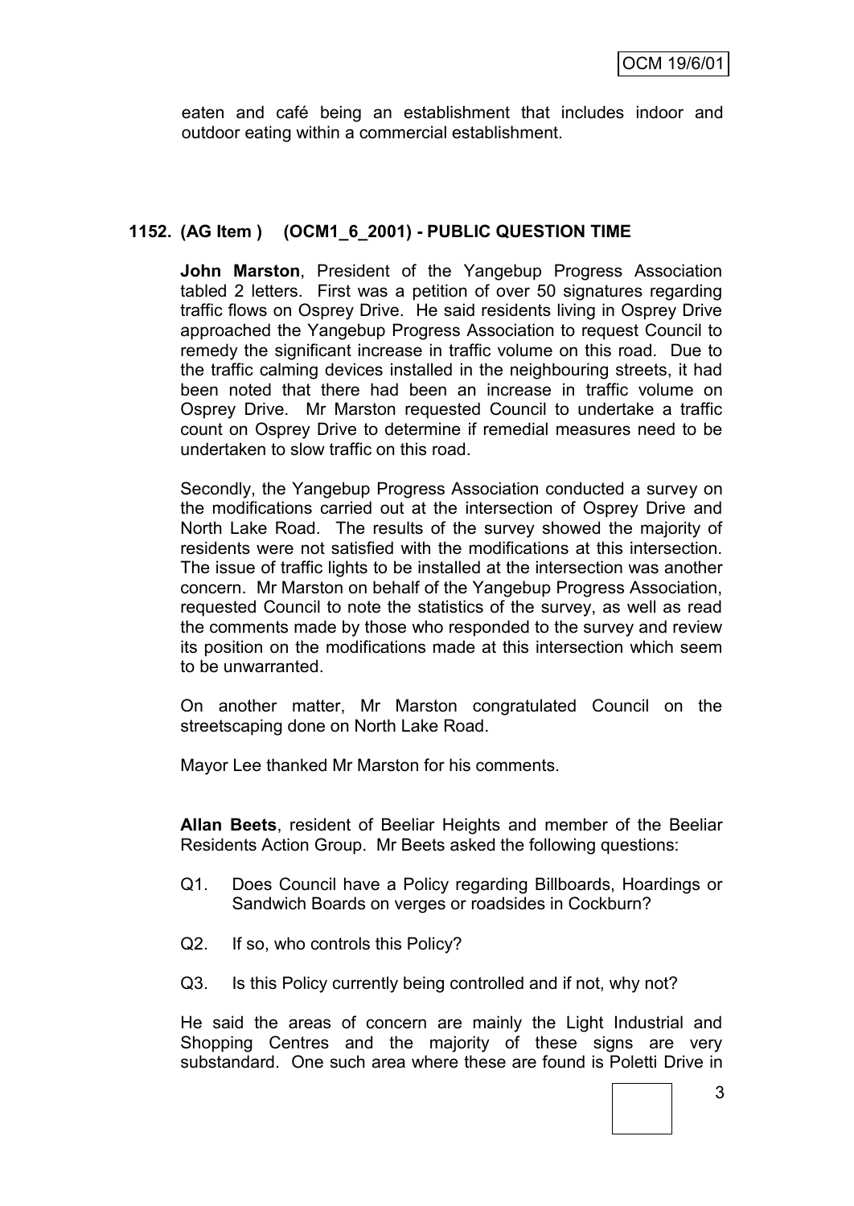eaten and café being an establishment that includes indoor and outdoor eating within a commercial establishment.

## 1152. (AG Item ) (OCM1_6_2001) - PUBLIC QUESTION TIME

**John Marston**, President of the Yangebup Progress Association tabled 2 letters. First was a petition of over 50 signatures regarding traffic flows on Osprey Drive. He said residents living in Osprey Drive approached the Yangebup Progress Association to request Council to remedy the significant increase in traffic volume on this road. Due to the traffic calming devices installed in the neighbouring streets, it had been noted that there had been an increase in traffic volume on Osprey Drive. Mr Marston requested Council to undertake a traffic count on Osprey Drive to determine if remedial measures need to be undertaken to slow traffic on this road.

Secondly, the Yangebup Progress Association conducted a survey on the modifications carried out at the intersection of Osprey Drive and North Lake Road. The results of the survey showed the majority of residents were not satisfied with the modifications at this intersection. The issue of traffic lights to be installed at the intersection was another concern. Mr Marston on behalf of the Yangebup Progress Association, requested Council to note the statistics of the survey, as well as read the comments made by those who responded to the survey and review its position on the modifications made at this intersection which seem to be unwarranted.

On another matter, Mr Marston congratulated Council on the streetscaping done on North Lake Road.

Mayor Lee thanked Mr Marston for his comments.

**Allan Beets**, resident of Beeliar Heights and member of the Beeliar Residents Action Group. Mr Beets asked the following questions:

Q1. Does Council have a Policy regarding Billboards, Hoardings or Sandwich Boards on verges or roadsides in Cockburn?

Q2. If so, who controls this Policy?

Q3. Is this Policy currently being controlled and if not, why not?

He said the areas of concern are mainly the Light Industrial and Shopping Centres and the majority of these signs are very substandard. One such area where these are found is Poletti Drive in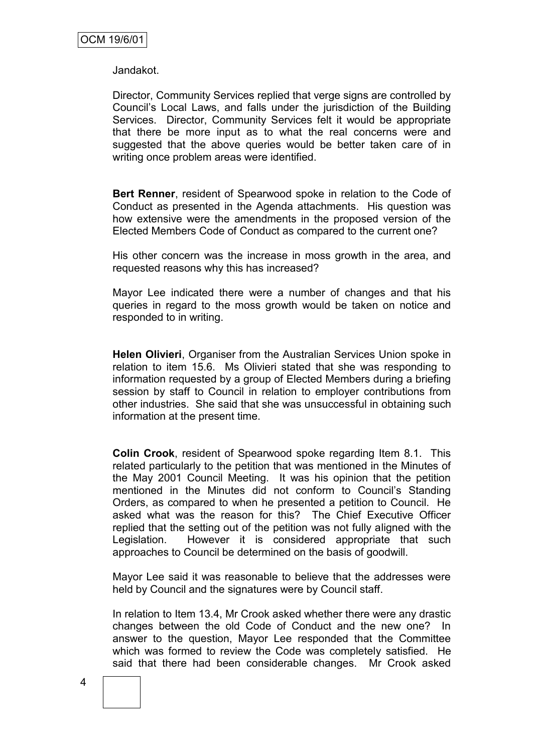Jandakot.

Director, Community Services replied that verge signs are controlled by Council's Local Laws, and falls under the jurisdiction of the Building Services. Director, Community Services felt it would be appropriate that there be more input as to what the real concerns were and suggested that the above queries would be better taken care of in writing once problem areas were identified.

**Bert Renner**, resident of Spearwood spoke in relation to the Code of Conduct as presented in the Agenda attachments. His question was how extensive were the amendments in the proposed version of the Elected Members Code of Conduct as compared to the current one?

His other concern was the increase in moss growth in the area, and requested reasons why this has increased?

Mayor Lee indicated there were a number of changes and that his queries in regard to the moss growth would be taken on notice and responded to in writing.

**Helen Olivieri**, Organiser from the Australian Services Union spoke in relation to item 15.6. Ms Olivieri stated that she was responding to information requested by a group of Elected Members during a briefing session by staff to Council in relation to employer contributions from other industries. She said that she was unsuccessful in obtaining such information at the present time.

**Colin Crook**, resident of Spearwood spoke regarding Item 8.1. This related particularly to the petition that was mentioned in the Minutes of the May 2001 Council Meeting. It was his opinion that the petition mentioned in the Minutes did not conform to Council's Standing Orders, as compared to when he presented a petition to Council. He asked what was the reason for this? The Chief Executive Officer replied that the setting out of the petition was not fully aligned with the Legislation. However it is considered appropriate that such approaches to Council be determined on the basis of goodwill.

Mayor Lee said it was reasonable to believe that the addresses were held by Council and the signatures were by Council staff.

In relation to Item 13.4, Mr Crook asked whether there were any drastic changes between the old Code of Conduct and the new one? In answer to the question, Mayor Lee responded that the Committee which was formed to review the Code was completely satisfied. He said that there had been considerable changes. Mr Crook asked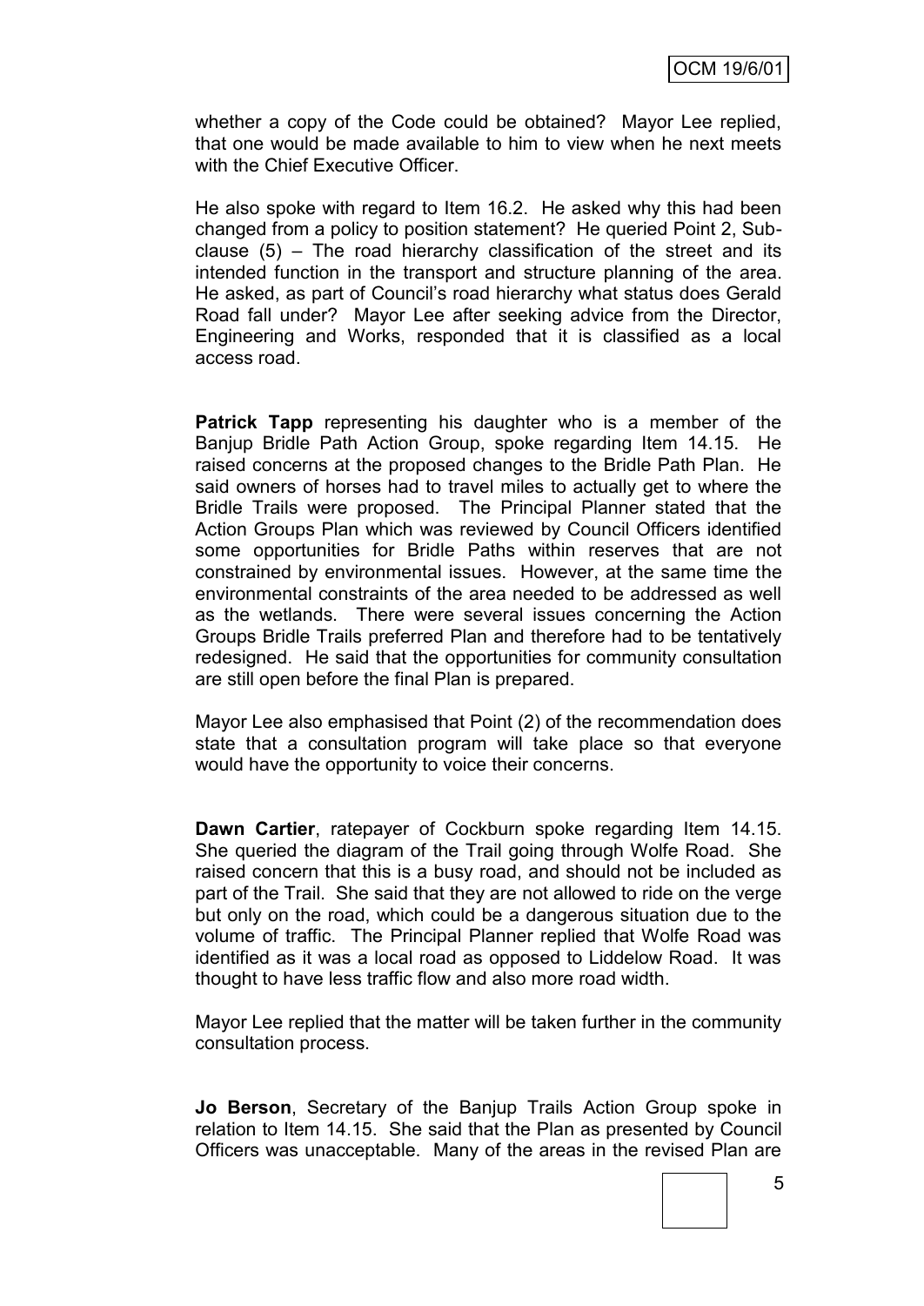whether a copy of the Code could be obtained? Mayor Lee replied, that one would be made available to him to view when he next meets with the Chief Executive Officer.

He also spoke with regard to Item 16.2. He asked why this had been changed from a policy to position statement? He queried Point 2, Sub-clause (5) – The road hierarchy classification of the street and its intended function in the transport and structure planning of the area. He asked, as part of Council's road hierarchy what status does Gerald Road fall under? Mayor Lee after seeking advice from the Director, Engineering and Works, responded that it is classified as a local access road.

**Patrick Tapp** representing his daughter who is a member of the Banjup Bridle Path Action Group, spoke regarding Item 14.15. He raised concerns at the proposed changes to the Bridle Path Plan. He said owners of horses had to travel miles to actually get to where the Bridle Trails were proposed. The Principal Planner stated that the Action Groups Plan which was reviewed by Council Officers identified some opportunities for Bridle Paths within reserves that are not constrained by environmental issues. However, at the same time the environmental constraints of the area needed to be addressed as well as the wetlands. There were several issues concerning the Action Groups Bridle Trails preferred Plan and therefore had to be tentatively redesigned. He said that the opportunities for community consultation are still open before the final Plan is prepared.

Mayor Lee also emphasised that Point (2) of the recommendation does state that a consultation program will take place so that everyone would have the opportunity to voice their concerns.

**Dawn Cartier**, ratepayer of Cockburn spoke regarding Item 14.15. She queried the diagram of the Trail going through Wolfe Road. She raised concern that this is a busy road, and should not be included as part of the Trail. She said that they are not allowed to ride on the verge but only on the road, which could be a dangerous situation due to the volume of traffic. The Principal Planner replied that Wolfe Road was identified as it was a local road as opposed to Liddelow Road. It was thought to have less traffic flow and also more road width.

Mayor Lee replied that the matter will be taken further in the community consultation process.

**Jo Berson**, Secretary of the Banjup Trails Action Group spoke in relation to Item 14.15. She said that the Plan as presented by Council Officers was unacceptable. Many of the areas in the revised Plan are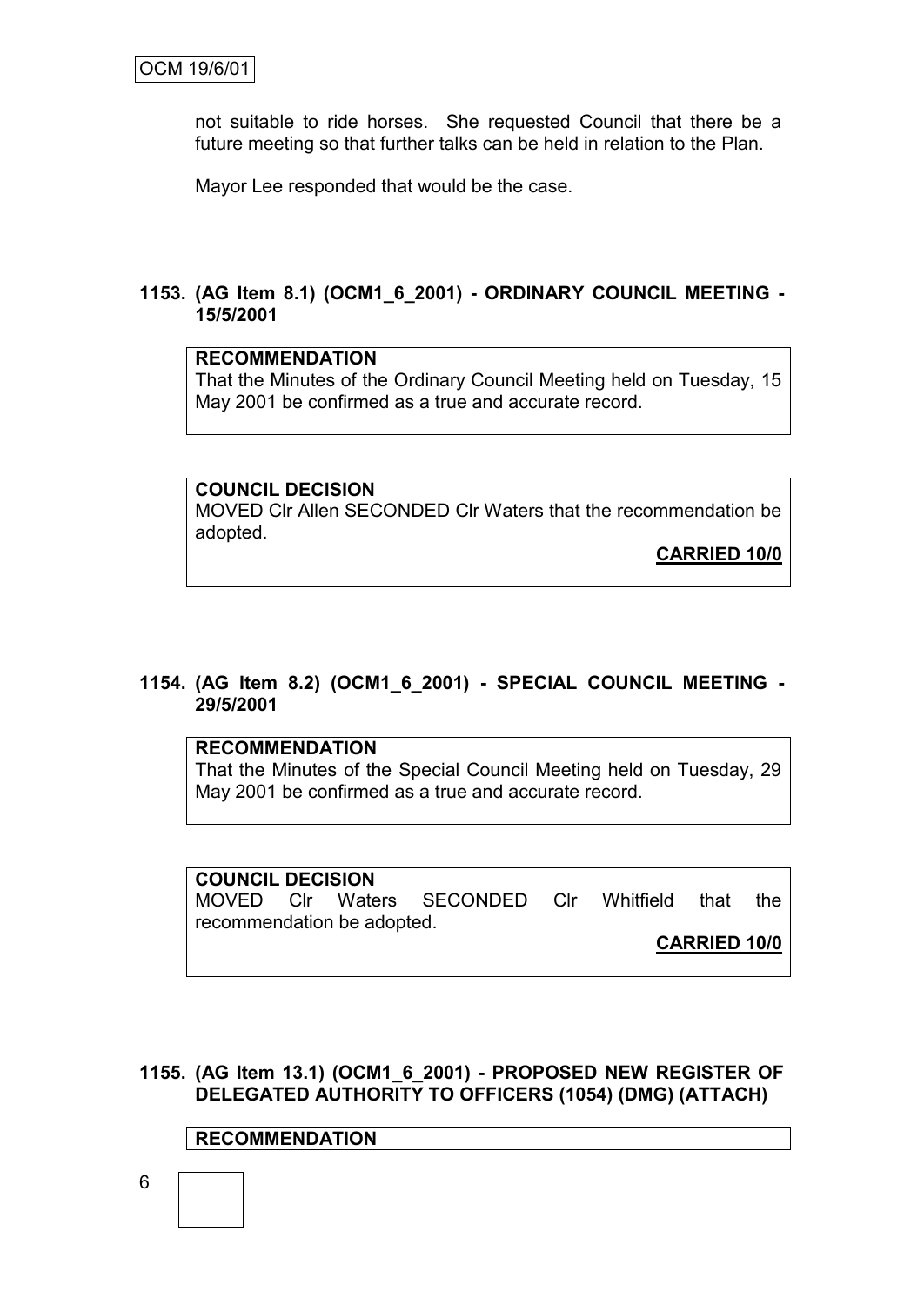not suitable to ride horses. She requested Council that there be a future meeting so that further talks can be held in relation to the Plan.

Mayor Lee responded that would be the case.

## 1153. (AG Item 8.1) (OCM1_6_2001) - ORDINARY COUNCIL MEETING - 15/5/2001

**RECOMMENDATION**
That the Minutes of the Ordinary Council Meeting held on Tuesday, 15 May 2001 be confirmed as a true and accurate record.

**COUNCIL DECISION**
MOVED Clr Allen SECONDED Clr Waters that the recommendation be adopted.

**CARRIED 10/0**

## 1154. (AG Item 8.2) (OCM1_6_2001) - SPECIAL COUNCIL MEETING - 29/5/2001

**RECOMMENDATION**
That the Minutes of the Special Council Meeting held on Tuesday, 29 May 2001 be confirmed as a true and accurate record.

**COUNCIL DECISION**
MOVED Clr Waters SECONDED Clr Whitfield that the recommendation be adopted.

**CARRIED 10/0**

## 1155. (AG Item 13.1) (OCM1_6_2001) - PROPOSED NEW REGISTER OF DELEGATED AUTHORITY TO OFFICERS (1054) (DMG) (ATTACH)

**RECOMMENDATION**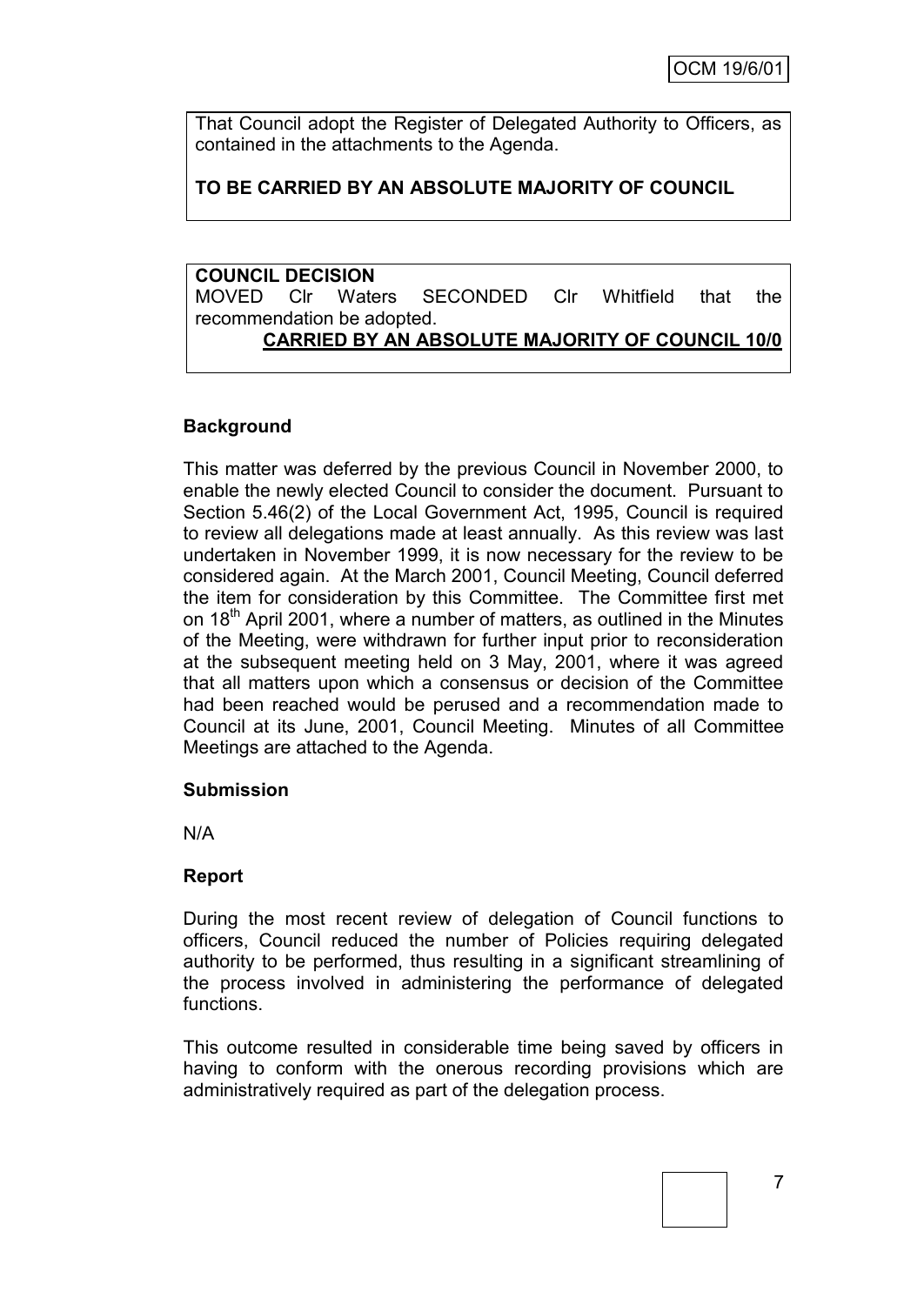That Council adopt the Register of Delegated Authority to Officers, as contained in the attachments to the Agenda.

**TO BE CARRIED BY AN ABSOLUTE MAJORITY OF COUNCIL**

**COUNCIL DECISION**
MOVED Clr Waters SECONDED Clr Whitfield that the recommendation be adopted.

**CARRIED BY AN ABSOLUTE MAJORITY OF COUNCIL 10/0**

### Background

This matter was deferred by the previous Council in November 2000, to enable the newly elected Council to consider the document. Pursuant to Section 5.46(2) of the Local Government Act, 1995, Council is required to review all delegations made at least annually. As this review was last undertaken in November 1999, it is now necessary for the review to be considered again. At the March 2001, Council Meeting, Council deferred the item for consideration by this Committee. The Committee first met on 18th April 2001, where a number of matters, as outlined in the Minutes of the Meeting, were withdrawn for further input prior to reconsideration at the subsequent meeting held on 3 May, 2001, where it was agreed that all matters upon which a consensus or decision of the Committee had been reached would be perused and a recommendation made to Council at its June, 2001, Council Meeting. Minutes of all Committee Meetings are attached to the Agenda.

### Submission

N/A

### Report

During the most recent review of delegation of Council functions to officers, Council reduced the number of Policies requiring delegated authority to be performed, thus resulting in a significant streamlining of the process involved in administering the performance of delegated functions.

This outcome resulted in considerable time being saved by officers in having to conform with the onerous recording provisions which are administratively required as part of the delegation process.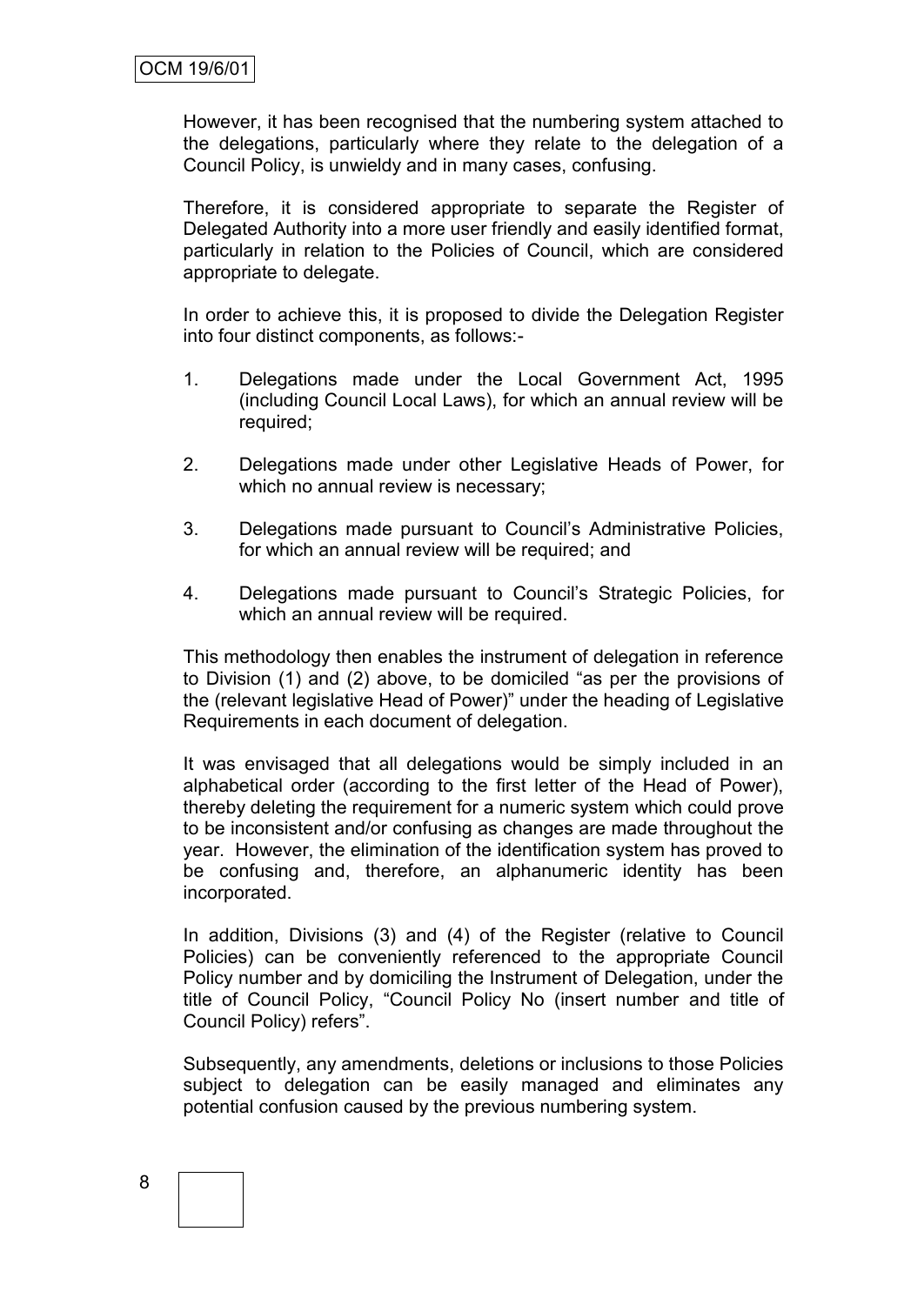However, it has been recognised that the numbering system attached to the delegations, particularly where they relate to the delegation of a Council Policy, is unwieldy and in many cases, confusing.

Therefore, it is considered appropriate to separate the Register of Delegated Authority into a more user friendly and easily identified format, particularly in relation to the Policies of Council, which are considered appropriate to delegate.

In order to achieve this, it is proposed to divide the Delegation Register into four distinct components, as follows:-

1. Delegations made under the Local Government Act, 1995 (including Council Local Laws), for which an annual review will be required;

2. Delegations made under other Legislative Heads of Power, for which no annual review is necessary;

3. Delegations made pursuant to Council's Administrative Policies, for which an annual review will be required; and

4. Delegations made pursuant to Council's Strategic Policies, for which an annual review will be required.

This methodology then enables the instrument of delegation in reference to Division (1) and (2) above, to be domiciled "as per the provisions of the (relevant legislative Head of Power)" under the heading of Legislative Requirements in each document of delegation.

It was envisaged that all delegations would be simply included in an alphabetical order (according to the first letter of the Head of Power), thereby deleting the requirement for a numeric system which could prove to be inconsistent and/or confusing as changes are made throughout the year. However, the elimination of the identification system has proved to be confusing and, therefore, an alphanumeric identity has been incorporated.

In addition, Divisions (3) and (4) of the Register (relative to Council Policies) can be conveniently referenced to the appropriate Council Policy number and by domiciling the Instrument of Delegation, under the title of Council Policy, "Council Policy No (insert number and title of Council Policy) refers".

Subsequently, any amendments, deletions or inclusions to those Policies subject to delegation can be easily managed and eliminates any potential confusion caused by the previous numbering system.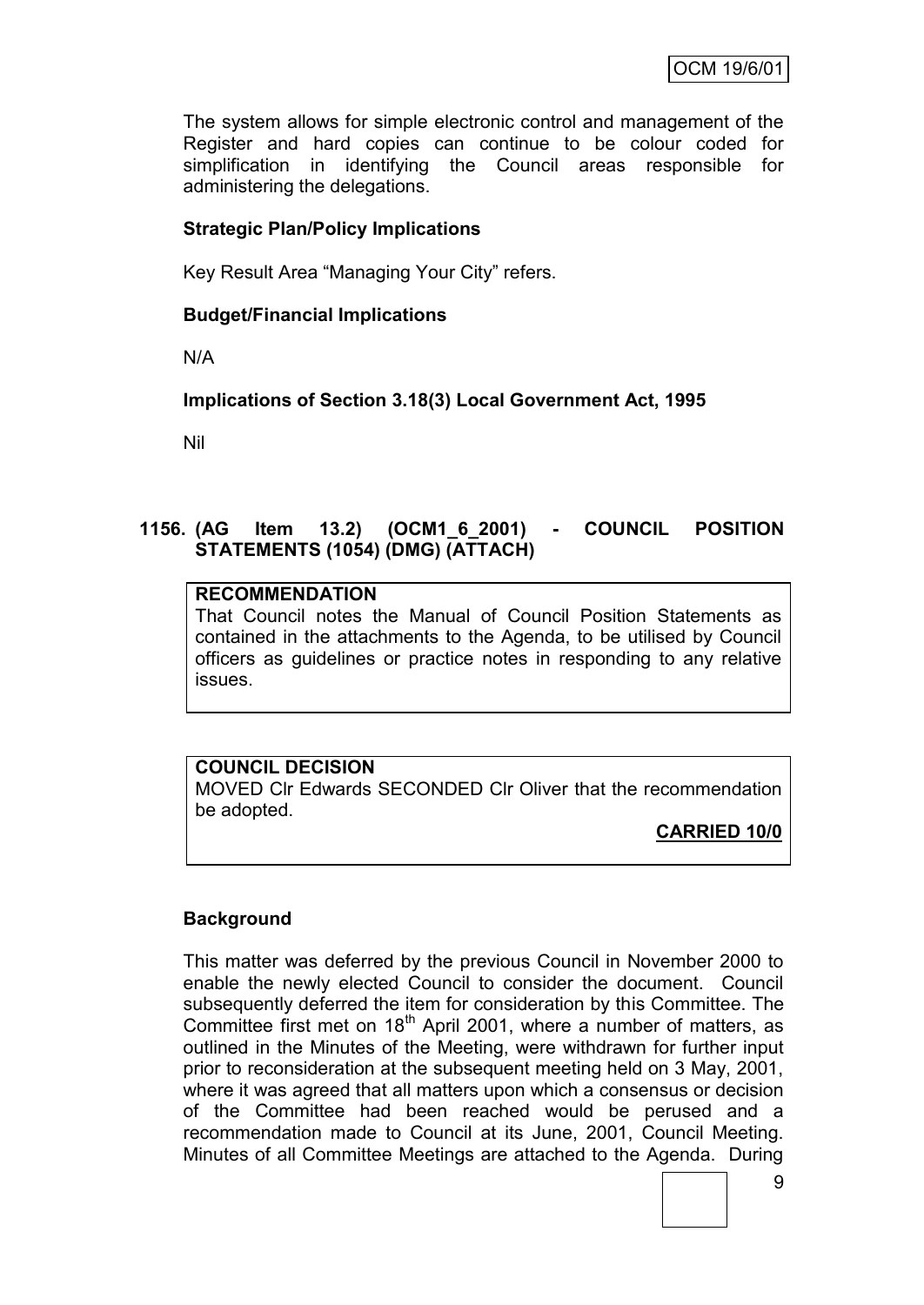The system allows for simple electronic control and management of the Register and hard copies can continue to be colour coded for simplification in identifying the Council areas responsible for administering the delegations.

**Strategic Plan/Policy Implications**

Key Result Area "Managing Your City" refers.

**Budget/Financial Implications**

N/A

**Implications of Section 3.18(3) Local Government Act, 1995**

Nil

## 1156. (AG Item 13.2) (OCM1_6_2001) - COUNCIL POSITION STATEMENTS (1054) (DMG) (ATTACH)

**RECOMMENDATION**
That Council notes the Manual of Council Position Statements as contained in the attachments to the Agenda, to be utilised by Council officers as guidelines or practice notes in responding to any relative issues.

**COUNCIL DECISION**
MOVED Clr Edwards SECONDED Clr Oliver that the recommendation be adopted.

**CARRIED 10/0**

**Background**

This matter was deferred by the previous Council in November 2000 to enable the newly elected Council to consider the document. Council subsequently deferred the item for consideration by this Committee. The Committee first met on 18th April 2001, where a number of matters, as outlined in the Minutes of the Meeting, were withdrawn for further input prior to reconsideration at the subsequent meeting held on 3 May, 2001, where it was agreed that all matters upon which a consensus or decision of the Committee had been reached would be perused and a recommendation made to Council at its June, 2001, Council Meeting. Minutes of all Committee Meetings are attached to the Agenda. During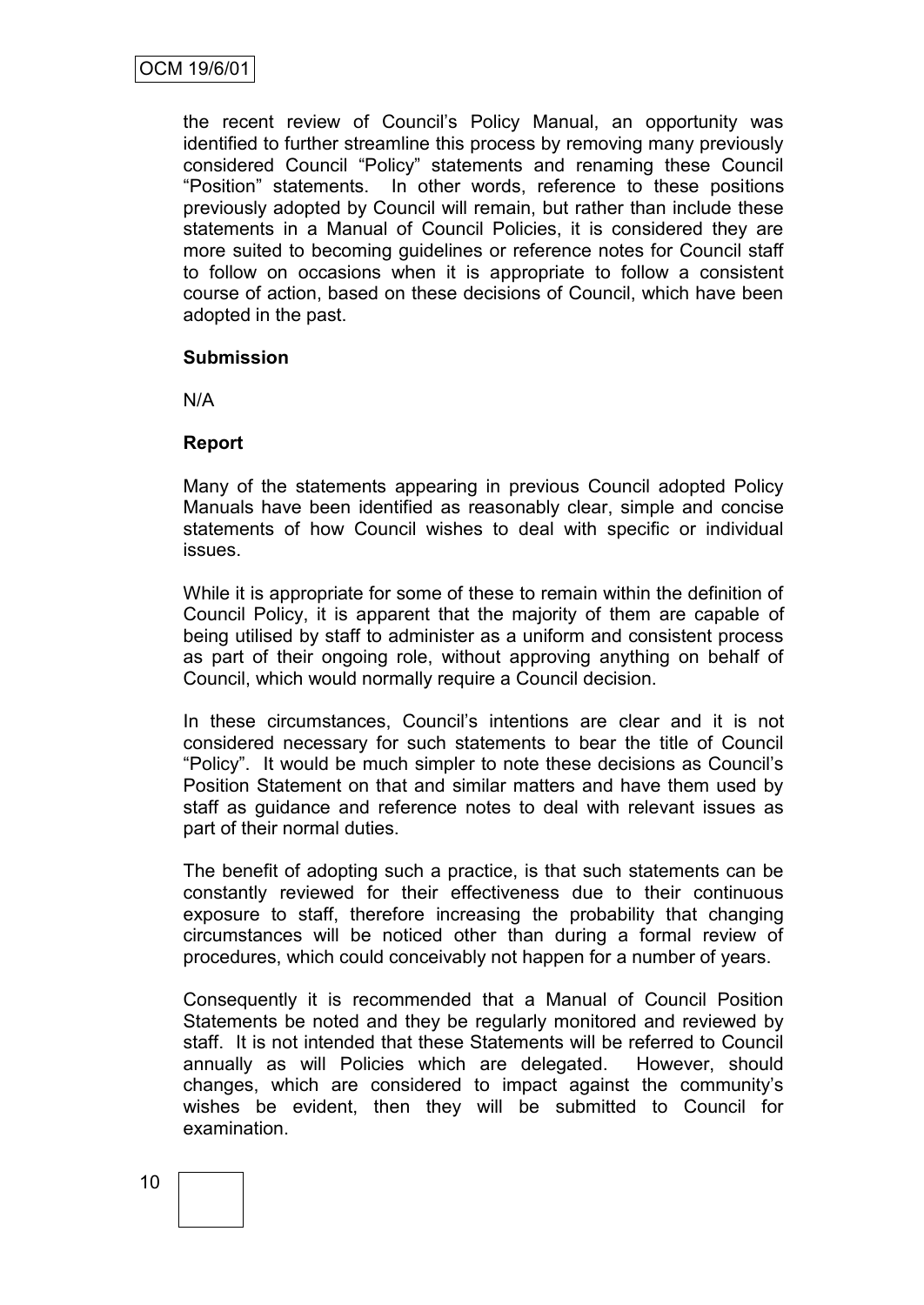the recent review of Council's Policy Manual, an opportunity was identified to further streamline this process by removing many previously considered Council "Policy" statements and renaming these Council "Position" statements. In other words, reference to these positions previously adopted by Council will remain, but rather than include these statements in a Manual of Council Policies, it is considered they are more suited to becoming guidelines or reference notes for Council staff to follow on occasions when it is appropriate to follow a consistent course of action, based on these decisions of Council, which have been adopted in the past.

**Submission**

N/A

**Report**

Many of the statements appearing in previous Council adopted Policy Manuals have been identified as reasonably clear, simple and concise statements of how Council wishes to deal with specific or individual issues.

While it is appropriate for some of these to remain within the definition of Council Policy, it is apparent that the majority of them are capable of being utilised by staff to administer as a uniform and consistent process as part of their ongoing role, without approving anything on behalf of Council, which would normally require a Council decision.

In these circumstances, Council's intentions are clear and it is not considered necessary for such statements to bear the title of Council "Policy". It would be much simpler to note these decisions as Council's Position Statement on that and similar matters and have them used by staff as guidance and reference notes to deal with relevant issues as part of their normal duties.

The benefit of adopting such a practice, is that such statements can be constantly reviewed for their effectiveness due to their continuous exposure to staff, therefore increasing the probability that changing circumstances will be noticed other than during a formal review of procedures, which could conceivably not happen for a number of years.

Consequently it is recommended that a Manual of Council Position Statements be noted and they be regularly monitored and reviewed by staff. It is not intended that these Statements will be referred to Council annually as will Policies which are delegated. However, should changes, which are considered to impact against the community's wishes be evident, then they will be submitted to Council for examination.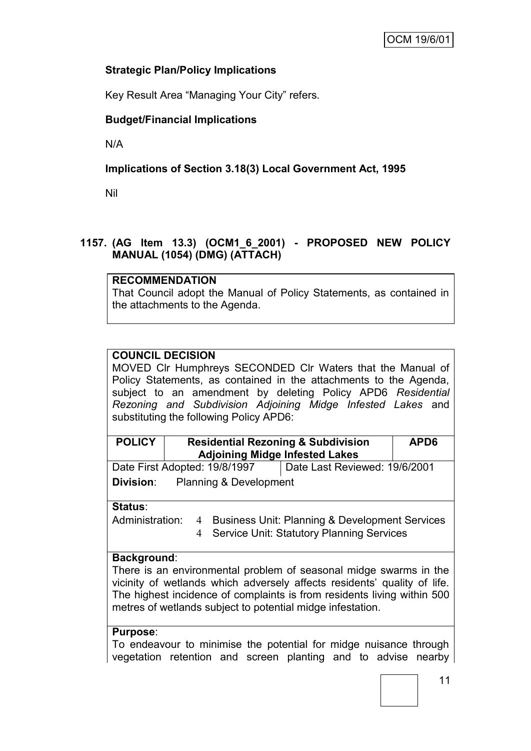**Strategic Plan/Policy Implications**

Key Result Area "Managing Your City" refers.

**Budget/Financial Implications**

N/A

**Implications of Section 3.18(3) Local Government Act, 1995**

Nil

## 1157. (AG Item 13.3) (OCM1_6_2001) - PROPOSED NEW POLICY MANUAL (1054) (DMG) (ATTACH)

**RECOMMENDATION**

That Council adopt the Manual of Policy Statements, as contained in the attachments to the Agenda.

**COUNCIL DECISION**

MOVED Clr Humphreys SECONDED Clr Waters that the Manual of Policy Statements, as contained in the attachments to the Agenda, subject to an amendment by deleting Policy APD6 *Residential Rezoning and Subdivision Adjoining Midge Infested Lakes* and substituting the following Policy APD6:

| **POLICY** | **Residential Rezoning & Subdivision Adjoining Midge Infested Lakes** | **APD6** |
|---|---|---|

Date First Adopted: 19/8/1997 | Date Last Reviewed: 19/6/2001

**Division**: Planning & Development

**Status**:

Administration:
- Business Unit: Planning & Development Services
- Service Unit: Statutory Planning Services

**Background**:

There is an environmental problem of seasonal midge swarms in the vicinity of wetlands which adversely affects residents' quality of life. The highest incidence of complaints is from residents living within 500 metres of wetlands subject to potential midge infestation.

**Purpose**:

To endeavour to minimise the potential for midge nuisance through vegetation retention and screen planting and to advise nearby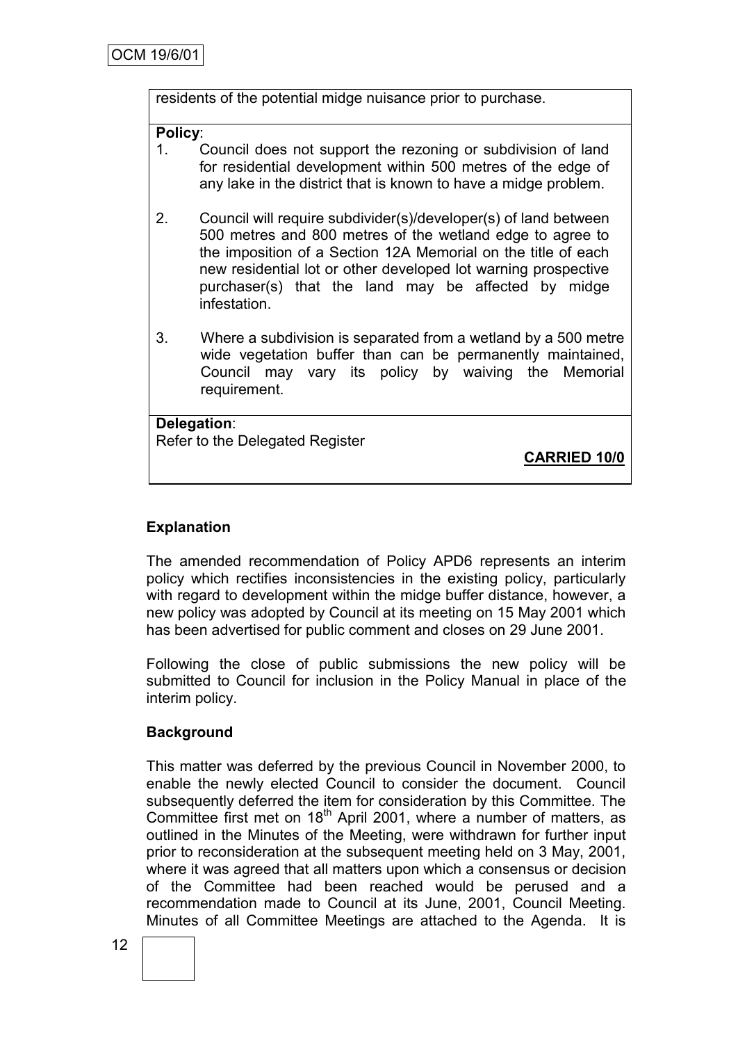residents of the potential midge nuisance prior to purchase.

**Policy**:

1. Council does not support the rezoning or subdivision of land for residential development within 500 metres of the edge of any lake in the district that is known to have a midge problem.

2. Council will require subdivider(s)/developer(s) of land between 500 metres and 800 metres of the wetland edge to agree to the imposition of a Section 12A Memorial on the title of each new residential lot or other developed lot warning prospective purchaser(s) that the land may be affected by midge infestation.

3. Where a subdivision is separated from a wetland by a 500 metre wide vegetation buffer than can be permanently maintained, Council may vary its policy by waiving the Memorial requirement.

**Delegation**:
Refer to the Delegated Register

**CARRIED 10/0**

### Explanation

The amended recommendation of Policy APD6 represents an interim policy which rectifies inconsistencies in the existing policy, particularly with regard to development within the midge buffer distance, however, a new policy was adopted by Council at its meeting on 15 May 2001 which has been advertised for public comment and closes on 29 June 2001.

Following the close of public submissions the new policy will be submitted to Council for inclusion in the Policy Manual in place of the interim policy.

### Background

This matter was deferred by the previous Council in November 2000, to enable the newly elected Council to consider the document. Council subsequently deferred the item for consideration by this Committee. The Committee first met on 18th April 2001, where a number of matters, as outlined in the Minutes of the Meeting, were withdrawn for further input prior to reconsideration at the subsequent meeting held on 3 May, 2001, where it was agreed that all matters upon which a consensus or decision of the Committee had been reached would be perused and a recommendation made to Council at its June, 2001, Council Meeting. Minutes of all Committee Meetings are attached to the Agenda. It is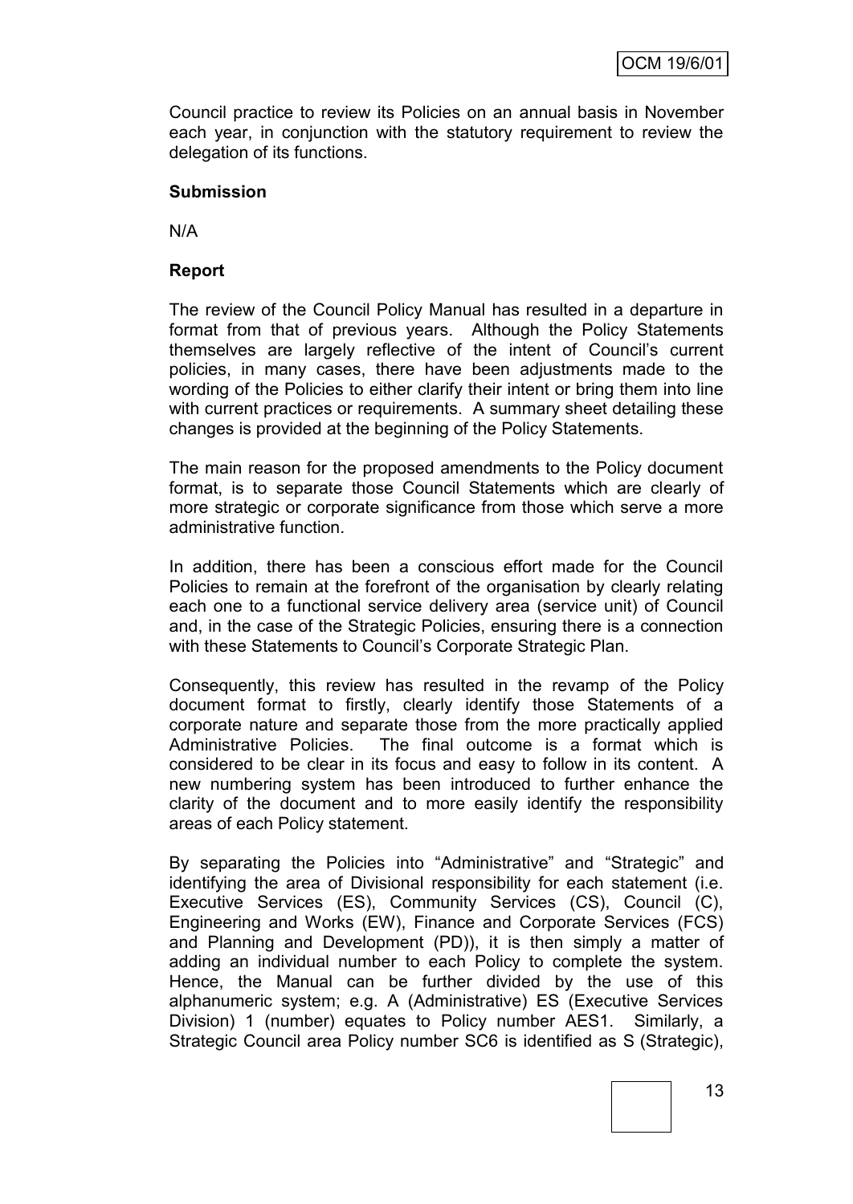Council practice to review its Policies on an annual basis in November each year, in conjunction with the statutory requirement to review the delegation of its functions.

**Submission**

N/A

**Report**

The review of the Council Policy Manual has resulted in a departure in format from that of previous years. Although the Policy Statements themselves are largely reflective of the intent of Council's current policies, in many cases, there have been adjustments made to the wording of the Policies to either clarify their intent or bring them into line with current practices or requirements. A summary sheet detailing these changes is provided at the beginning of the Policy Statements.

The main reason for the proposed amendments to the Policy document format, is to separate those Council Statements which are clearly of more strategic or corporate significance from those which serve a more administrative function.

In addition, there has been a conscious effort made for the Council Policies to remain at the forefront of the organisation by clearly relating each one to a functional service delivery area (service unit) of Council and, in the case of the Strategic Policies, ensuring there is a connection with these Statements to Council's Corporate Strategic Plan.

Consequently, this review has resulted in the revamp of the Policy document format to firstly, clearly identify those Statements of a corporate nature and separate those from the more practically applied Administrative Policies. The final outcome is a format which is considered to be clear in its focus and easy to follow in its content. A new numbering system has been introduced to further enhance the clarity of the document and to more easily identify the responsibility areas of each Policy statement.

By separating the Policies into "Administrative" and "Strategic" and identifying the area of Divisional responsibility for each statement (i.e. Executive Services (ES), Community Services (CS), Council (C), Engineering and Works (EW), Finance and Corporate Services (FCS) and Planning and Development (PD)), it is then simply a matter of adding an individual number to each Policy to complete the system. Hence, the Manual can be further divided by the use of this alphanumeric system; e.g. A (Administrative) ES (Executive Services Division) 1 (number) equates to Policy number AES1. Similarly, a Strategic Council area Policy number SC6 is identified as S (Strategic),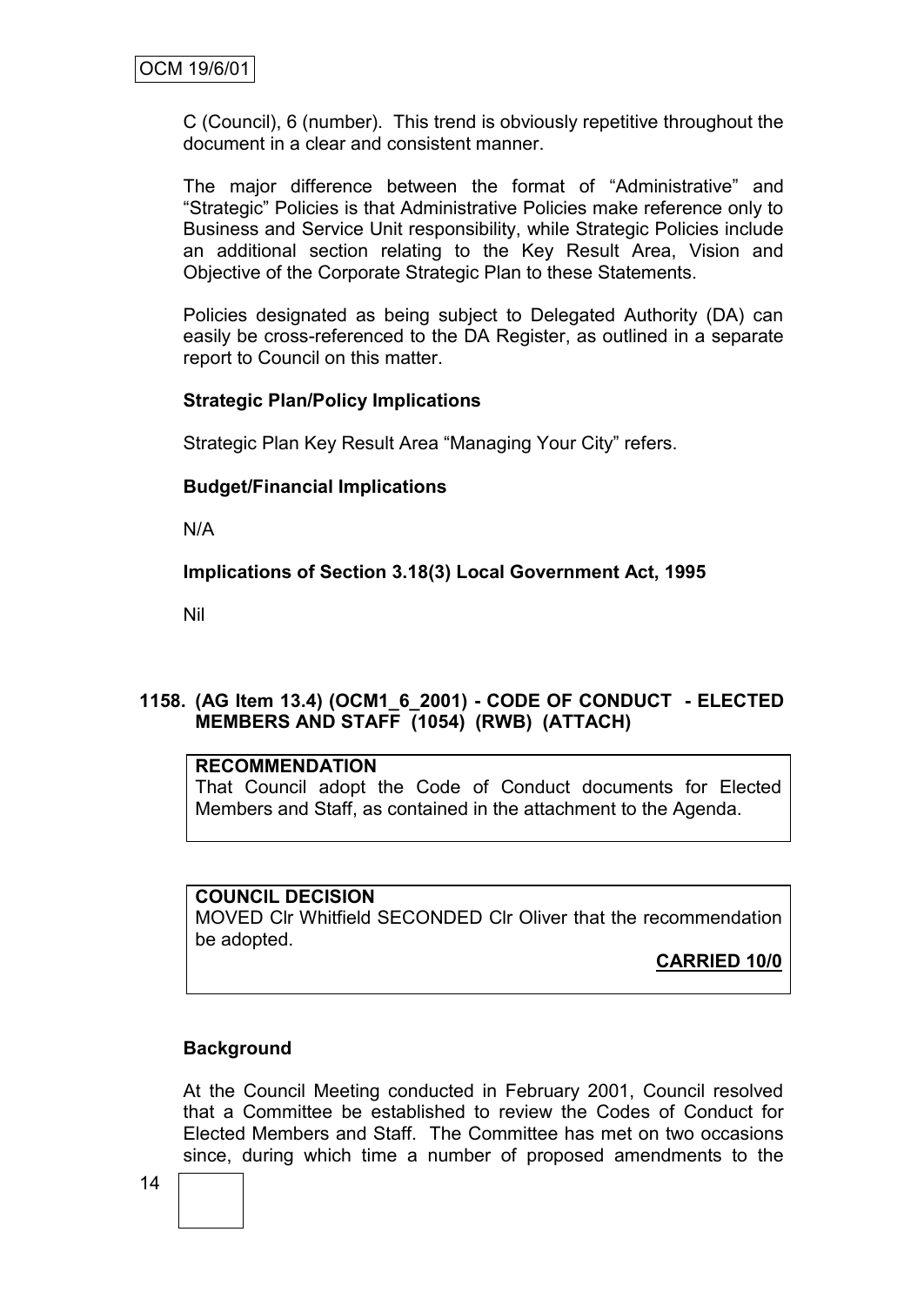C (Council), 6 (number). This trend is obviously repetitive throughout the document in a clear and consistent manner.

The major difference between the format of "Administrative" and "Strategic" Policies is that Administrative Policies make reference only to Business and Service Unit responsibility, while Strategic Policies include an additional section relating to the Key Result Area, Vision and Objective of the Corporate Strategic Plan to these Statements.

Policies designated as being subject to Delegated Authority (DA) can easily be cross-referenced to the DA Register, as outlined in a separate report to Council on this matter.

**Strategic Plan/Policy Implications**

Strategic Plan Key Result Area "Managing Your City" refers.

**Budget/Financial Implications**

N/A

**Implications of Section 3.18(3) Local Government Act, 1995**

Nil

## 1158. (AG Item 13.4) (OCM1_6_2001) - CODE OF CONDUCT - ELECTED MEMBERS AND STAFF (1054) (RWB) (ATTACH)

**RECOMMENDATION**
That Council adopt the Code of Conduct documents for Elected Members and Staff, as contained in the attachment to the Agenda.

**COUNCIL DECISION**
MOVED Clr Whitfield SECONDED Clr Oliver that the recommendation be adopted.

**CARRIED 10/0**

**Background**

At the Council Meeting conducted in February 2001, Council resolved that a Committee be established to review the Codes of Conduct for Elected Members and Staff. The Committee has met on two occasions since, during which time a number of proposed amendments to the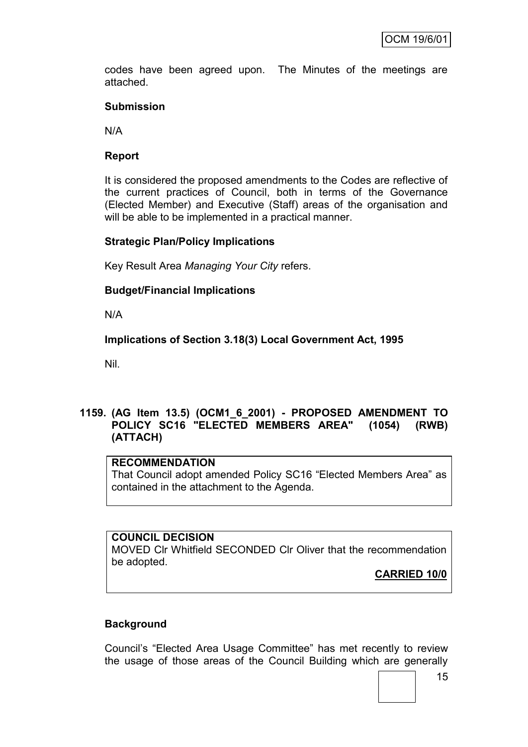codes have been agreed upon. The Minutes of the meetings are attached.

**Submission**

N/A

**Report**

It is considered the proposed amendments to the Codes are reflective of the current practices of Council, both in terms of the Governance (Elected Member) and Executive (Staff) areas of the organisation and will be able to be implemented in a practical manner.

**Strategic Plan/Policy Implications**

Key Result Area *Managing Your City* refers.

**Budget/Financial Implications**

N/A

**Implications of Section 3.18(3) Local Government Act, 1995**

Nil.

## 1159. (AG Item 13.5) (OCM1_6_2001) - PROPOSED AMENDMENT TO POLICY SC16 "ELECTED MEMBERS AREA" (1054) (RWB) (ATTACH)

**RECOMMENDATION**

That Council adopt amended Policy SC16 "Elected Members Area" as contained in the attachment to the Agenda.

**COUNCIL DECISION**

MOVED Clr Whitfield SECONDED Clr Oliver that the recommendation be adopted.

**CARRIED 10/0**

**Background**

Council's "Elected Area Usage Committee" has met recently to review the usage of those areas of the Council Building which are generally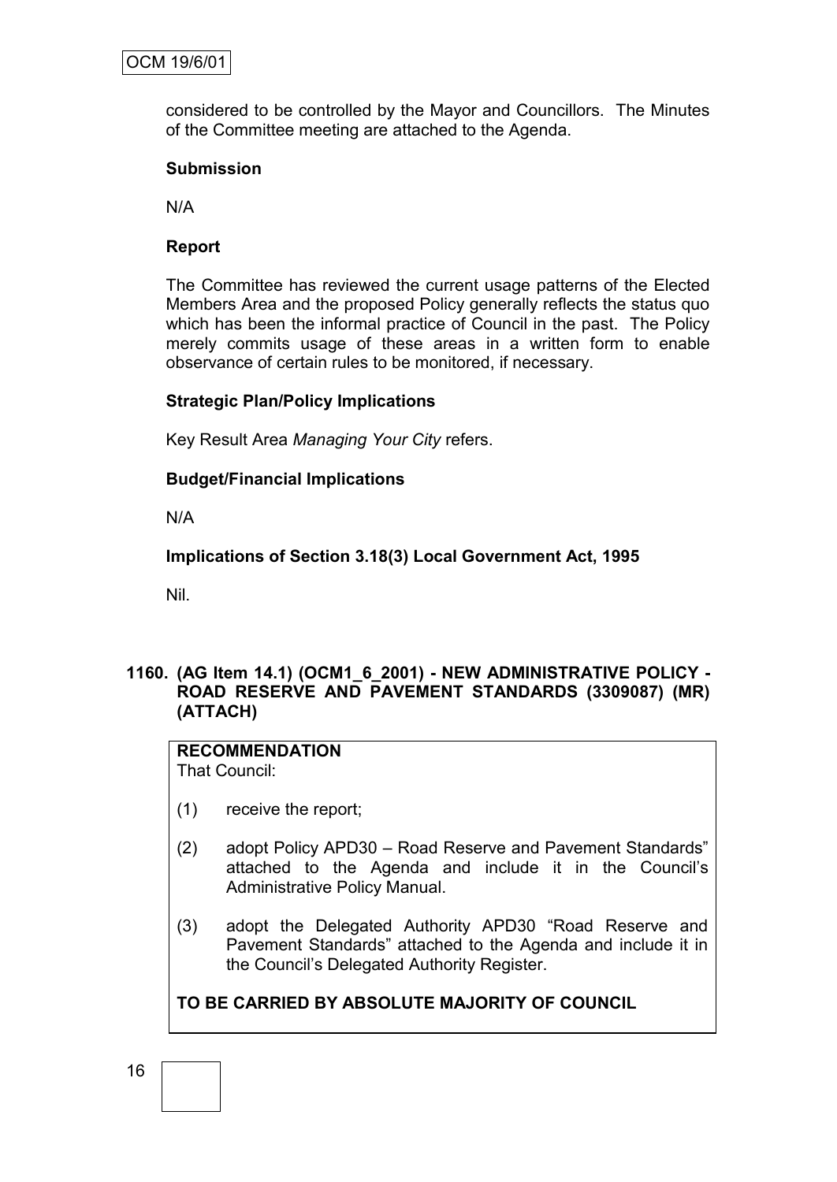considered to be controlled by the Mayor and Councillors. The Minutes of the Committee meeting are attached to the Agenda.

**Submission**

N/A

**Report**

The Committee has reviewed the current usage patterns of the Elected Members Area and the proposed Policy generally reflects the status quo which has been the informal practice of Council in the past. The Policy merely commits usage of these areas in a written form to enable observance of certain rules to be monitored, if necessary.

**Strategic Plan/Policy Implications**

Key Result Area *Managing Your City* refers.

**Budget/Financial Implications**

N/A

**Implications of Section 3.18(3) Local Government Act, 1995**

Nil.

### 1160. (AG Item 14.1) (OCM1_6_2001) - NEW ADMINISTRATIVE POLICY - ROAD RESERVE AND PAVEMENT STANDARDS (3309087) (MR) (ATTACH)

**RECOMMENDATION**
That Council:

(1) receive the report;

(2) adopt Policy APD30 – Road Reserve and Pavement Standards" attached to the Agenda and include it in the Council's Administrative Policy Manual.

(3) adopt the Delegated Authority APD30 "Road Reserve and Pavement Standards" attached to the Agenda and include it in the Council's Delegated Authority Register.

**TO BE CARRIED BY ABSOLUTE MAJORITY OF COUNCIL**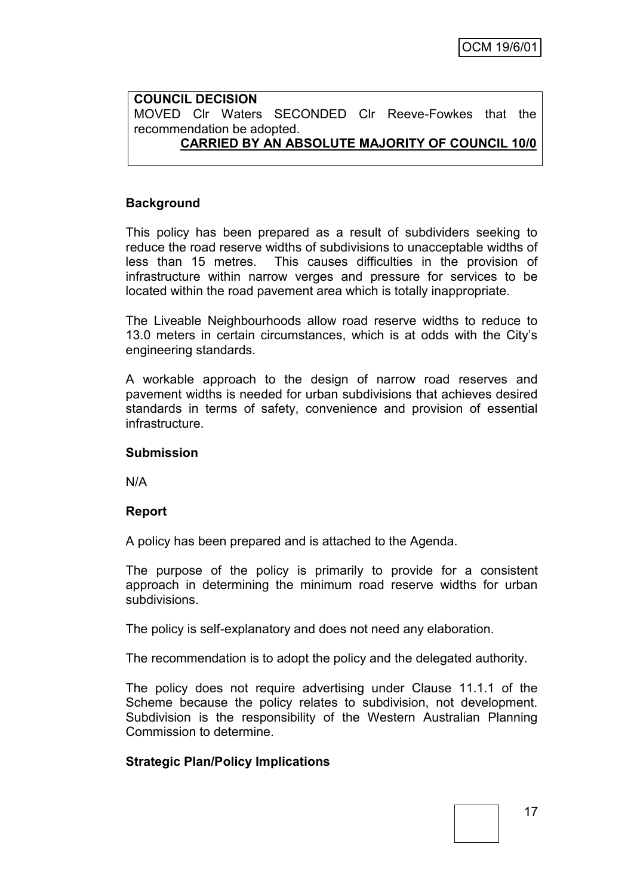**COUNCIL DECISION**
MOVED Clr Waters SECONDED Clr Reeve-Fowkes that the recommendation be adopted.

**CARRIED BY AN ABSOLUTE MAJORITY OF COUNCIL 10/0**

**Background**

This policy has been prepared as a result of subdividers seeking to reduce the road reserve widths of subdivisions to unacceptable widths of less than 15 metres. This causes difficulties in the provision of infrastructure within narrow verges and pressure for services to be located within the road pavement area which is totally inappropriate.

The Liveable Neighbourhoods allow road reserve widths to reduce to 13.0 meters in certain circumstances, which is at odds with the City's engineering standards.

A workable approach to the design of narrow road reserves and pavement widths is needed for urban subdivisions that achieves desired standards in terms of safety, convenience and provision of essential infrastructure.

**Submission**

N/A

**Report**

A policy has been prepared and is attached to the Agenda.

The purpose of the policy is primarily to provide for a consistent approach in determining the minimum road reserve widths for urban subdivisions.

The policy is self-explanatory and does not need any elaboration.

The recommendation is to adopt the policy and the delegated authority.

The policy does not require advertising under Clause 11.1.1 of the Scheme because the policy relates to subdivision, not development. Subdivision is the responsibility of the Western Australian Planning Commission to determine.

**Strategic Plan/Policy Implications**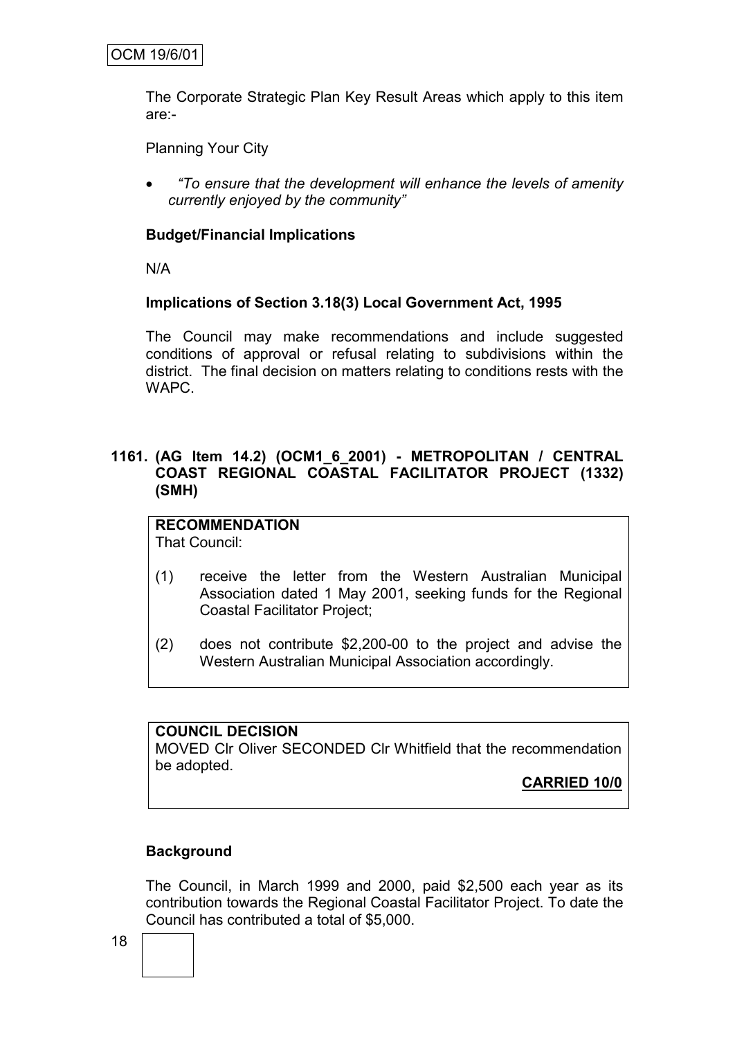The Corporate Strategic Plan Key Result Areas which apply to this item are:-

Planning Your City

- *"To ensure that the development will enhance the levels of amenity currently enjoyed by the community"*

**Budget/Financial Implications**

N/A

**Implications of Section 3.18(3) Local Government Act, 1995**

The Council may make recommendations and include suggested conditions of approval or refusal relating to subdivisions within the district. The final decision on matters relating to conditions rests with the WAPC.

**1161. (AG Item 14.2) (OCM1_6_2001) - METROPOLITAN / CENTRAL COAST REGIONAL COASTAL FACILITATOR PROJECT (1332) (SMH)**

**RECOMMENDATION**
That Council:

(1) receive the letter from the Western Australian Municipal Association dated 1 May 2001, seeking funds for the Regional Coastal Facilitator Project;

(2) does not contribute $2,200-00 to the project and advise the Western Australian Municipal Association accordingly.

**COUNCIL DECISION**
MOVED Clr Oliver SECONDED Clr Whitfield that the recommendation be adopted.

**CARRIED 10/0**

**Background**

The Council, in March 1999 and 2000, paid $2,500 each year as its contribution towards the Regional Coastal Facilitator Project. To date the Council has contributed a total of $5,000.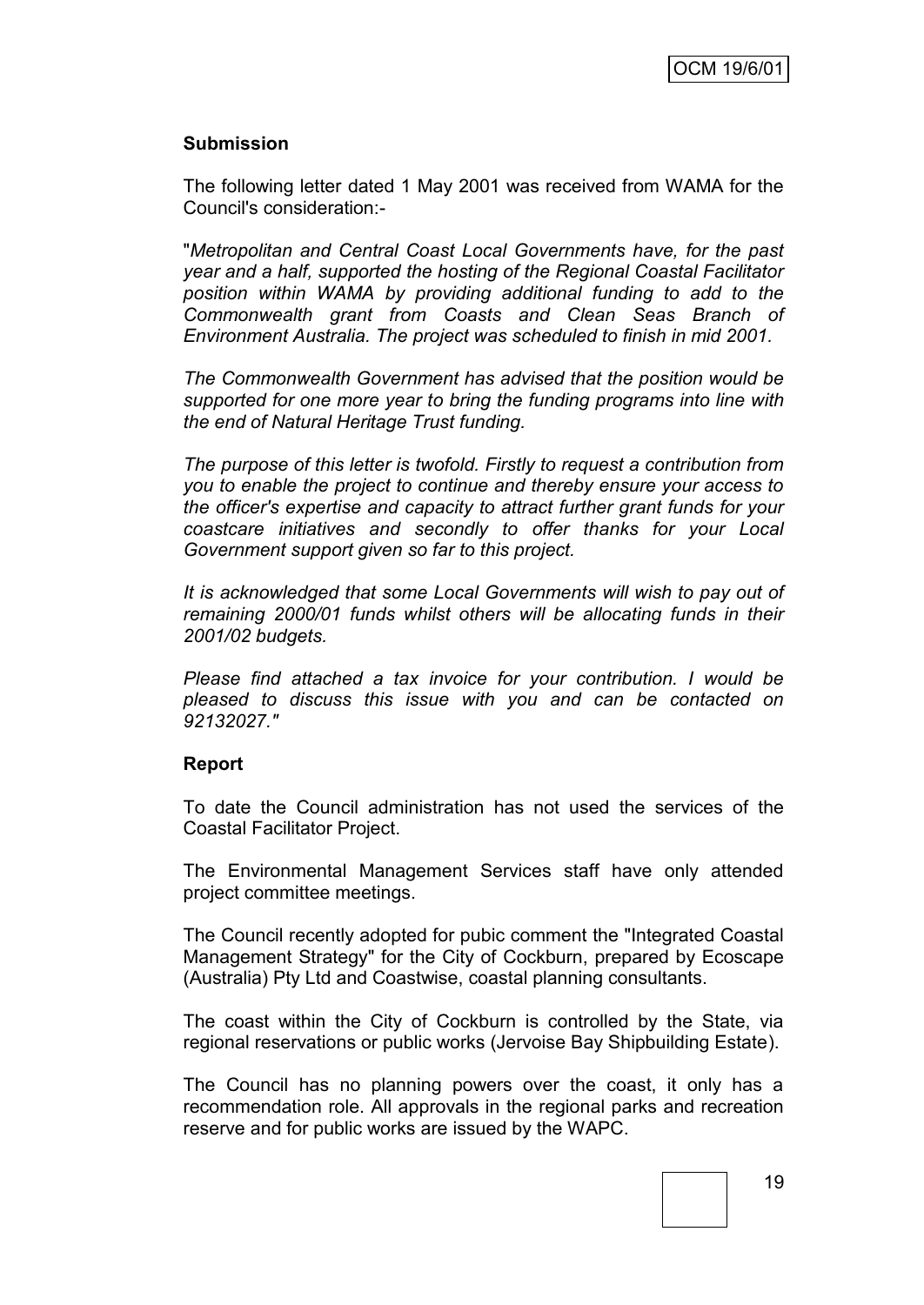**Submission**

The following letter dated 1 May 2001 was received from WAMA for the Council's consideration:-

"*Metropolitan and Central Coast Local Governments have, for the past year and a half, supported the hosting of the Regional Coastal Facilitator position within WAMA by providing additional funding to add to the Commonwealth grant from Coasts and Clean Seas Branch of Environment Australia. The project was scheduled to finish in mid 2001.*

*The Commonwealth Government has advised that the position would be supported for one more year to bring the funding programs into line with the end of Natural Heritage Trust funding.*

*The purpose of this letter is twofold. Firstly to request a contribution from you to enable the project to continue and thereby ensure your access to the officer's expertise and capacity to attract further grant funds for your coastcare initiatives and secondly to offer thanks for your Local Government support given so far to this project.*

*It is acknowledged that some Local Governments will wish to pay out of remaining 2000/01 funds whilst others will be allocating funds in their 2001/02 budgets.*

*Please find attached a tax invoice for your contribution. I would be pleased to discuss this issue with you and can be contacted on 92132027."*

**Report**

To date the Council administration has not used the services of the Coastal Facilitator Project.

The Environmental Management Services staff have only attended project committee meetings.

The Council recently adopted for pubic comment the "Integrated Coastal Management Strategy" for the City of Cockburn, prepared by Ecoscape (Australia) Pty Ltd and Coastwise, coastal planning consultants.

The coast within the City of Cockburn is controlled by the State, via regional reservations or public works (Jervoise Bay Shipbuilding Estate).

The Council has no planning powers over the coast, it only has a recommendation role. All approvals in the regional parks and recreation reserve and for public works are issued by the WAPC.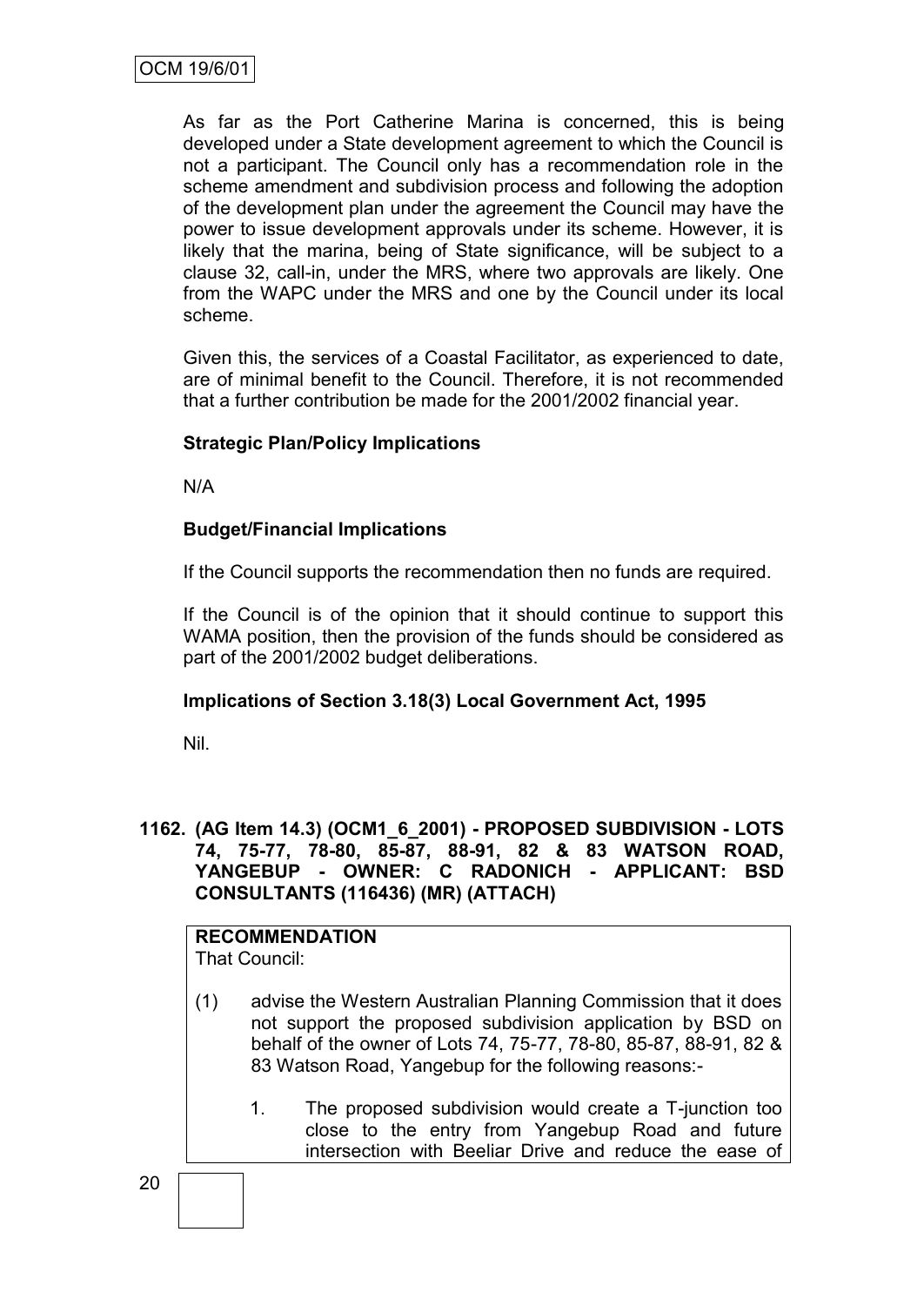As far as the Port Catherine Marina is concerned, this is being developed under a State development agreement to which the Council is not a participant. The Council only has a recommendation role in the scheme amendment and subdivision process and following the adoption of the development plan under the agreement the Council may have the power to issue development approvals under its scheme. However, it is likely that the marina, being of State significance, will be subject to a clause 32, call-in, under the MRS, where two approvals are likely. One from the WAPC under the MRS and one by the Council under its local scheme.

Given this, the services of a Coastal Facilitator, as experienced to date, are of minimal benefit to the Council. Therefore, it is not recommended that a further contribution be made for the 2001/2002 financial year.

**Strategic Plan/Policy Implications**

N/A

**Budget/Financial Implications**

If the Council supports the recommendation then no funds are required.

If the Council is of the opinion that it should continue to support this WAMA position, then the provision of the funds should be considered as part of the 2001/2002 budget deliberations.

**Implications of Section 3.18(3) Local Government Act, 1995**

Nil.

**1162. (AG Item 14.3) (OCM1_6_2001) - PROPOSED SUBDIVISION - LOTS 74, 75-77, 78-80, 85-87, 88-91, 82 & 83 WATSON ROAD, YANGEBUP - OWNER: C RADONICH - APPLICANT: BSD CONSULTANTS (116436) (MR) (ATTACH)**

**RECOMMENDATION**
That Council:

(1) advise the Western Australian Planning Commission that it does not support the proposed subdivision application by BSD on behalf of the owner of Lots 74, 75-77, 78-80, 85-87, 88-91, 82 & 83 Watson Road, Yangebup for the following reasons:-

1. The proposed subdivision would create a T-junction too close to the entry from Yangebup Road and future intersection with Beeliar Drive and reduce the ease of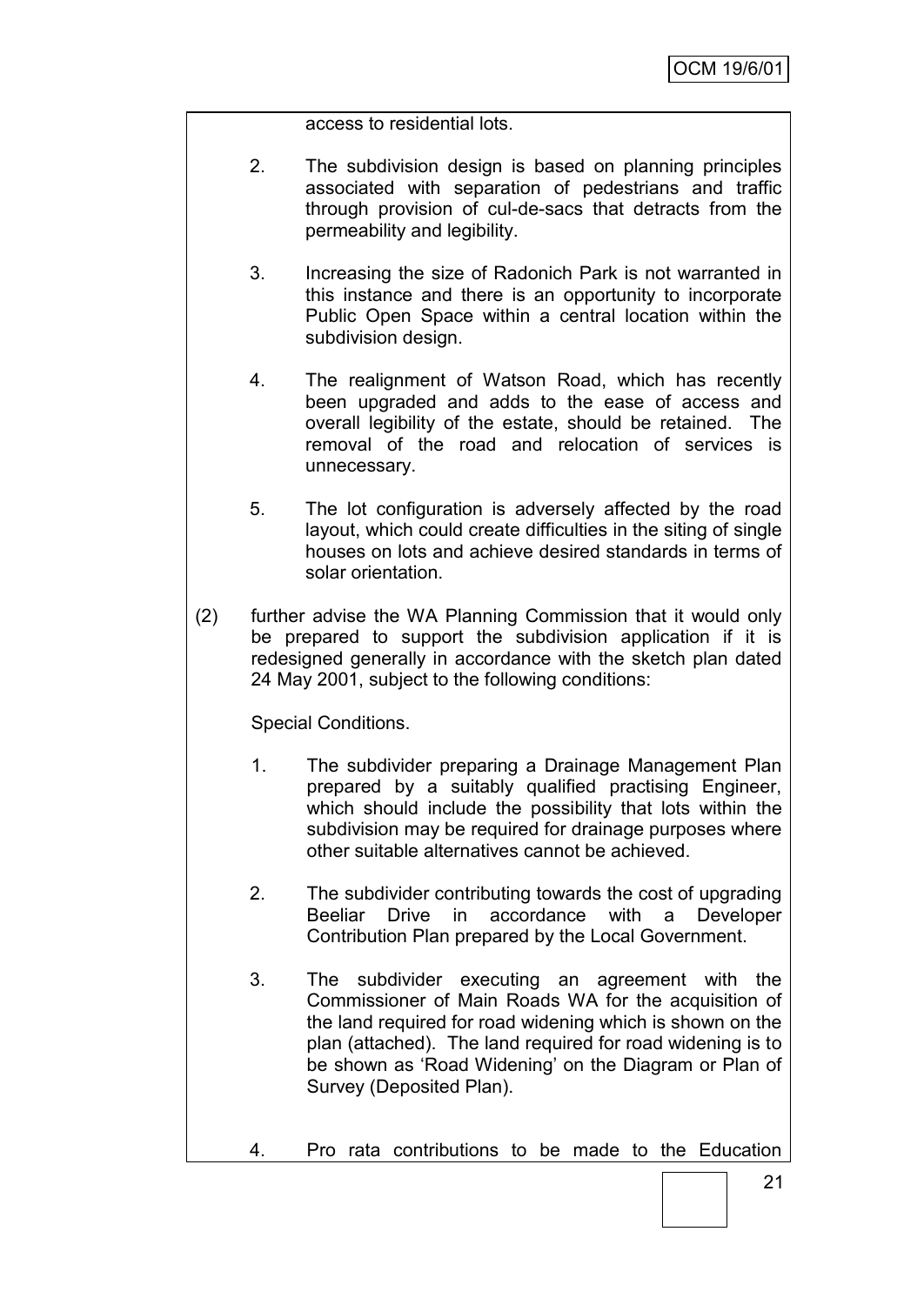access to residential lots.

2. The subdivision design is based on planning principles associated with separation of pedestrians and traffic through provision of cul-de-sacs that detracts from the permeability and legibility.

3. Increasing the size of Radonich Park is not warranted in this instance and there is an opportunity to incorporate Public Open Space within a central location within the subdivision design.

4. The realignment of Watson Road, which has recently been upgraded and adds to the ease of access and overall legibility of the estate, should be retained. The removal of the road and relocation of services is unnecessary.

5. The lot configuration is adversely affected by the road layout, which could create difficulties in the siting of single houses on lots and achieve desired standards in terms of solar orientation.

(2) further advise the WA Planning Commission that it would only be prepared to support the subdivision application if it is redesigned generally in accordance with the sketch plan dated 24 May 2001, subject to the following conditions:

Special Conditions.

1. The subdivider preparing a Drainage Management Plan prepared by a suitably qualified practising Engineer, which should include the possibility that lots within the subdivision may be required for drainage purposes where other suitable alternatives cannot be achieved.

2. The subdivider contributing towards the cost of upgrading Beeliar Drive in accordance with a Developer Contribution Plan prepared by the Local Government.

3. The subdivider executing an agreement with the Commissioner of Main Roads WA for the acquisition of the land required for road widening which is shown on the plan (attached). The land required for road widening is to be shown as 'Road Widening' on the Diagram or Plan of Survey (Deposited Plan).

4. Pro rata contributions to be made to the Education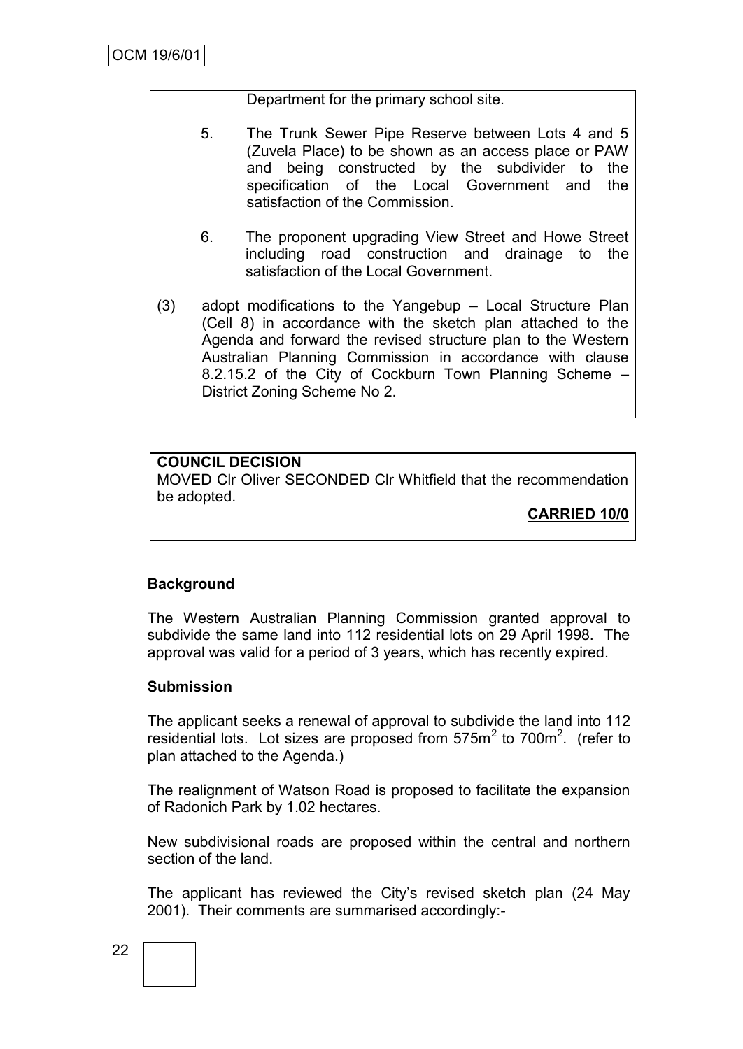Department for the primary school site.

5. The Trunk Sewer Pipe Reserve between Lots 4 and 5 (Zuvela Place) to be shown as an access place or PAW and being constructed by the subdivider to the specification of the Local Government and the satisfaction of the Commission.

6. The proponent upgrading View Street and Howe Street including road construction and drainage to the satisfaction of the Local Government.

(3) adopt modifications to the Yangebup – Local Structure Plan (Cell 8) in accordance with the sketch plan attached to the Agenda and forward the revised structure plan to the Western Australian Planning Commission in accordance with clause 8.2.15.2 of the City of Cockburn Town Planning Scheme – District Zoning Scheme No 2.

**COUNCIL DECISION**

MOVED Clr Oliver SECONDED Clr Whitfield that the recommendation be adopted.

**CARRIED 10/0**

**Background**

The Western Australian Planning Commission granted approval to subdivide the same land into 112 residential lots on 29 April 1998. The approval was valid for a period of 3 years, which has recently expired.

**Submission**

The applicant seeks a renewal of approval to subdivide the land into 112 residential lots. Lot sizes are proposed from $575m^2$ to $700m^2$. (refer to plan attached to the Agenda.)

The realignment of Watson Road is proposed to facilitate the expansion of Radonich Park by 1.02 hectares.

New subdivisional roads are proposed within the central and northern section of the land.

The applicant has reviewed the City's revised sketch plan (24 May 2001). Their comments are summarised accordingly:-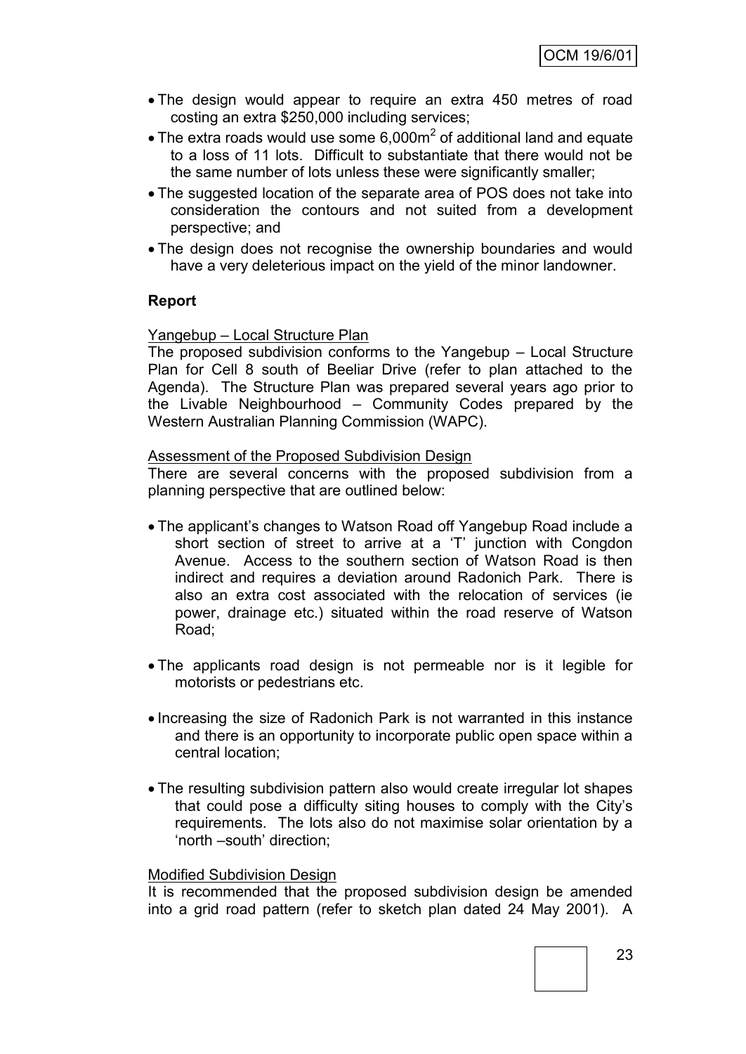- The design would appear to require an extra 450 metres of road costing an extra $250,000 including services;
- The extra roads would use some 6,000m$^2$ of additional land and equate to a loss of 11 lots. Difficult to substantiate that there would not be the same number of lots unless these were significantly smaller;
- The suggested location of the separate area of POS does not take into consideration the contours and not suited from a development perspective; and
- The design does not recognise the ownership boundaries and would have a very deleterious impact on the yield of the minor landowner.

**Report**

Yangebup – Local Structure Plan

The proposed subdivision conforms to the Yangebup – Local Structure Plan for Cell 8 south of Beeliar Drive (refer to plan attached to the Agenda). The Structure Plan was prepared several years ago prior to the Livable Neighbourhood – Community Codes prepared by the Western Australian Planning Commission (WAPC).

Assessment of the Proposed Subdivision Design

There are several concerns with the proposed subdivision from a planning perspective that are outlined below:

- The applicant's changes to Watson Road off Yangebup Road include a short section of street to arrive at a 'T' junction with Congdon Avenue. Access to the southern section of Watson Road is then indirect and requires a deviation around Radonich Park. There is also an extra cost associated with the relocation of services (ie power, drainage etc.) situated within the road reserve of Watson Road;

- The applicants road design is not permeable nor is it legible for motorists or pedestrians etc.

- Increasing the size of Radonich Park is not warranted in this instance and there is an opportunity to incorporate public open space within a central location;

- The resulting subdivision pattern also would create irregular lot shapes that could pose a difficulty siting houses to comply with the City's requirements. The lots also do not maximise solar orientation by a 'north –south' direction;

Modified Subdivision Design

It is recommended that the proposed subdivision design be amended into a grid road pattern (refer to sketch plan dated 24 May 2001). A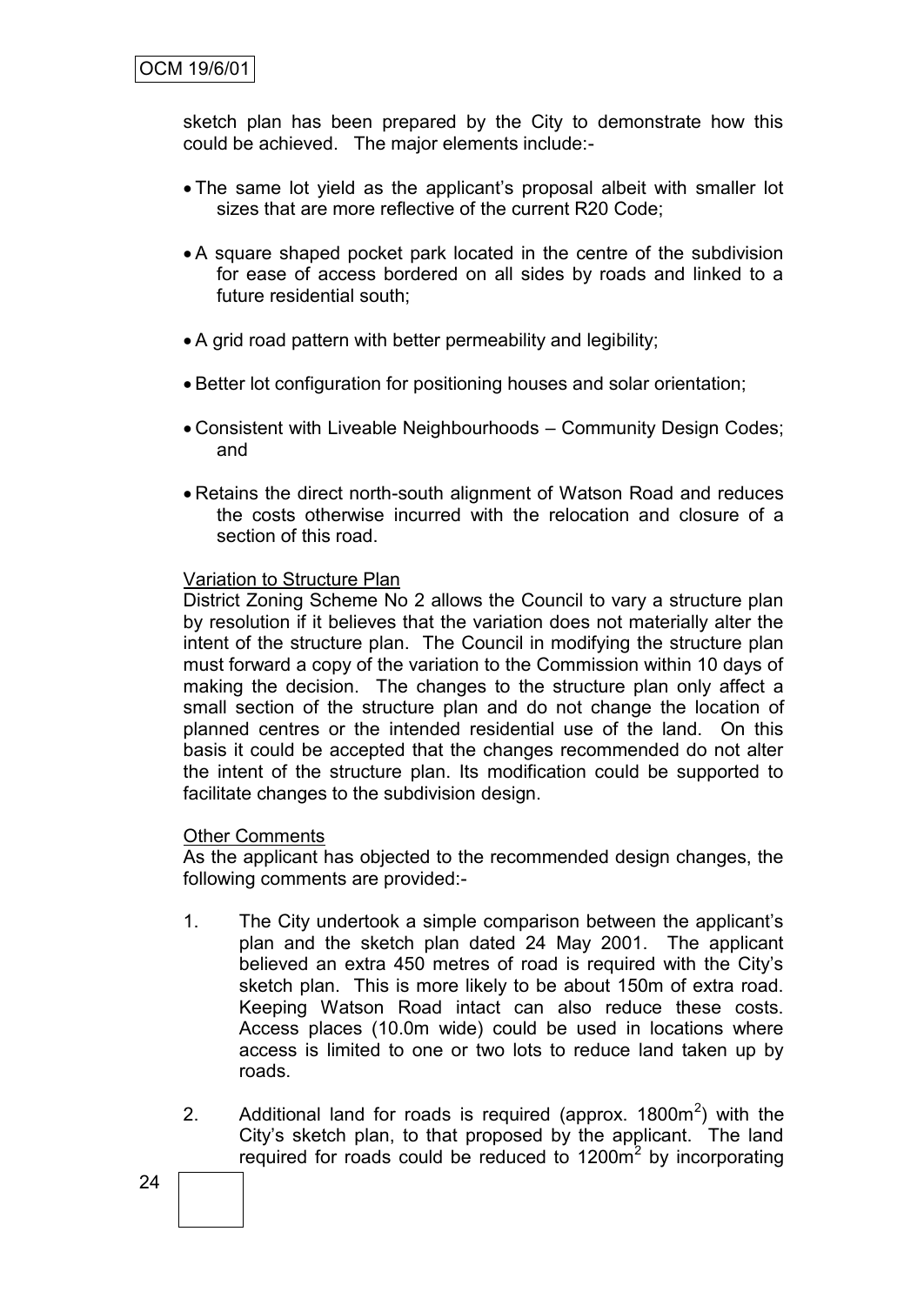sketch plan has been prepared by the City to demonstrate how this could be achieved. The major elements include:-

- The same lot yield as the applicant's proposal albeit with smaller lot sizes that are more reflective of the current R20 Code;
- A square shaped pocket park located in the centre of the subdivision for ease of access bordered on all sides by roads and linked to a future residential south;
- A grid road pattern with better permeability and legibility;
- Better lot configuration for positioning houses and solar orientation;
- Consistent with Liveable Neighbourhoods – Community Design Codes; and
- Retains the direct north-south alignment of Watson Road and reduces the costs otherwise incurred with the relocation and closure of a section of this road.

Variation to Structure Plan

District Zoning Scheme No 2 allows the Council to vary a structure plan by resolution if it believes that the variation does not materially alter the intent of the structure plan. The Council in modifying the structure plan must forward a copy of the variation to the Commission within 10 days of making the decision. The changes to the structure plan only affect a small section of the structure plan and do not change the location of planned centres or the intended residential use of the land. On this basis it could be accepted that the changes recommended do not alter the intent of the structure plan. Its modification could be supported to facilitate changes to the subdivision design.

Other Comments

As the applicant has objected to the recommended design changes, the following comments are provided:-

1. The City undertook a simple comparison between the applicant's plan and the sketch plan dated 24 May 2001. The applicant believed an extra 450 metres of road is required with the City's sketch plan. This is more likely to be about 150m of extra road. Keeping Watson Road intact can also reduce these costs. Access places (10.0m wide) could be used in locations where access is limited to one or two lots to reduce land taken up by roads.

2. Additional land for roads is required (approx. $1800m^2$) with the City's sketch plan, to that proposed by the applicant. The land required for roads could be reduced to $1200m^2$ by incorporating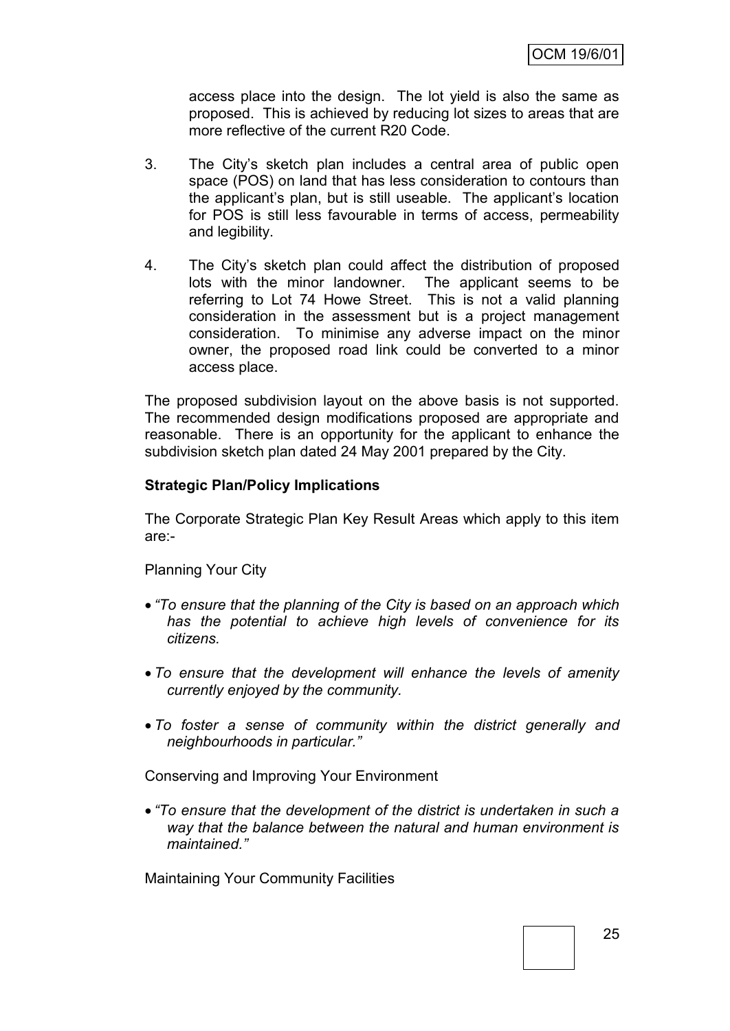access place into the design. The lot yield is also the same as proposed. This is achieved by reducing lot sizes to areas that are more reflective of the current R20 Code.

3. The City's sketch plan includes a central area of public open space (POS) on land that has less consideration to contours than the applicant's plan, but is still useable. The applicant's location for POS is still less favourable in terms of access, permeability and legibility.

4. The City's sketch plan could affect the distribution of proposed lots with the minor landowner. The applicant seems to be referring to Lot 74 Howe Street. This is not a valid planning consideration in the assessment but is a project management consideration. To minimise any adverse impact on the minor owner, the proposed road link could be converted to a minor access place.

The proposed subdivision layout on the above basis is not supported. The recommended design modifications proposed are appropriate and reasonable. There is an opportunity for the applicant to enhance the subdivision sketch plan dated 24 May 2001 prepared by the City.

**Strategic Plan/Policy Implications**

The Corporate Strategic Plan Key Result Areas which apply to this item are:-

Planning Your City

- *"To ensure that the planning of the City is based on an approach which has the potential to achieve high levels of convenience for its citizens.*
- *To ensure that the development will enhance the levels of amenity currently enjoyed by the community.*
- *To foster a sense of community within the district generally and neighbourhoods in particular."*

Conserving and Improving Your Environment

- *"To ensure that the development of the district is undertaken in such a way that the balance between the natural and human environment is maintained."*

Maintaining Your Community Facilities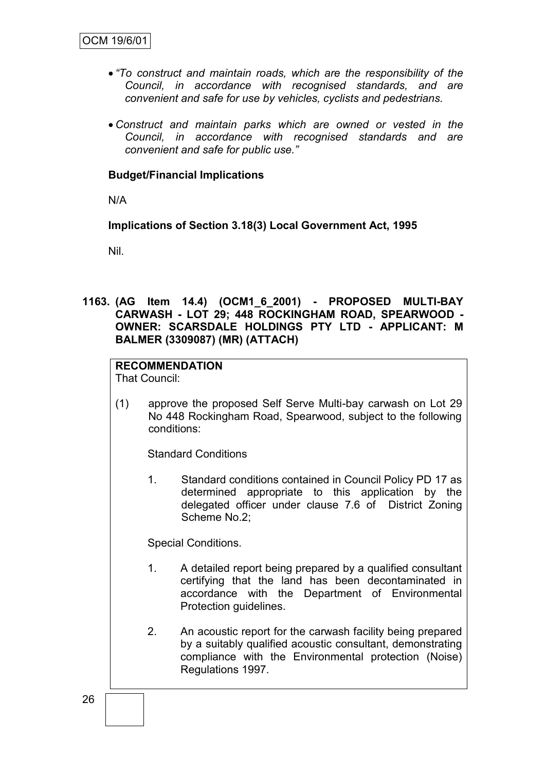- *"To construct and maintain roads, which are the responsibility of the Council, in accordance with recognised standards, and are convenient and safe for use by vehicles, cyclists and pedestrians.*

- *Construct and maintain parks which are owned or vested in the Council, in accordance with recognised standards and are convenient and safe for public use."*

**Budget/Financial Implications**

N/A

**Implications of Section 3.18(3) Local Government Act, 1995**

Nil.

**1163. (AG Item 14.4) (OCM1_6_2001) - PROPOSED MULTI-BAY CARWASH - LOT 29; 448 ROCKINGHAM ROAD, SPEARWOOD - OWNER: SCARSDALE HOLDINGS PTY LTD - APPLICANT: M BALMER (3309087) (MR) (ATTACH)**

**RECOMMENDATION**
That Council:

(1) approve the proposed Self Serve Multi-bay carwash on Lot 29 No 448 Rockingham Road, Spearwood, subject to the following conditions:

Standard Conditions

1. Standard conditions contained in Council Policy PD 17 as determined appropriate to this application by the delegated officer under clause 7.6 of District Zoning Scheme No.2;

Special Conditions.

1. A detailed report being prepared by a qualified consultant certifying that the land has been decontaminated in accordance with the Department of Environmental Protection guidelines.

2. An acoustic report for the carwash facility being prepared by a suitably qualified acoustic consultant, demonstrating compliance with the Environmental protection (Noise) Regulations 1997.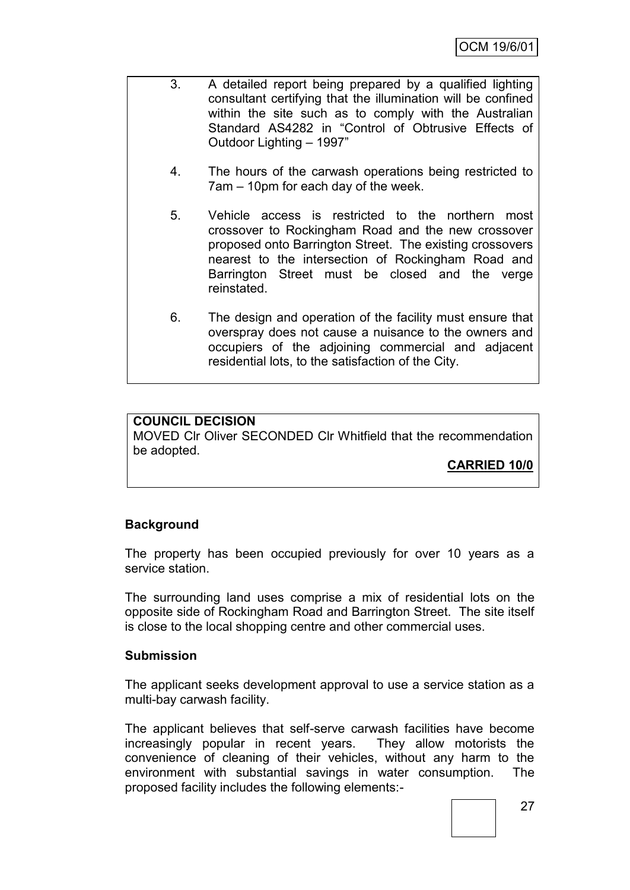3. A detailed report being prepared by a qualified lighting consultant certifying that the illumination will be confined within the site such as to comply with the Australian Standard AS4282 in "Control of Obtrusive Effects of Outdoor Lighting – 1997"

4. The hours of the carwash operations being restricted to 7am – 10pm for each day of the week.

5. Vehicle access is restricted to the northern most crossover to Rockingham Road and the new crossover proposed onto Barrington Street. The existing crossovers nearest to the intersection of Rockingham Road and Barrington Street must be closed and the verge reinstated.

6. The design and operation of the facility must ensure that overspray does not cause a nuisance to the owners and occupiers of the adjoining commercial and adjacent residential lots, to the satisfaction of the City.

**COUNCIL DECISION**

MOVED Clr Oliver SECONDED Clr Whitfield that the recommendation be adopted.

**CARRIED 10/0**

**Background**

The property has been occupied previously for over 10 years as a service station.

The surrounding land uses comprise a mix of residential lots on the opposite side of Rockingham Road and Barrington Street. The site itself is close to the local shopping centre and other commercial uses.

**Submission**

The applicant seeks development approval to use a service station as a multi-bay carwash facility.

The applicant believes that self-serve carwash facilities have become increasingly popular in recent years. They allow motorists the convenience of cleaning of their vehicles, without any harm to the environment with substantial savings in water consumption. The proposed facility includes the following elements:-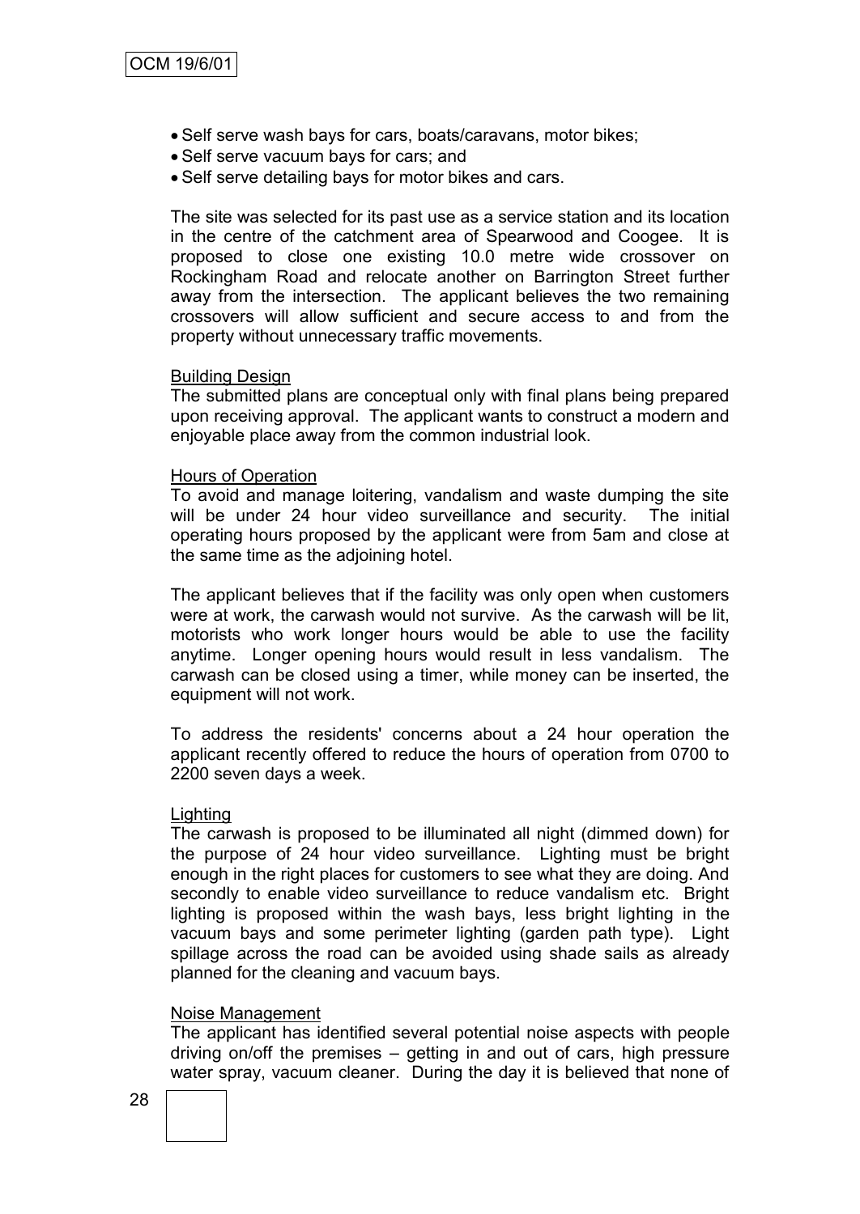- Self serve wash bays for cars, boats/caravans, motor bikes;
- Self serve vacuum bays for cars; and
- Self serve detailing bays for motor bikes and cars.

The site was selected for its past use as a service station and its location in the centre of the catchment area of Spearwood and Coogee. It is proposed to close one existing 10.0 metre wide crossover on Rockingham Road and relocate another on Barrington Street further away from the intersection. The applicant believes the two remaining crossovers will allow sufficient and secure access to and from the property without unnecessary traffic movements.

Building Design

The submitted plans are conceptual only with final plans being prepared upon receiving approval. The applicant wants to construct a modern and enjoyable place away from the common industrial look.

Hours of Operation

To avoid and manage loitering, vandalism and waste dumping the site will be under 24 hour video surveillance and security. The initial operating hours proposed by the applicant were from 5am and close at the same time as the adjoining hotel.

The applicant believes that if the facility was only open when customers were at work, the carwash would not survive. As the carwash will be lit, motorists who work longer hours would be able to use the facility anytime. Longer opening hours would result in less vandalism. The carwash can be closed using a timer, while money can be inserted, the equipment will not work.

To address the residents' concerns about a 24 hour operation the applicant recently offered to reduce the hours of operation from 0700 to 2200 seven days a week.

Lighting

The carwash is proposed to be illuminated all night (dimmed down) for the purpose of 24 hour video surveillance. Lighting must be bright enough in the right places for customers to see what they are doing. And secondly to enable video surveillance to reduce vandalism etc. Bright lighting is proposed within the wash bays, less bright lighting in the vacuum bays and some perimeter lighting (garden path type). Light spillage across the road can be avoided using shade sails as already planned for the cleaning and vacuum bays.

Noise Management

The applicant has identified several potential noise aspects with people driving on/off the premises – getting in and out of cars, high pressure water spray, vacuum cleaner. During the day it is believed that none of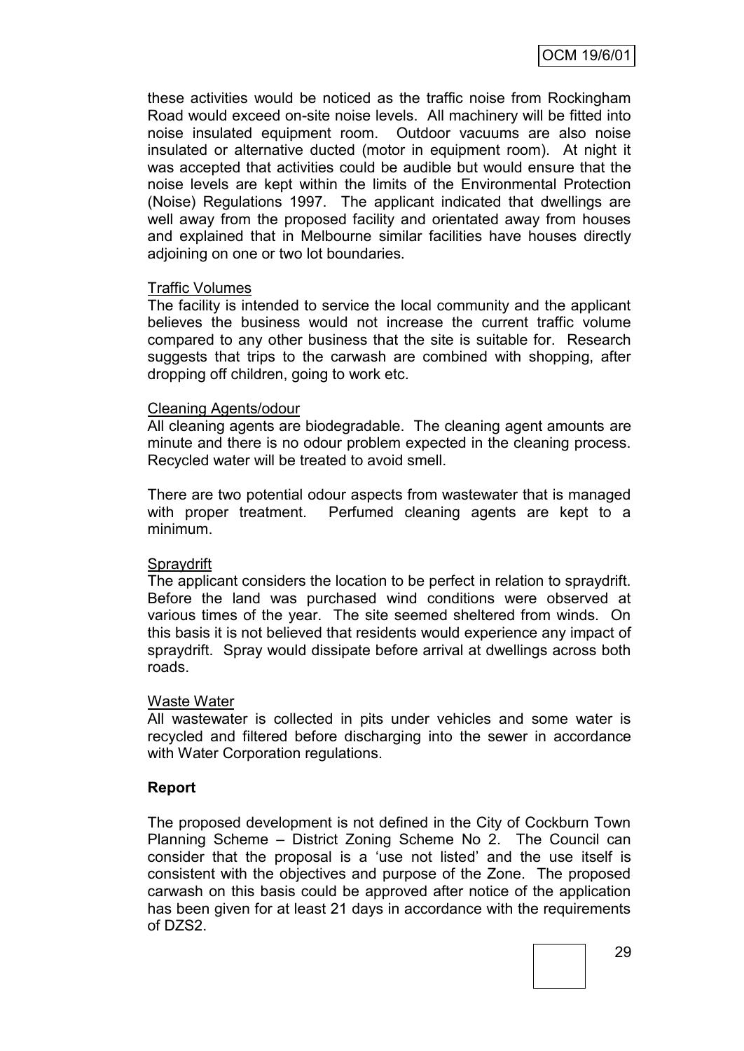these activities would be noticed as the traffic noise from Rockingham Road would exceed on-site noise levels. All machinery will be fitted into noise insulated equipment room. Outdoor vacuums are also noise insulated or alternative ducted (motor in equipment room). At night it was accepted that activities could be audible but would ensure that the noise levels are kept within the limits of the Environmental Protection (Noise) Regulations 1997. The applicant indicated that dwellings are well away from the proposed facility and orientated away from houses and explained that in Melbourne similar facilities have houses directly adjoining on one or two lot boundaries.

Traffic Volumes

The facility is intended to service the local community and the applicant believes the business would not increase the current traffic volume compared to any other business that the site is suitable for. Research suggests that trips to the carwash are combined with shopping, after dropping off children, going to work etc.

Cleaning Agents/odour

All cleaning agents are biodegradable. The cleaning agent amounts are minute and there is no odour problem expected in the cleaning process. Recycled water will be treated to avoid smell.

There are two potential odour aspects from wastewater that is managed with proper treatment. Perfumed cleaning agents are kept to a minimum.

Spraydrift

The applicant considers the location to be perfect in relation to spraydrift. Before the land was purchased wind conditions were observed at various times of the year. The site seemed sheltered from winds. On this basis it is not believed that residents would experience any impact of spraydrift. Spray would dissipate before arrival at dwellings across both roads.

Waste Water

All wastewater is collected in pits under vehicles and some water is recycled and filtered before discharging into the sewer in accordance with Water Corporation regulations.

**Report**

The proposed development is not defined in the City of Cockburn Town Planning Scheme – District Zoning Scheme No 2. The Council can consider that the proposal is a 'use not listed' and the use itself is consistent with the objectives and purpose of the Zone. The proposed carwash on this basis could be approved after notice of the application has been given for at least 21 days in accordance with the requirements of DZS2.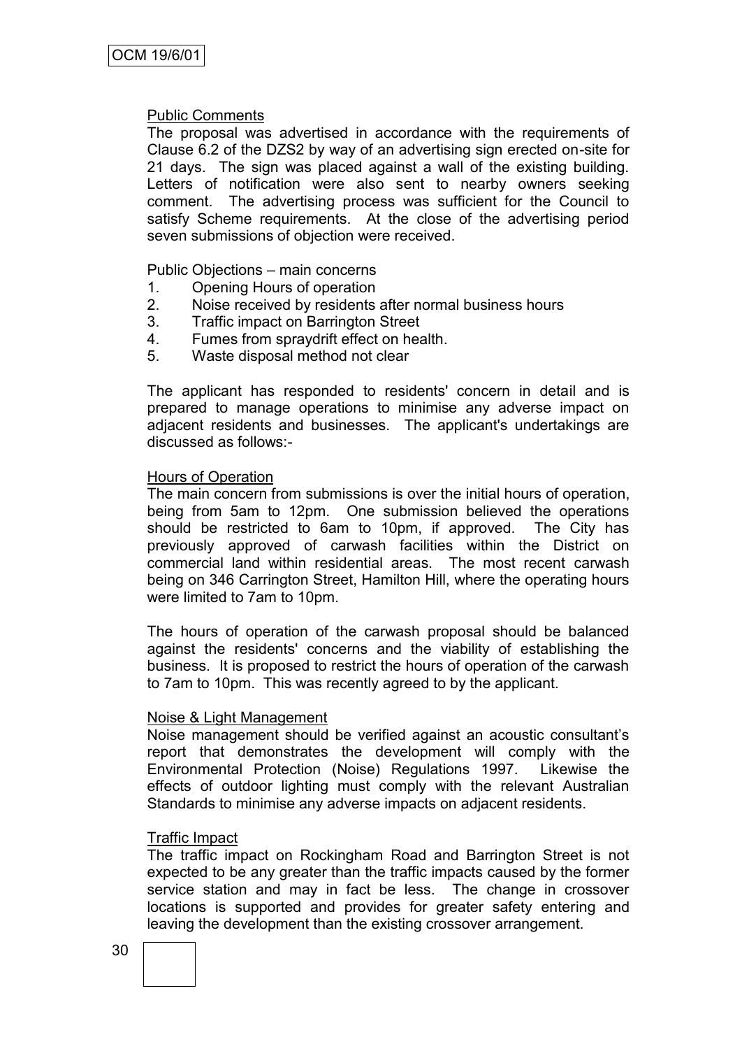### Public Comments

The proposal was advertised in accordance with the requirements of Clause 6.2 of the DZS2 by way of an advertising sign erected on-site for 21 days. The sign was placed against a wall of the existing building. Letters of notification were also sent to nearby owners seeking comment. The advertising process was sufficient for the Council to satisfy Scheme requirements. At the close of the advertising period seven submissions of objection were received.

Public Objections – main concerns

1. Opening Hours of operation
2. Noise received by residents after normal business hours
3. Traffic impact on Barrington Street
4. Fumes from spraydrift effect on health.
5. Waste disposal method not clear

The applicant has responded to residents' concern in detail and is prepared to manage operations to minimise any adverse impact on adjacent residents and businesses. The applicant's undertakings are discussed as follows:-

### Hours of Operation

The main concern from submissions is over the initial hours of operation, being from 5am to 12pm. One submission believed the operations should be restricted to 6am to 10pm, if approved. The City has previously approved of carwash facilities within the District on commercial land within residential areas. The most recent carwash being on 346 Carrington Street, Hamilton Hill, where the operating hours were limited to 7am to 10pm.

The hours of operation of the carwash proposal should be balanced against the residents' concerns and the viability of establishing the business. It is proposed to restrict the hours of operation of the carwash to 7am to 10pm. This was recently agreed to by the applicant.

### Noise & Light Management

Noise management should be verified against an acoustic consultant's report that demonstrates the development will comply with the Environmental Protection (Noise) Regulations 1997. Likewise the effects of outdoor lighting must comply with the relevant Australian Standards to minimise any adverse impacts on adjacent residents.

### Traffic Impact

The traffic impact on Rockingham Road and Barrington Street is not expected to be any greater than the traffic impacts caused by the former service station and may in fact be less. The change in crossover locations is supported and provides for greater safety entering and leaving the development than the existing crossover arrangement.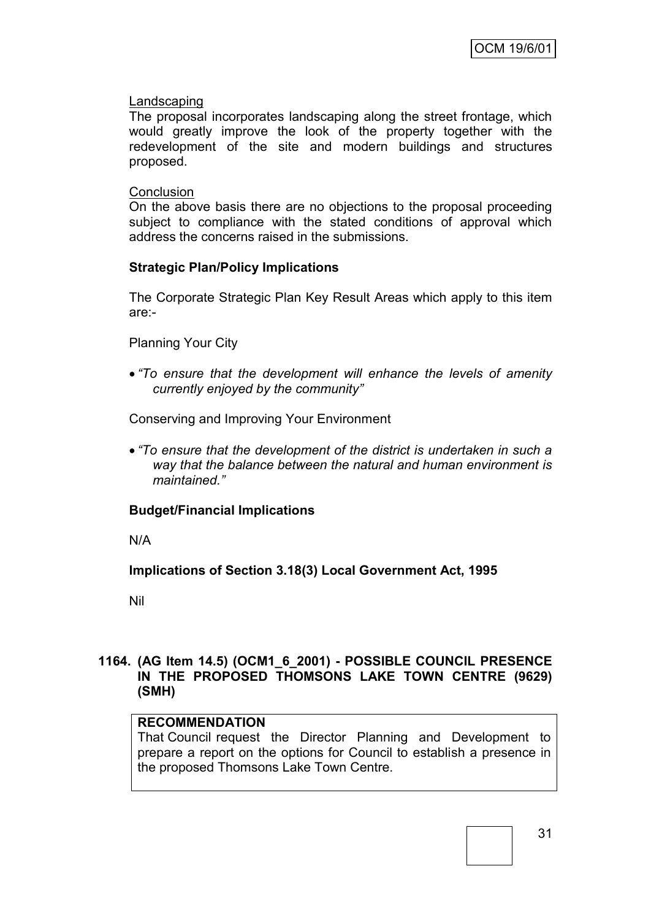Landscaping

The proposal incorporates landscaping along the street frontage, which would greatly improve the look of the property together with the redevelopment of the site and modern buildings and structures proposed.

Conclusion

On the above basis there are no objections to the proposal proceeding subject to compliance with the stated conditions of approval which address the concerns raised in the submissions.

**Strategic Plan/Policy Implications**

The Corporate Strategic Plan Key Result Areas which apply to this item are:-

Planning Your City

- *"To ensure that the development will enhance the levels of amenity currently enjoyed by the community"*

Conserving and Improving Your Environment

- *"To ensure that the development of the district is undertaken in such a way that the balance between the natural and human environment is maintained."*

**Budget/Financial Implications**

N/A

**Implications of Section 3.18(3) Local Government Act, 1995**

Nil

## 1164. (AG Item 14.5) (OCM1_6_2001) - POSSIBLE COUNCIL PRESENCE IN THE PROPOSED THOMSONS LAKE TOWN CENTRE (9629) (SMH)

**RECOMMENDATION**

That Council request the Director Planning and Development to prepare a report on the options for Council to establish a presence in the proposed Thomsons Lake Town Centre.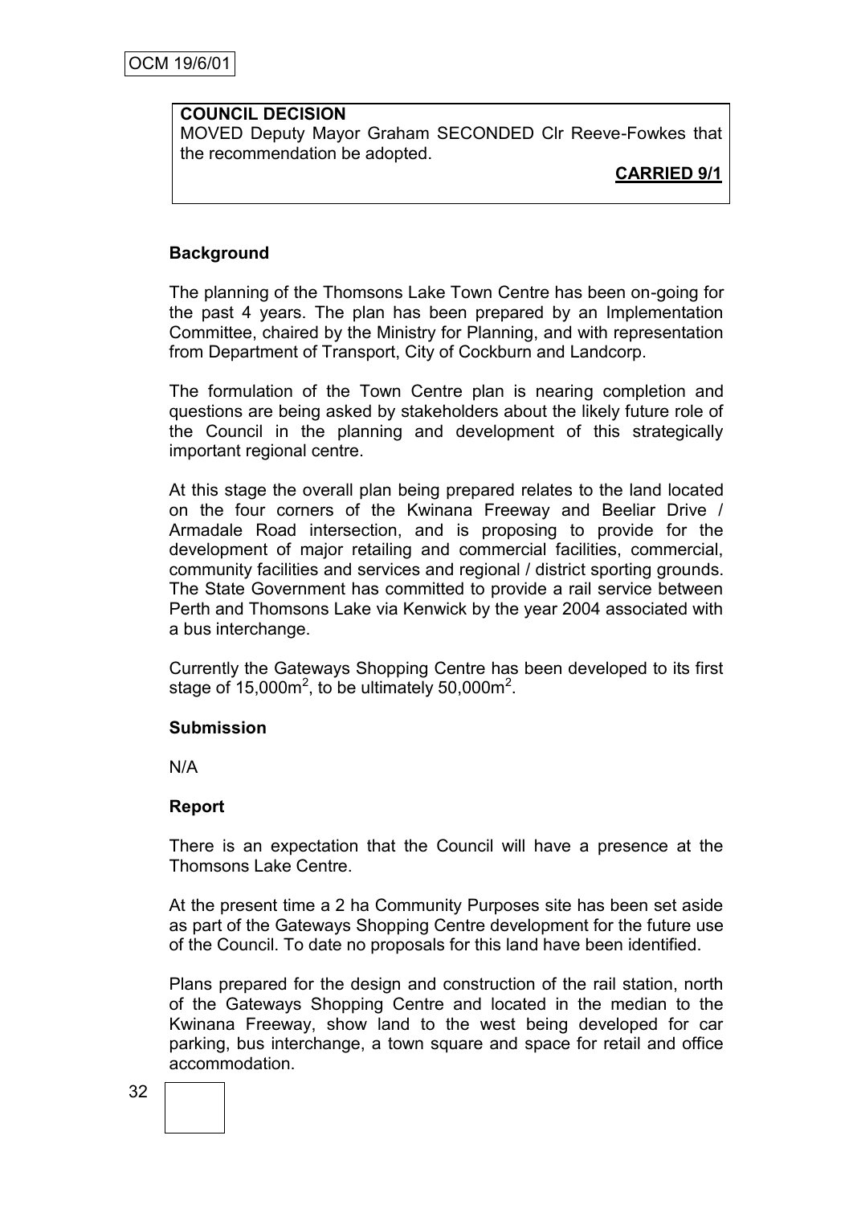**COUNCIL DECISION**

MOVED Deputy Mayor Graham SECONDED Clr Reeve-Fowkes that the recommendation be adopted.

**CARRIED 9/1**

**Background**

The planning of the Thomsons Lake Town Centre has been on-going for the past 4 years. The plan has been prepared by an Implementation Committee, chaired by the Ministry for Planning, and with representation from Department of Transport, City of Cockburn and Landcorp.

The formulation of the Town Centre plan is nearing completion and questions are being asked by stakeholders about the likely future role of the Council in the planning and development of this strategically important regional centre.

At this stage the overall plan being prepared relates to the land located on the four corners of the Kwinana Freeway and Beeliar Drive / Armadale Road intersection, and is proposing to provide for the development of major retailing and commercial facilities, commercial, community facilities and services and regional / district sporting grounds. The State Government has committed to provide a rail service between Perth and Thomsons Lake via Kenwick by the year 2004 associated with a bus interchange.

Currently the Gateways Shopping Centre has been developed to its first stage of 15,000m$^2$, to be ultimately 50,000m$^2$.

**Submission**

N/A

**Report**

There is an expectation that the Council will have a presence at the Thomsons Lake Centre.

At the present time a 2 ha Community Purposes site has been set aside as part of the Gateways Shopping Centre development for the future use of the Council. To date no proposals for this land have been identified.

Plans prepared for the design and construction of the rail station, north of the Gateways Shopping Centre and located in the median to the Kwinana Freeway, show land to the west being developed for car parking, bus interchange, a town square and space for retail and office accommodation.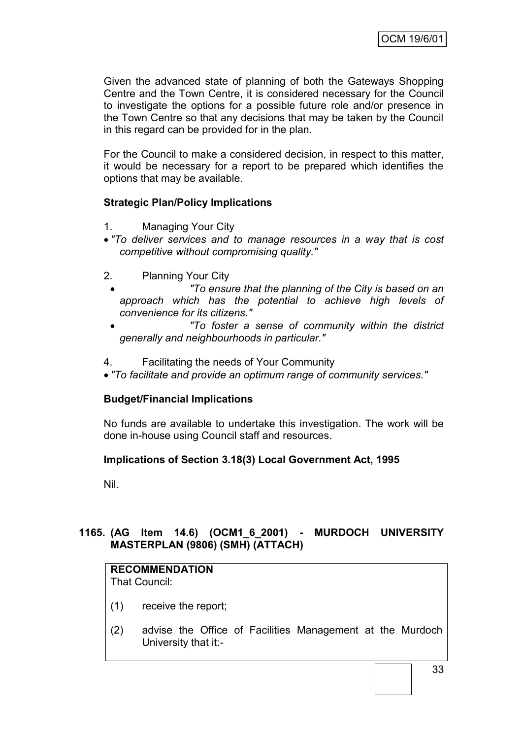Given the advanced state of planning of both the Gateways Shopping Centre and the Town Centre, it is considered necessary for the Council to investigate the options for a possible future role and/or presence in the Town Centre so that any decisions that may be taken by the Council in this regard can be provided for in the plan.

For the Council to make a considered decision, in respect to this matter, it would be necessary for a report to be prepared which identifies the options that may be available.

**Strategic Plan/Policy Implications**

1. Managing Your City
- *"To deliver services and to manage resources in a way that is cost competitive without compromising quality."*

2. Planning Your City
- *"To ensure that the planning of the City is based on an approach which has the potential to achieve high levels of convenience for its citizens."*
- *"To foster a sense of community within the district generally and neighbourhoods in particular."*

4. Facilitating the needs of Your Community
- *"To facilitate and provide an optimum range of community services."*

**Budget/Financial Implications**

No funds are available to undertake this investigation. The work will be done in-house using Council staff and resources.

**Implications of Section 3.18(3) Local Government Act, 1995**

Nil.

**1165. (AG Item 14.6) (OCM1_6_2001) - MURDOCH UNIVERSITY MASTERPLAN (9806) (SMH) (ATTACH)**

**RECOMMENDATION**
That Council:

(1) receive the report;

(2) advise the Office of Facilities Management at the Murdoch University that it:-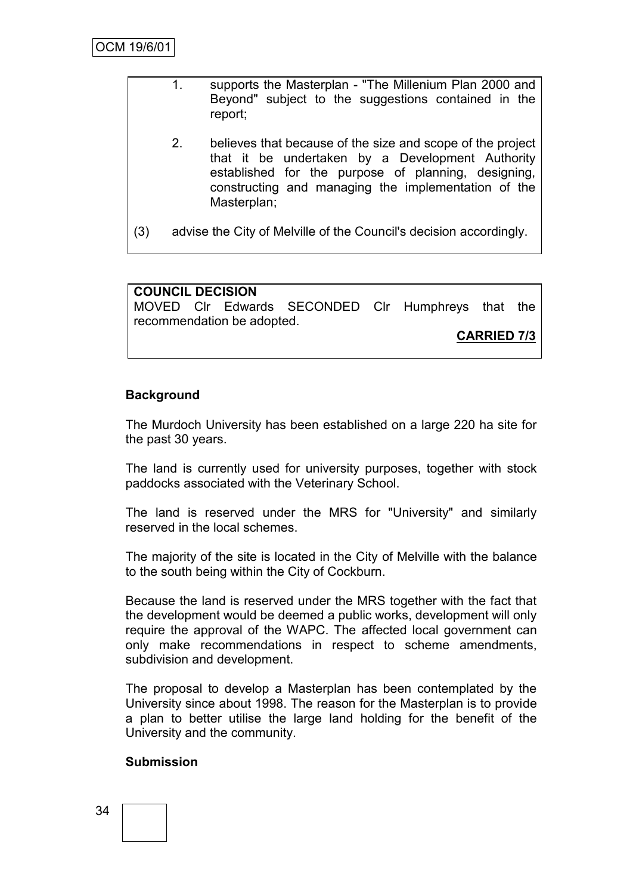1. supports the Masterplan - "The Millenium Plan 2000 and Beyond" subject to the suggestions contained in the report;

2. believes that because of the size and scope of the project that it be undertaken by a Development Authority established for the purpose of planning, designing, constructing and managing the implementation of the Masterplan;

(3) advise the City of Melville of the Council's decision accordingly.

**COUNCIL DECISION**

MOVED Clr Edwards SECONDED Clr Humphreys that the recommendation be adopted.

**CARRIED 7/3**

**Background**

The Murdoch University has been established on a large 220 ha site for the past 30 years.

The land is currently used for university purposes, together with stock paddocks associated with the Veterinary School.

The land is reserved under the MRS for "University" and similarly reserved in the local schemes.

The majority of the site is located in the City of Melville with the balance to the south being within the City of Cockburn.

Because the land is reserved under the MRS together with the fact that the development would be deemed a public works, development will only require the approval of the WAPC. The affected local government can only make recommendations in respect to scheme amendments, subdivision and development.

The proposal to develop a Masterplan has been contemplated by the University since about 1998. The reason for the Masterplan is to provide a plan to better utilise the large land holding for the benefit of the University and the community.

**Submission**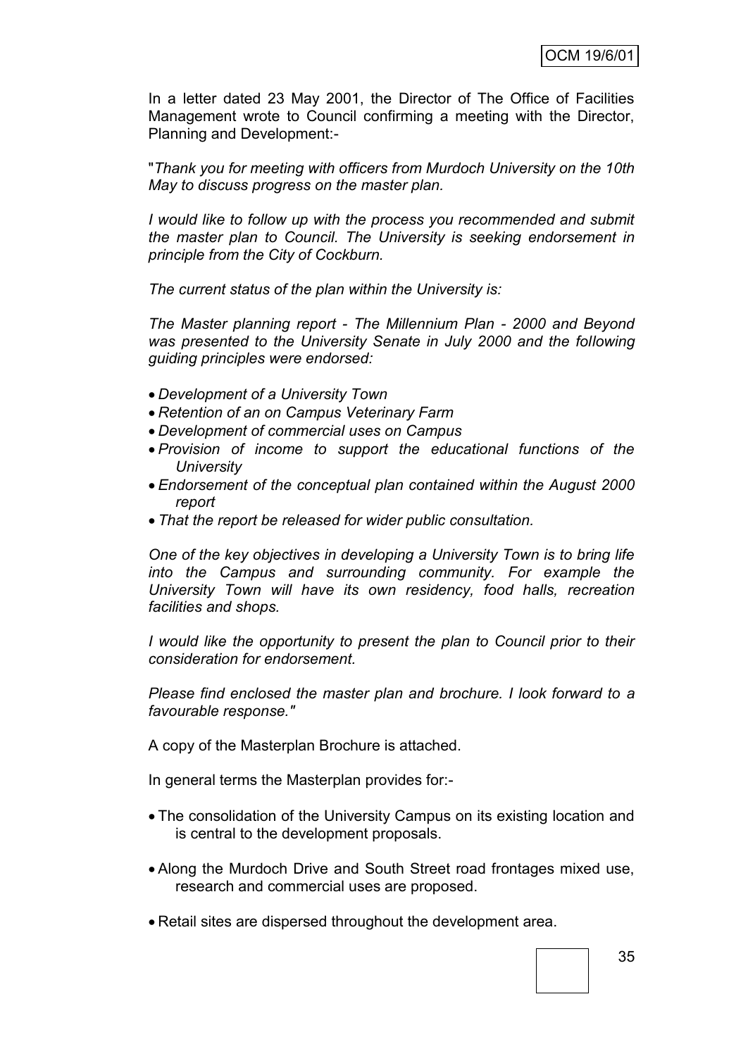In a letter dated 23 May 2001, the Director of The Office of Facilities Management wrote to Council confirming a meeting with the Director, Planning and Development:-

"*Thank you for meeting with officers from Murdoch University on the 10th May to discuss progress on the master plan.*

*I would like to follow up with the process you recommended and submit the master plan to Council. The University is seeking endorsement in principle from the City of Cockburn.*

*The current status of the plan within the University is:*

*The Master planning report - The Millennium Plan - 2000 and Beyond was presented to the University Senate in July 2000 and the following guiding principles were endorsed:*

- *Development of a University Town*
- *Retention of an on Campus Veterinary Farm*
- *Development of commercial uses on Campus*
- *Provision of income to support the educational functions of the University*
- *Endorsement of the conceptual plan contained within the August 2000 report*
- *That the report be released for wider public consultation.*

*One of the key objectives in developing a University Town is to bring life into the Campus and surrounding community. For example the University Town will have its own residency, food halls, recreation facilities and shops.*

*I would like the opportunity to present the plan to Council prior to their consideration for endorsement.*

*Please find enclosed the master plan and brochure. I look forward to a favourable response."*

A copy of the Masterplan Brochure is attached.

In general terms the Masterplan provides for:-

- The consolidation of the University Campus on its existing location and is central to the development proposals.
- Along the Murdoch Drive and South Street road frontages mixed use, research and commercial uses are proposed.
- Retail sites are dispersed throughout the development area.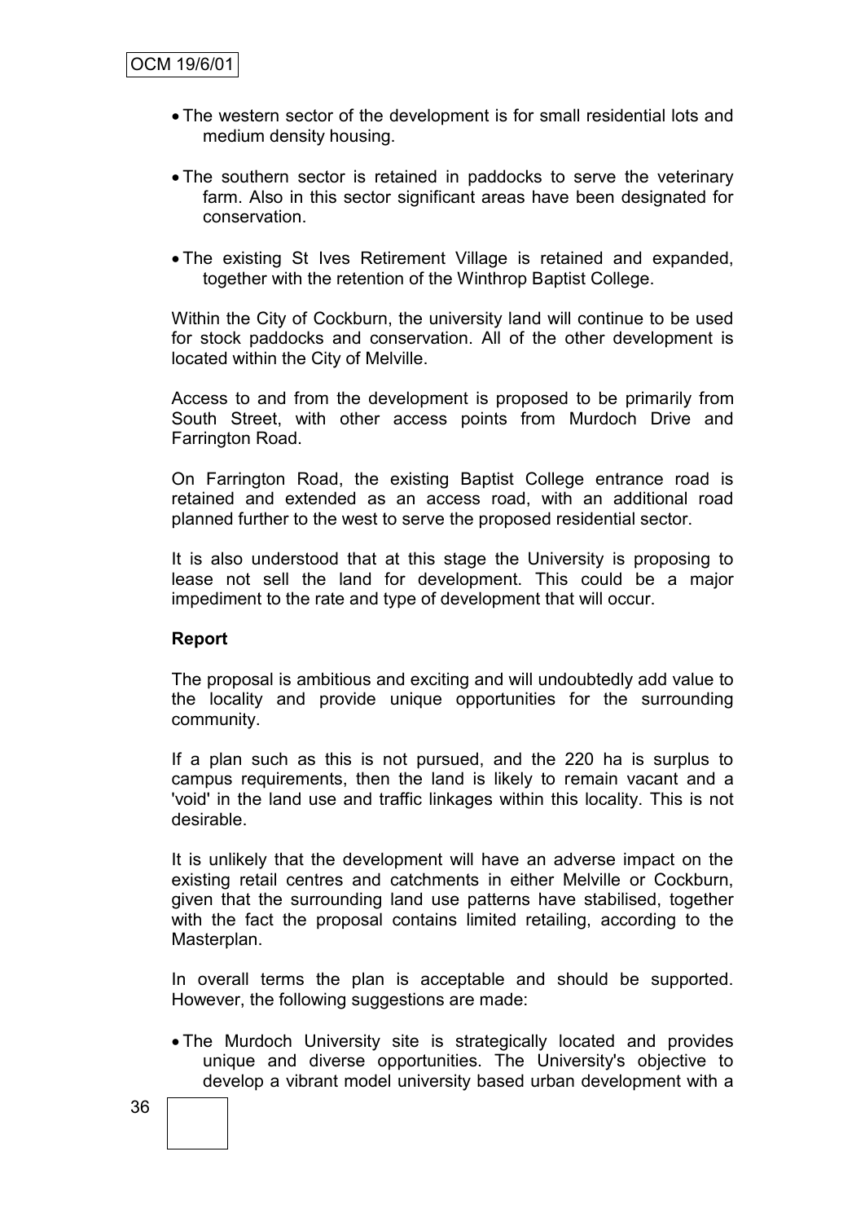- The western sector of the development is for small residential lots and medium density housing.

- The southern sector is retained in paddocks to serve the veterinary farm. Also in this sector significant areas have been designated for conservation.

- The existing St Ives Retirement Village is retained and expanded, together with the retention of the Winthrop Baptist College.

Within the City of Cockburn, the university land will continue to be used for stock paddocks and conservation. All of the other development is located within the City of Melville.

Access to and from the development is proposed to be primarily from South Street, with other access points from Murdoch Drive and Farrington Road.

On Farrington Road, the existing Baptist College entrance road is retained and extended as an access road, with an additional road planned further to the west to serve the proposed residential sector.

It is also understood that at this stage the University is proposing to lease not sell the land for development. This could be a major impediment to the rate and type of development that will occur.

**Report**

The proposal is ambitious and exciting and will undoubtedly add value to the locality and provide unique opportunities for the surrounding community.

If a plan such as this is not pursued, and the 220 ha is surplus to campus requirements, then the land is likely to remain vacant and a 'void' in the land use and traffic linkages within this locality. This is not desirable.

It is unlikely that the development will have an adverse impact on the existing retail centres and catchments in either Melville or Cockburn, given that the surrounding land use patterns have stabilised, together with the fact the proposal contains limited retailing, according to the Masterplan.

In overall terms the plan is acceptable and should be supported. However, the following suggestions are made:

- The Murdoch University site is strategically located and provides unique and diverse opportunities. The University's objective to develop a vibrant model university based urban development with a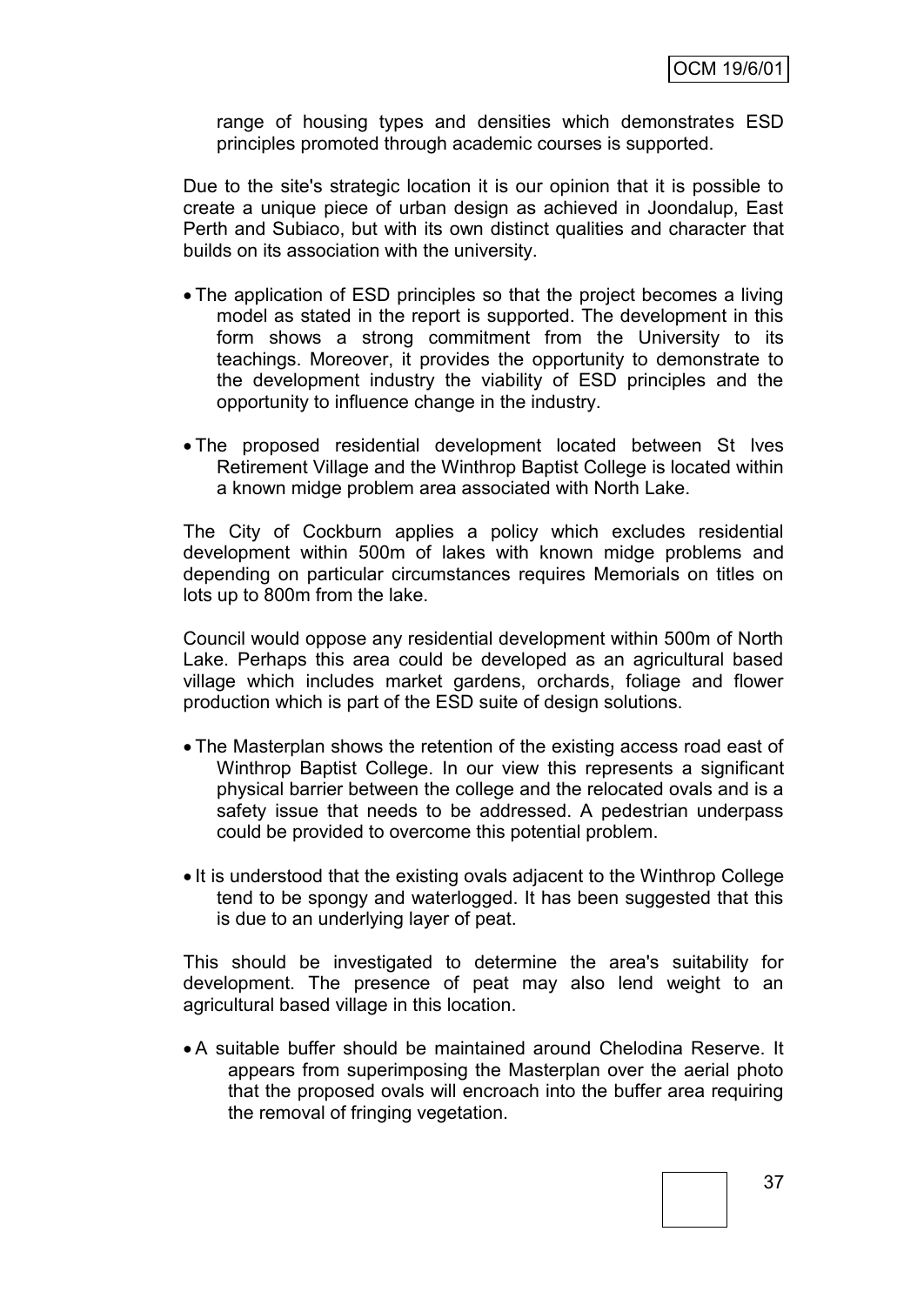range of housing types and densities which demonstrates ESD principles promoted through academic courses is supported.

Due to the site's strategic location it is our opinion that it is possible to create a unique piece of urban design as achieved in Joondalup, East Perth and Subiaco, but with its own distinct qualities and character that builds on its association with the university.

- The application of ESD principles so that the project becomes a living model as stated in the report is supported. The development in this form shows a strong commitment from the University to its teachings. Moreover, it provides the opportunity to demonstrate to the development industry the viability of ESD principles and the opportunity to influence change in the industry.

- The proposed residential development located between St Ives Retirement Village and the Winthrop Baptist College is located within a known midge problem area associated with North Lake.

The City of Cockburn applies a policy which excludes residential development within 500m of lakes with known midge problems and depending on particular circumstances requires Memorials on titles on lots up to 800m from the lake.

Council would oppose any residential development within 500m of North Lake. Perhaps this area could be developed as an agricultural based village which includes market gardens, orchards, foliage and flower production which is part of the ESD suite of design solutions.

- The Masterplan shows the retention of the existing access road east of Winthrop Baptist College. In our view this represents a significant physical barrier between the college and the relocated ovals and is a safety issue that needs to be addressed. A pedestrian underpass could be provided to overcome this potential problem.

- It is understood that the existing ovals adjacent to the Winthrop College tend to be spongy and waterlogged. It has been suggested that this is due to an underlying layer of peat.

This should be investigated to determine the area's suitability for development. The presence of peat may also lend weight to an agricultural based village in this location.

- A suitable buffer should be maintained around Chelodina Reserve. It appears from superimposing the Masterplan over the aerial photo that the proposed ovals will encroach into the buffer area requiring the removal of fringing vegetation.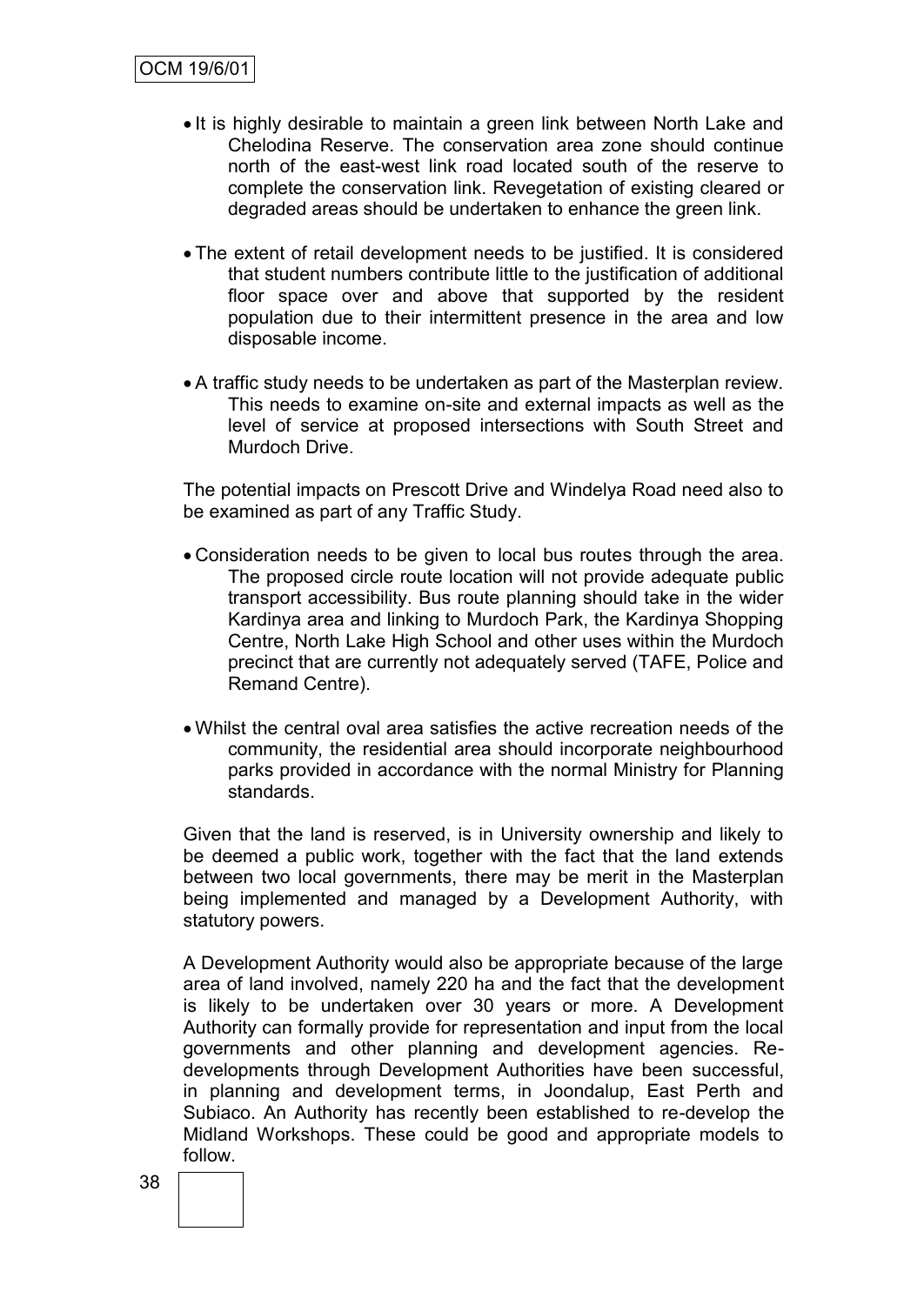- It is highly desirable to maintain a green link between North Lake and Chelodina Reserve. The conservation area zone should continue north of the east-west link road located south of the reserve to complete the conservation link. Revegetation of existing cleared or degraded areas should be undertaken to enhance the green link.

- The extent of retail development needs to be justified. It is considered that student numbers contribute little to the justification of additional floor space over and above that supported by the resident population due to their intermittent presence in the area and low disposable income.

- A traffic study needs to be undertaken as part of the Masterplan review. This needs to examine on-site and external impacts as well as the level of service at proposed intersections with South Street and Murdoch Drive.

The potential impacts on Prescott Drive and Windelya Road need also to be examined as part of any Traffic Study.

- Consideration needs to be given to local bus routes through the area. The proposed circle route location will not provide adequate public transport accessibility. Bus route planning should take in the wider Kardinya area and linking to Murdoch Park, the Kardinya Shopping Centre, North Lake High School and other uses within the Murdoch precinct that are currently not adequately served (TAFE, Police and Remand Centre).

- Whilst the central oval area satisfies the active recreation needs of the community, the residential area should incorporate neighbourhood parks provided in accordance with the normal Ministry for Planning standards.

Given that the land is reserved, is in University ownership and likely to be deemed a public work, together with the fact that the land extends between two local governments, there may be merit in the Masterplan being implemented and managed by a Development Authority, with statutory powers.

A Development Authority would also be appropriate because of the large area of land involved, namely 220 ha and the fact that the development is likely to be undertaken over 30 years or more. A Development Authority can formally provide for representation and input from the local governments and other planning and development agencies. Re-developments through Development Authorities have been successful, in planning and development terms, in Joondalup, East Perth and Subiaco. An Authority has recently been established to re-develop the Midland Workshops. These could be good and appropriate models to follow.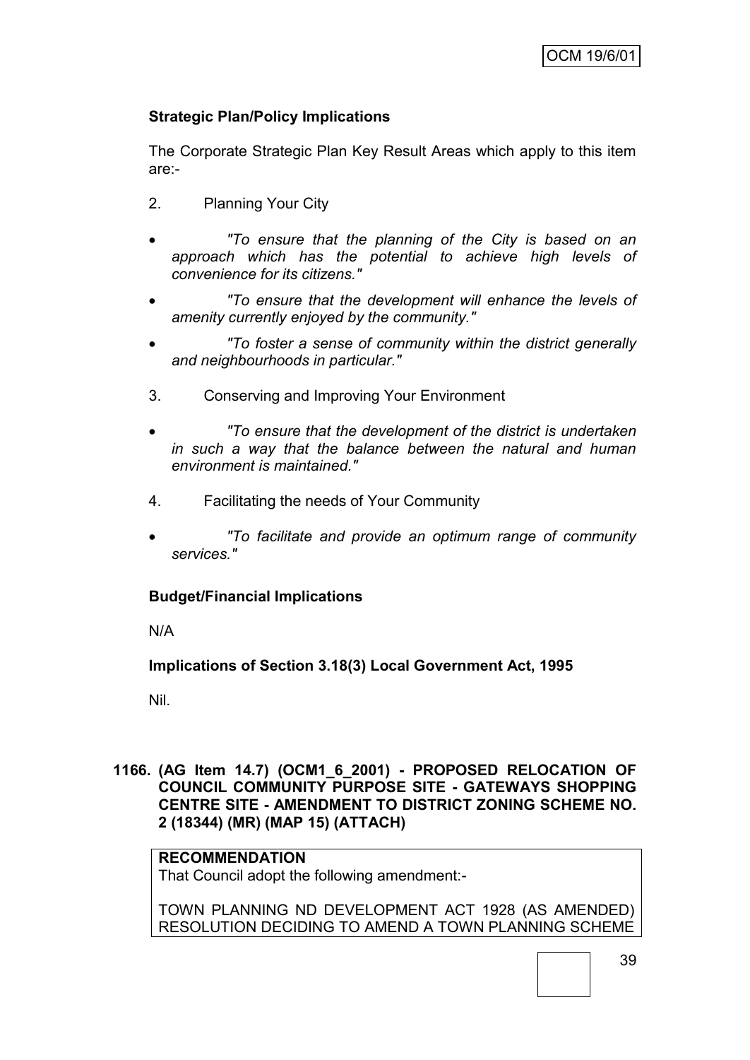**Strategic Plan/Policy Implications**

The Corporate Strategic Plan Key Result Areas which apply to this item are:-

2. Planning Your City

- *"To ensure that the planning of the City is based on an approach which has the potential to achieve high levels of convenience for its citizens."*
- *"To ensure that the development will enhance the levels of amenity currently enjoyed by the community."*
- *"To foster a sense of community within the district generally and neighbourhoods in particular."*

3. Conserving and Improving Your Environment

- *"To ensure that the development of the district is undertaken in such a way that the balance between the natural and human environment is maintained."*

4. Facilitating the needs of Your Community

- *"To facilitate and provide an optimum range of community services."*

**Budget/Financial Implications**

N/A

**Implications of Section 3.18(3) Local Government Act, 1995**

Nil.

**1166. (AG Item 14.7) (OCM1_6_2001) - PROPOSED RELOCATION OF COUNCIL COMMUNITY PURPOSE SITE - GATEWAYS SHOPPING CENTRE SITE - AMENDMENT TO DISTRICT ZONING SCHEME NO. 2 (18344) (MR) (MAP 15) (ATTACH)**

**RECOMMENDATION**
That Council adopt the following amendment:-

TOWN PLANNING ND DEVELOPMENT ACT 1928 (AS AMENDED) RESOLUTION DECIDING TO AMEND A TOWN PLANNING SCHEME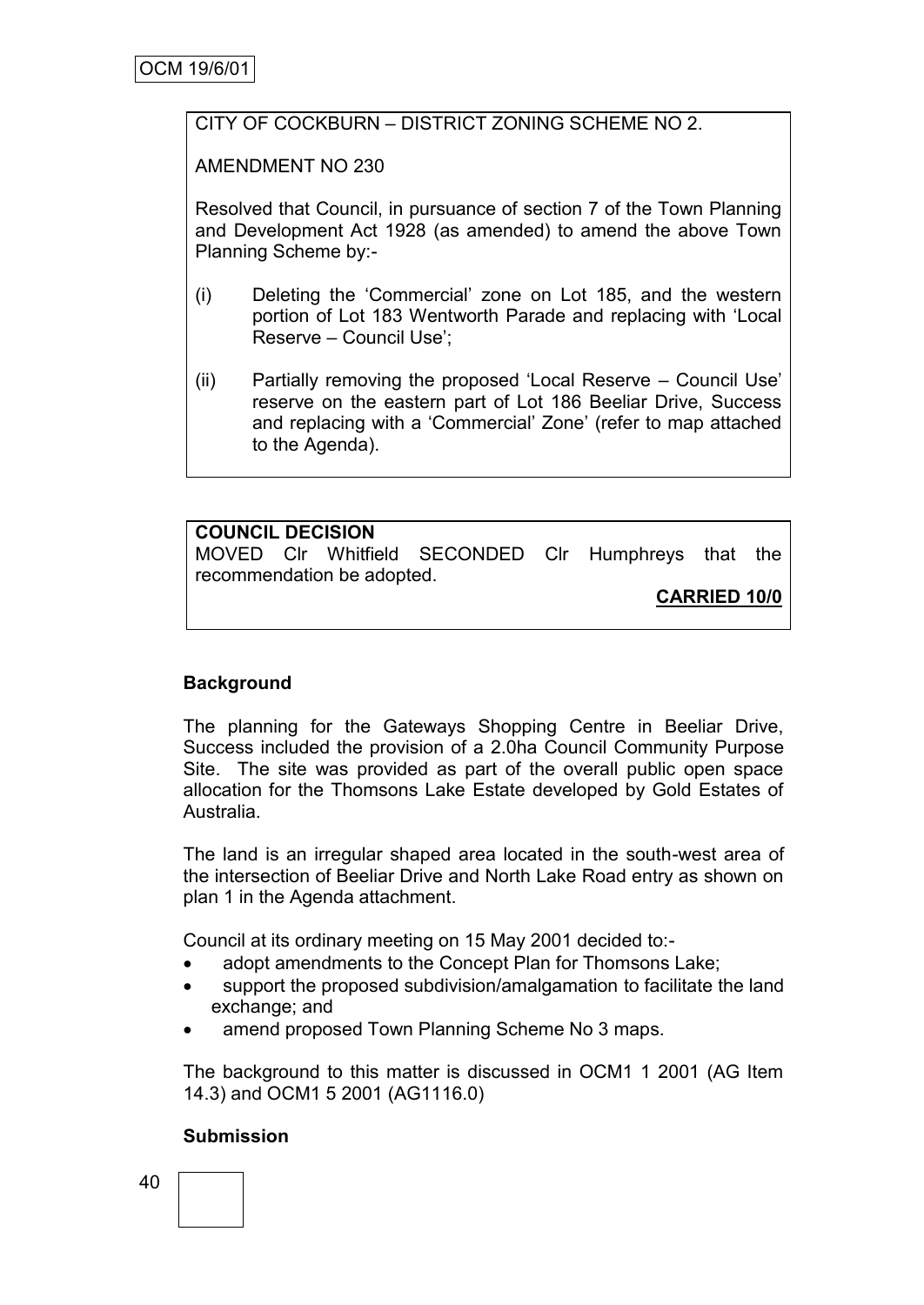OCM 19/6/01

CITY OF COCKBURN – DISTRICT ZONING SCHEME NO 2.

AMENDMENT NO 230

Resolved that Council, in pursuance of section 7 of the Town Planning and Development Act 1928 (as amended) to amend the above Town Planning Scheme by:-

(i) Deleting the 'Commercial' zone on Lot 185, and the western portion of Lot 183 Wentworth Parade and replacing with 'Local Reserve – Council Use';

(ii) Partially removing the proposed 'Local Reserve – Council Use' reserve on the eastern part of Lot 186 Beeliar Drive, Success and replacing with a 'Commercial' Zone' (refer to map attached to the Agenda).

**COUNCIL DECISION**
MOVED Clr Whitfield SECONDED Clr Humphreys that the recommendation be adopted.

**CARRIED 10/0**

**Background**

The planning for the Gateways Shopping Centre in Beeliar Drive, Success included the provision of a 2.0ha Council Community Purpose Site. The site was provided as part of the overall public open space allocation for the Thomsons Lake Estate developed by Gold Estates of Australia.

The land is an irregular shaped area located in the south-west area of the intersection of Beeliar Drive and North Lake Road entry as shown on plan 1 in the Agenda attachment.

Council at its ordinary meeting on 15 May 2001 decided to:-

- adopt amendments to the Concept Plan for Thomsons Lake;
- support the proposed subdivision/amalgamation to facilitate the land exchange; and
- amend proposed Town Planning Scheme No 3 maps.

The background to this matter is discussed in OCM1 1 2001 (AG Item 14.3) and OCM1 5 2001 (AG1116.0)

**Submission**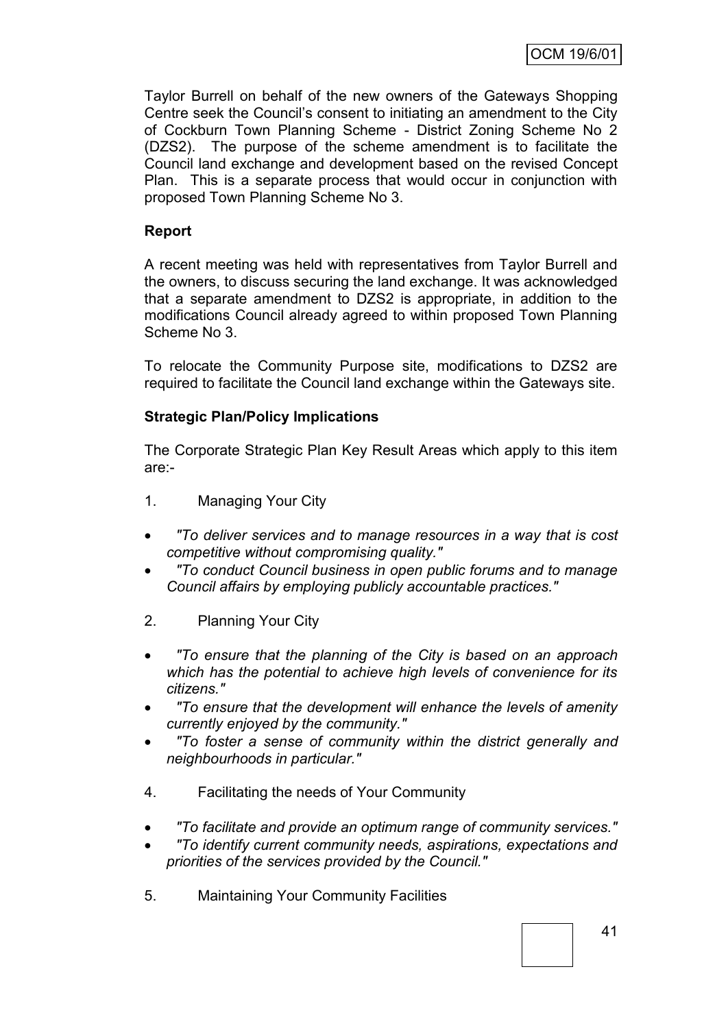Taylor Burrell on behalf of the new owners of the Gateways Shopping Centre seek the Council's consent to initiating an amendment to the City of Cockburn Town Planning Scheme - District Zoning Scheme No 2 (DZS2). The purpose of the scheme amendment is to facilitate the Council land exchange and development based on the revised Concept Plan. This is a separate process that would occur in conjunction with proposed Town Planning Scheme No 3.

**Report**

A recent meeting was held with representatives from Taylor Burrell and the owners, to discuss securing the land exchange. It was acknowledged that a separate amendment to DZS2 is appropriate, in addition to the modifications Council already agreed to within proposed Town Planning Scheme No 3.

To relocate the Community Purpose site, modifications to DZS2 are required to facilitate the Council land exchange within the Gateways site.

**Strategic Plan/Policy Implications**

The Corporate Strategic Plan Key Result Areas which apply to this item are:-

1. Managing Your City

- *"To deliver services and to manage resources in a way that is cost competitive without compromising quality."*
- *"To conduct Council business in open public forums and to manage Council affairs by employing publicly accountable practices."*

2. Planning Your City

- *"To ensure that the planning of the City is based on an approach which has the potential to achieve high levels of convenience for its citizens."*
- *"To ensure that the development will enhance the levels of amenity currently enjoyed by the community."*
- *"To foster a sense of community within the district generally and neighbourhoods in particular."*

4. Facilitating the needs of Your Community

- *"To facilitate and provide an optimum range of community services."*
- *"To identify current community needs, aspirations, expectations and priorities of the services provided by the Council."*

5. Maintaining Your Community Facilities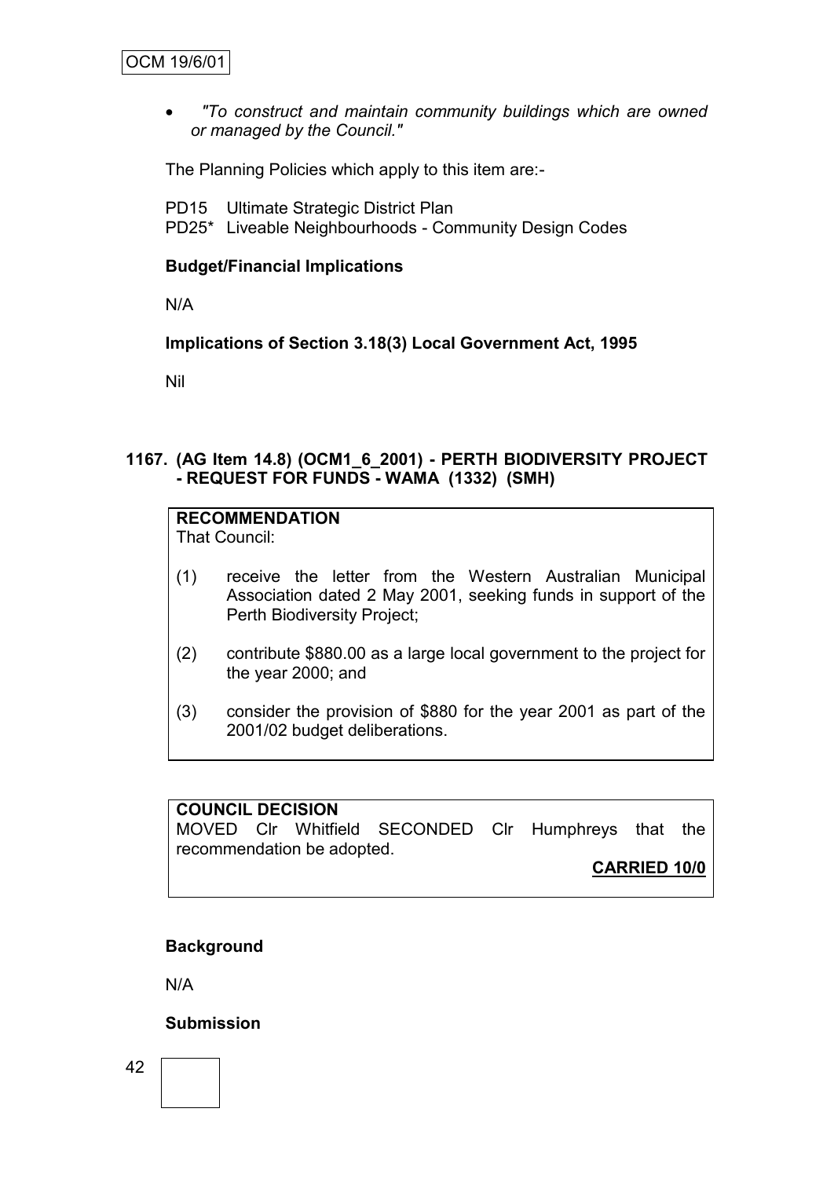- *"To construct and maintain community buildings which are owned or managed by the Council."*

The Planning Policies which apply to this item are:-

PD15 Ultimate Strategic District Plan
PD25* Liveable Neighbourhoods - Community Design Codes

**Budget/Financial Implications**

N/A

**Implications of Section 3.18(3) Local Government Act, 1995**

Nil

### 1167. (AG Item 14.8) (OCM1_6_2001) - PERTH BIODIVERSITY PROJECT - REQUEST FOR FUNDS - WAMA (1332) (SMH)

**RECOMMENDATION**
That Council:

(1) receive the letter from the Western Australian Municipal Association dated 2 May 2001, seeking funds in support of the Perth Biodiversity Project;

(2) contribute $880.00 as a large local government to the project for the year 2000; and

(3) consider the provision of $880 for the year 2001 as part of the 2001/02 budget deliberations.

**COUNCIL DECISION**
MOVED Clr Whitfield SECONDED Clr Humphreys that the recommendation be adopted.

**CARRIED 10/0**

**Background**

N/A

**Submission**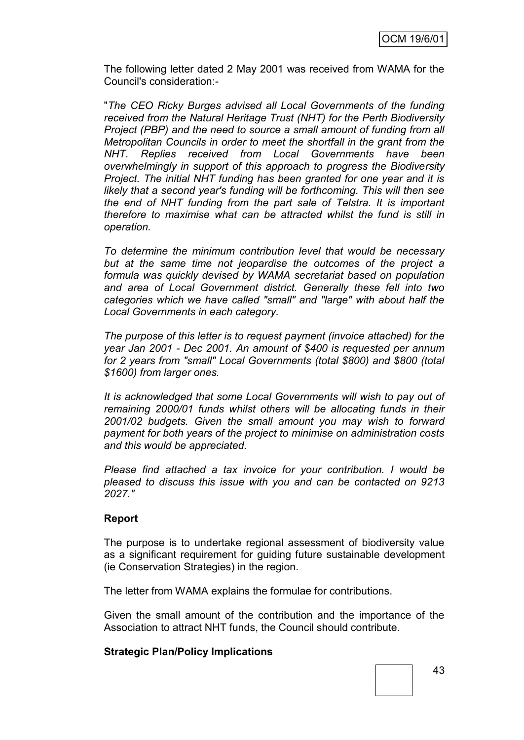The following letter dated 2 May 2001 was received from WAMA for the Council's consideration:-

"*The CEO Ricky Burges advised all Local Governments of the funding received from the Natural Heritage Trust (NHT) for the Perth Biodiversity Project (PBP) and the need to source a small amount of funding from all Metropolitan Councils in order to meet the shortfall in the grant from the NHT. Replies received from Local Governments have been overwhelmingly in support of this approach to progress the Biodiversity Project. The initial NHT funding has been granted for one year and it is likely that a second year's funding will be forthcoming. This will then see the end of NHT funding from the part sale of Telstra. It is important therefore to maximise what can be attracted whilst the fund is still in operation.*

*To determine the minimum contribution level that would be necessary but at the same time not jeopardise the outcomes of the project a formula was quickly devised by WAMA secretariat based on population and area of Local Government district. Generally these fell into two categories which we have called "small" and "large" with about half the Local Governments in each category.*

*The purpose of this letter is to request payment (invoice attached) for the year Jan 2001 - Dec 2001. An amount of $400 is requested per annum for 2 years from "small" Local Governments (total $800) and $800 (total $1600) from larger ones.*

*It is acknowledged that some Local Governments will wish to pay out of remaining 2000/01 funds whilst others will be allocating funds in their 2001/02 budgets. Given the small amount you may wish to forward payment for both years of the project to minimise on administration costs and this would be appreciated.*

*Please find attached a tax invoice for your contribution. I would be pleased to discuss this issue with you and can be contacted on 9213 2027."*

**Report**

The purpose is to undertake regional assessment of biodiversity value as a significant requirement for guiding future sustainable development (ie Conservation Strategies) in the region.

The letter from WAMA explains the formulae for contributions.

Given the small amount of the contribution and the importance of the Association to attract NHT funds, the Council should contribute.

**Strategic Plan/Policy Implications**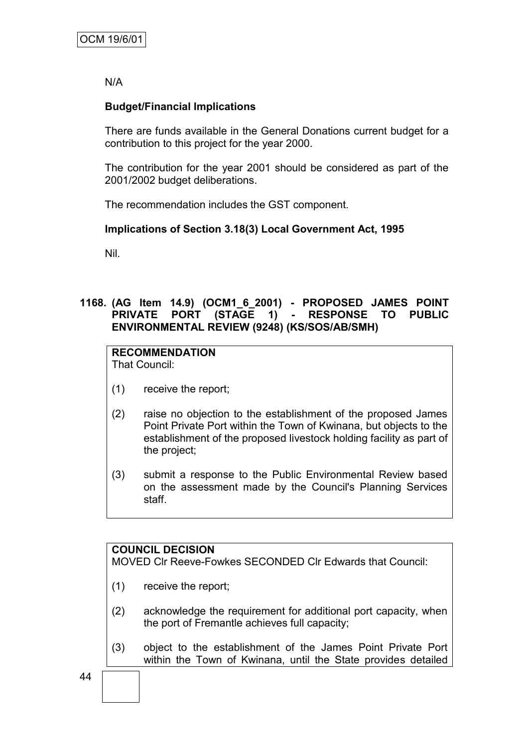N/A

**Budget/Financial Implications**

There are funds available in the General Donations current budget for a contribution to this project for the year 2000.

The contribution for the year 2001 should be considered as part of the 2001/2002 budget deliberations.

The recommendation includes the GST component.

**Implications of Section 3.18(3) Local Government Act, 1995**

Nil.

**1168. (AG Item 14.9) (OCM1_6_2001) - PROPOSED JAMES POINT PRIVATE PORT (STAGE 1) - RESPONSE TO PUBLIC ENVIRONMENTAL REVIEW (9248) (KS/SOS/AB/SMH)**

**RECOMMENDATION**
That Council:

(1) receive the report;

(2) raise no objection to the establishment of the proposed James Point Private Port within the Town of Kwinana, but objects to the establishment of the proposed livestock holding facility as part of the project;

(3) submit a response to the Public Environmental Review based on the assessment made by the Council's Planning Services staff.

**COUNCIL DECISION**
MOVED Clr Reeve-Fowkes SECONDED Clr Edwards that Council:

(1) receive the report;

(2) acknowledge the requirement for additional port capacity, when the port of Fremantle achieves full capacity;

(3) object to the establishment of the James Point Private Port within the Town of Kwinana, until the State provides detailed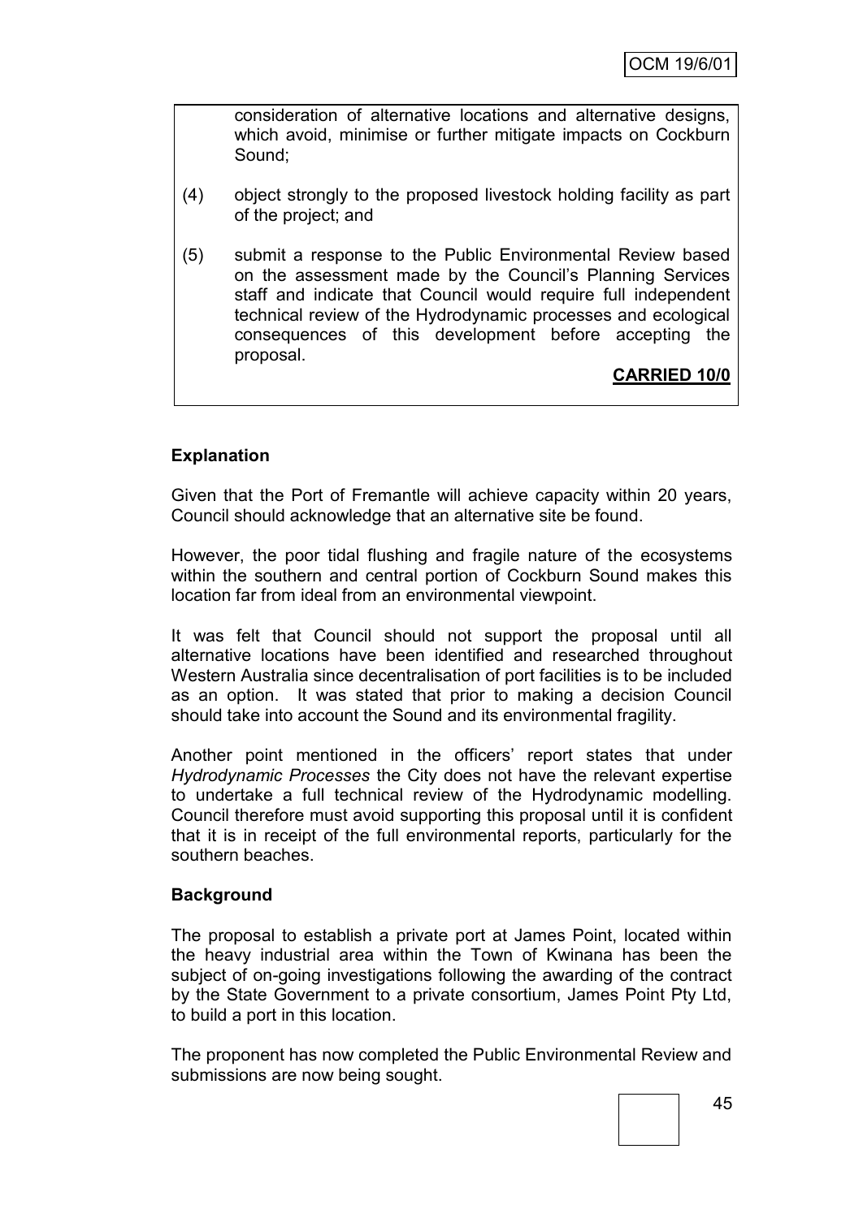consideration of alternative locations and alternative designs, which avoid, minimise or further mitigate impacts on Cockburn Sound;

(4) object strongly to the proposed livestock holding facility as part of the project; and

(5) submit a response to the Public Environmental Review based on the assessment made by the Council's Planning Services staff and indicate that Council would require full independent technical review of the Hydrodynamic processes and ecological consequences of this development before accepting the proposal.

**CARRIED 10/0**

**Explanation**

Given that the Port of Fremantle will achieve capacity within 20 years, Council should acknowledge that an alternative site be found.

However, the poor tidal flushing and fragile nature of the ecosystems within the southern and central portion of Cockburn Sound makes this location far from ideal from an environmental viewpoint.

It was felt that Council should not support the proposal until all alternative locations have been identified and researched throughout Western Australia since decentralisation of port facilities is to be included as an option. It was stated that prior to making a decision Council should take into account the Sound and its environmental fragility.

Another point mentioned in the officers' report states that under *Hydrodynamic Processes* the City does not have the relevant expertise to undertake a full technical review of the Hydrodynamic modelling. Council therefore must avoid supporting this proposal until it is confident that it is in receipt of the full environmental reports, particularly for the southern beaches.

**Background**

The proposal to establish a private port at James Point, located within the heavy industrial area within the Town of Kwinana has been the subject of on-going investigations following the awarding of the contract by the State Government to a private consortium, James Point Pty Ltd, to build a port in this location.

The proponent has now completed the Public Environmental Review and submissions are now being sought.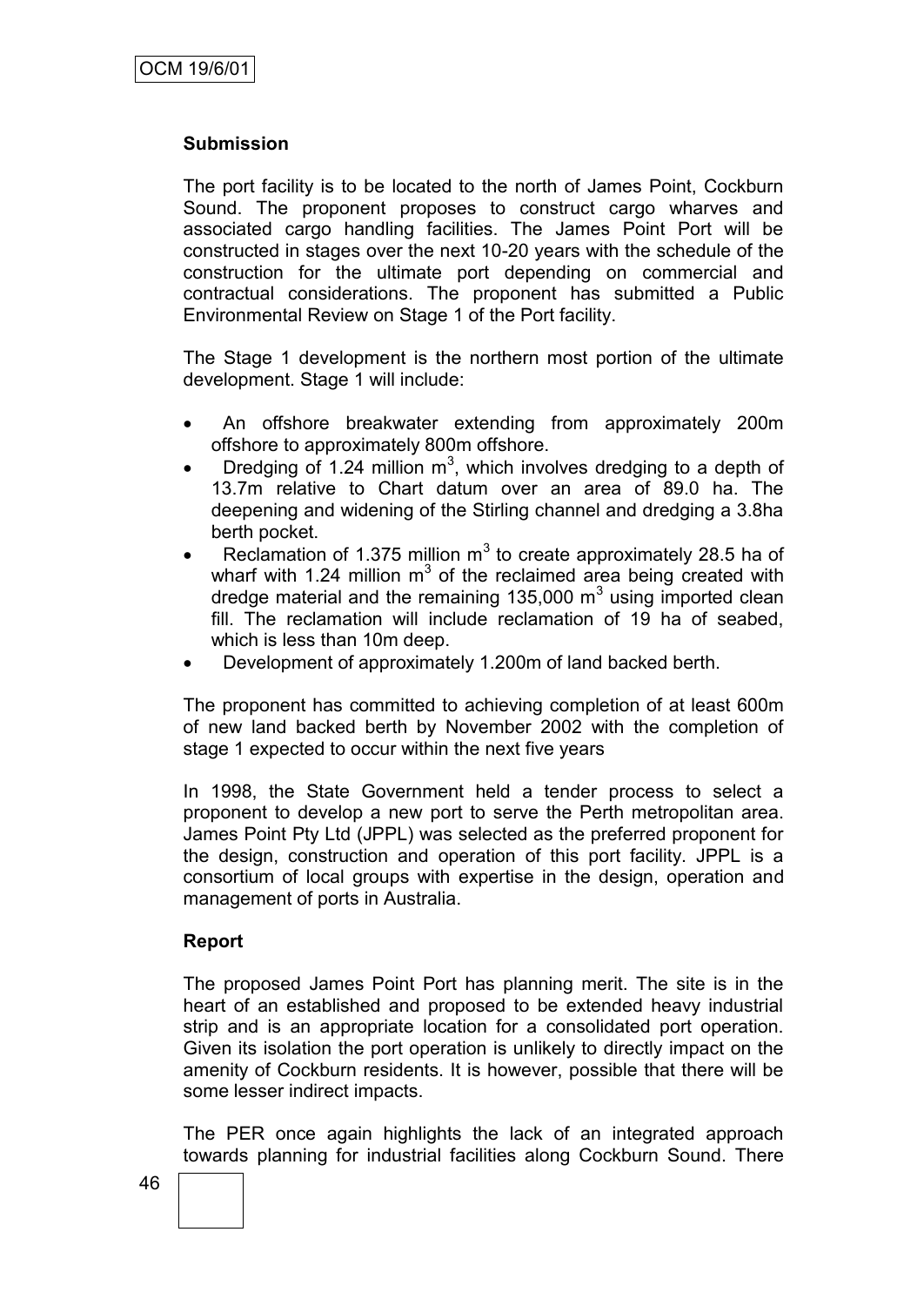**Submission**

The port facility is to be located to the north of James Point, Cockburn Sound. The proponent proposes to construct cargo wharves and associated cargo handling facilities. The James Point Port will be constructed in stages over the next 10-20 years with the schedule of the construction for the ultimate port depending on commercial and contractual considerations. The proponent has submitted a Public Environmental Review on Stage 1 of the Port facility.

The Stage 1 development is the northern most portion of the ultimate development. Stage 1 will include:

- An offshore breakwater extending from approximately 200m offshore to approximately 800m offshore.
- Dredging of 1.24 million $m^3$, which involves dredging to a depth of 13.7m relative to Chart datum over an area of 89.0 ha. The deepening and widening of the Stirling channel and dredging a 3.8ha berth pocket.
- Reclamation of 1.375 million $m^3$ to create approximately 28.5 ha of wharf with 1.24 million $m^3$ of the reclaimed area being created with dredge material and the remaining 135,000 $m^3$ using imported clean fill. The reclamation will include reclamation of 19 ha of seabed, which is less than 10m deep.
- Development of approximately 1.200m of land backed berth.

The proponent has committed to achieving completion of at least 600m of new land backed berth by November 2002 with the completion of stage 1 expected to occur within the next five years

In 1998, the State Government held a tender process to select a proponent to develop a new port to serve the Perth metropolitan area. James Point Pty Ltd (JPPL) was selected as the preferred proponent for the design, construction and operation of this port facility. JPPL is a consortium of local groups with expertise in the design, operation and management of ports in Australia.

**Report**

The proposed James Point Port has planning merit. The site is in the heart of an established and proposed to be extended heavy industrial strip and is an appropriate location for a consolidated port operation. Given its isolation the port operation is unlikely to directly impact on the amenity of Cockburn residents. It is however, possible that there will be some lesser indirect impacts.

The PER once again highlights the lack of an integrated approach towards planning for industrial facilities along Cockburn Sound. There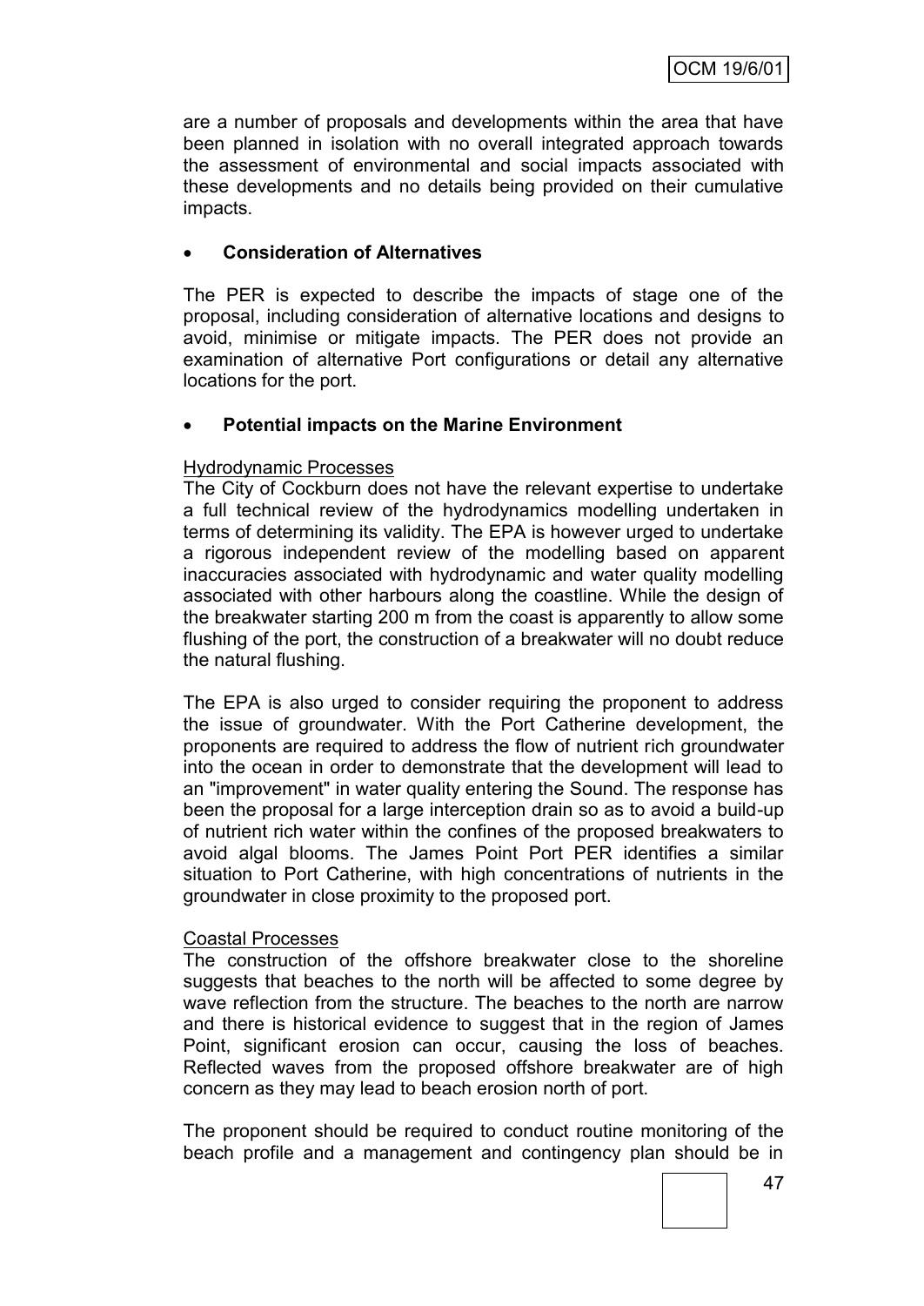are a number of proposals and developments within the area that have been planned in isolation with no overall integrated approach towards the assessment of environmental and social impacts associated with these developments and no details being provided on their cumulative impacts.

- **Consideration of Alternatives**

The PER is expected to describe the impacts of stage one of the proposal, including consideration of alternative locations and designs to avoid, minimise or mitigate impacts. The PER does not provide an examination of alternative Port configurations or detail any alternative locations for the port.

- **Potential impacts on the Marine Environment**

Hydrodynamic Processes

The City of Cockburn does not have the relevant expertise to undertake a full technical review of the hydrodynamics modelling undertaken in terms of determining its validity. The EPA is however urged to undertake a rigorous independent review of the modelling based on apparent inaccuracies associated with hydrodynamic and water quality modelling associated with other harbours along the coastline. While the design of the breakwater starting 200 m from the coast is apparently to allow some flushing of the port, the construction of a breakwater will no doubt reduce the natural flushing.

The EPA is also urged to consider requiring the proponent to address the issue of groundwater. With the Port Catherine development, the proponents are required to address the flow of nutrient rich groundwater into the ocean in order to demonstrate that the development will lead to an "improvement" in water quality entering the Sound. The response has been the proposal for a large interception drain so as to avoid a build-up of nutrient rich water within the confines of the proposed breakwaters to avoid algal blooms. The James Point Port PER identifies a similar situation to Port Catherine, with high concentrations of nutrients in the groundwater in close proximity to the proposed port.

Coastal Processes

The construction of the offshore breakwater close to the shoreline suggests that beaches to the north will be affected to some degree by wave reflection from the structure. The beaches to the north are narrow and there is historical evidence to suggest that in the region of James Point, significant erosion can occur, causing the loss of beaches. Reflected waves from the proposed offshore breakwater are of high concern as they may lead to beach erosion north of port.

The proponent should be required to conduct routine monitoring of the beach profile and a management and contingency plan should be in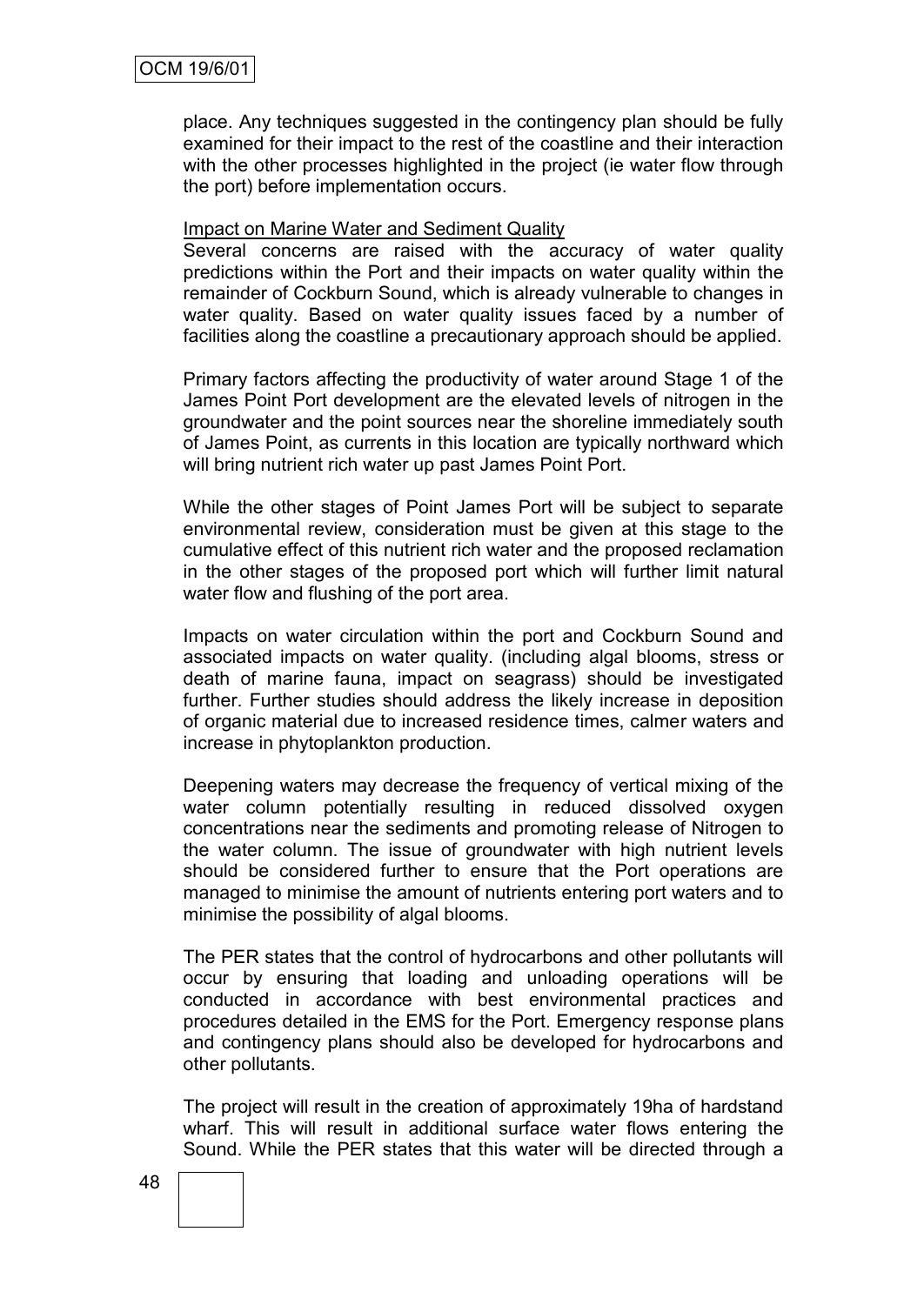place. Any techniques suggested in the contingency plan should be fully examined for their impact to the rest of the coastline and their interaction with the other processes highlighted in the project (ie water flow through the port) before implementation occurs.

Impact on Marine Water and Sediment Quality

Several concerns are raised with the accuracy of water quality predictions within the Port and their impacts on water quality within the remainder of Cockburn Sound, which is already vulnerable to changes in water quality. Based on water quality issues faced by a number of facilities along the coastline a precautionary approach should be applied.

Primary factors affecting the productivity of water around Stage 1 of the James Point Port development are the elevated levels of nitrogen in the groundwater and the point sources near the shoreline immediately south of James Point, as currents in this location are typically northward which will bring nutrient rich water up past James Point Port.

While the other stages of Point James Port will be subject to separate environmental review, consideration must be given at this stage to the cumulative effect of this nutrient rich water and the proposed reclamation in the other stages of the proposed port which will further limit natural water flow and flushing of the port area.

Impacts on water circulation within the port and Cockburn Sound and associated impacts on water quality. (including algal blooms, stress or death of marine fauna, impact on seagrass) should be investigated further. Further studies should address the likely increase in deposition of organic material due to increased residence times, calmer waters and increase in phytoplankton production.

Deepening waters may decrease the frequency of vertical mixing of the water column potentially resulting in reduced dissolved oxygen concentrations near the sediments and promoting release of Nitrogen to the water column. The issue of groundwater with high nutrient levels should be considered further to ensure that the Port operations are managed to minimise the amount of nutrients entering port waters and to minimise the possibility of algal blooms.

The PER states that the control of hydrocarbons and other pollutants will occur by ensuring that loading and unloading operations will be conducted in accordance with best environmental practices and procedures detailed in the EMS for the Port. Emergency response plans and contingency plans should also be developed for hydrocarbons and other pollutants.

The project will result in the creation of approximately 19ha of hardstand wharf. This will result in additional surface water flows entering the Sound. While the PER states that this water will be directed through a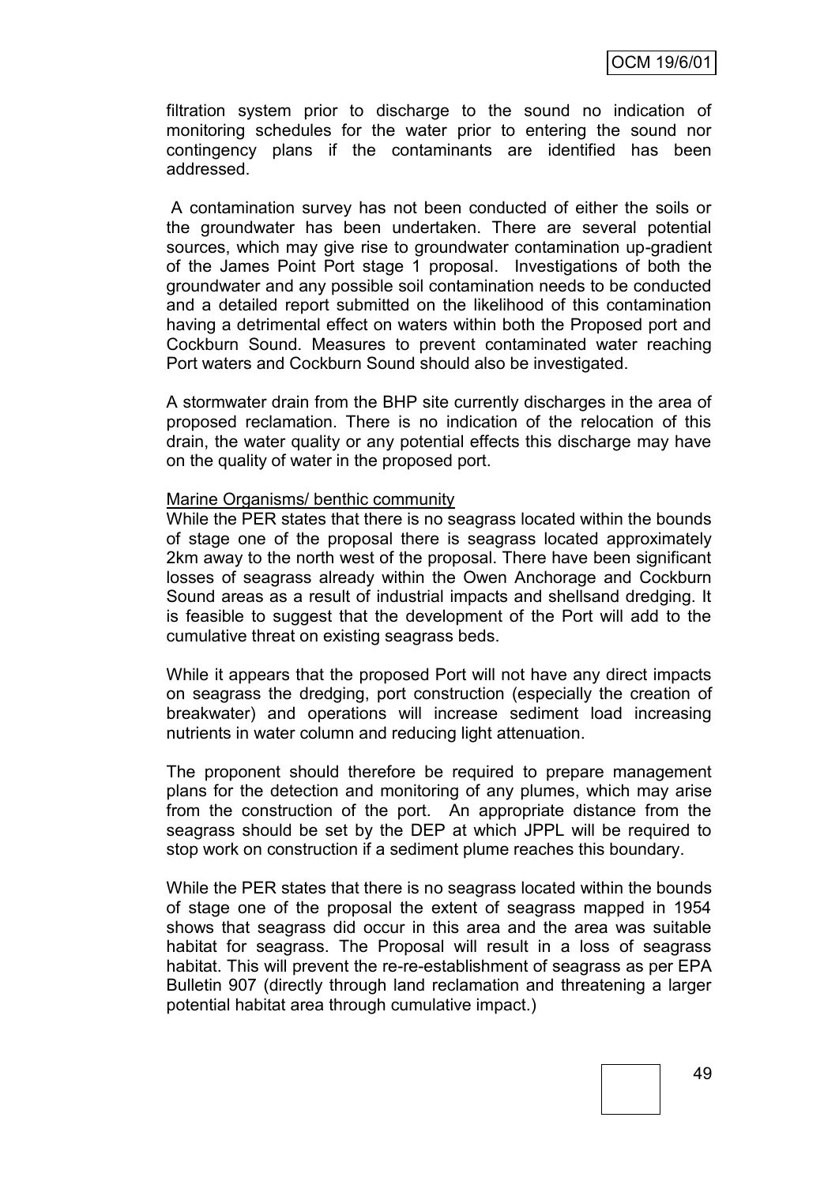filtration system prior to discharge to the sound no indication of monitoring schedules for the water prior to entering the sound nor contingency plans if the contaminants are identified has been addressed.

A contamination survey has not been conducted of either the soils or the groundwater has been undertaken. There are several potential sources, which may give rise to groundwater contamination up-gradient of the James Point Port stage 1 proposal. Investigations of both the groundwater and any possible soil contamination needs to be conducted and a detailed report submitted on the likelihood of this contamination having a detrimental effect on waters within both the Proposed port and Cockburn Sound. Measures to prevent contaminated water reaching Port waters and Cockburn Sound should also be investigated.

A stormwater drain from the BHP site currently discharges in the area of proposed reclamation. There is no indication of the relocation of this drain, the water quality or any potential effects this discharge may have on the quality of water in the proposed port.

Marine Organisms/ benthic community

While the PER states that there is no seagrass located within the bounds of stage one of the proposal there is seagrass located approximately 2km away to the north west of the proposal. There have been significant losses of seagrass already within the Owen Anchorage and Cockburn Sound areas as a result of industrial impacts and shellsand dredging. It is feasible to suggest that the development of the Port will add to the cumulative threat on existing seagrass beds.

While it appears that the proposed Port will not have any direct impacts on seagrass the dredging, port construction (especially the creation of breakwater) and operations will increase sediment load increasing nutrients in water column and reducing light attenuation.

The proponent should therefore be required to prepare management plans for the detection and monitoring of any plumes, which may arise from the construction of the port. An appropriate distance from the seagrass should be set by the DEP at which JPPL will be required to stop work on construction if a sediment plume reaches this boundary.

While the PER states that there is no seagrass located within the bounds of stage one of the proposal the extent of seagrass mapped in 1954 shows that seagrass did occur in this area and the area was suitable habitat for seagrass. The Proposal will result in a loss of seagrass habitat. This will prevent the re-re-establishment of seagrass as per EPA Bulletin 907 (directly through land reclamation and threatening a larger potential habitat area through cumulative impact.)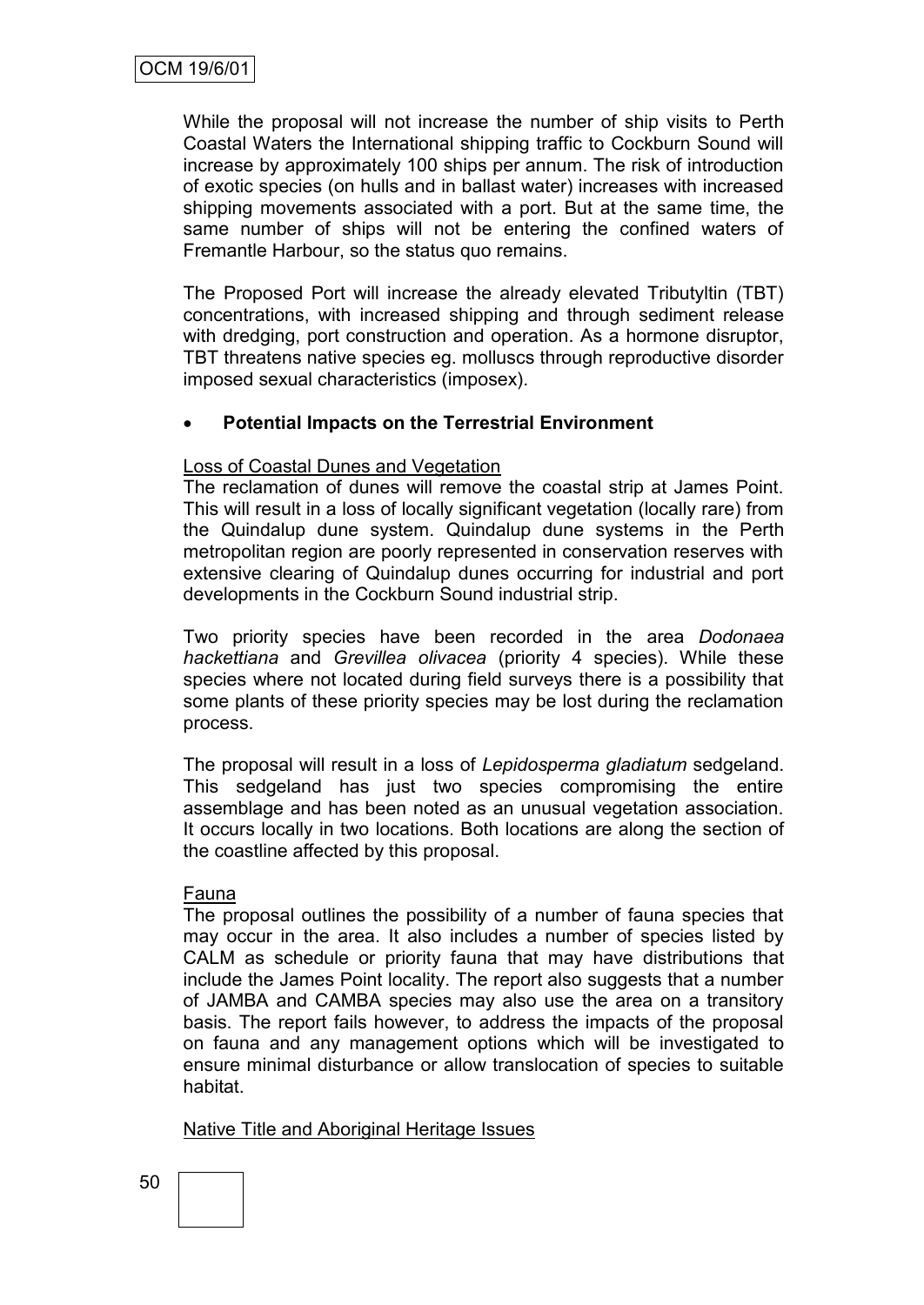While the proposal will not increase the number of ship visits to Perth Coastal Waters the International shipping traffic to Cockburn Sound will increase by approximately 100 ships per annum. The risk of introduction of exotic species (on hulls and in ballast water) increases with increased shipping movements associated with a port. But at the same time, the same number of ships will not be entering the confined waters of Fremantle Harbour, so the status quo remains.

The Proposed Port will increase the already elevated Tributyltin (TBT) concentrations, with increased shipping and through sediment release with dredging, port construction and operation. As a hormone disruptor, TBT threatens native species eg. molluscs through reproductive disorder imposed sexual characteristics (imposex).

- **Potential Impacts on the Terrestrial Environment**

Loss of Coastal Dunes and Vegetation

The reclamation of dunes will remove the coastal strip at James Point. This will result in a loss of locally significant vegetation (locally rare) from the Quindalup dune system. Quindalup dune systems in the Perth metropolitan region are poorly represented in conservation reserves with extensive clearing of Quindalup dunes occurring for industrial and port developments in the Cockburn Sound industrial strip.

Two priority species have been recorded in the area *Dodonaea hackettiana* and *Grevillea olivacea* (priority 4 species). While these species where not located during field surveys there is a possibility that some plants of these priority species may be lost during the reclamation process.

The proposal will result in a loss of *Lepidosperma gladiatum* sedgeland. This sedgeland has just two species compromising the entire assemblage and has been noted as an unusual vegetation association. It occurs locally in two locations. Both locations are along the section of the coastline affected by this proposal.

Fauna

The proposal outlines the possibility of a number of fauna species that may occur in the area. It also includes a number of species listed by CALM as schedule or priority fauna that may have distributions that include the James Point locality. The report also suggests that a number of JAMBA and CAMBA species may also use the area on a transitory basis. The report fails however, to address the impacts of the proposal on fauna and any management options which will be investigated to ensure minimal disturbance or allow translocation of species to suitable habitat.

Native Title and Aboriginal Heritage Issues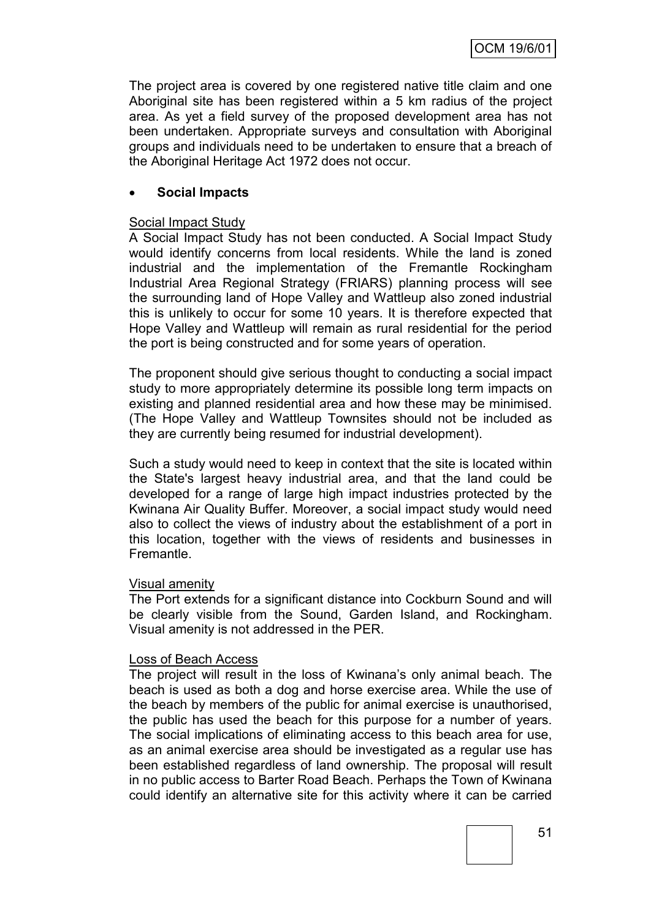The project area is covered by one registered native title claim and one Aboriginal site has been registered within a 5 km radius of the project area. As yet a field survey of the proposed development area has not been undertaken. Appropriate surveys and consultation with Aboriginal groups and individuals need to be undertaken to ensure that a breach of the Aboriginal Heritage Act 1972 does not occur.

- **Social Impacts**

Social Impact Study

A Social Impact Study has not been conducted. A Social Impact Study would identify concerns from local residents. While the land is zoned industrial and the implementation of the Fremantle Rockingham Industrial Area Regional Strategy (FRIARS) planning process will see the surrounding land of Hope Valley and Wattleup also zoned industrial this is unlikely to occur for some 10 years. It is therefore expected that Hope Valley and Wattleup will remain as rural residential for the period the port is being constructed and for some years of operation.

The proponent should give serious thought to conducting a social impact study to more appropriately determine its possible long term impacts on existing and planned residential area and how these may be minimised. (The Hope Valley and Wattleup Townsites should not be included as they are currently being resumed for industrial development).

Such a study would need to keep in context that the site is located within the State's largest heavy industrial area, and that the land could be developed for a range of large high impact industries protected by the Kwinana Air Quality Buffer. Moreover, a social impact study would need also to collect the views of industry about the establishment of a port in this location, together with the views of residents and businesses in Fremantle.

Visual amenity

The Port extends for a significant distance into Cockburn Sound and will be clearly visible from the Sound, Garden Island, and Rockingham. Visual amenity is not addressed in the PER.

Loss of Beach Access

The project will result in the loss of Kwinana's only animal beach. The beach is used as both a dog and horse exercise area. While the use of the beach by members of the public for animal exercise is unauthorised, the public has used the beach for this purpose for a number of years. The social implications of eliminating access to this beach area for use, as an animal exercise area should be investigated as a regular use has been established regardless of land ownership. The proposal will result in no public access to Barter Road Beach. Perhaps the Town of Kwinana could identify an alternative site for this activity where it can be carried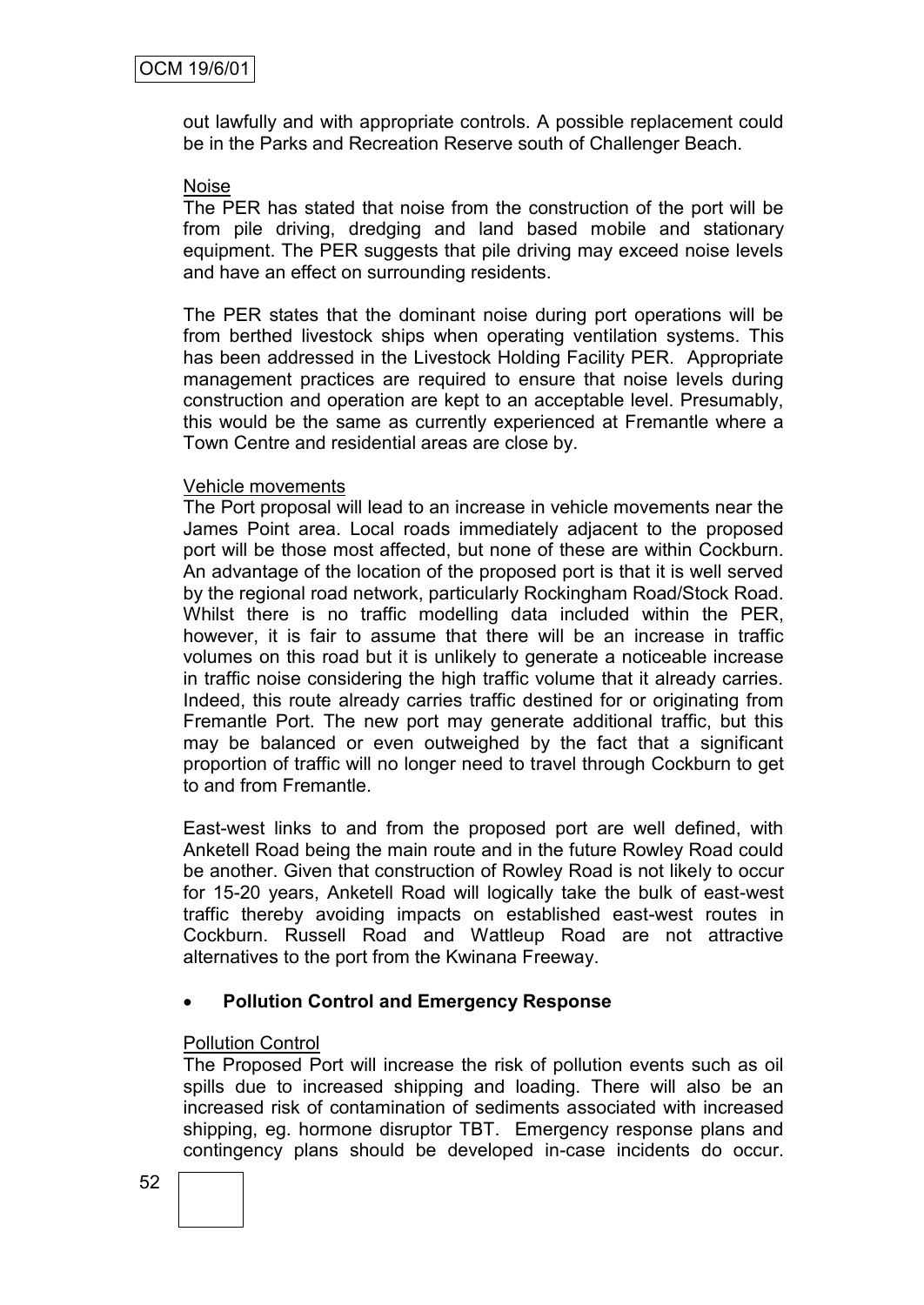out lawfully and with appropriate controls. A possible replacement could be in the Parks and Recreation Reserve south of Challenger Beach.

Noise

The PER has stated that noise from the construction of the port will be from pile driving, dredging and land based mobile and stationary equipment. The PER suggests that pile driving may exceed noise levels and have an effect on surrounding residents.

The PER states that the dominant noise during port operations will be from berthed livestock ships when operating ventilation systems. This has been addressed in the Livestock Holding Facility PER. Appropriate management practices are required to ensure that noise levels during construction and operation are kept to an acceptable level. Presumably, this would be the same as currently experienced at Fremantle where a Town Centre and residential areas are close by.

Vehicle movements

The Port proposal will lead to an increase in vehicle movements near the James Point area. Local roads immediately adjacent to the proposed port will be those most affected, but none of these are within Cockburn. An advantage of the location of the proposed port is that it is well served by the regional road network, particularly Rockingham Road/Stock Road. Whilst there is no traffic modelling data included within the PER, however, it is fair to assume that there will be an increase in traffic volumes on this road but it is unlikely to generate a noticeable increase in traffic noise considering the high traffic volume that it already carries. Indeed, this route already carries traffic destined for or originating from Fremantle Port. The new port may generate additional traffic, but this may be balanced or even outweighed by the fact that a significant proportion of traffic will no longer need to travel through Cockburn to get to and from Fremantle.

East-west links to and from the proposed port are well defined, with Anketell Road being the main route and in the future Rowley Road could be another. Given that construction of Rowley Road is not likely to occur for 15-20 years, Anketell Road will logically take the bulk of east-west traffic thereby avoiding impacts on established east-west routes in Cockburn. Russell Road and Wattleup Road are not attractive alternatives to the port from the Kwinana Freeway.

- **Pollution Control and Emergency Response**

Pollution Control

The Proposed Port will increase the risk of pollution events such as oil spills due to increased shipping and loading. There will also be an increased risk of contamination of sediments associated with increased shipping, eg. hormone disruptor TBT. Emergency response plans and contingency plans should be developed in-case incidents do occur.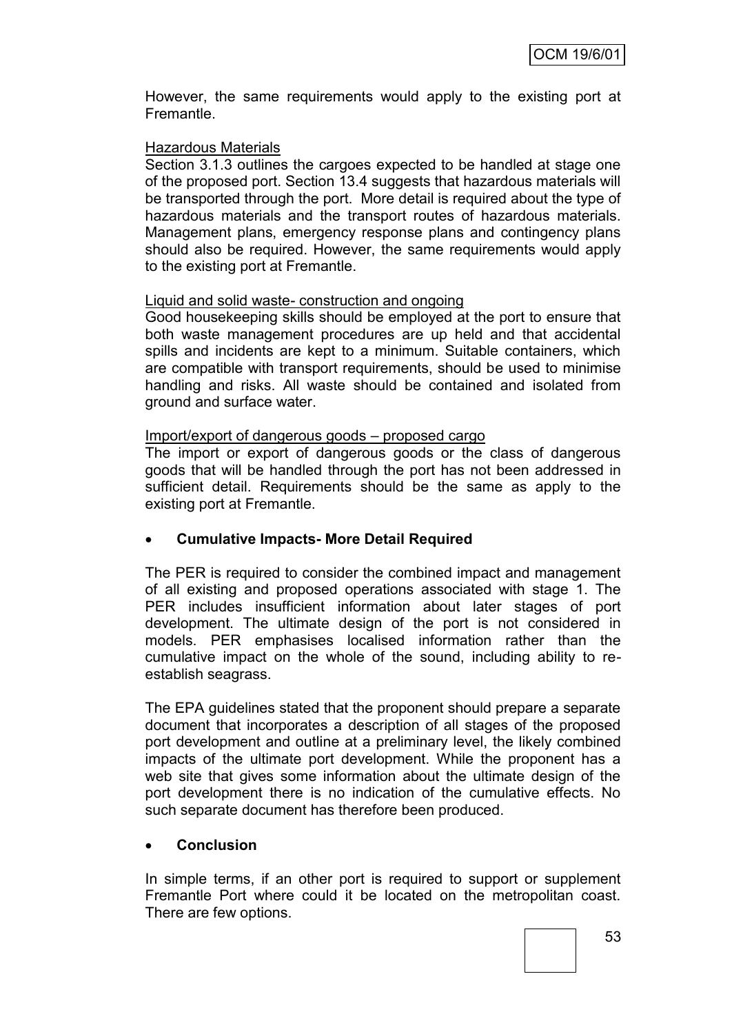However, the same requirements would apply to the existing port at Fremantle.

Hazardous Materials

Section 3.1.3 outlines the cargoes expected to be handled at stage one of the proposed port. Section 13.4 suggests that hazardous materials will be transported through the port. More detail is required about the type of hazardous materials and the transport routes of hazardous materials. Management plans, emergency response plans and contingency plans should also be required. However, the same requirements would apply to the existing port at Fremantle.

Liquid and solid waste- construction and ongoing

Good housekeeping skills should be employed at the port to ensure that both waste management procedures are up held and that accidental spills and incidents are kept to a minimum. Suitable containers, which are compatible with transport requirements, should be used to minimise handling and risks. All waste should be contained and isolated from ground and surface water.

Import/export of dangerous goods – proposed cargo

The import or export of dangerous goods or the class of dangerous goods that will be handled through the port has not been addressed in sufficient detail. Requirements should be the same as apply to the existing port at Fremantle.

- **Cumulative Impacts- More Detail Required**

The PER is required to consider the combined impact and management of all existing and proposed operations associated with stage 1. The PER includes insufficient information about later stages of port development. The ultimate design of the port is not considered in models. PER emphasises localised information rather than the cumulative impact on the whole of the sound, including ability to re-establish seagrass.

The EPA guidelines stated that the proponent should prepare a separate document that incorporates a description of all stages of the proposed port development and outline at a preliminary level, the likely combined impacts of the ultimate port development. While the proponent has a web site that gives some information about the ultimate design of the port development there is no indication of the cumulative effects. No such separate document has therefore been produced.

- **Conclusion**

In simple terms, if an other port is required to support or supplement Fremantle Port where could it be located on the metropolitan coast. There are few options.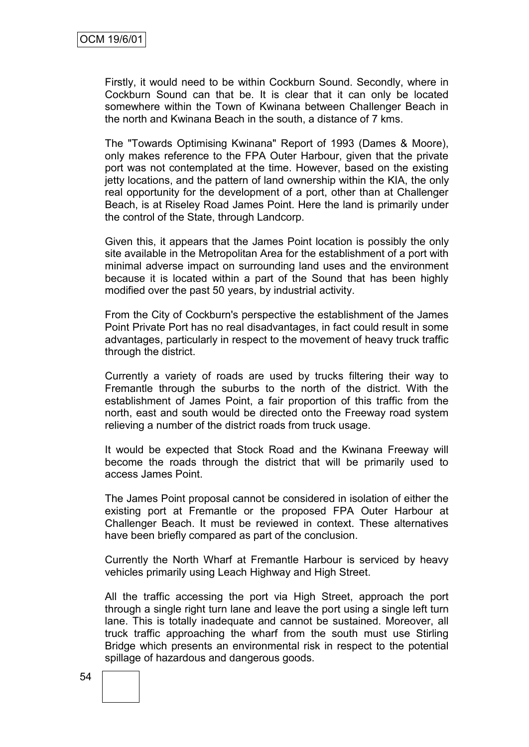Firstly, it would need to be within Cockburn Sound. Secondly, where in Cockburn Sound can that be. It is clear that it can only be located somewhere within the Town of Kwinana between Challenger Beach in the north and Kwinana Beach in the south, a distance of 7 kms.

The "Towards Optimising Kwinana" Report of 1993 (Dames & Moore), only makes reference to the FPA Outer Harbour, given that the private port was not contemplated at the time. However, based on the existing jetty locations, and the pattern of land ownership within the KIA, the only real opportunity for the development of a port, other than at Challenger Beach, is at Riseley Road James Point. Here the land is primarily under the control of the State, through Landcorp.

Given this, it appears that the James Point location is possibly the only site available in the Metropolitan Area for the establishment of a port with minimal adverse impact on surrounding land uses and the environment because it is located within a part of the Sound that has been highly modified over the past 50 years, by industrial activity.

From the City of Cockburn's perspective the establishment of the James Point Private Port has no real disadvantages, in fact could result in some advantages, particularly in respect to the movement of heavy truck traffic through the district.

Currently a variety of roads are used by trucks filtering their way to Fremantle through the suburbs to the north of the district. With the establishment of James Point, a fair proportion of this traffic from the north, east and south would be directed onto the Freeway road system relieving a number of the district roads from truck usage.

It would be expected that Stock Road and the Kwinana Freeway will become the roads through the district that will be primarily used to access James Point.

The James Point proposal cannot be considered in isolation of either the existing port at Fremantle or the proposed FPA Outer Harbour at Challenger Beach. It must be reviewed in context. These alternatives have been briefly compared as part of the conclusion.

Currently the North Wharf at Fremantle Harbour is serviced by heavy vehicles primarily using Leach Highway and High Street.

All the traffic accessing the port via High Street, approach the port through a single right turn lane and leave the port using a single left turn lane. This is totally inadequate and cannot be sustained. Moreover, all truck traffic approaching the wharf from the south must use Stirling Bridge which presents an environmental risk in respect to the potential spillage of hazardous and dangerous goods.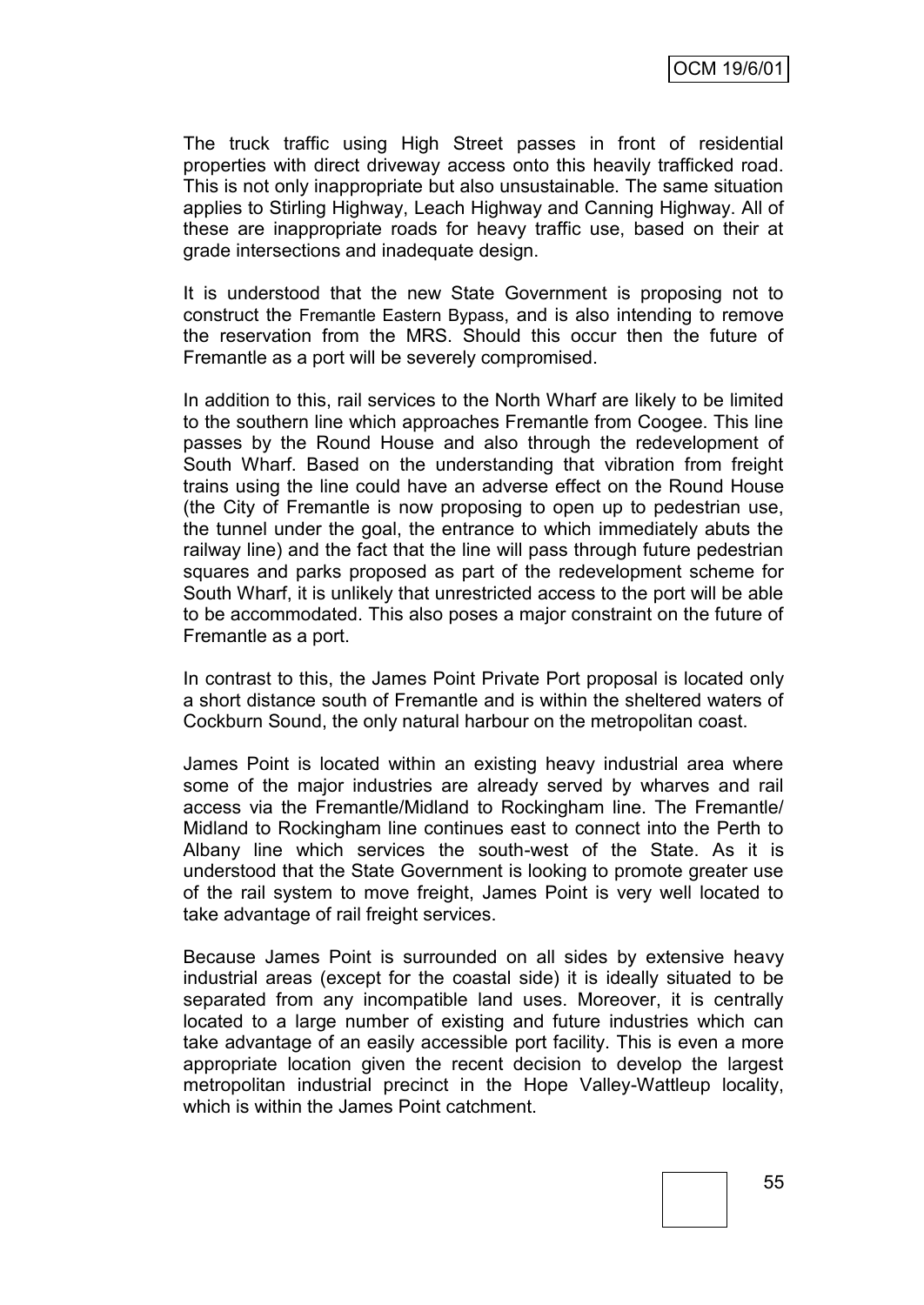The truck traffic using High Street passes in front of residential properties with direct driveway access onto this heavily trafficked road. This is not only inappropriate but also unsustainable. The same situation applies to Stirling Highway, Leach Highway and Canning Highway. All of these are inappropriate roads for heavy traffic use, based on their at grade intersections and inadequate design.

It is understood that the new State Government is proposing not to construct the Fremantle Eastern Bypass, and is also intending to remove the reservation from the MRS. Should this occur then the future of Fremantle as a port will be severely compromised.

In addition to this, rail services to the North Wharf are likely to be limited to the southern line which approaches Fremantle from Coogee. This line passes by the Round House and also through the redevelopment of South Wharf. Based on the understanding that vibration from freight trains using the line could have an adverse effect on the Round House (the City of Fremantle is now proposing to open up to pedestrian use, the tunnel under the goal, the entrance to which immediately abuts the railway line) and the fact that the line will pass through future pedestrian squares and parks proposed as part of the redevelopment scheme for South Wharf, it is unlikely that unrestricted access to the port will be able to be accommodated. This also poses a major constraint on the future of Fremantle as a port.

In contrast to this, the James Point Private Port proposal is located only a short distance south of Fremantle and is within the sheltered waters of Cockburn Sound, the only natural harbour on the metropolitan coast.

James Point is located within an existing heavy industrial area where some of the major industries are already served by wharves and rail access via the Fremantle/Midland to Rockingham line. The Fremantle/ Midland to Rockingham line continues east to connect into the Perth to Albany line which services the south-west of the State. As it is understood that the State Government is looking to promote greater use of the rail system to move freight, James Point is very well located to take advantage of rail freight services.

Because James Point is surrounded on all sides by extensive heavy industrial areas (except for the coastal side) it is ideally situated to be separated from any incompatible land uses. Moreover, it is centrally located to a large number of existing and future industries which can take advantage of an easily accessible port facility. This is even a more appropriate location given the recent decision to develop the largest metropolitan industrial precinct in the Hope Valley-Wattleup locality, which is within the James Point catchment.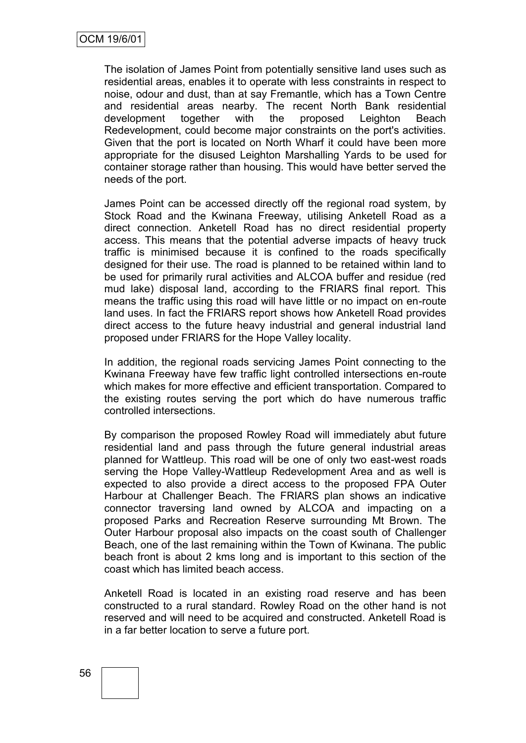The isolation of James Point from potentially sensitive land uses such as residential areas, enables it to operate with less constraints in respect to noise, odour and dust, than at say Fremantle, which has a Town Centre and residential areas nearby. The recent North Bank residential development together with the proposed Leighton Beach Redevelopment, could become major constraints on the port's activities. Given that the port is located on North Wharf it could have been more appropriate for the disused Leighton Marshalling Yards to be used for container storage rather than housing. This would have better served the needs of the port.

James Point can be accessed directly off the regional road system, by Stock Road and the Kwinana Freeway, utilising Anketell Road as a direct connection. Anketell Road has no direct residential property access. This means that the potential adverse impacts of heavy truck traffic is minimised because it is confined to the roads specifically designed for their use. The road is planned to be retained within land to be used for primarily rural activities and ALCOA buffer and residue (red mud lake) disposal land, according to the FRIARS final report. This means the traffic using this road will have little or no impact on en-route land uses. In fact the FRIARS report shows how Anketell Road provides direct access to the future heavy industrial and general industrial land proposed under FRIARS for the Hope Valley locality.

In addition, the regional roads servicing James Point connecting to the Kwinana Freeway have few traffic light controlled intersections en-route which makes for more effective and efficient transportation. Compared to the existing routes serving the port which do have numerous traffic controlled intersections.

By comparison the proposed Rowley Road will immediately abut future residential land and pass through the future general industrial areas planned for Wattleup. This road will be one of only two east-west roads serving the Hope Valley-Wattleup Redevelopment Area and as well is expected to also provide a direct access to the proposed FPA Outer Harbour at Challenger Beach. The FRIARS plan shows an indicative connector traversing land owned by ALCOA and impacting on a proposed Parks and Recreation Reserve surrounding Mt Brown. The Outer Harbour proposal also impacts on the coast south of Challenger Beach, one of the last remaining within the Town of Kwinana. The public beach front is about 2 kms long and is important to this section of the coast which has limited beach access.

Anketell Road is located in an existing road reserve and has been constructed to a rural standard. Rowley Road on the other hand is not reserved and will need to be acquired and constructed. Anketell Road is in a far better location to serve a future port.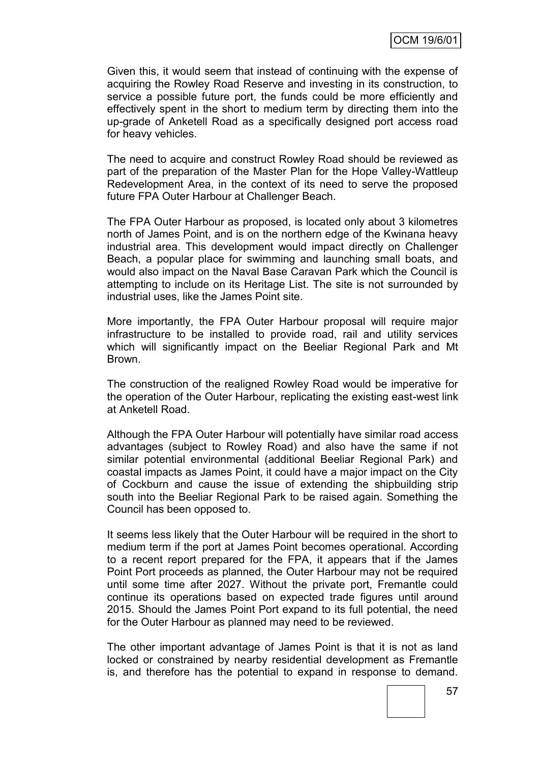Given this, it would seem that instead of continuing with the expense of acquiring the Rowley Road Reserve and investing in its construction, to service a possible future port, the funds could be more efficiently and effectively spent in the short to medium term by directing them into the up-grade of Anketell Road as a specifically designed port access road for heavy vehicles.

The need to acquire and construct Rowley Road should be reviewed as part of the preparation of the Master Plan for the Hope Valley-Wattleup Redevelopment Area, in the context of its need to serve the proposed future FPA Outer Harbour at Challenger Beach.

The FPA Outer Harbour as proposed, is located only about 3 kilometres north of James Point, and is on the northern edge of the Kwinana heavy industrial area. This development would impact directly on Challenger Beach, a popular place for swimming and launching small boats, and would also impact on the Naval Base Caravan Park which the Council is attempting to include on its Heritage List. The site is not surrounded by industrial uses, like the James Point site.

More importantly, the FPA Outer Harbour proposal will require major infrastructure to be installed to provide road, rail and utility services which will significantly impact on the Beeliar Regional Park and Mt Brown.

The construction of the realigned Rowley Road would be imperative for the operation of the Outer Harbour, replicating the existing east-west link at Anketell Road.

Although the FPA Outer Harbour will potentially have similar road access advantages (subject to Rowley Road) and also have the same if not similar potential environmental (additional Beeliar Regional Park) and coastal impacts as James Point, it could have a major impact on the City of Cockburn and cause the issue of extending the shipbuilding strip south into the Beeliar Regional Park to be raised again. Something the Council has been opposed to.

It seems less likely that the Outer Harbour will be required in the short to medium term if the port at James Point becomes operational. According to a recent report prepared for the FPA, it appears that if the James Point Port proceeds as planned, the Outer Harbour may not be required until some time after 2027. Without the private port, Fremantle could continue its operations based on expected trade figures until around 2015. Should the James Point Port expand to its full potential, the need for the Outer Harbour as planned may need to be reviewed.

The other important advantage of James Point is that it is not as land locked or constrained by nearby residential development as Fremantle is, and therefore has the potential to expand in response to demand.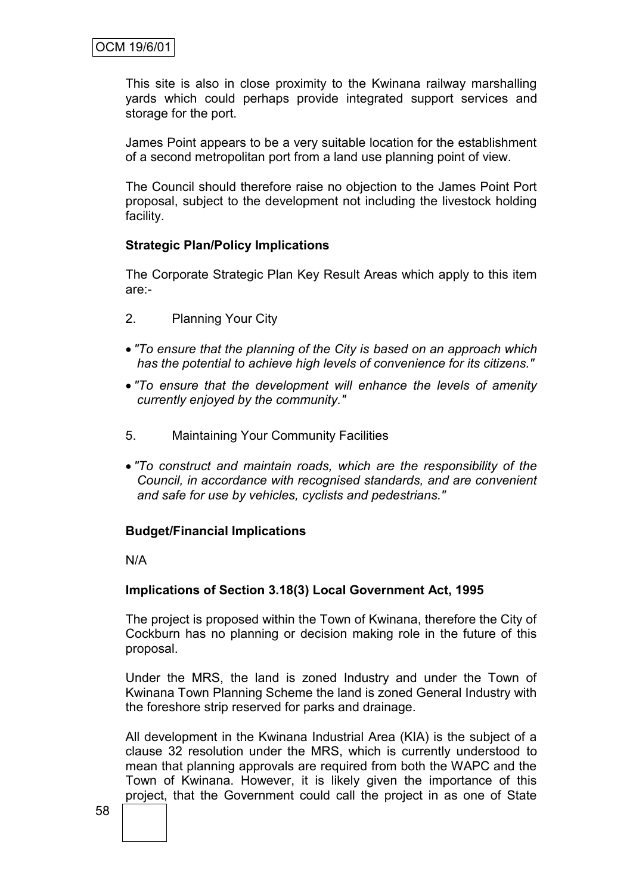This site is also in close proximity to the Kwinana railway marshalling yards which could perhaps provide integrated support services and storage for the port.

James Point appears to be a very suitable location for the establishment of a second metropolitan port from a land use planning point of view.

The Council should therefore raise no objection to the James Point Port proposal, subject to the development not including the livestock holding facility.

**Strategic Plan/Policy Implications**

The Corporate Strategic Plan Key Result Areas which apply to this item are:-

2. Planning Your City

- *"To ensure that the planning of the City is based on an approach which has the potential to achieve high levels of convenience for its citizens."*
- *"To ensure that the development will enhance the levels of amenity currently enjoyed by the community."*

5. Maintaining Your Community Facilities

- *"To construct and maintain roads, which are the responsibility of the Council, in accordance with recognised standards, and are convenient and safe for use by vehicles, cyclists and pedestrians."*

**Budget/Financial Implications**

N/A

**Implications of Section 3.18(3) Local Government Act, 1995**

The project is proposed within the Town of Kwinana, therefore the City of Cockburn has no planning or decision making role in the future of this proposal.

Under the MRS, the land is zoned Industry and under the Town of Kwinana Town Planning Scheme the land is zoned General Industry with the foreshore strip reserved for parks and drainage.

All development in the Kwinana Industrial Area (KIA) is the subject of a clause 32 resolution under the MRS, which is currently understood to mean that planning approvals are required from both the WAPC and the Town of Kwinana. However, it is likely given the importance of this project, that the Government could call the project in as one of State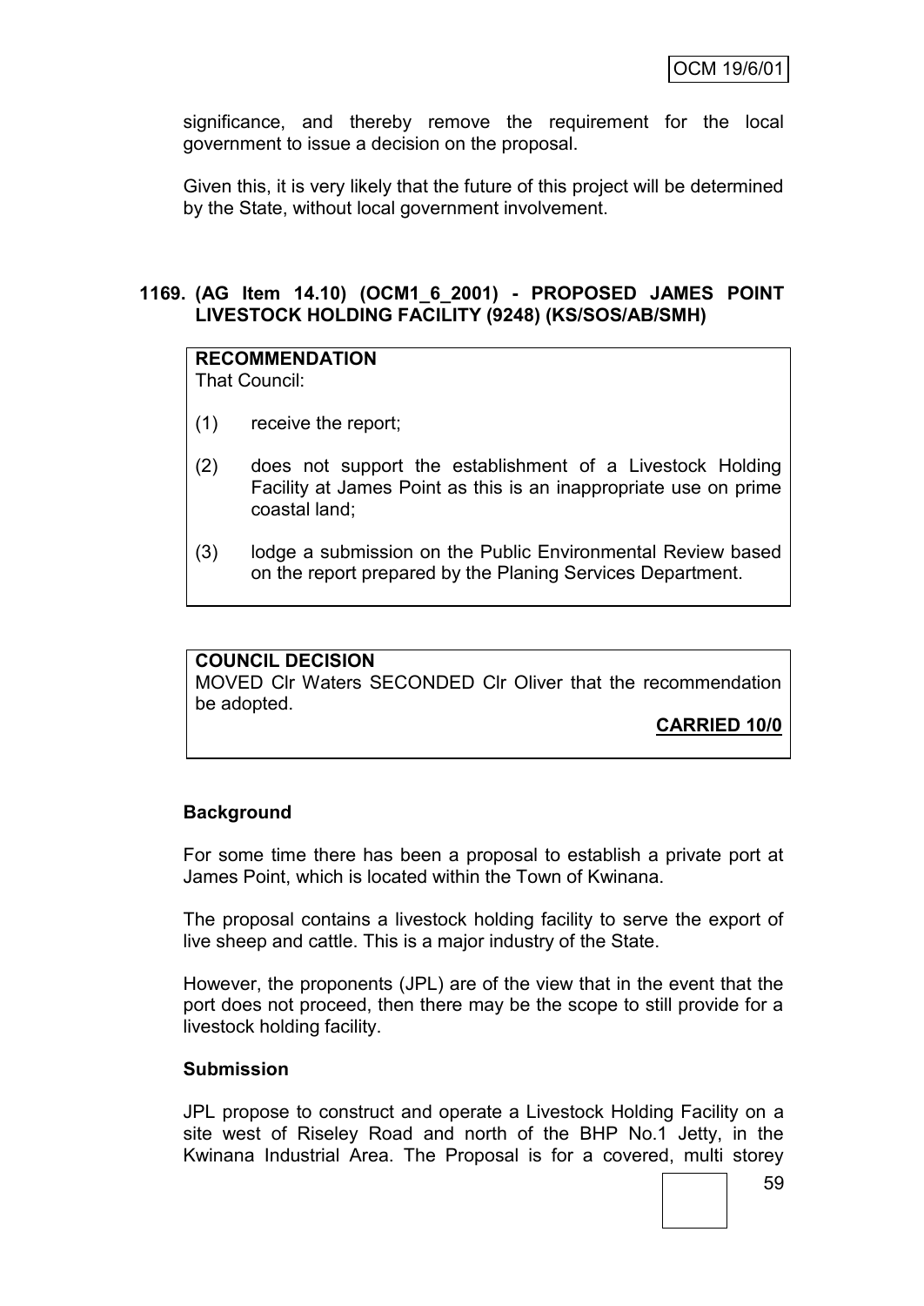significance, and thereby remove the requirement for the local government to issue a decision on the proposal.

Given this, it is very likely that the future of this project will be determined by the State, without local government involvement.

## 1169. (AG Item 14.10) (OCM1_6_2001) - PROPOSED JAMES POINT LIVESTOCK HOLDING FACILITY (9248) (KS/SOS/AB/SMH)

**RECOMMENDATION**
That Council:

(1) receive the report;

(2) does not support the establishment of a Livestock Holding Facility at James Point as this is an inappropriate use on prime coastal land;

(3) lodge a submission on the Public Environmental Review based on the report prepared by the Planing Services Department.

**COUNCIL DECISION**
MOVED Clr Waters SECONDED Clr Oliver that the recommendation be adopted.

**CARRIED 10/0**

### Background

For some time there has been a proposal to establish a private port at James Point, which is located within the Town of Kwinana.

The proposal contains a livestock holding facility to serve the export of live sheep and cattle. This is a major industry of the State.

However, the proponents (JPL) are of the view that in the event that the port does not proceed, then there may be the scope to still provide for a livestock holding facility.

### Submission

JPL propose to construct and operate a Livestock Holding Facility on a site west of Riseley Road and north of the BHP No.1 Jetty, in the Kwinana Industrial Area. The Proposal is for a covered, multi storey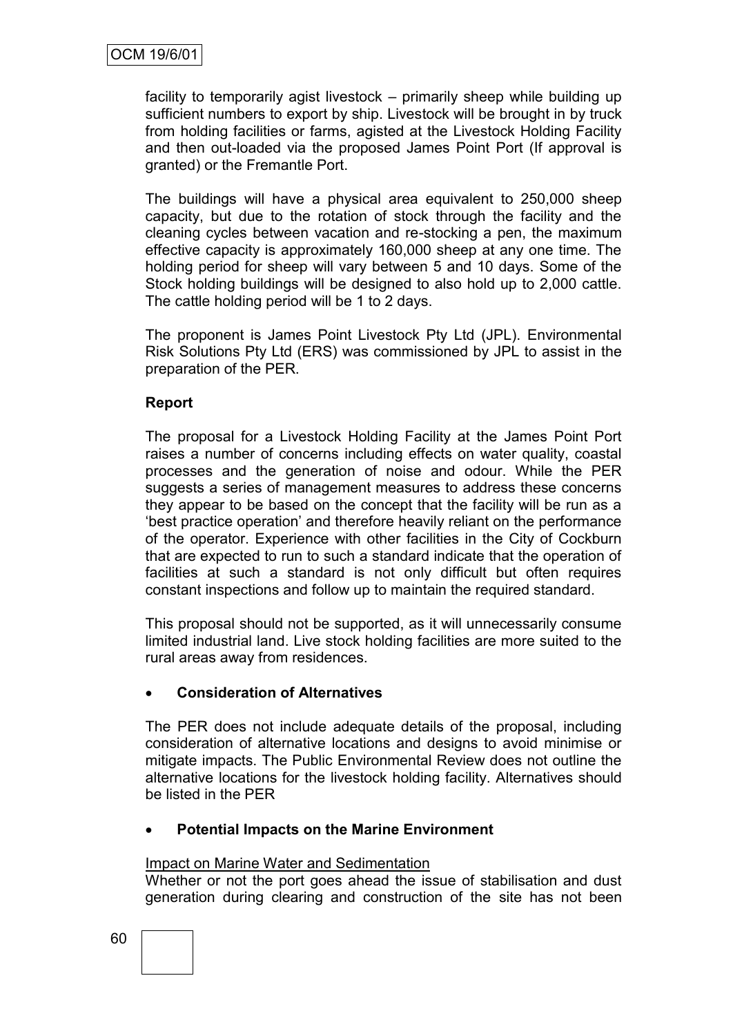facility to temporarily agist livestock – primarily sheep while building up sufficient numbers to export by ship. Livestock will be brought in by truck from holding facilities or farms, agisted at the Livestock Holding Facility and then out-loaded via the proposed James Point Port (If approval is granted) or the Fremantle Port.

The buildings will have a physical area equivalent to 250,000 sheep capacity, but due to the rotation of stock through the facility and the cleaning cycles between vacation and re-stocking a pen, the maximum effective capacity is approximately 160,000 sheep at any one time. The holding period for sheep will vary between 5 and 10 days. Some of the Stock holding buildings will be designed to also hold up to 2,000 cattle. The cattle holding period will be 1 to 2 days.

The proponent is James Point Livestock Pty Ltd (JPL). Environmental Risk Solutions Pty Ltd (ERS) was commissioned by JPL to assist in the preparation of the PER.

**Report**

The proposal for a Livestock Holding Facility at the James Point Port raises a number of concerns including effects on water quality, coastal processes and the generation of noise and odour. While the PER suggests a series of management measures to address these concerns they appear to be based on the concept that the facility will be run as a 'best practice operation' and therefore heavily reliant on the performance of the operator. Experience with other facilities in the City of Cockburn that are expected to run to such a standard indicate that the operation of facilities at such a standard is not only difficult but often requires constant inspections and follow up to maintain the required standard.

This proposal should not be supported, as it will unnecessarily consume limited industrial land. Live stock holding facilities are more suited to the rural areas away from residences.

- **Consideration of Alternatives**

The PER does not include adequate details of the proposal, including consideration of alternative locations and designs to avoid minimise or mitigate impacts. The Public Environmental Review does not outline the alternative locations for the livestock holding facility. Alternatives should be listed in the PER

- **Potential Impacts on the Marine Environment**

Impact on Marine Water and Sedimentation

Whether or not the port goes ahead the issue of stabilisation and dust generation during clearing and construction of the site has not been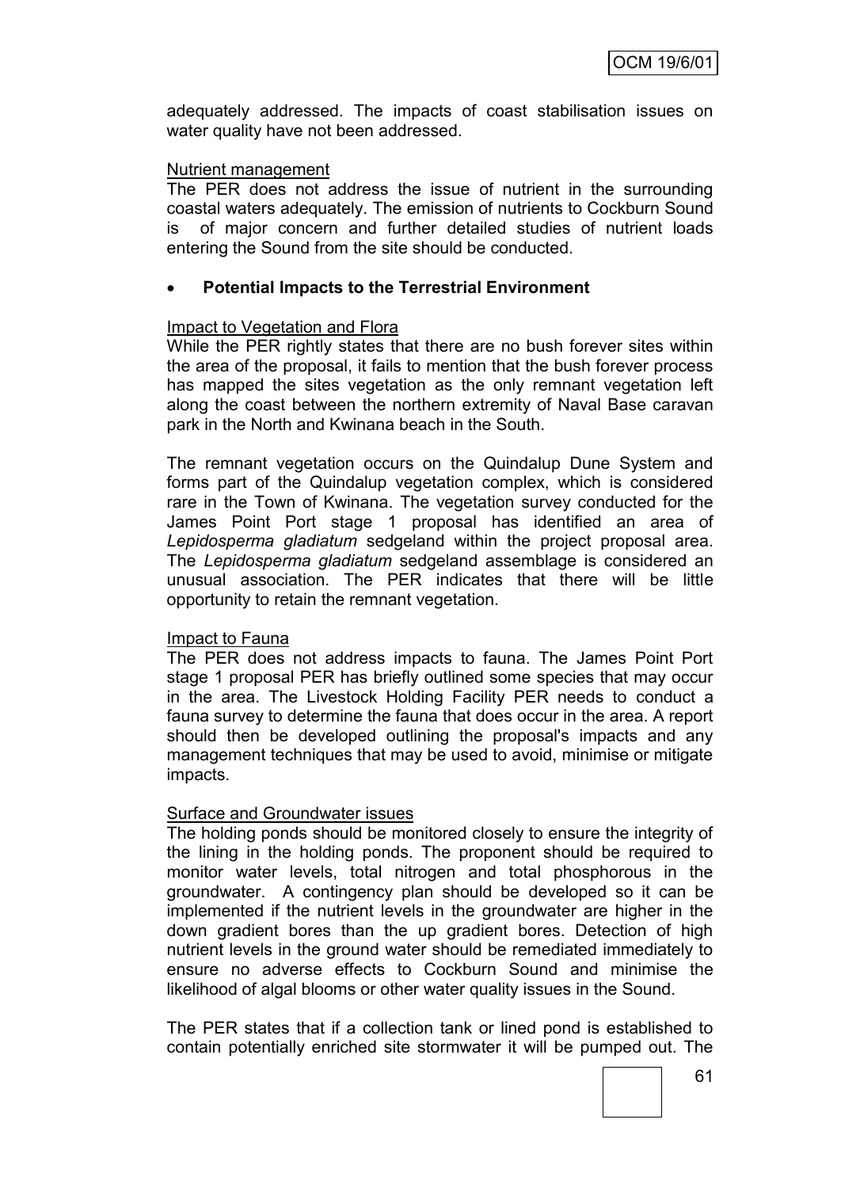adequately addressed. The impacts of coast stabilisation issues on water quality have not been addressed.

Nutrient management

The PER does not address the issue of nutrient in the surrounding coastal waters adequately. The emission of nutrients to Cockburn Sound is of major concern and further detailed studies of nutrient loads entering the Sound from the site should be conducted.

- **Potential Impacts to the Terrestrial Environment**

Impact to Vegetation and Flora

While the PER rightly states that there are no bush forever sites within the area of the proposal, it fails to mention that the bush forever process has mapped the sites vegetation as the only remnant vegetation left along the coast between the northern extremity of Naval Base caravan park in the North and Kwinana beach in the South.

The remnant vegetation occurs on the Quindalup Dune System and forms part of the Quindalup vegetation complex, which is considered rare in the Town of Kwinana. The vegetation survey conducted for the James Point Port stage 1 proposal has identified an area of *Lepidosperma gladiatum* sedgeland within the project proposal area. The *Lepidosperma gladiatum* sedgeland assemblage is considered an unusual association. The PER indicates that there will be little opportunity to retain the remnant vegetation.

Impact to Fauna

The PER does not address impacts to fauna. The James Point Port stage 1 proposal PER has briefly outlined some species that may occur in the area. The Livestock Holding Facility PER needs to conduct a fauna survey to determine the fauna that does occur in the area. A report should then be developed outlining the proposal's impacts and any management techniques that may be used to avoid, minimise or mitigate impacts.

Surface and Groundwater issues

The holding ponds should be monitored closely to ensure the integrity of the lining in the holding ponds. The proponent should be required to monitor water levels, total nitrogen and total phosphorous in the groundwater. A contingency plan should be developed so it can be implemented if the nutrient levels in the groundwater are higher in the down gradient bores than the up gradient bores. Detection of high nutrient levels in the ground water should be remediated immediately to ensure no adverse effects to Cockburn Sound and minimise the likelihood of algal blooms or other water quality issues in the Sound.

The PER states that if a collection tank or lined pond is established to contain potentially enriched site stormwater it will be pumped out. The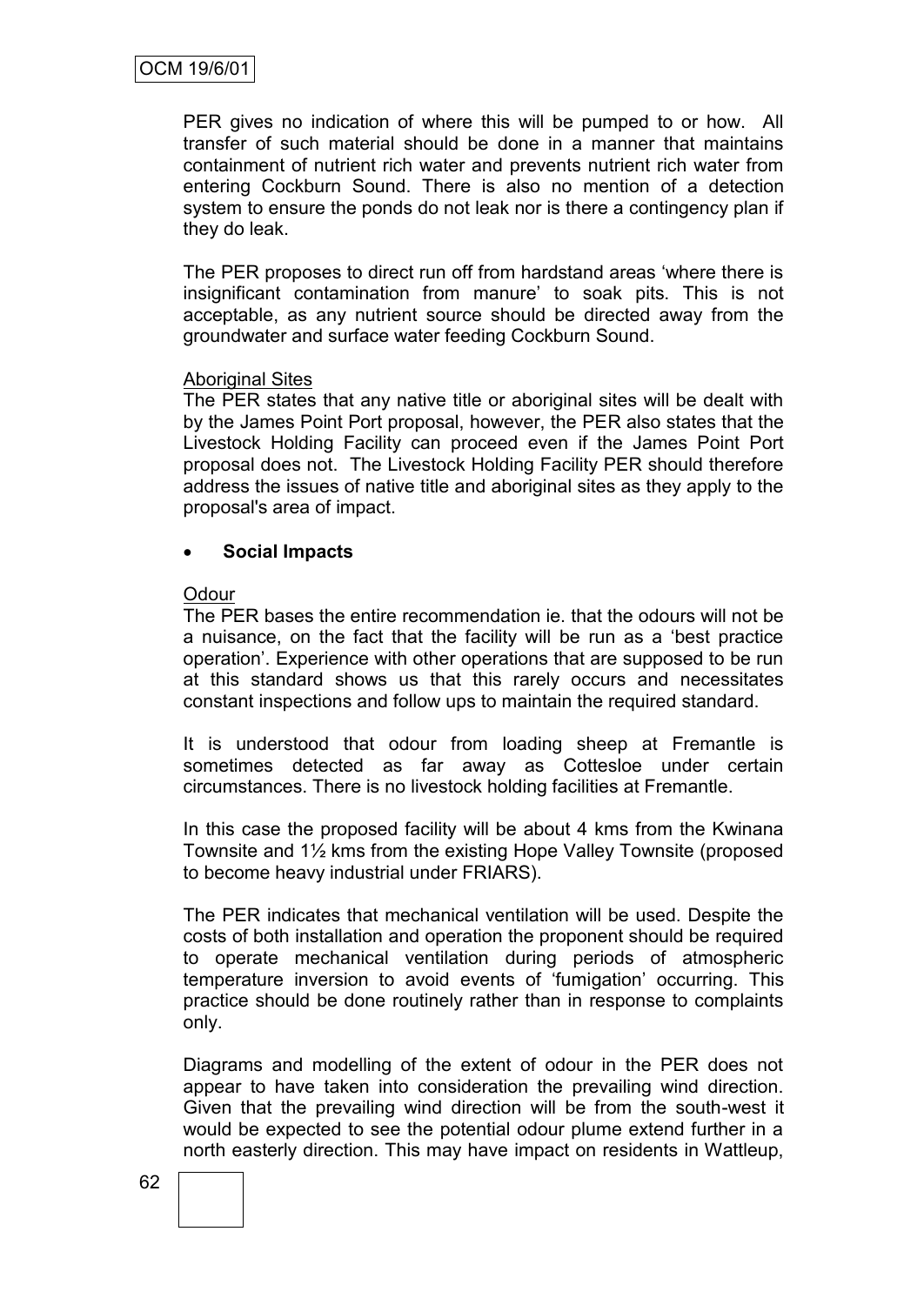PER gives no indication of where this will be pumped to or how. All transfer of such material should be done in a manner that maintains containment of nutrient rich water and prevents nutrient rich water from entering Cockburn Sound. There is also no mention of a detection system to ensure the ponds do not leak nor is there a contingency plan if they do leak.

The PER proposes to direct run off from hardstand areas 'where there is insignificant contamination from manure' to soak pits. This is not acceptable, as any nutrient source should be directed away from the groundwater and surface water feeding Cockburn Sound.

Aboriginal Sites

The PER states that any native title or aboriginal sites will be dealt with by the James Point Port proposal, however, the PER also states that the Livestock Holding Facility can proceed even if the James Point Port proposal does not. The Livestock Holding Facility PER should therefore address the issues of native title and aboriginal sites as they apply to the proposal's area of impact.

- **Social Impacts**

Odour

The PER bases the entire recommendation ie. that the odours will not be a nuisance, on the fact that the facility will be run as a 'best practice operation'. Experience with other operations that are supposed to be run at this standard shows us that this rarely occurs and necessitates constant inspections and follow ups to maintain the required standard.

It is understood that odour from loading sheep at Fremantle is sometimes detected as far away as Cottesloe under certain circumstances. There is no livestock holding facilities at Fremantle.

In this case the proposed facility will be about 4 kms from the Kwinana Townsite and 1½ kms from the existing Hope Valley Townsite (proposed to become heavy industrial under FRIARS).

The PER indicates that mechanical ventilation will be used. Despite the costs of both installation and operation the proponent should be required to operate mechanical ventilation during periods of atmospheric temperature inversion to avoid events of 'fumigation' occurring. This practice should be done routinely rather than in response to complaints only.

Diagrams and modelling of the extent of odour in the PER does not appear to have taken into consideration the prevailing wind direction. Given that the prevailing wind direction will be from the south-west it would be expected to see the potential odour plume extend further in a north easterly direction. This may have impact on residents in Wattleup,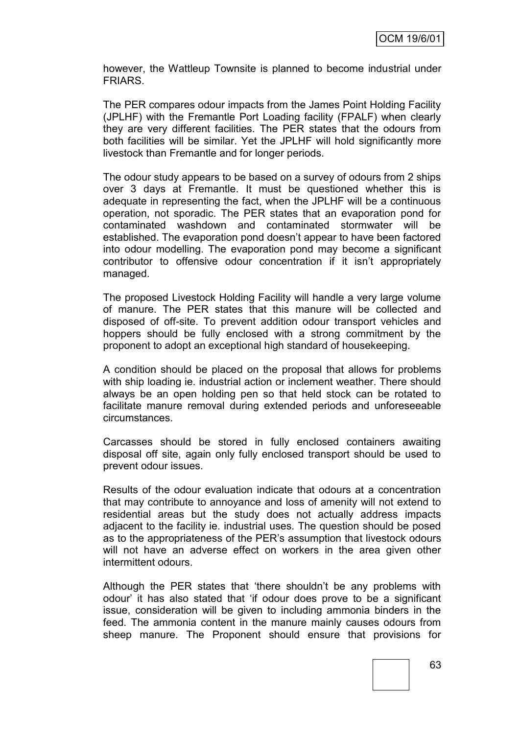however, the Wattleup Townsite is planned to become industrial under FRIARS.

The PER compares odour impacts from the James Point Holding Facility (JPLHF) with the Fremantle Port Loading facility (FPALF) when clearly they are very different facilities. The PER states that the odours from both facilities will be similar. Yet the JPLHF will hold significantly more livestock than Fremantle and for longer periods.

The odour study appears to be based on a survey of odours from 2 ships over 3 days at Fremantle. It must be questioned whether this is adequate in representing the fact, when the JPLHF will be a continuous operation, not sporadic. The PER states that an evaporation pond for contaminated washdown and contaminated stormwater will be established. The evaporation pond doesn't appear to have been factored into odour modelling. The evaporation pond may become a significant contributor to offensive odour concentration if it isn't appropriately managed.

The proposed Livestock Holding Facility will handle a very large volume of manure. The PER states that this manure will be collected and disposed of off-site. To prevent addition odour transport vehicles and hoppers should be fully enclosed with a strong commitment by the proponent to adopt an exceptional high standard of housekeeping.

A condition should be placed on the proposal that allows for problems with ship loading ie. industrial action or inclement weather. There should always be an open holding pen so that held stock can be rotated to facilitate manure removal during extended periods and unforeseeable circumstances.

Carcasses should be stored in fully enclosed containers awaiting disposal off site, again only fully enclosed transport should be used to prevent odour issues.

Results of the odour evaluation indicate that odours at a concentration that may contribute to annoyance and loss of amenity will not extend to residential areas but the study does not actually address impacts adjacent to the facility ie. industrial uses. The question should be posed as to the appropriateness of the PER's assumption that livestock odours will not have an adverse effect on workers in the area given other intermittent odours.

Although the PER states that 'there shouldn't be any problems with odour' it has also stated that 'if odour does prove to be a significant issue, consideration will be given to including ammonia binders in the feed. The ammonia content in the manure mainly causes odours from sheep manure. The Proponent should ensure that provisions for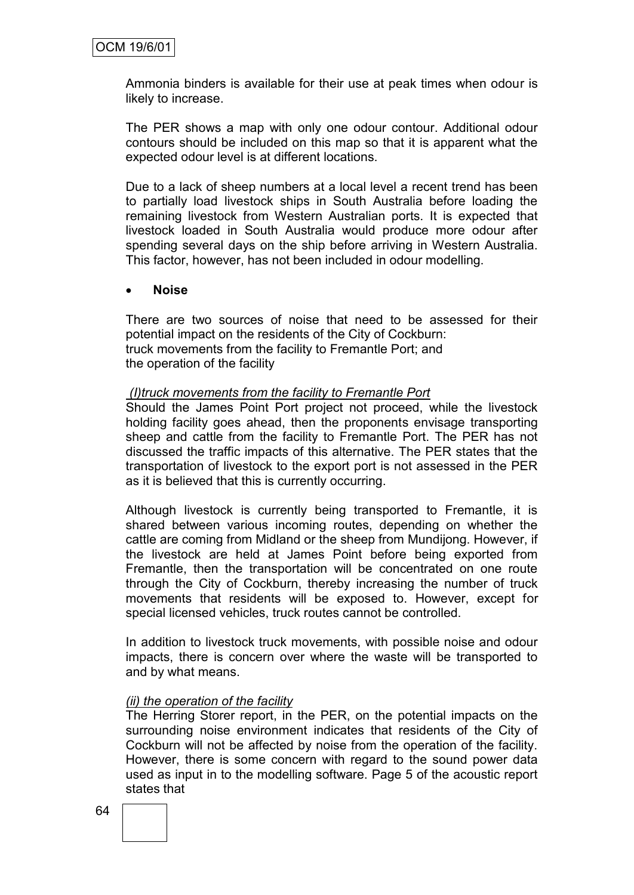Ammonia binders is available for their use at peak times when odour is likely to increase.

The PER shows a map with only one odour contour. Additional odour contours should be included on this map so that it is apparent what the expected odour level is at different locations.

Due to a lack of sheep numbers at a local level a recent trend has been to partially load livestock ships in South Australia before loading the remaining livestock from Western Australian ports. It is expected that livestock loaded in South Australia would produce more odour after spending several days on the ship before arriving in Western Australia. This factor, however, has not been included in odour modelling.

- **Noise**

There are two sources of noise that need to be assessed for their potential impact on the residents of the City of Cockburn:
truck movements from the facility to Fremantle Port; and
the operation of the facility

*(I)truck movements from the facility to Fremantle Port*
Should the James Point Port project not proceed, while the livestock holding facility goes ahead, then the proponents envisage transporting sheep and cattle from the facility to Fremantle Port. The PER has not discussed the traffic impacts of this alternative. The PER states that the transportation of livestock to the export port is not assessed in the PER as it is believed that this is currently occurring.

Although livestock is currently being transported to Fremantle, it is shared between various incoming routes, depending on whether the cattle are coming from Midland or the sheep from Mundijong. However, if the livestock are held at James Point before being exported from Fremantle, then the transportation will be concentrated on one route through the City of Cockburn, thereby increasing the number of truck movements that residents will be exposed to. However, except for special licensed vehicles, truck routes cannot be controlled.

In addition to livestock truck movements, with possible noise and odour impacts, there is concern over where the waste will be transported to and by what means.

*(ii) the operation of the facility*
The Herring Storer report, in the PER, on the potential impacts on the surrounding noise environment indicates that residents of the City of Cockburn will not be affected by noise from the operation of the facility. However, there is some concern with regard to the sound power data used as input in to the modelling software. Page 5 of the acoustic report states that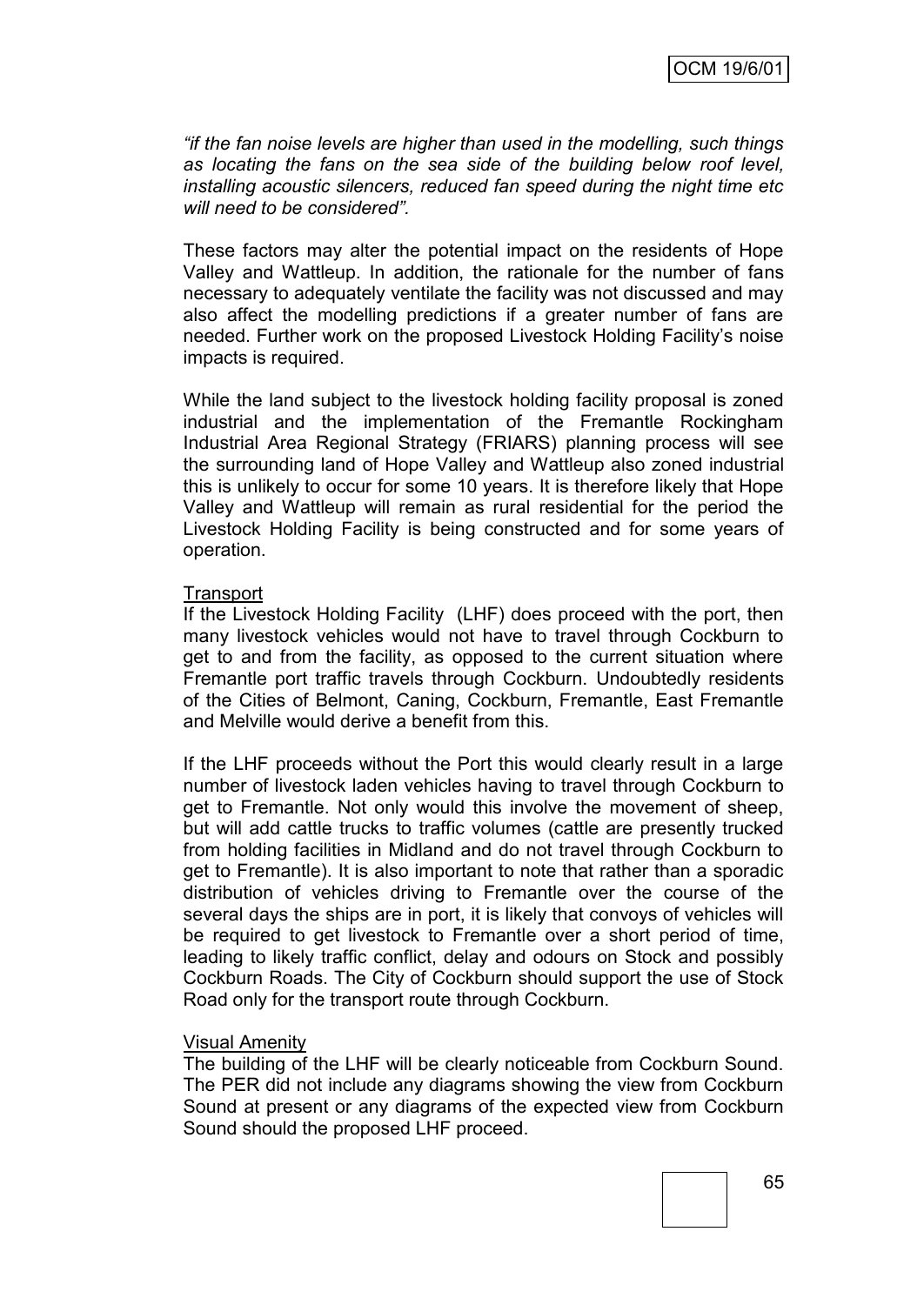*"if the fan noise levels are higher than used in the modelling, such things as locating the fans on the sea side of the building below roof level, installing acoustic silencers, reduced fan speed during the night time etc will need to be considered".*

These factors may alter the potential impact on the residents of Hope Valley and Wattleup. In addition, the rationale for the number of fans necessary to adequately ventilate the facility was not discussed and may also affect the modelling predictions if a greater number of fans are needed. Further work on the proposed Livestock Holding Facility's noise impacts is required.

While the land subject to the livestock holding facility proposal is zoned industrial and the implementation of the Fremantle Rockingham Industrial Area Regional Strategy (FRIARS) planning process will see the surrounding land of Hope Valley and Wattleup also zoned industrial this is unlikely to occur for some 10 years. It is therefore likely that Hope Valley and Wattleup will remain as rural residential for the period the Livestock Holding Facility is being constructed and for some years of operation.

Transport

If the Livestock Holding Facility (LHF) does proceed with the port, then many livestock vehicles would not have to travel through Cockburn to get to and from the facility, as opposed to the current situation where Fremantle port traffic travels through Cockburn. Undoubtedly residents of the Cities of Belmont, Caning, Cockburn, Fremantle, East Fremantle and Melville would derive a benefit from this.

If the LHF proceeds without the Port this would clearly result in a large number of livestock laden vehicles having to travel through Cockburn to get to Fremantle. Not only would this involve the movement of sheep, but will add cattle trucks to traffic volumes (cattle are presently trucked from holding facilities in Midland and do not travel through Cockburn to get to Fremantle). It is also important to note that rather than a sporadic distribution of vehicles driving to Fremantle over the course of the several days the ships are in port, it is likely that convoys of vehicles will be required to get livestock to Fremantle over a short period of time, leading to likely traffic conflict, delay and odours on Stock and possibly Cockburn Roads. The City of Cockburn should support the use of Stock Road only for the transport route through Cockburn.

Visual Amenity

The building of the LHF will be clearly noticeable from Cockburn Sound. The PER did not include any diagrams showing the view from Cockburn Sound at present or any diagrams of the expected view from Cockburn Sound should the proposed LHF proceed.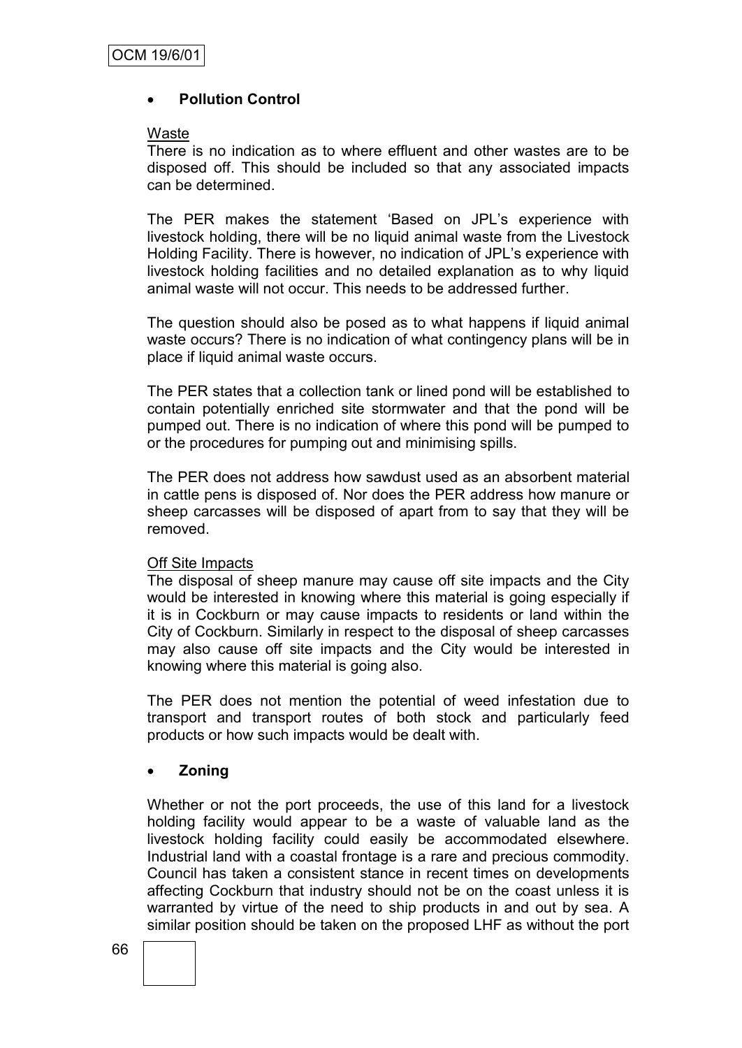- **Pollution Control**

Waste
There is no indication as to where effluent and other wastes are to be disposed off. This should be included so that any associated impacts can be determined.

The PER makes the statement 'Based on JPL's experience with livestock holding, there will be no liquid animal waste from the Livestock Holding Facility. There is however, no indication of JPL's experience with livestock holding facilities and no detailed explanation as to why liquid animal waste will not occur. This needs to be addressed further.

The question should also be posed as to what happens if liquid animal waste occurs? There is no indication of what contingency plans will be in place if liquid animal waste occurs.

The PER states that a collection tank or lined pond will be established to contain potentially enriched site stormwater and that the pond will be pumped out. There is no indication of where this pond will be pumped to or the procedures for pumping out and minimising spills.

The PER does not address how sawdust used as an absorbent material in cattle pens is disposed of. Nor does the PER address how manure or sheep carcasses will be disposed of apart from to say that they will be removed.

Off Site Impacts
The disposal of sheep manure may cause off site impacts and the City would be interested in knowing where this material is going especially if it is in Cockburn or may cause impacts to residents or land within the City of Cockburn. Similarly in respect to the disposal of sheep carcasses may also cause off site impacts and the City would be interested in knowing where this material is going also.

The PER does not mention the potential of weed infestation due to transport and transport routes of both stock and particularly feed products or how such impacts would be dealt with.

- **Zoning**

Whether or not the port proceeds, the use of this land for a livestock holding facility would appear to be a waste of valuable land as the livestock holding facility could easily be accommodated elsewhere. Industrial land with a coastal frontage is a rare and precious commodity. Council has taken a consistent stance in recent times on developments affecting Cockburn that industry should not be on the coast unless it is warranted by virtue of the need to ship products in and out by sea. A similar position should be taken on the proposed LHF as without the port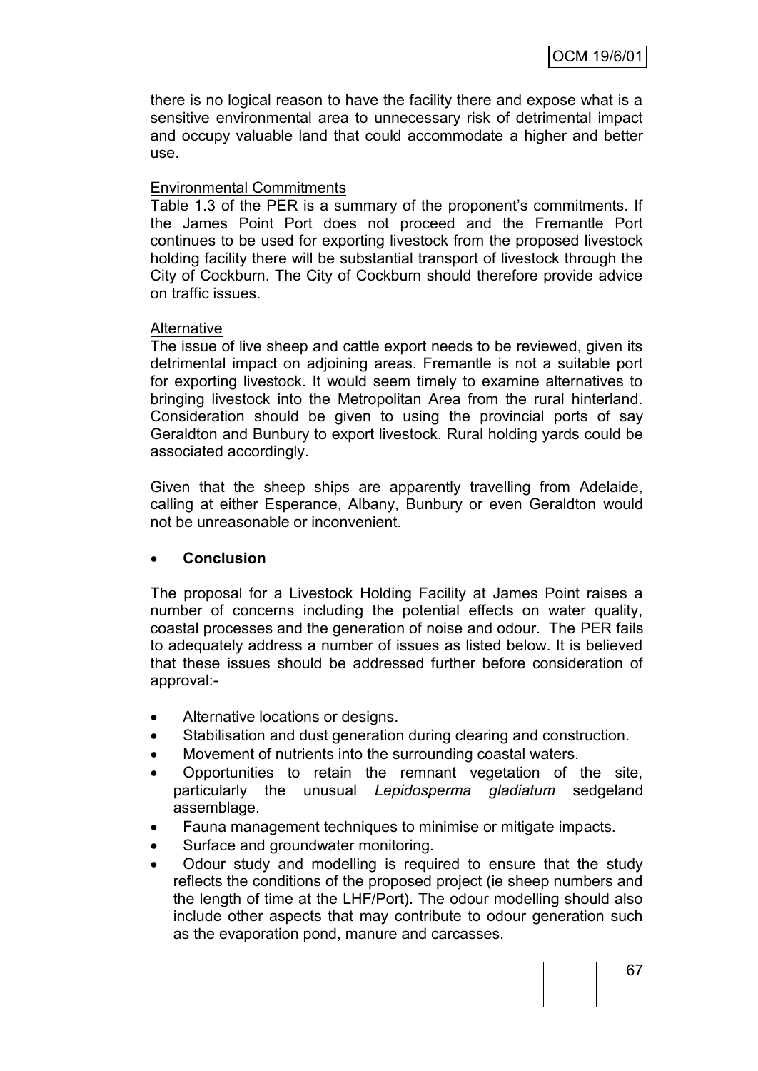there is no logical reason to have the facility there and expose what is a sensitive environmental area to unnecessary risk of detrimental impact and occupy valuable land that could accommodate a higher and better use.

Environmental Commitments

Table 1.3 of the PER is a summary of the proponent's commitments. If the James Point Port does not proceed and the Fremantle Port continues to be used for exporting livestock from the proposed livestock holding facility there will be substantial transport of livestock through the City of Cockburn. The City of Cockburn should therefore provide advice on traffic issues.

Alternative

The issue of live sheep and cattle export needs to be reviewed, given its detrimental impact on adjoining areas. Fremantle is not a suitable port for exporting livestock. It would seem timely to examine alternatives to bringing livestock into the Metropolitan Area from the rural hinterland. Consideration should be given to using the provincial ports of say Geraldton and Bunbury to export livestock. Rural holding yards could be associated accordingly.

Given that the sheep ships are apparently travelling from Adelaide, calling at either Esperance, Albany, Bunbury or even Geraldton would not be unreasonable or inconvenient.

- **Conclusion**

The proposal for a Livestock Holding Facility at James Point raises a number of concerns including the potential effects on water quality, coastal processes and the generation of noise and odour. The PER fails to adequately address a number of issues as listed below. It is believed that these issues should be addressed further before consideration of approval:-

- Alternative locations or designs.
- Stabilisation and dust generation during clearing and construction.
- Movement of nutrients into the surrounding coastal waters.
- Opportunities to retain the remnant vegetation of the site, particularly the unusual *Lepidosperma gladiatum* sedgeland assemblage.
- Fauna management techniques to minimise or mitigate impacts.
- Surface and groundwater monitoring.
- Odour study and modelling is required to ensure that the study reflects the conditions of the proposed project (ie sheep numbers and the length of time at the LHF/Port). The odour modelling should also include other aspects that may contribute to odour generation such as the evaporation pond, manure and carcasses.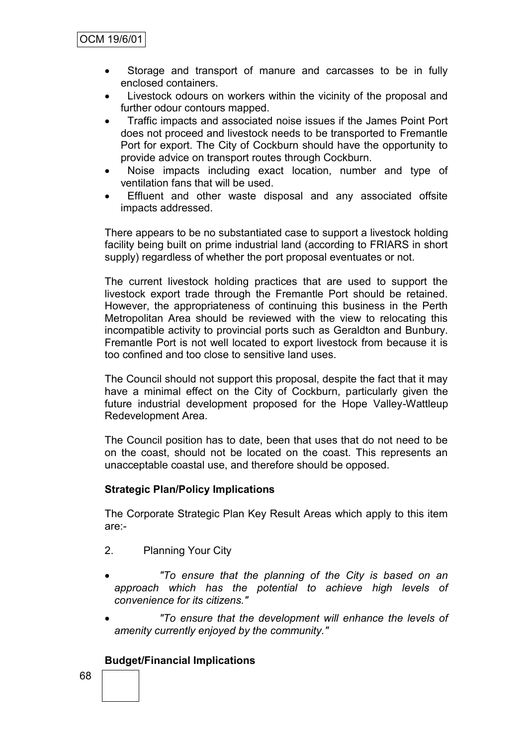- Storage and transport of manure and carcasses to be in fully enclosed containers.
- Livestock odours on workers within the vicinity of the proposal and further odour contours mapped.
- Traffic impacts and associated noise issues if the James Point Port does not proceed and livestock needs to be transported to Fremantle Port for export. The City of Cockburn should have the opportunity to provide advice on transport routes through Cockburn.
- Noise impacts including exact location, number and type of ventilation fans that will be used.
- Effluent and other waste disposal and any associated offsite impacts addressed.

There appears to be no substantiated case to support a livestock holding facility being built on prime industrial land (according to FRIARS in short supply) regardless of whether the port proposal eventuates or not.

The current livestock holding practices that are used to support the livestock export trade through the Fremantle Port should be retained. However, the appropriateness of continuing this business in the Perth Metropolitan Area should be reviewed with the view to relocating this incompatible activity to provincial ports such as Geraldton and Bunbury. Fremantle Port is not well located to export livestock from because it is too confined and too close to sensitive land uses.

The Council should not support this proposal, despite the fact that it may have a minimal effect on the City of Cockburn, particularly given the future industrial development proposed for the Hope Valley-Wattleup Redevelopment Area.

The Council position has to date, been that uses that do not need to be on the coast, should not be located on the coast. This represents an unacceptable coastal use, and therefore should be opposed.

**Strategic Plan/Policy Implications**

The Corporate Strategic Plan Key Result Areas which apply to this item are:-

2. Planning Your City

- *"To ensure that the planning of the City is based on an approach which has the potential to achieve high levels of convenience for its citizens."*
- *"To ensure that the development will enhance the levels of amenity currently enjoyed by the community."*

**Budget/Financial Implications**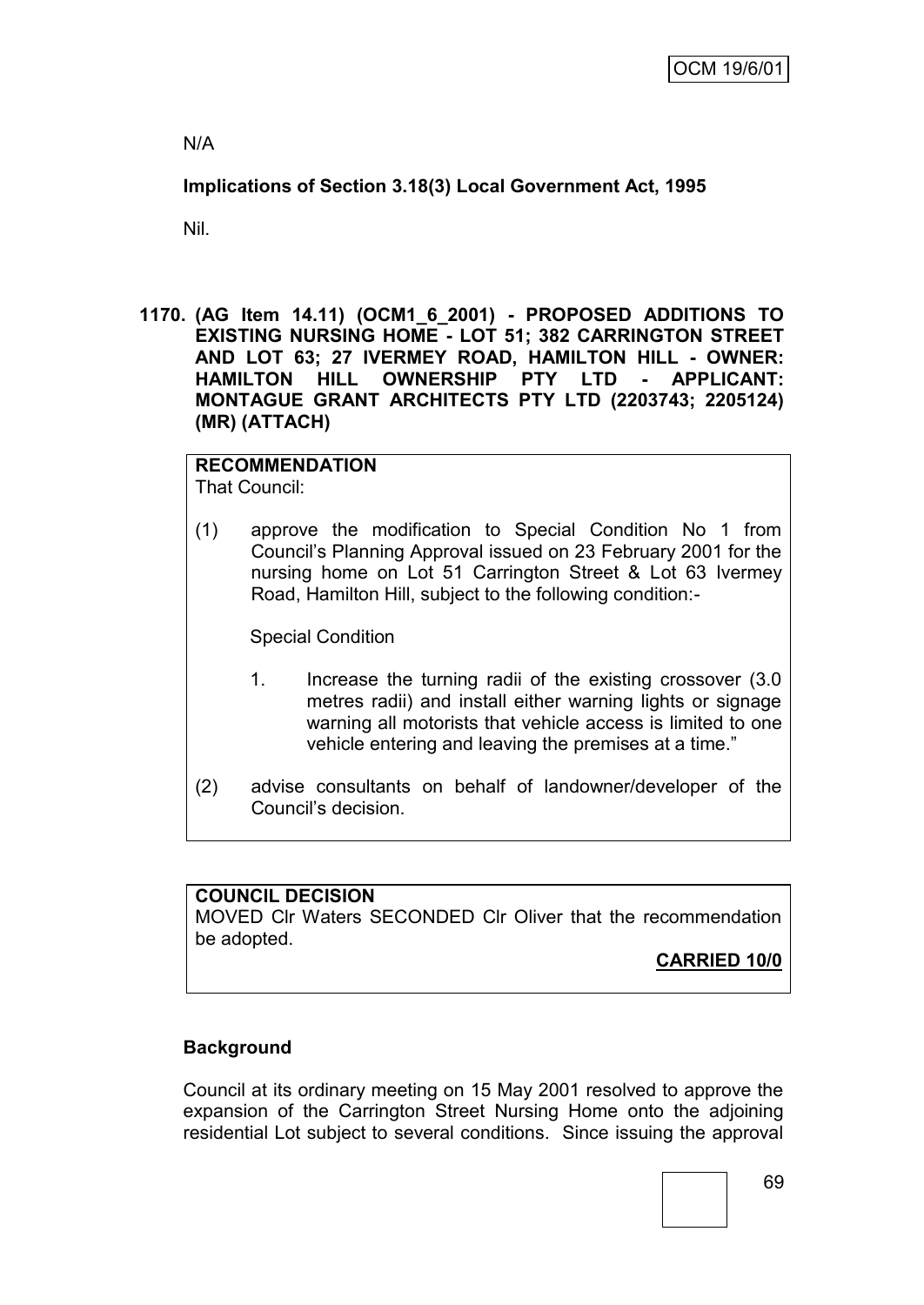N/A

**Implications of Section 3.18(3) Local Government Act, 1995**

Nil.

**1170. (AG Item 14.11) (OCM1_6_2001) - PROPOSED ADDITIONS TO EXISTING NURSING HOME - LOT 51; 382 CARRINGTON STREET AND LOT 63; 27 IVERMEY ROAD, HAMILTON HILL - OWNER: HAMILTON HILL OWNERSHIP PTY LTD - APPLICANT: MONTAGUE GRANT ARCHITECTS PTY LTD (2203743; 2205124) (MR) (ATTACH)**

**RECOMMENDATION**
That Council:

(1) approve the modification to Special Condition No 1 from Council's Planning Approval issued on 23 February 2001 for the nursing home on Lot 51 Carrington Street & Lot 63 Ivermey Road, Hamilton Hill, subject to the following condition:-

Special Condition

1. Increase the turning radii of the existing crossover (3.0 metres radii) and install either warning lights or signage warning all motorists that vehicle access is limited to one vehicle entering and leaving the premises at a time."

(2) advise consultants on behalf of landowner/developer of the Council's decision.

**COUNCIL DECISION**
MOVED Clr Waters SECONDED Clr Oliver that the recommendation be adopted.

**CARRIED 10/0**

**Background**

Council at its ordinary meeting on 15 May 2001 resolved to approve the expansion of the Carrington Street Nursing Home onto the adjoining residential Lot subject to several conditions. Since issuing the approval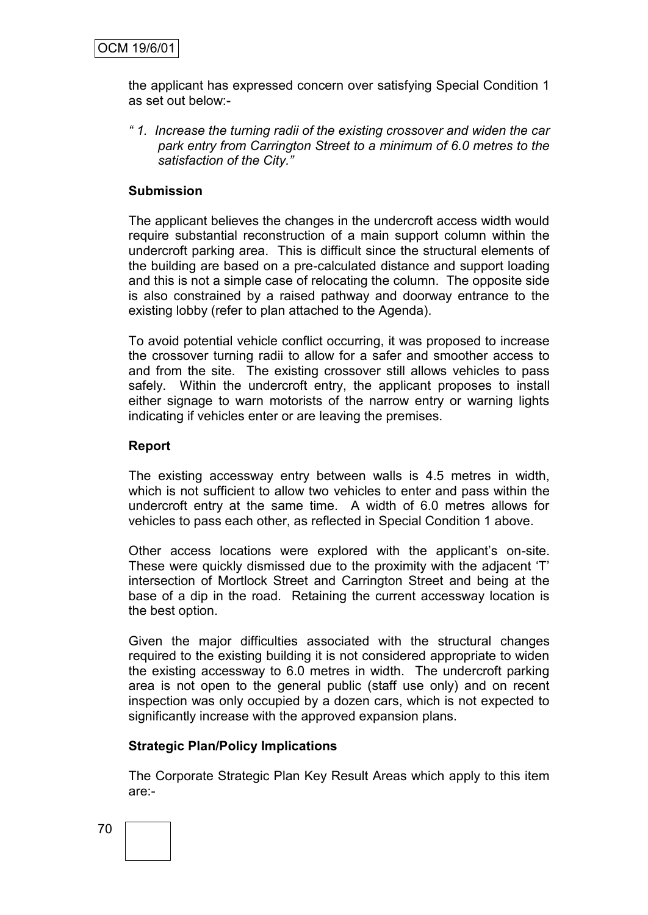the applicant has expressed concern over satisfying Special Condition 1 as set out below:-

*" 1. Increase the turning radii of the existing crossover and widen the car park entry from Carrington Street to a minimum of 6.0 metres to the satisfaction of the City."*

**Submission**

The applicant believes the changes in the undercroft access width would require substantial reconstruction of a main support column within the undercroft parking area. This is difficult since the structural elements of the building are based on a pre-calculated distance and support loading and this is not a simple case of relocating the column. The opposite side is also constrained by a raised pathway and doorway entrance to the existing lobby (refer to plan attached to the Agenda).

To avoid potential vehicle conflict occurring, it was proposed to increase the crossover turning radii to allow for a safer and smoother access to and from the site. The existing crossover still allows vehicles to pass safely. Within the undercroft entry, the applicant proposes to install either signage to warn motorists of the narrow entry or warning lights indicating if vehicles enter or are leaving the premises.

**Report**

The existing accessway entry between walls is 4.5 metres in width, which is not sufficient to allow two vehicles to enter and pass within the undercroft entry at the same time. A width of 6.0 metres allows for vehicles to pass each other, as reflected in Special Condition 1 above.

Other access locations were explored with the applicant's on-site. These were quickly dismissed due to the proximity with the adjacent 'T' intersection of Mortlock Street and Carrington Street and being at the base of a dip in the road. Retaining the current accessway location is the best option.

Given the major difficulties associated with the structural changes required to the existing building it is not considered appropriate to widen the existing accessway to 6.0 metres in width. The undercroft parking area is not open to the general public (staff use only) and on recent inspection was only occupied by a dozen cars, which is not expected to significantly increase with the approved expansion plans.

**Strategic Plan/Policy Implications**

The Corporate Strategic Plan Key Result Areas which apply to this item are:-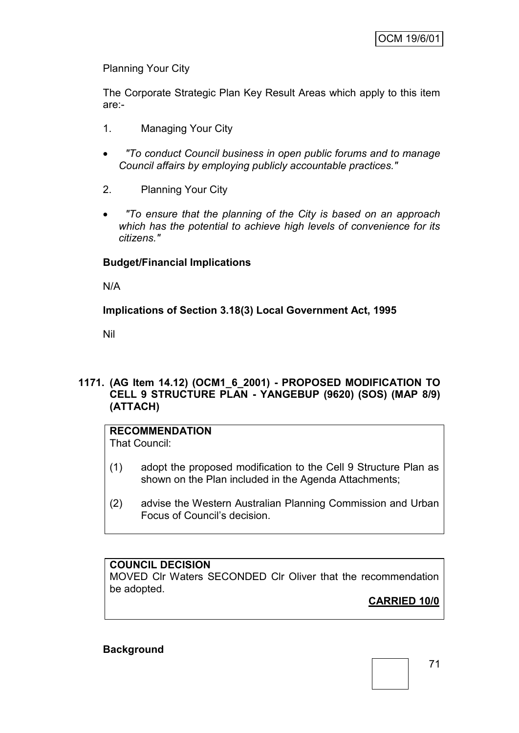Planning Your City

The Corporate Strategic Plan Key Result Areas which apply to this item are:-

1. Managing Your City

- *"To conduct Council business in open public forums and to manage Council affairs by employing publicly accountable practices."*

2. Planning Your City

- *"To ensure that the planning of the City is based on an approach which has the potential to achieve high levels of convenience for its citizens."*

**Budget/Financial Implications**

N/A

**Implications of Section 3.18(3) Local Government Act, 1995**

Nil

**1171. (AG Item 14.12) (OCM1_6_2001) - PROPOSED MODIFICATION TO CELL 9 STRUCTURE PLAN - YANGEBUP (9620) (SOS) (MAP 8/9) (ATTACH)**

**RECOMMENDATION**
That Council:

(1) adopt the proposed modification to the Cell 9 Structure Plan as shown on the Plan included in the Agenda Attachments;

(2) advise the Western Australian Planning Commission and Urban Focus of Council's decision.

**COUNCIL DECISION**
MOVED Clr Waters SECONDED Clr Oliver that the recommendation be adopted.

**CARRIED 10/0**

**Background**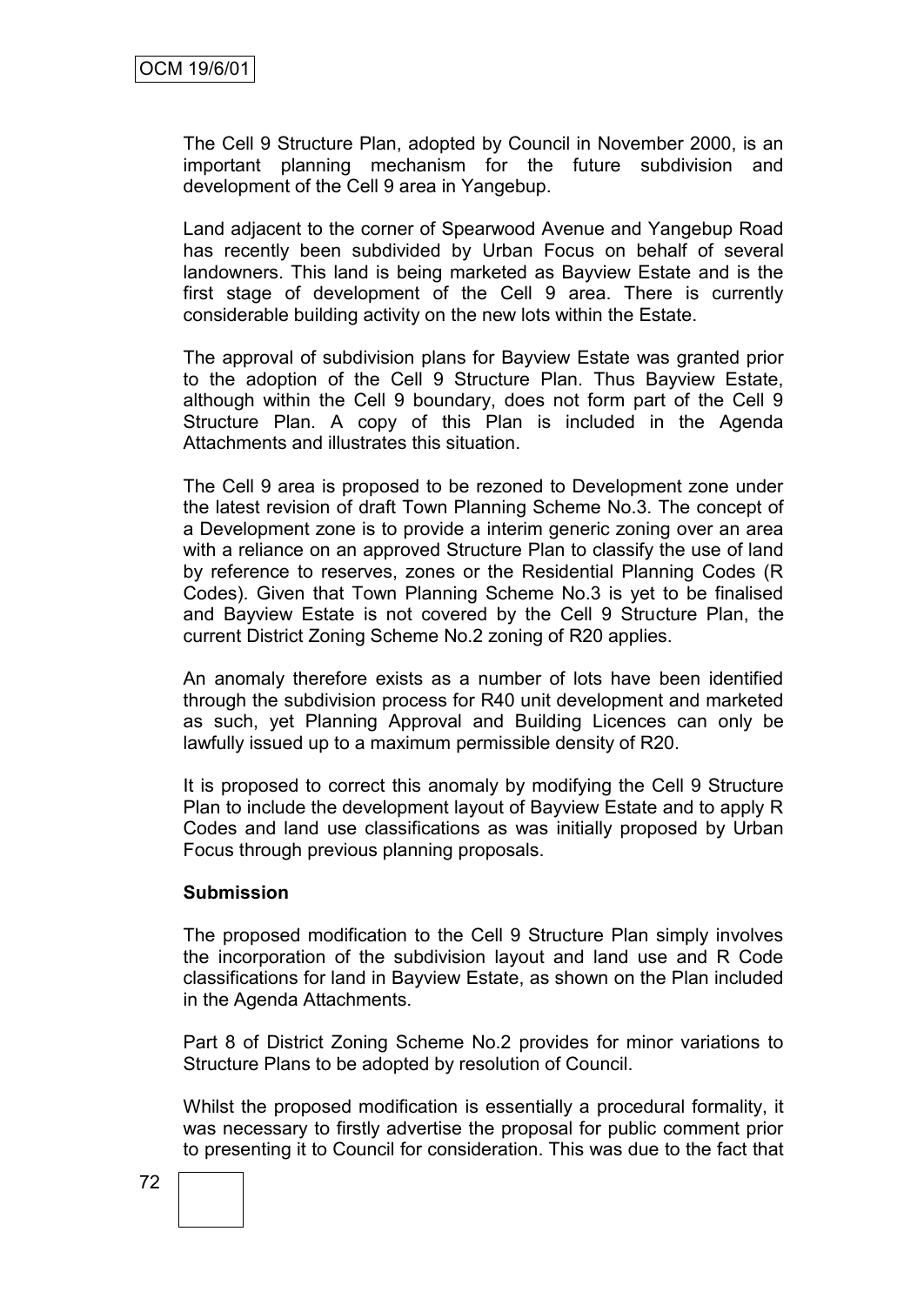The Cell 9 Structure Plan, adopted by Council in November 2000, is an important planning mechanism for the future subdivision and development of the Cell 9 area in Yangebup.

Land adjacent to the corner of Spearwood Avenue and Yangebup Road has recently been subdivided by Urban Focus on behalf of several landowners. This land is being marketed as Bayview Estate and is the first stage of development of the Cell 9 area. There is currently considerable building activity on the new lots within the Estate.

The approval of subdivision plans for Bayview Estate was granted prior to the adoption of the Cell 9 Structure Plan. Thus Bayview Estate, although within the Cell 9 boundary, does not form part of the Cell 9 Structure Plan. A copy of this Plan is included in the Agenda Attachments and illustrates this situation.

The Cell 9 area is proposed to be rezoned to Development zone under the latest revision of draft Town Planning Scheme No.3. The concept of a Development zone is to provide a interim generic zoning over an area with a reliance on an approved Structure Plan to classify the use of land by reference to reserves, zones or the Residential Planning Codes (R Codes). Given that Town Planning Scheme No.3 is yet to be finalised and Bayview Estate is not covered by the Cell 9 Structure Plan, the current District Zoning Scheme No.2 zoning of R20 applies.

An anomaly therefore exists as a number of lots have been identified through the subdivision process for R40 unit development and marketed as such, yet Planning Approval and Building Licences can only be lawfully issued up to a maximum permissible density of R20.

It is proposed to correct this anomaly by modifying the Cell 9 Structure Plan to include the development layout of Bayview Estate and to apply R Codes and land use classifications as was initially proposed by Urban Focus through previous planning proposals.

**Submission**

The proposed modification to the Cell 9 Structure Plan simply involves the incorporation of the subdivision layout and land use and R Code classifications for land in Bayview Estate, as shown on the Plan included in the Agenda Attachments.

Part 8 of District Zoning Scheme No.2 provides for minor variations to Structure Plans to be adopted by resolution of Council.

Whilst the proposed modification is essentially a procedural formality, it was necessary to firstly advertise the proposal for public comment prior to presenting it to Council for consideration. This was due to the fact that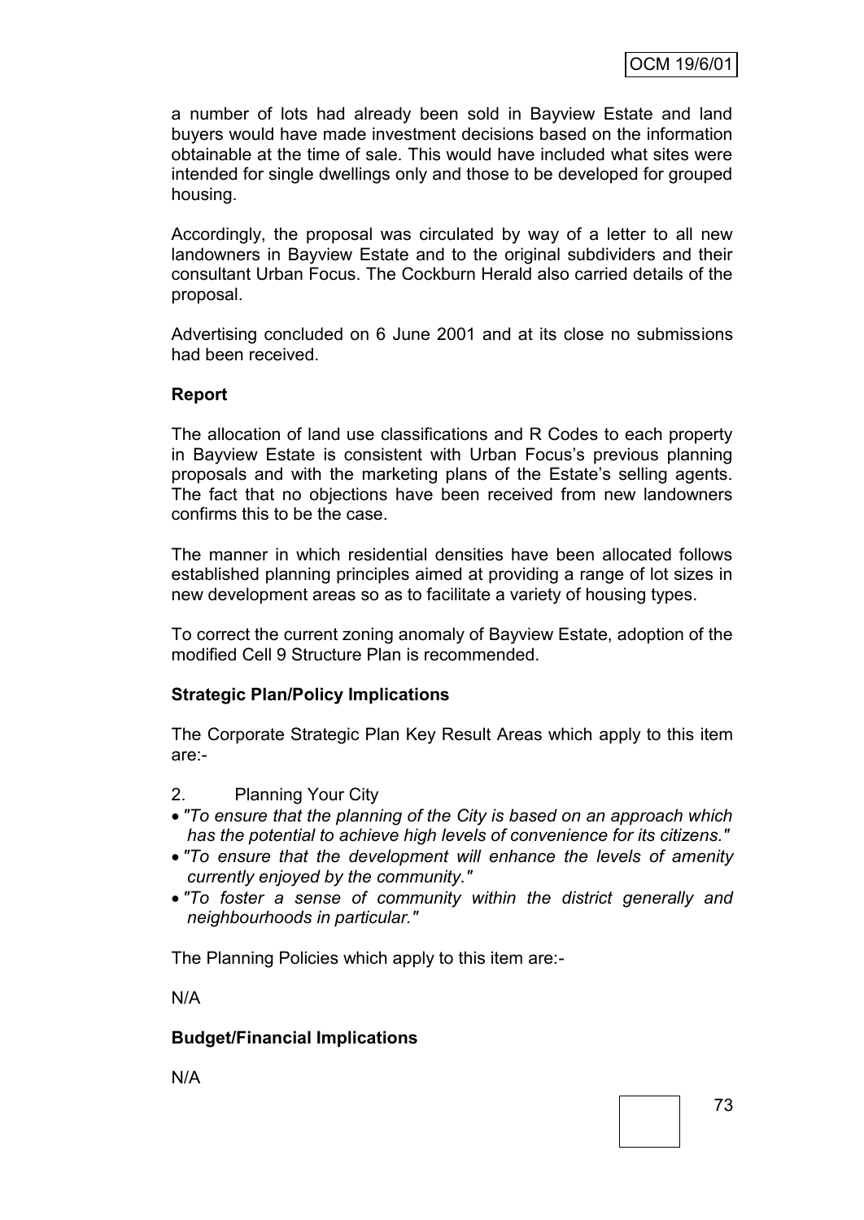a number of lots had already been sold in Bayview Estate and land buyers would have made investment decisions based on the information obtainable at the time of sale. This would have included what sites were intended for single dwellings only and those to be developed for grouped housing.

Accordingly, the proposal was circulated by way of a letter to all new landowners in Bayview Estate and to the original subdividers and their consultant Urban Focus. The Cockburn Herald also carried details of the proposal.

Advertising concluded on 6 June 2001 and at its close no submissions had been received.

**Report**

The allocation of land use classifications and R Codes to each property in Bayview Estate is consistent with Urban Focus's previous planning proposals and with the marketing plans of the Estate's selling agents. The fact that no objections have been received from new landowners confirms this to be the case.

The manner in which residential densities have been allocated follows established planning principles aimed at providing a range of lot sizes in new development areas so as to facilitate a variety of housing types.

To correct the current zoning anomaly of Bayview Estate, adoption of the modified Cell 9 Structure Plan is recommended.

**Strategic Plan/Policy Implications**

The Corporate Strategic Plan Key Result Areas which apply to this item are:-

2. Planning Your City

- *"To ensure that the planning of the City is based on an approach which has the potential to achieve high levels of convenience for its citizens."*
- *"To ensure that the development will enhance the levels of amenity currently enjoyed by the community."*
- *"To foster a sense of community within the district generally and neighbourhoods in particular."*

The Planning Policies which apply to this item are:-

N/A

**Budget/Financial Implications**

N/A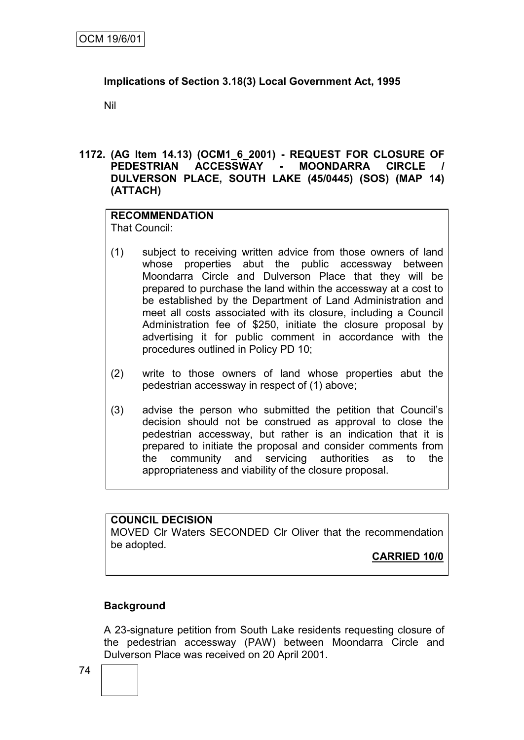**Implications of Section 3.18(3) Local Government Act, 1995**

Nil

**1172. (AG Item 14.13) (OCM1_6_2001) - REQUEST FOR CLOSURE OF PEDESTRIAN ACCESSWAY - MOONDARRA CIRCLE / DULVERSON PLACE, SOUTH LAKE (45/0445) (SOS) (MAP 14) (ATTACH)**

**RECOMMENDATION**
That Council:

(1) subject to receiving written advice from those owners of land whose properties abut the public accessway between Moondarra Circle and Dulverson Place that they will be prepared to purchase the land within the accessway at a cost to be established by the Department of Land Administration and meet all costs associated with its closure, including a Council Administration fee of $250, initiate the closure proposal by advertising it for public comment in accordance with the procedures outlined in Policy PD 10;

(2) write to those owners of land whose properties abut the pedestrian accessway in respect of (1) above;

(3) advise the person who submitted the petition that Council's decision should not be construed as approval to close the pedestrian accessway, but rather is an indication that it is prepared to initiate the proposal and consider comments from the community and servicing authorities as to the appropriateness and viability of the closure proposal.

**COUNCIL DECISION**
MOVED Clr Waters SECONDED Clr Oliver that the recommendation be adopted.

**CARRIED 10/0**

**Background**

A 23-signature petition from South Lake residents requesting closure of the pedestrian accessway (PAW) between Moondarra Circle and Dulverson Place was received on 20 April 2001.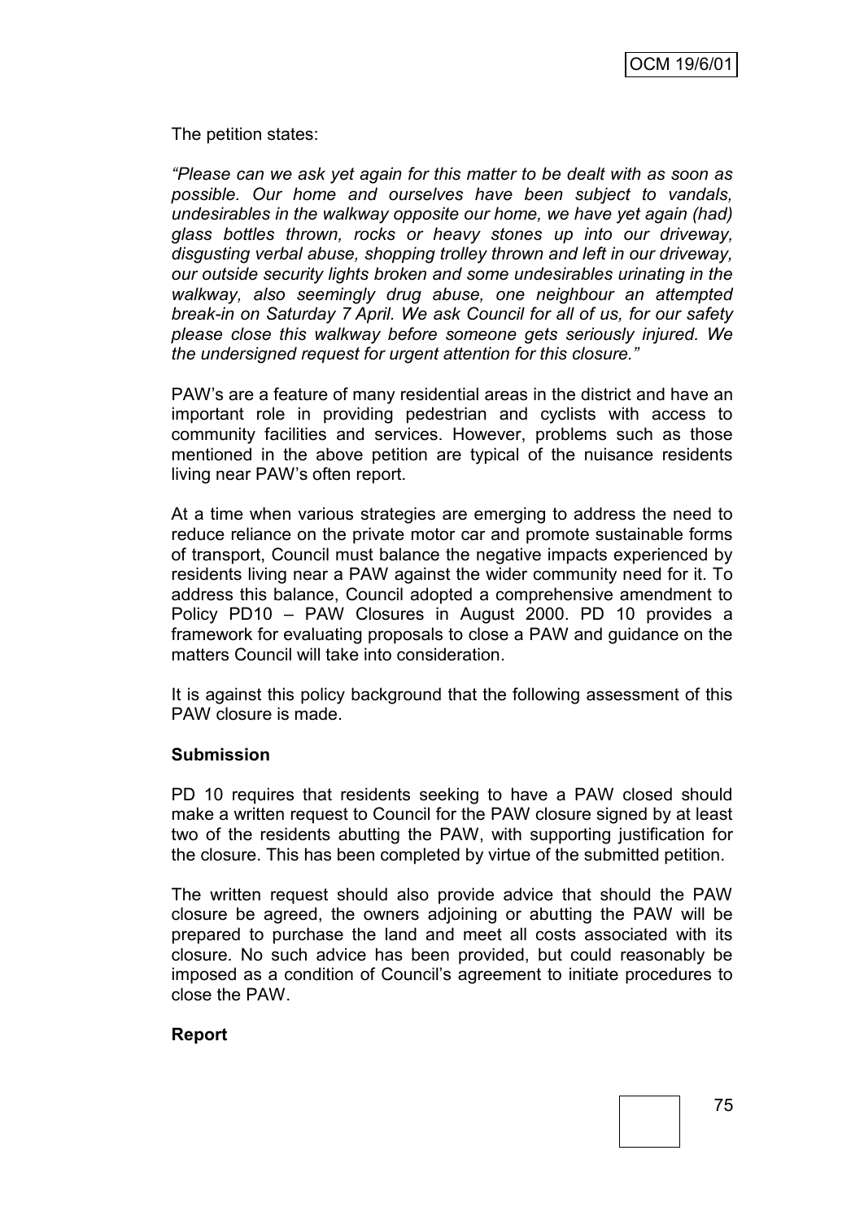The petition states:

*"Please can we ask yet again for this matter to be dealt with as soon as possible. Our home and ourselves have been subject to vandals, undesirables in the walkway opposite our home, we have yet again (had) glass bottles thrown, rocks or heavy stones up into our driveway, disgusting verbal abuse, shopping trolley thrown and left in our driveway, our outside security lights broken and some undesirables urinating in the walkway, also seemingly drug abuse, one neighbour an attempted break-in on Saturday 7 April. We ask Council for all of us, for our safety please close this walkway before someone gets seriously injured. We the undersigned request for urgent attention for this closure."*

PAW's are a feature of many residential areas in the district and have an important role in providing pedestrian and cyclists with access to community facilities and services. However, problems such as those mentioned in the above petition are typical of the nuisance residents living near PAW's often report.

At a time when various strategies are emerging to address the need to reduce reliance on the private motor car and promote sustainable forms of transport, Council must balance the negative impacts experienced by residents living near a PAW against the wider community need for it. To address this balance, Council adopted a comprehensive amendment to Policy PD10 – PAW Closures in August 2000. PD 10 provides a framework for evaluating proposals to close a PAW and guidance on the matters Council will take into consideration.

It is against this policy background that the following assessment of this PAW closure is made.

**Submission**

PD 10 requires that residents seeking to have a PAW closed should make a written request to Council for the PAW closure signed by at least two of the residents abutting the PAW, with supporting justification for the closure. This has been completed by virtue of the submitted petition.

The written request should also provide advice that should the PAW closure be agreed, the owners adjoining or abutting the PAW will be prepared to purchase the land and meet all costs associated with its closure. No such advice has been provided, but could reasonably be imposed as a condition of Council's agreement to initiate procedures to close the PAW.

**Report**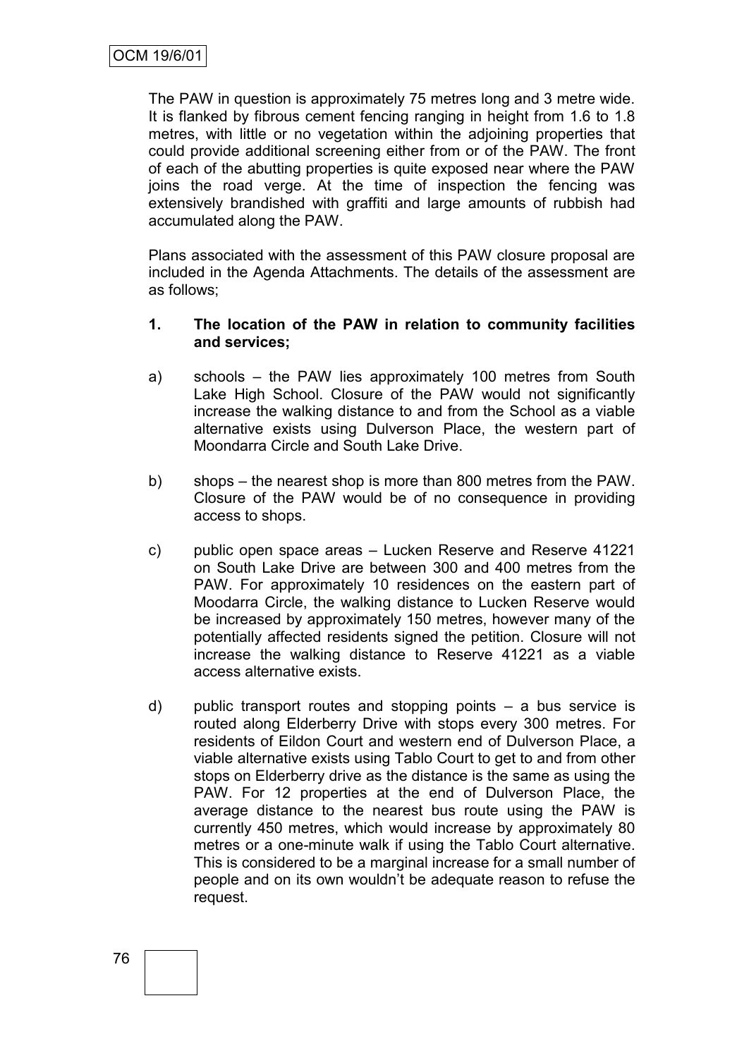The PAW in question is approximately 75 metres long and 3 metre wide. It is flanked by fibrous cement fencing ranging in height from 1.6 to 1.8 metres, with little or no vegetation within the adjoining properties that could provide additional screening either from or of the PAW. The front of each of the abutting properties is quite exposed near where the PAW joins the road verge. At the time of inspection the fencing was extensively brandished with graffiti and large amounts of rubbish had accumulated along the PAW.

Plans associated with the assessment of this PAW closure proposal are included in the Agenda Attachments. The details of the assessment are as follows;

**1. The location of the PAW in relation to community facilities and services;**

a) schools – the PAW lies approximately 100 metres from South Lake High School. Closure of the PAW would not significantly increase the walking distance to and from the School as a viable alternative exists using Dulverson Place, the western part of Moondarra Circle and South Lake Drive.

b) shops – the nearest shop is more than 800 metres from the PAW. Closure of the PAW would be of no consequence in providing access to shops.

c) public open space areas – Lucken Reserve and Reserve 41221 on South Lake Drive are between 300 and 400 metres from the PAW. For approximately 10 residences on the eastern part of Moodarra Circle, the walking distance to Lucken Reserve would be increased by approximately 150 metres, however many of the potentially affected residents signed the petition. Closure will not increase the walking distance to Reserve 41221 as a viable access alternative exists.

d) public transport routes and stopping points – a bus service is routed along Elderberry Drive with stops every 300 metres. For residents of Eildon Court and western end of Dulverson Place, a viable alternative exists using Tablo Court to get to and from other stops on Elderberry drive as the distance is the same as using the PAW. For 12 properties at the end of Dulverson Place, the average distance to the nearest bus route using the PAW is currently 450 metres, which would increase by approximately 80 metres or a one-minute walk if using the Tablo Court alternative. This is considered to be a marginal increase for a small number of people and on its own wouldn't be adequate reason to refuse the request.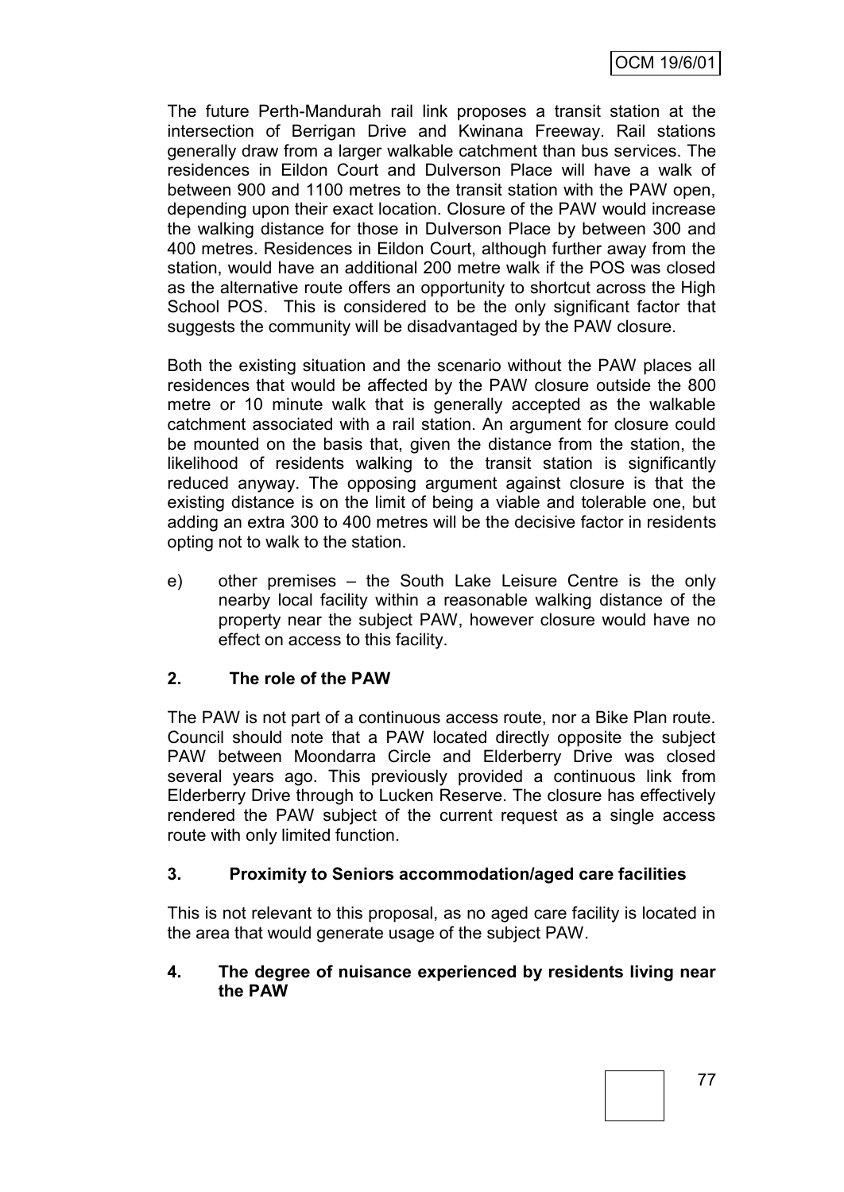The future Perth-Mandurah rail link proposes a transit station at the intersection of Berrigan Drive and Kwinana Freeway. Rail stations generally draw from a larger walkable catchment than bus services. The residences in Eildon Court and Dulverson Place will have a walk of between 900 and 1100 metres to the transit station with the PAW open, depending upon their exact location. Closure of the PAW would increase the walking distance for those in Dulverson Place by between 300 and 400 metres. Residences in Eildon Court, although further away from the station, would have an additional 200 metre walk if the POS was closed as the alternative route offers an opportunity to shortcut across the High School POS. This is considered to be the only significant factor that suggests the community will be disadvantaged by the PAW closure.

Both the existing situation and the scenario without the PAW places all residences that would be affected by the PAW closure outside the 800 metre or 10 minute walk that is generally accepted as the walkable catchment associated with a rail station. An argument for closure could be mounted on the basis that, given the distance from the station, the likelihood of residents walking to the transit station is significantly reduced anyway. The opposing argument against closure is that the existing distance is on the limit of being a viable and tolerable one, but adding an extra 300 to 400 metres will be the decisive factor in residents opting not to walk to the station.

e) other premises – the South Lake Leisure Centre is the only nearby local facility within a reasonable walking distance of the property near the subject PAW, however closure would have no effect on access to this facility.

### 2. The role of the PAW

The PAW is not part of a continuous access route, nor a Bike Plan route. Council should note that a PAW located directly opposite the subject PAW between Moondarra Circle and Elderberry Drive was closed several years ago. This previously provided a continuous link from Elderberry Drive through to Lucken Reserve. The closure has effectively rendered the PAW subject of the current request as a single access route with only limited function.

### 3. Proximity to Seniors accommodation/aged care facilities

This is not relevant to this proposal, as no aged care facility is located in the area that would generate usage of the subject PAW.

### 4. The degree of nuisance experienced by residents living near the PAW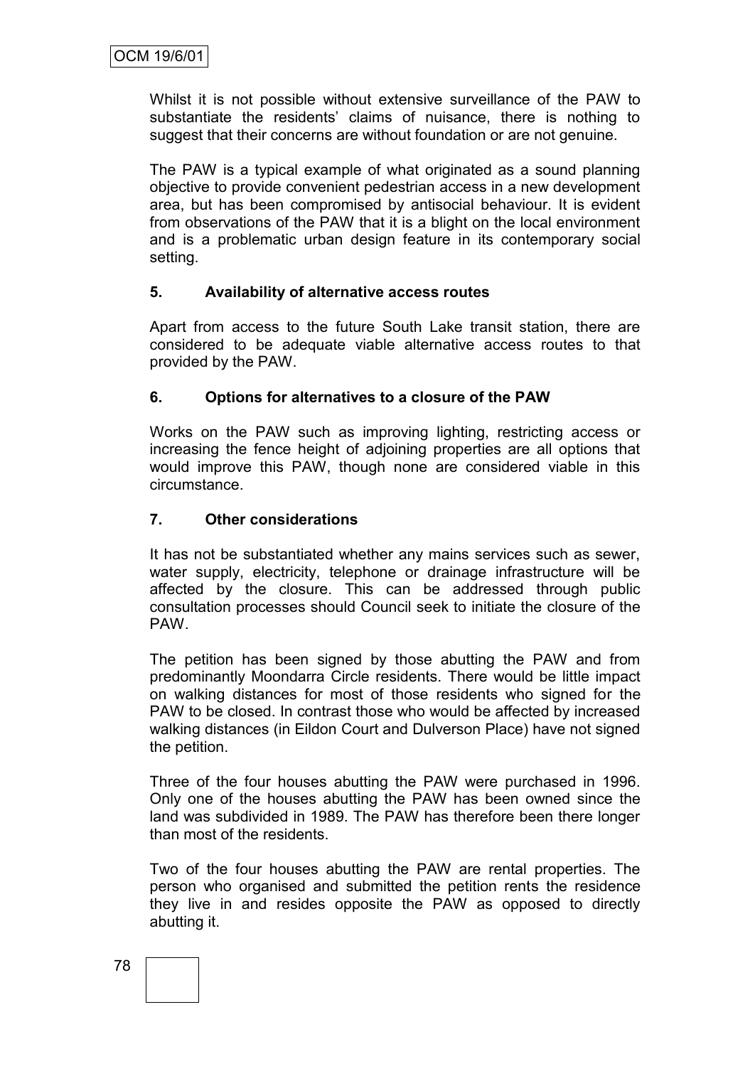Whilst it is not possible without extensive surveillance of the PAW to substantiate the residents' claims of nuisance, there is nothing to suggest that their concerns are without foundation or are not genuine.

The PAW is a typical example of what originated as a sound planning objective to provide convenient pedestrian access in a new development area, but has been compromised by antisocial behaviour. It is evident from observations of the PAW that it is a blight on the local environment and is a problematic urban design feature in its contemporary social setting.

**5. Availability of alternative access routes**

Apart from access to the future South Lake transit station, there are considered to be adequate viable alternative access routes to that provided by the PAW.

**6. Options for alternatives to a closure of the PAW**

Works on the PAW such as improving lighting, restricting access or increasing the fence height of adjoining properties are all options that would improve this PAW, though none are considered viable in this circumstance.

**7. Other considerations**

It has not be substantiated whether any mains services such as sewer, water supply, electricity, telephone or drainage infrastructure will be affected by the closure. This can be addressed through public consultation processes should Council seek to initiate the closure of the PAW.

The petition has been signed by those abutting the PAW and from predominantly Moondarra Circle residents. There would be little impact on walking distances for most of those residents who signed for the PAW to be closed. In contrast those who would be affected by increased walking distances (in Eildon Court and Dulverson Place) have not signed the petition.

Three of the four houses abutting the PAW were purchased in 1996. Only one of the houses abutting the PAW has been owned since the land was subdivided in 1989. The PAW has therefore been there longer than most of the residents.

Two of the four houses abutting the PAW are rental properties. The person who organised and submitted the petition rents the residence they live in and resides opposite the PAW as opposed to directly abutting it.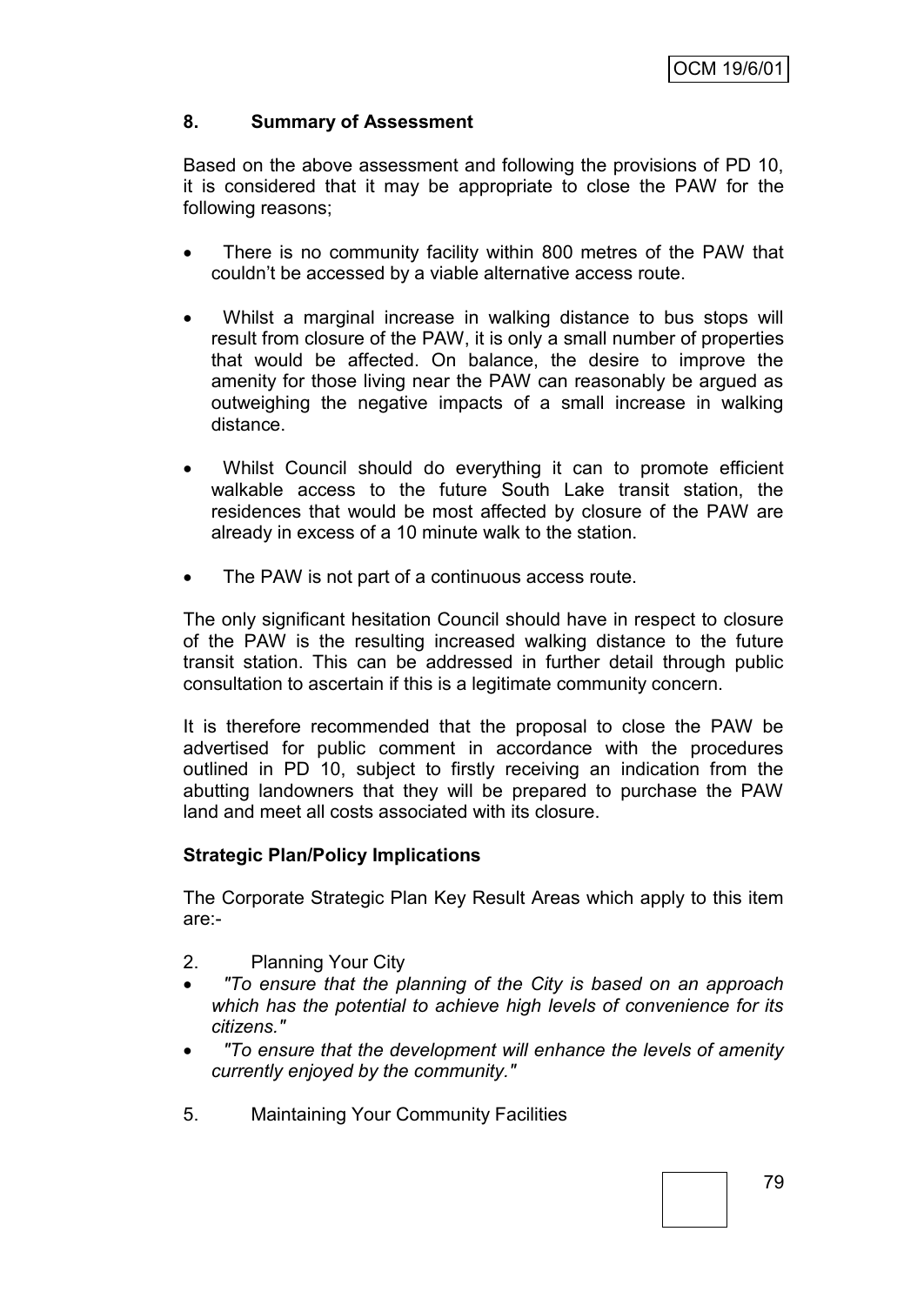## 8. Summary of Assessment

Based on the above assessment and following the provisions of PD 10, it is considered that it may be appropriate to close the PAW for the following reasons;

- There is no community facility within 800 metres of the PAW that couldn't be accessed by a viable alternative access route.
- Whilst a marginal increase in walking distance to bus stops will result from closure of the PAW, it is only a small number of properties that would be affected. On balance, the desire to improve the amenity for those living near the PAW can reasonably be argued as outweighing the negative impacts of a small increase in walking distance.
- Whilst Council should do everything it can to promote efficient walkable access to the future South Lake transit station, the residences that would be most affected by closure of the PAW are already in excess of a 10 minute walk to the station.
- The PAW is not part of a continuous access route.

The only significant hesitation Council should have in respect to closure of the PAW is the resulting increased walking distance to the future transit station. This can be addressed in further detail through public consultation to ascertain if this is a legitimate community concern.

It is therefore recommended that the proposal to close the PAW be advertised for public comment in accordance with the procedures outlined in PD 10, subject to firstly receiving an indication from the abutting landowners that they will be prepared to purchase the PAW land and meet all costs associated with its closure.

**Strategic Plan/Policy Implications**

The Corporate Strategic Plan Key Result Areas which apply to this item are:-

2. Planning Your City

- *"To ensure that the planning of the City is based on an approach which has the potential to achieve high levels of convenience for its citizens."*
- *"To ensure that the development will enhance the levels of amenity currently enjoyed by the community."*

5. Maintaining Your Community Facilities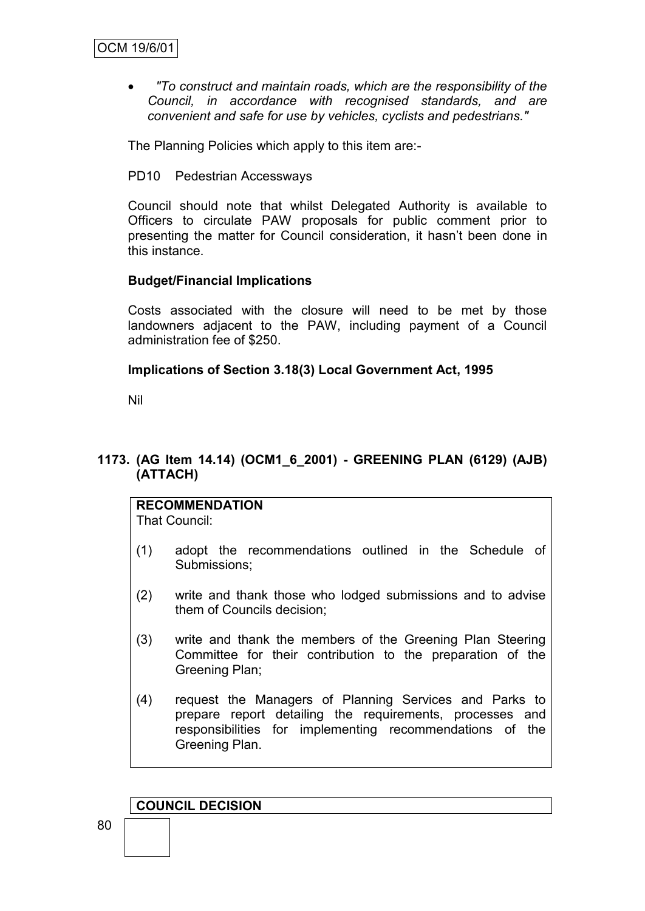- *"To construct and maintain roads, which are the responsibility of the Council, in accordance with recognised standards, and are convenient and safe for use by vehicles, cyclists and pedestrians."*

The Planning Policies which apply to this item are:-

PD10 Pedestrian Accessways

Council should note that whilst Delegated Authority is available to Officers to circulate PAW proposals for public comment prior to presenting the matter for Council consideration, it hasn't been done in this instance.

**Budget/Financial Implications**

Costs associated with the closure will need to be met by those landowners adjacent to the PAW, including payment of a Council administration fee of $250.

**Implications of Section 3.18(3) Local Government Act, 1995**

Nil

**1173. (AG Item 14.14) (OCM1_6_2001) - GREENING PLAN (6129) (AJB) (ATTACH)**

**RECOMMENDATION**
That Council:

(1) adopt the recommendations outlined in the Schedule of Submissions;

(2) write and thank those who lodged submissions and to advise them of Councils decision;

(3) write and thank the members of the Greening Plan Steering Committee for their contribution to the preparation of the Greening Plan;

(4) request the Managers of Planning Services and Parks to prepare report detailing the requirements, processes and responsibilities for implementing recommendations of the Greening Plan.

**COUNCIL DECISION**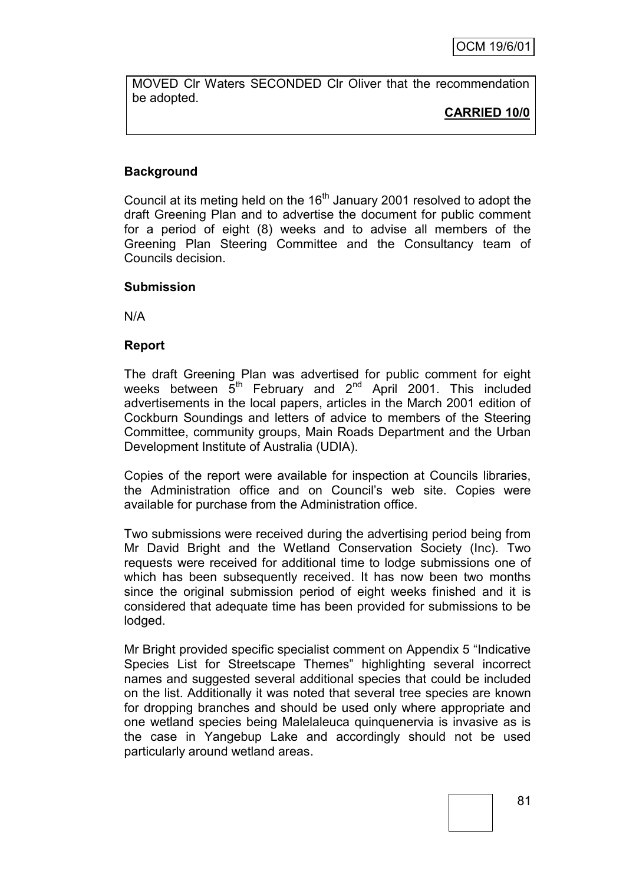MOVED Clr Waters SECONDED Clr Oliver that the recommendation be adopted.

**CARRIED 10/0**

**Background**

Council at its meting held on the 16th January 2001 resolved to adopt the draft Greening Plan and to advertise the document for public comment for a period of eight (8) weeks and to advise all members of the Greening Plan Steering Committee and the Consultancy team of Councils decision.

**Submission**

N/A

**Report**

The draft Greening Plan was advertised for public comment for eight weeks between 5th February and 2nd April 2001. This included advertisements in the local papers, articles in the March 2001 edition of Cockburn Soundings and letters of advice to members of the Steering Committee, community groups, Main Roads Department and the Urban Development Institute of Australia (UDIA).

Copies of the report were available for inspection at Councils libraries, the Administration office and on Council's web site. Copies were available for purchase from the Administration office.

Two submissions were received during the advertising period being from Mr David Bright and the Wetland Conservation Society (Inc). Two requests were received for additional time to lodge submissions one of which has been subsequently received. It has now been two months since the original submission period of eight weeks finished and it is considered that adequate time has been provided for submissions to be lodged.

Mr Bright provided specific specialist comment on Appendix 5 "Indicative Species List for Streetscape Themes" highlighting several incorrect names and suggested several additional species that could be included on the list. Additionally it was noted that several tree species are known for dropping branches and should be used only where appropriate and one wetland species being Malelaleuca quinquenervia is invasive as is the case in Yangebup Lake and accordingly should not be used particularly around wetland areas.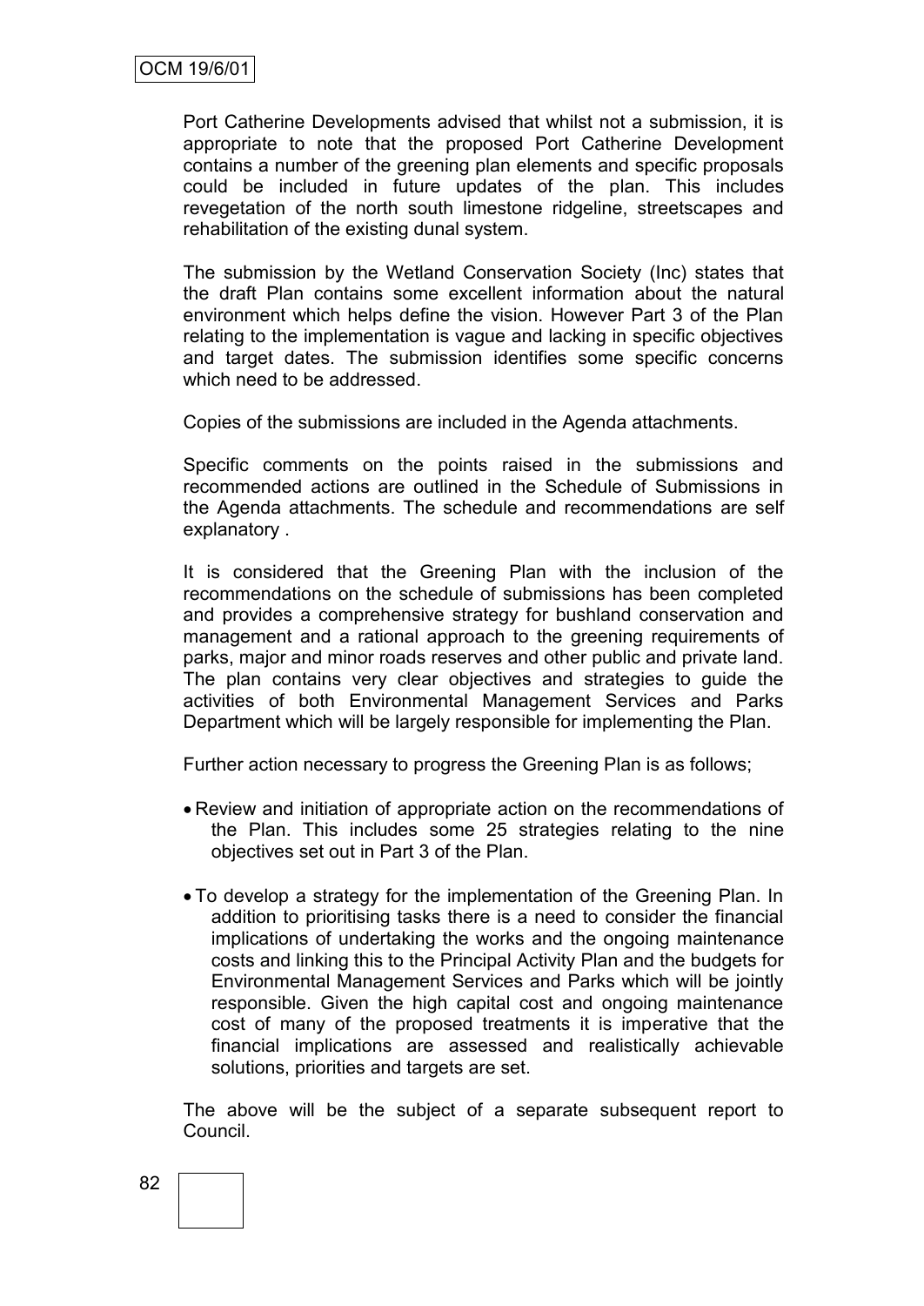Port Catherine Developments advised that whilst not a submission, it is appropriate to note that the proposed Port Catherine Development contains a number of the greening plan elements and specific proposals could be included in future updates of the plan. This includes revegetation of the north south limestone ridgeline, streetscapes and rehabilitation of the existing dunal system.

The submission by the Wetland Conservation Society (Inc) states that the draft Plan contains some excellent information about the natural environment which helps define the vision. However Part 3 of the Plan relating to the implementation is vague and lacking in specific objectives and target dates. The submission identifies some specific concerns which need to be addressed.

Copies of the submissions are included in the Agenda attachments.

Specific comments on the points raised in the submissions and recommended actions are outlined in the Schedule of Submissions in the Agenda attachments. The schedule and recommendations are self explanatory .

It is considered that the Greening Plan with the inclusion of the recommendations on the schedule of submissions has been completed and provides a comprehensive strategy for bushland conservation and management and a rational approach to the greening requirements of parks, major and minor roads reserves and other public and private land. The plan contains very clear objectives and strategies to guide the activities of both Environmental Management Services and Parks Department which will be largely responsible for implementing the Plan.

Further action necessary to progress the Greening Plan is as follows;

- Review and initiation of appropriate action on the recommendations of the Plan. This includes some 25 strategies relating to the nine objectives set out in Part 3 of the Plan.
- To develop a strategy for the implementation of the Greening Plan. In addition to prioritising tasks there is a need to consider the financial implications of undertaking the works and the ongoing maintenance costs and linking this to the Principal Activity Plan and the budgets for Environmental Management Services and Parks which will be jointly responsible. Given the high capital cost and ongoing maintenance cost of many of the proposed treatments it is imperative that the financial implications are assessed and realistically achievable solutions, priorities and targets are set.

The above will be the subject of a separate subsequent report to Council.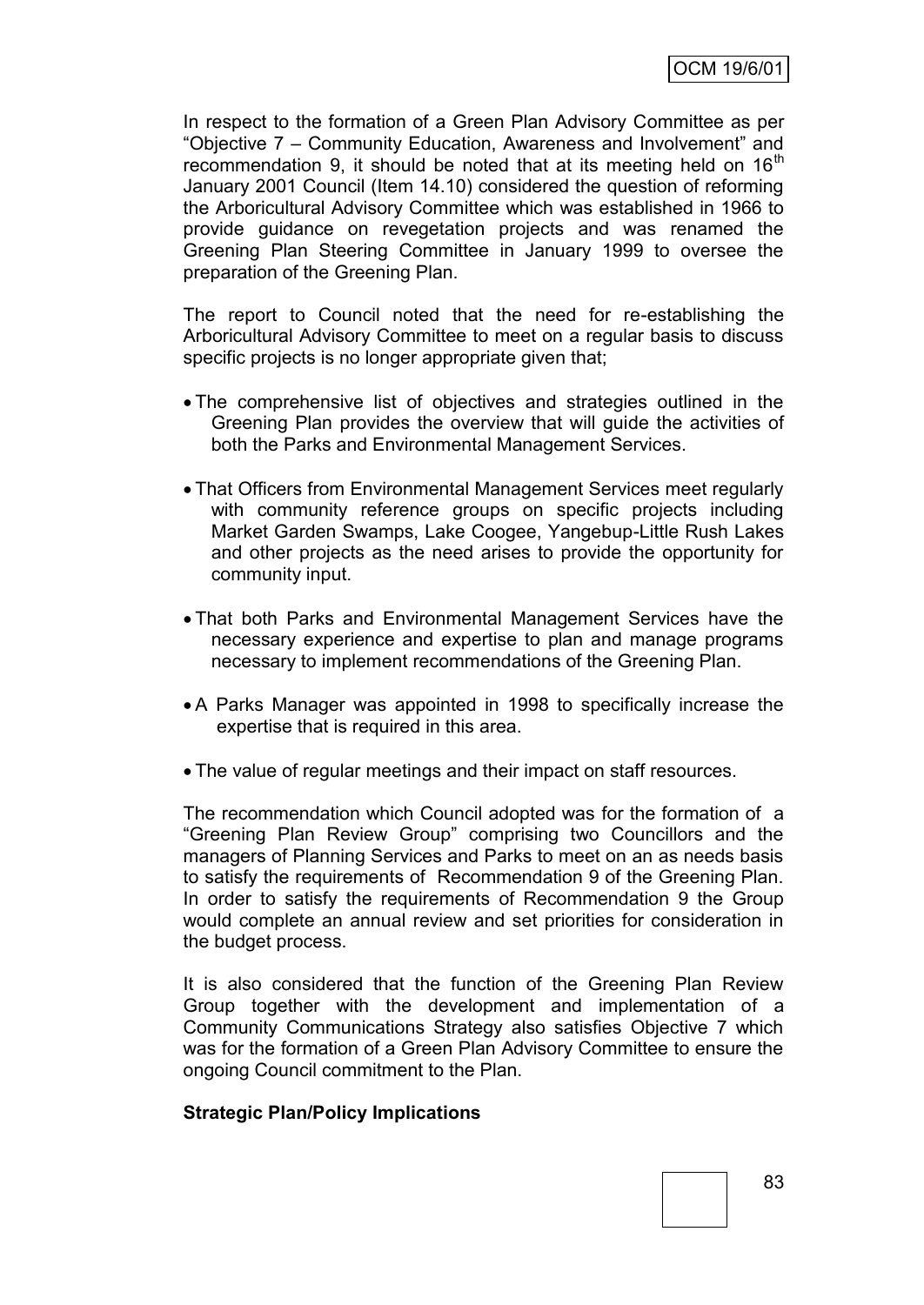In respect to the formation of a Green Plan Advisory Committee as per "Objective 7 – Community Education, Awareness and Involvement" and recommendation 9, it should be noted that at its meeting held on 16th January 2001 Council (Item 14.10) considered the question of reforming the Arboricultural Advisory Committee which was established in 1966 to provide guidance on revegetation projects and was renamed the Greening Plan Steering Committee in January 1999 to oversee the preparation of the Greening Plan.

The report to Council noted that the need for re-establishing the Arboricultural Advisory Committee to meet on a regular basis to discuss specific projects is no longer appropriate given that;

- The comprehensive list of objectives and strategies outlined in the Greening Plan provides the overview that will guide the activities of both the Parks and Environmental Management Services.
- That Officers from Environmental Management Services meet regularly with community reference groups on specific projects including Market Garden Swamps, Lake Coogee, Yangebup-Little Rush Lakes and other projects as the need arises to provide the opportunity for community input.
- That both Parks and Environmental Management Services have the necessary experience and expertise to plan and manage programs necessary to implement recommendations of the Greening Plan.
- A Parks Manager was appointed in 1998 to specifically increase the expertise that is required in this area.
- The value of regular meetings and their impact on staff resources.

The recommendation which Council adopted was for the formation of a "Greening Plan Review Group" comprising two Councillors and the managers of Planning Services and Parks to meet on an as needs basis to satisfy the requirements of Recommendation 9 of the Greening Plan. In order to satisfy the requirements of Recommendation 9 the Group would complete an annual review and set priorities for consideration in the budget process.

It is also considered that the function of the Greening Plan Review Group together with the development and implementation of a Community Communications Strategy also satisfies Objective 7 which was for the formation of a Green Plan Advisory Committee to ensure the ongoing Council commitment to the Plan.

**Strategic Plan/Policy Implications**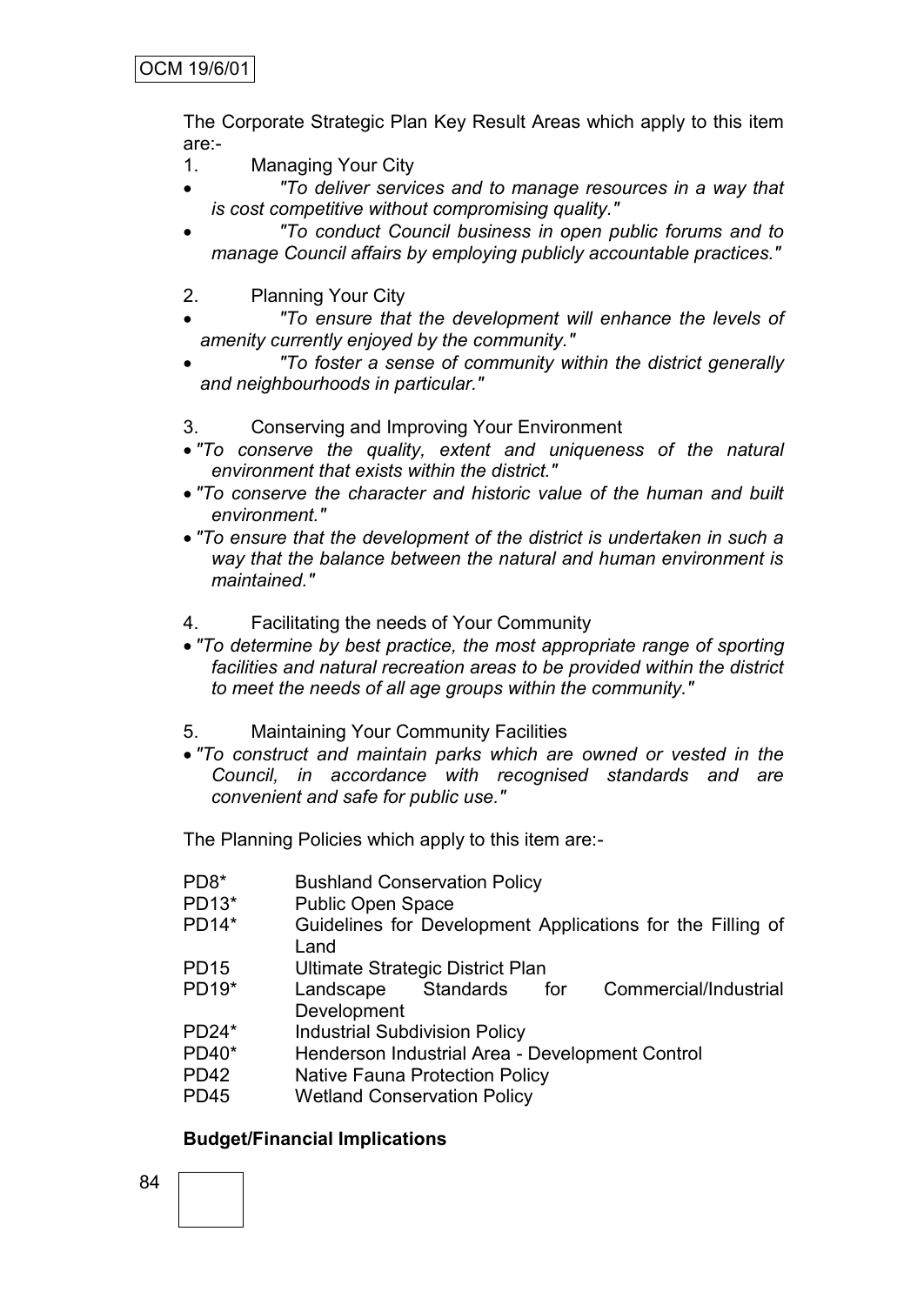The Corporate Strategic Plan Key Result Areas which apply to this item are:-

1. Managing Your City

- *"To deliver services and to manage resources in a way that is cost competitive without compromising quality."*
- *"To conduct Council business in open public forums and to manage Council affairs by employing publicly accountable practices."*

2. Planning Your City

- *"To ensure that the development will enhance the levels of amenity currently enjoyed by the community."*
- *"To foster a sense of community within the district generally and neighbourhoods in particular."*

3. Conserving and Improving Your Environment

- *"To conserve the quality, extent and uniqueness of the natural environment that exists within the district."*
- *"To conserve the character and historic value of the human and built environment."*
- *"To ensure that the development of the district is undertaken in such a way that the balance between the natural and human environment is maintained."*

4. Facilitating the needs of Your Community

- *"To determine by best practice, the most appropriate range of sporting facilities and natural recreation areas to be provided within the district to meet the needs of all age groups within the community."*

5. Maintaining Your Community Facilities

- *"To construct and maintain parks which are owned or vested in the Council, in accordance with recognised standards and are convenient and safe for public use."*

The Planning Policies which apply to this item are:-

| | |
|---|---|
| PD8* | Bushland Conservation Policy |
| PD13* | Public Open Space |
| PD14* | Guidelines for Development Applications for the Filling of Land |
| PD15 | Ultimate Strategic District Plan |
| PD19* | Landscape Standards for Commercial/Industrial Development |
| PD24* | Industrial Subdivision Policy |
| PD40* | Henderson Industrial Area - Development Control |
| PD42 | Native Fauna Protection Policy |
| PD45 | Wetland Conservation Policy |

**Budget/Financial Implications**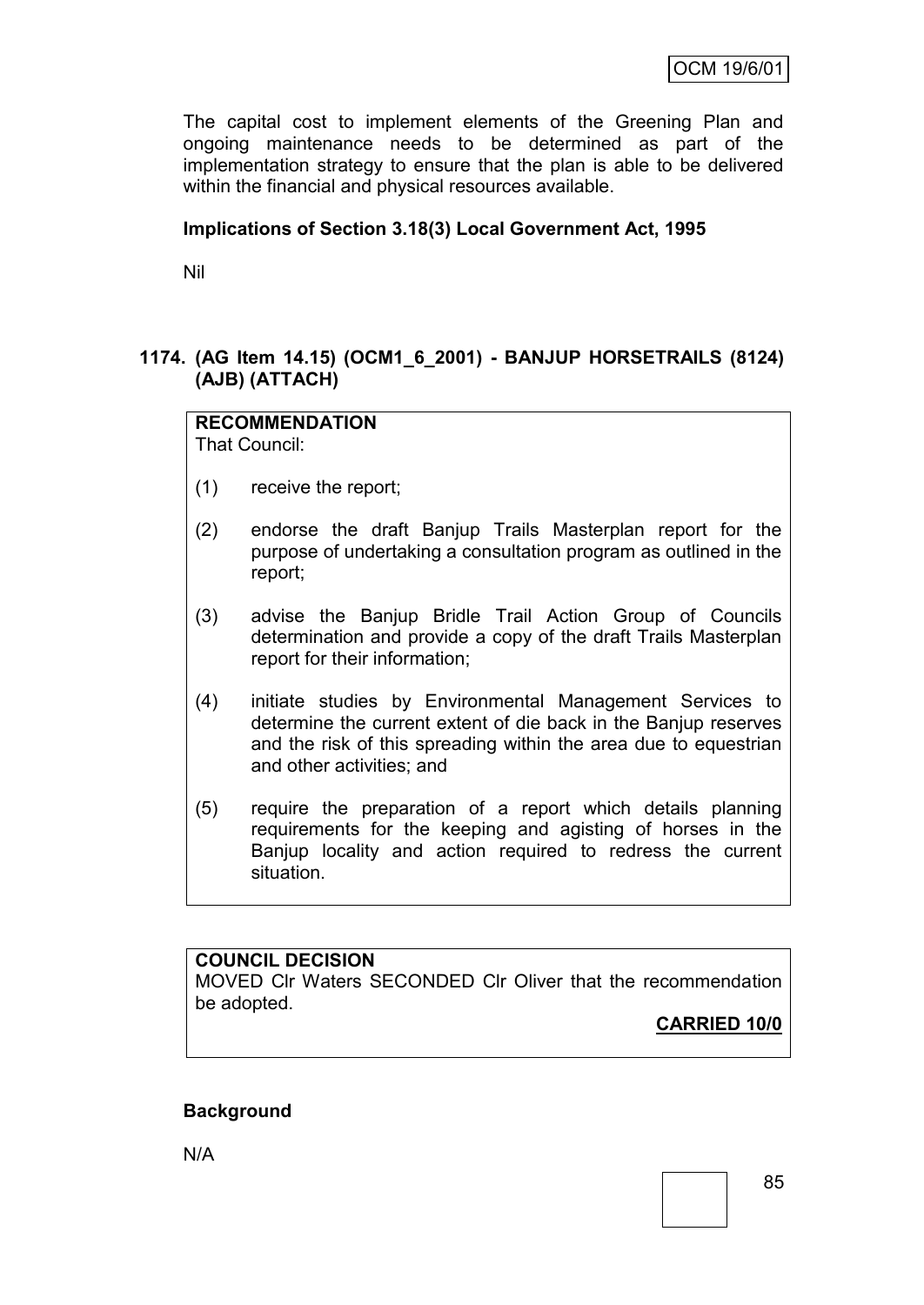The capital cost to implement elements of the Greening Plan and ongoing maintenance needs to be determined as part of the implementation strategy to ensure that the plan is able to be delivered within the financial and physical resources available.

**Implications of Section 3.18(3) Local Government Act, 1995**

Nil

## 1174. (AG Item 14.15) (OCM1_6_2001) - BANJUP HORSETRAILS (8124) (AJB) (ATTACH)

**RECOMMENDATION**
That Council:

(1) receive the report;

(2) endorse the draft Banjup Trails Masterplan report for the purpose of undertaking a consultation program as outlined in the report;

(3) advise the Banjup Bridle Trail Action Group of Councils determination and provide a copy of the draft Trails Masterplan report for their information;

(4) initiate studies by Environmental Management Services to determine the current extent of die back in the Banjup reserves and the risk of this spreading within the area due to equestrian and other activities; and

(5) require the preparation of a report which details planning requirements for the keeping and agisting of horses in the Banjup locality and action required to redress the current situation.

**COUNCIL DECISION**
MOVED Clr Waters SECONDED Clr Oliver that the recommendation be adopted.

**CARRIED 10/0**

**Background**

N/A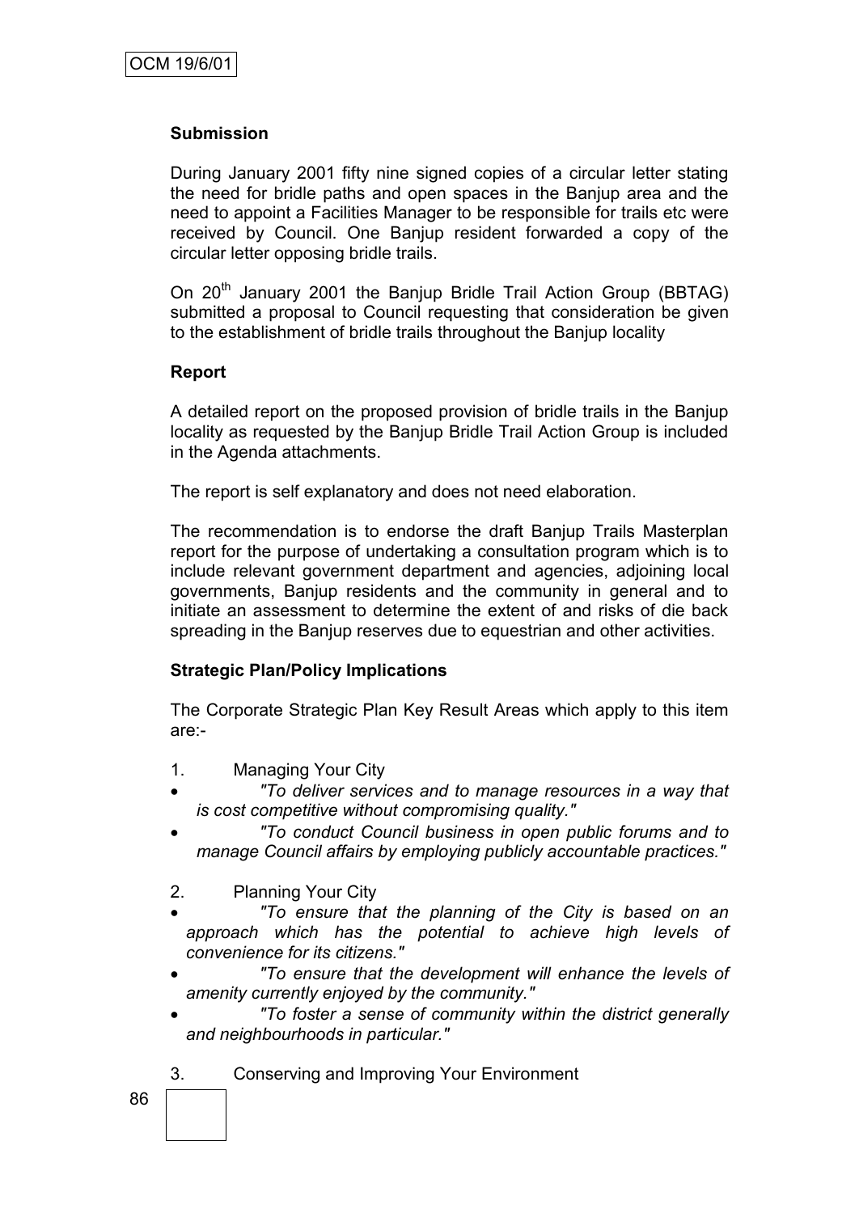**Submission**

During January 2001 fifty nine signed copies of a circular letter stating the need for bridle paths and open spaces in the Banjup area and the need to appoint a Facilities Manager to be responsible for trails etc were received by Council. One Banjup resident forwarded a copy of the circular letter opposing bridle trails.

On 20th January 2001 the Banjup Bridle Trail Action Group (BBTAG) submitted a proposal to Council requesting that consideration be given to the establishment of bridle trails throughout the Banjup locality

**Report**

A detailed report on the proposed provision of bridle trails in the Banjup locality as requested by the Banjup Bridle Trail Action Group is included in the Agenda attachments.

The report is self explanatory and does not need elaboration.

The recommendation is to endorse the draft Banjup Trails Masterplan report for the purpose of undertaking a consultation program which is to include relevant government department and agencies, adjoining local governments, Banjup residents and the community in general and to initiate an assessment to determine the extent of and risks of die back spreading in the Banjup reserves due to equestrian and other activities.

**Strategic Plan/Policy Implications**

The Corporate Strategic Plan Key Result Areas which apply to this item are:-

1. Managing Your City
   - *"To deliver services and to manage resources in a way that is cost competitive without compromising quality."*
   - *"To conduct Council business in open public forums and to manage Council affairs by employing publicly accountable practices."*

2. Planning Your City
   - *"To ensure that the planning of the City is based on an approach which has the potential to achieve high levels of convenience for its citizens."*
   - *"To ensure that the development will enhance the levels of amenity currently enjoyed by the community."*
   - *"To foster a sense of community within the district generally and neighbourhoods in particular."*

3. Conserving and Improving Your Environment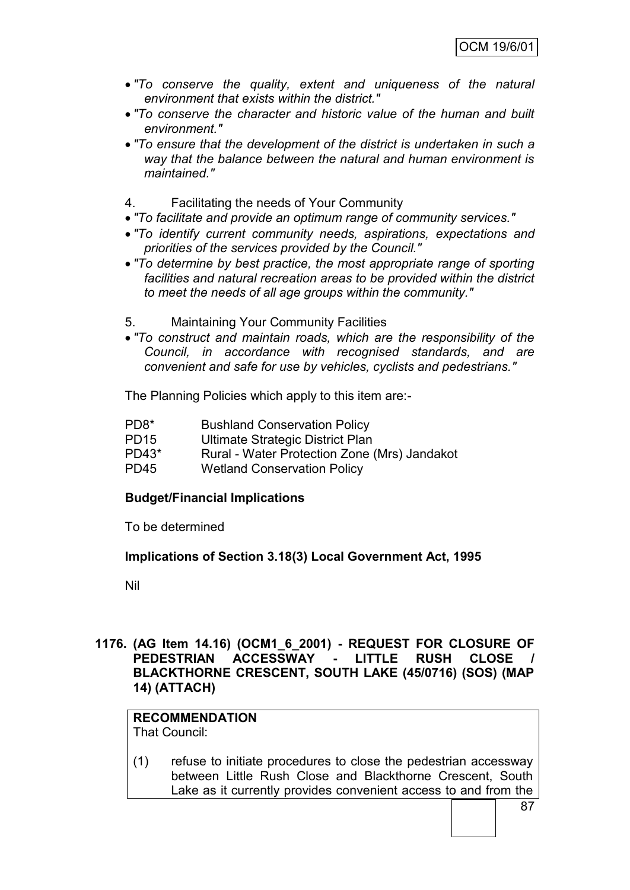- *"To conserve the quality, extent and uniqueness of the natural environment that exists within the district."*
- *"To conserve the character and historic value of the human and built environment."*
- *"To ensure that the development of the district is undertaken in such a way that the balance between the natural and human environment is maintained."*

4. Facilitating the needs of Your Community

- *"To facilitate and provide an optimum range of community services."*
- *"To identify current community needs, aspirations, expectations and priorities of the services provided by the Council."*
- *"To determine by best practice, the most appropriate range of sporting facilities and natural recreation areas to be provided within the district to meet the needs of all age groups within the community."*

5. Maintaining Your Community Facilities

- *"To construct and maintain roads, which are the responsibility of the Council, in accordance with recognised standards, and are convenient and safe for use by vehicles, cyclists and pedestrians."*

The Planning Policies which apply to this item are:-

| | |
|---|---|
| PD8* | Bushland Conservation Policy |
| PD15 | Ultimate Strategic District Plan |
| PD43* | Rural - Water Protection Zone (Mrs) Jandakot |
| PD45 | Wetland Conservation Policy |

**Budget/Financial Implications**

To be determined

**Implications of Section 3.18(3) Local Government Act, 1995**

Nil

**1176. (AG Item 14.16) (OCM1_6_2001) - REQUEST FOR CLOSURE OF PEDESTRIAN ACCESSWAY - LITTLE RUSH CLOSE / BLACKTHORNE CRESCENT, SOUTH LAKE (45/0716) (SOS) (MAP 14) (ATTACH)**

**RECOMMENDATION**
That Council:

(1) refuse to initiate procedures to close the pedestrian accessway between Little Rush Close and Blackthorne Crescent, South Lake as it currently provides convenient access to and from the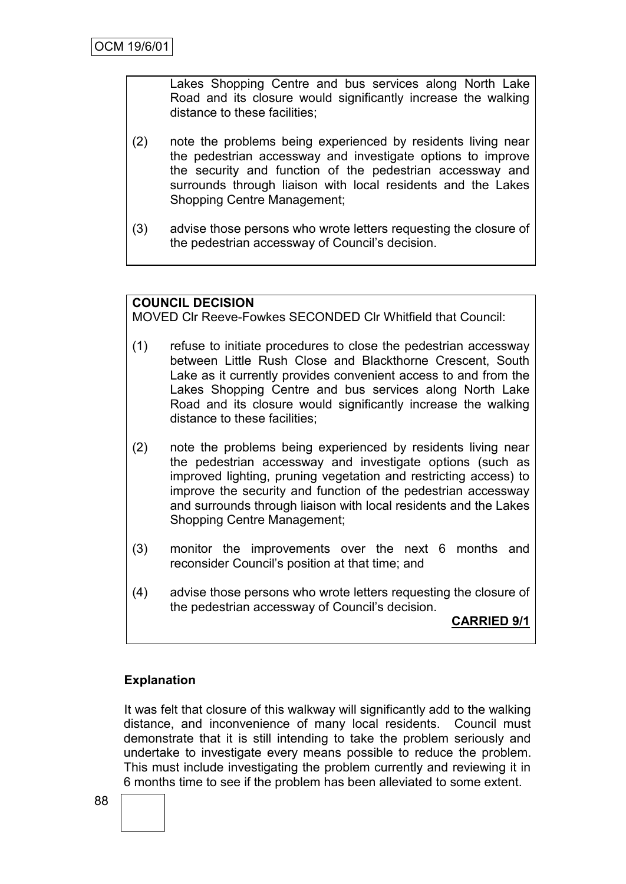Lakes Shopping Centre and bus services along North Lake Road and its closure would significantly increase the walking distance to these facilities;

(2) note the problems being experienced by residents living near the pedestrian accessway and investigate options to improve the security and function of the pedestrian accessway and surrounds through liaison with local residents and the Lakes Shopping Centre Management;

(3) advise those persons who wrote letters requesting the closure of the pedestrian accessway of Council's decision.

**COUNCIL DECISION**

MOVED Clr Reeve-Fowkes SECONDED Clr Whitfield that Council:

(1) refuse to initiate procedures to close the pedestrian accessway between Little Rush Close and Blackthorne Crescent, South Lake as it currently provides convenient access to and from the Lakes Shopping Centre and bus services along North Lake Road and its closure would significantly increase the walking distance to these facilities;

(2) note the problems being experienced by residents living near the pedestrian accessway and investigate options (such as improved lighting, pruning vegetation and restricting access) to improve the security and function of the pedestrian accessway and surrounds through liaison with local residents and the Lakes Shopping Centre Management;

(3) monitor the improvements over the next 6 months and reconsider Council's position at that time; and

(4) advise those persons who wrote letters requesting the closure of the pedestrian accessway of Council's decision.

**CARRIED 9/1**

**Explanation**

It was felt that closure of this walkway will significantly add to the walking distance, and inconvenience of many local residents. Council must demonstrate that it is still intending to take the problem seriously and undertake to investigate every means possible to reduce the problem. This must include investigating the problem currently and reviewing it in 6 months time to see if the problem has been alleviated to some extent.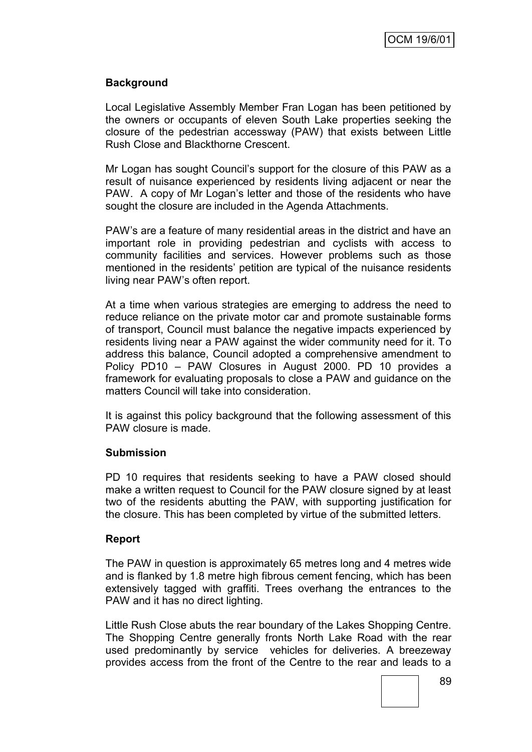**Background**

Local Legislative Assembly Member Fran Logan has been petitioned by the owners or occupants of eleven South Lake properties seeking the closure of the pedestrian accessway (PAW) that exists between Little Rush Close and Blackthorne Crescent.

Mr Logan has sought Council's support for the closure of this PAW as a result of nuisance experienced by residents living adjacent or near the PAW. A copy of Mr Logan's letter and those of the residents who have sought the closure are included in the Agenda Attachments.

PAW's are a feature of many residential areas in the district and have an important role in providing pedestrian and cyclists with access to community facilities and services. However problems such as those mentioned in the residents' petition are typical of the nuisance residents living near PAW's often report.

At a time when various strategies are emerging to address the need to reduce reliance on the private motor car and promote sustainable forms of transport, Council must balance the negative impacts experienced by residents living near a PAW against the wider community need for it. To address this balance, Council adopted a comprehensive amendment to Policy PD10 – PAW Closures in August 2000. PD 10 provides a framework for evaluating proposals to close a PAW and guidance on the matters Council will take into consideration.

It is against this policy background that the following assessment of this PAW closure is made.

**Submission**

PD 10 requires that residents seeking to have a PAW closed should make a written request to Council for the PAW closure signed by at least two of the residents abutting the PAW, with supporting justification for the closure. This has been completed by virtue of the submitted letters.

**Report**

The PAW in question is approximately 65 metres long and 4 metres wide and is flanked by 1.8 metre high fibrous cement fencing, which has been extensively tagged with graffiti. Trees overhang the entrances to the PAW and it has no direct lighting.

Little Rush Close abuts the rear boundary of the Lakes Shopping Centre. The Shopping Centre generally fronts North Lake Road with the rear used predominantly by service vehicles for deliveries. A breezeway provides access from the front of the Centre to the rear and leads to a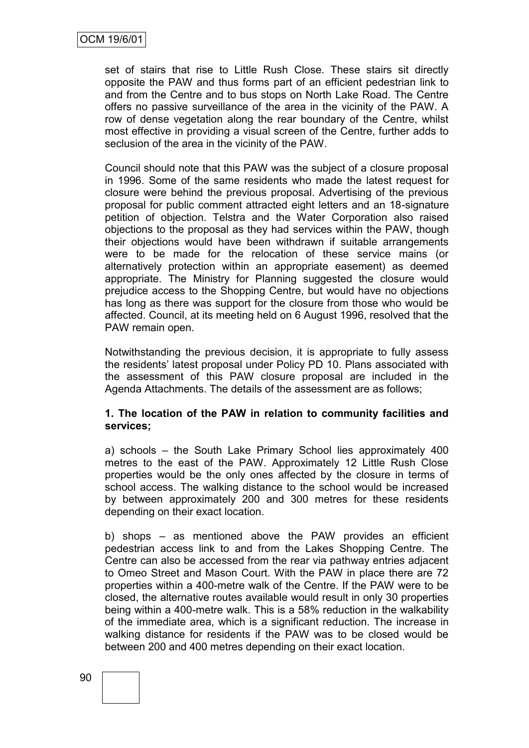set of stairs that rise to Little Rush Close. These stairs sit directly opposite the PAW and thus forms part of an efficient pedestrian link to and from the Centre and to bus stops on North Lake Road. The Centre offers no passive surveillance of the area in the vicinity of the PAW. A row of dense vegetation along the rear boundary of the Centre, whilst most effective in providing a visual screen of the Centre, further adds to seclusion of the area in the vicinity of the PAW.

Council should note that this PAW was the subject of a closure proposal in 1996. Some of the same residents who made the latest request for closure were behind the previous proposal. Advertising of the previous proposal for public comment attracted eight letters and an 18-signature petition of objection. Telstra and the Water Corporation also raised objections to the proposal as they had services within the PAW, though their objections would have been withdrawn if suitable arrangements were to be made for the relocation of these service mains (or alternatively protection within an appropriate easement) as deemed appropriate. The Ministry for Planning suggested the closure would prejudice access to the Shopping Centre, but would have no objections has long as there was support for the closure from those who would be affected. Council, at its meeting held on 6 August 1996, resolved that the PAW remain open.

Notwithstanding the previous decision, it is appropriate to fully assess the residents' latest proposal under Policy PD 10. Plans associated with the assessment of this PAW closure proposal are included in the Agenda Attachments. The details of the assessment are as follows;

**1. The location of the PAW in relation to community facilities and services;**

a) schools – the South Lake Primary School lies approximately 400 metres to the east of the PAW. Approximately 12 Little Rush Close properties would be the only ones affected by the closure in terms of school access. The walking distance to the school would be increased by between approximately 200 and 300 metres for these residents depending on their exact location.

b) shops – as mentioned above the PAW provides an efficient pedestrian access link to and from the Lakes Shopping Centre. The Centre can also be accessed from the rear via pathway entries adjacent to Omeo Street and Mason Court. With the PAW in place there are 72 properties within a 400-metre walk of the Centre. If the PAW were to be closed, the alternative routes available would result in only 30 properties being within a 400-metre walk. This is a 58% reduction in the walkability of the immediate area, which is a significant reduction. The increase in walking distance for residents if the PAW was to be closed would be between 200 and 400 metres depending on their exact location.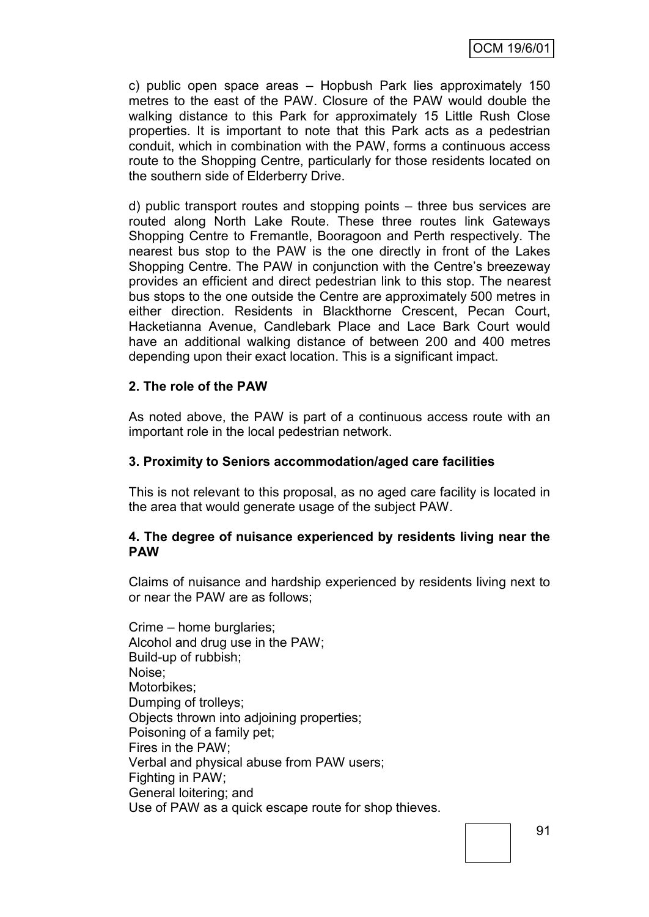c) public open space areas – Hopbush Park lies approximately 150 metres to the east of the PAW. Closure of the PAW would double the walking distance to this Park for approximately 15 Little Rush Close properties. It is important to note that this Park acts as a pedestrian conduit, which in combination with the PAW, forms a continuous access route to the Shopping Centre, particularly for those residents located on the southern side of Elderberry Drive.

d) public transport routes and stopping points – three bus services are routed along North Lake Route. These three routes link Gateways Shopping Centre to Fremantle, Booragoon and Perth respectively. The nearest bus stop to the PAW is the one directly in front of the Lakes Shopping Centre. The PAW in conjunction with the Centre's breezeway provides an efficient and direct pedestrian link to this stop. The nearest bus stops to the one outside the Centre are approximately 500 metres in either direction. Residents in Blackthorne Crescent, Pecan Court, Hacketianna Avenue, Candlebark Place and Lace Bark Court would have an additional walking distance of between 200 and 400 metres depending upon their exact location. This is a significant impact.

**2. The role of the PAW**

As noted above, the PAW is part of a continuous access route with an important role in the local pedestrian network.

**3. Proximity to Seniors accommodation/aged care facilities**

This is not relevant to this proposal, as no aged care facility is located in the area that would generate usage of the subject PAW.

**4. The degree of nuisance experienced by residents living near the PAW**

Claims of nuisance and hardship experienced by residents living next to or near the PAW are as follows;

Crime – home burglaries;  
Alcohol and drug use in the PAW;  
Build-up of rubbish;  
Noise;  
Motorbikes;  
Dumping of trolleys;  
Objects thrown into adjoining properties;  
Poisoning of a family pet;  
Fires in the PAW;  
Verbal and physical abuse from PAW users;  
Fighting in PAW;  
General loitering; and  
Use of PAW as a quick escape route for shop thieves.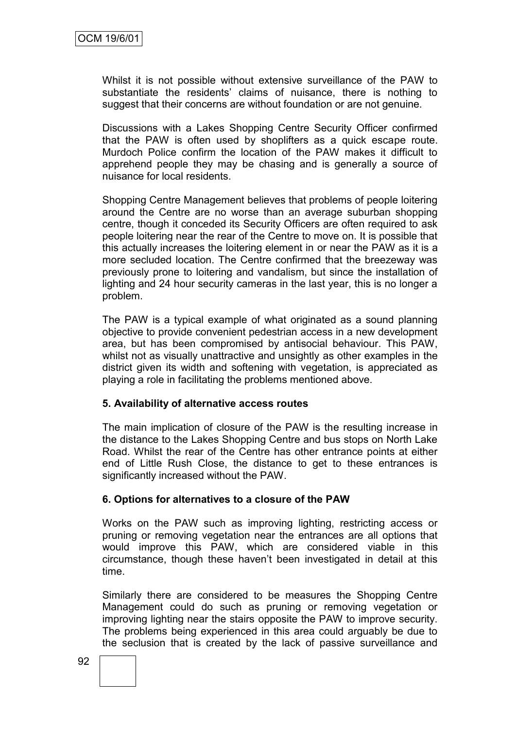Whilst it is not possible without extensive surveillance of the PAW to substantiate the residents' claims of nuisance, there is nothing to suggest that their concerns are without foundation or are not genuine.

Discussions with a Lakes Shopping Centre Security Officer confirmed that the PAW is often used by shoplifters as a quick escape route. Murdoch Police confirm the location of the PAW makes it difficult to apprehend people they may be chasing and is generally a source of nuisance for local residents.

Shopping Centre Management believes that problems of people loitering around the Centre are no worse than an average suburban shopping centre, though it conceded its Security Officers are often required to ask people loitering near the rear of the Centre to move on. It is possible that this actually increases the loitering element in or near the PAW as it is a more secluded location. The Centre confirmed that the breezeway was previously prone to loitering and vandalism, but since the installation of lighting and 24 hour security cameras in the last year, this is no longer a problem.

The PAW is a typical example of what originated as a sound planning objective to provide convenient pedestrian access in a new development area, but has been compromised by antisocial behaviour. This PAW, whilst not as visually unattractive and unsightly as other examples in the district given its width and softening with vegetation, is appreciated as playing a role in facilitating the problems mentioned above.

**5. Availability of alternative access routes**

The main implication of closure of the PAW is the resulting increase in the distance to the Lakes Shopping Centre and bus stops on North Lake Road. Whilst the rear of the Centre has other entrance points at either end of Little Rush Close, the distance to get to these entrances is significantly increased without the PAW.

**6. Options for alternatives to a closure of the PAW**

Works on the PAW such as improving lighting, restricting access or pruning or removing vegetation near the entrances are all options that would improve this PAW, which are considered viable in this circumstance, though these haven't been investigated in detail at this time.

Similarly there are considered to be measures the Shopping Centre Management could do such as pruning or removing vegetation or improving lighting near the stairs opposite the PAW to improve security. The problems being experienced in this area could arguably be due to the seclusion that is created by the lack of passive surveillance and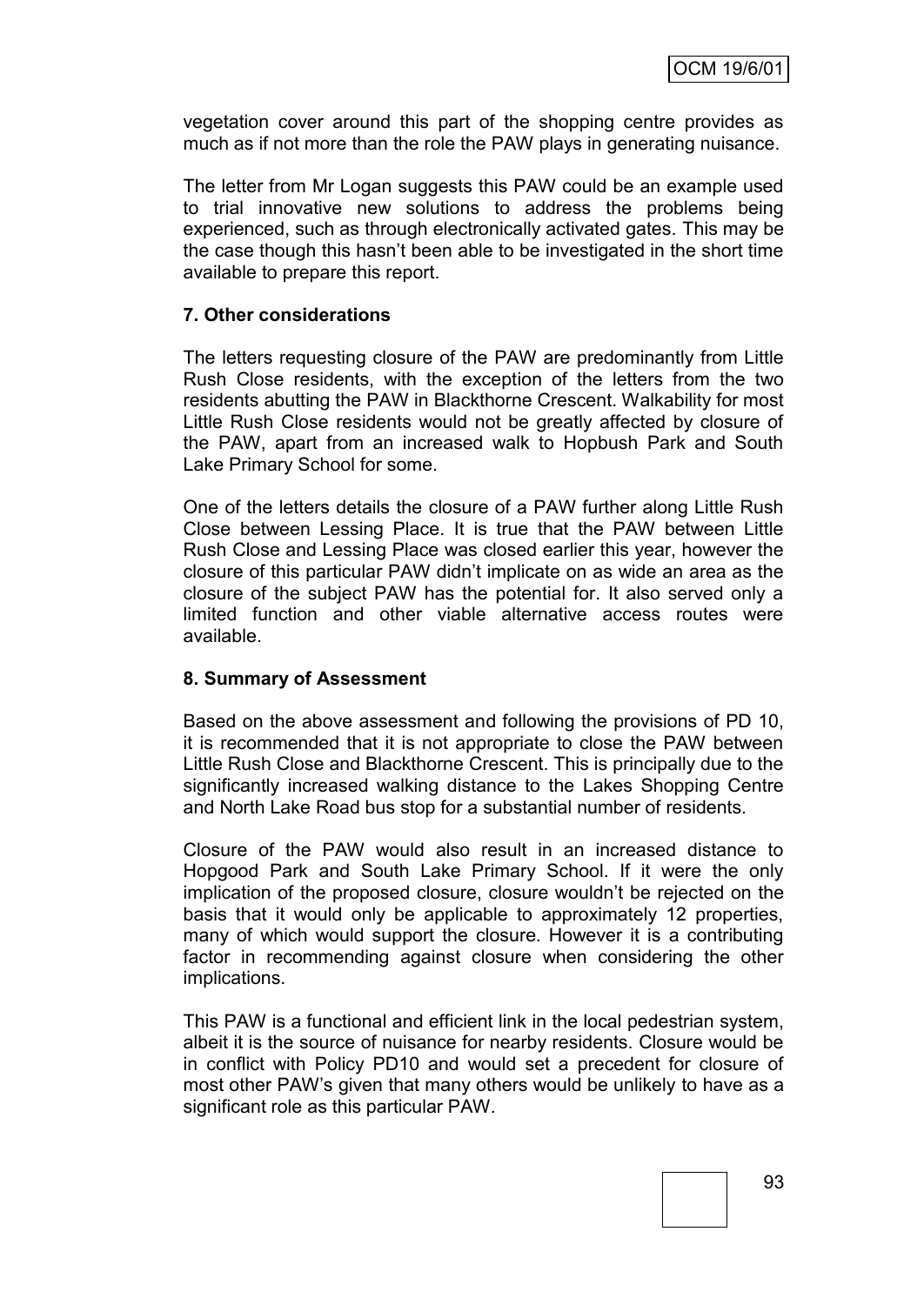vegetation cover around this part of the shopping centre provides as much as if not more than the role the PAW plays in generating nuisance.

The letter from Mr Logan suggests this PAW could be an example used to trial innovative new solutions to address the problems being experienced, such as through electronically activated gates. This may be the case though this hasn't been able to be investigated in the short time available to prepare this report.

**7. Other considerations**

The letters requesting closure of the PAW are predominantly from Little Rush Close residents, with the exception of the letters from the two residents abutting the PAW in Blackthorne Crescent. Walkability for most Little Rush Close residents would not be greatly affected by closure of the PAW, apart from an increased walk to Hopbush Park and South Lake Primary School for some.

One of the letters details the closure of a PAW further along Little Rush Close between Lessing Place. It is true that the PAW between Little Rush Close and Lessing Place was closed earlier this year, however the closure of this particular PAW didn't implicate on as wide an area as the closure of the subject PAW has the potential for. It also served only a limited function and other viable alternative access routes were available.

**8. Summary of Assessment**

Based on the above assessment and following the provisions of PD 10, it is recommended that it is not appropriate to close the PAW between Little Rush Close and Blackthorne Crescent. This is principally due to the significantly increased walking distance to the Lakes Shopping Centre and North Lake Road bus stop for a substantial number of residents.

Closure of the PAW would also result in an increased distance to Hopgood Park and South Lake Primary School. If it were the only implication of the proposed closure, closure wouldn't be rejected on the basis that it would only be applicable to approximately 12 properties, many of which would support the closure. However it is a contributing factor in recommending against closure when considering the other implications.

This PAW is a functional and efficient link in the local pedestrian system, albeit it is the source of nuisance for nearby residents. Closure would be in conflict with Policy PD10 and would set a precedent for closure of most other PAW's given that many others would be unlikely to have as a significant role as this particular PAW.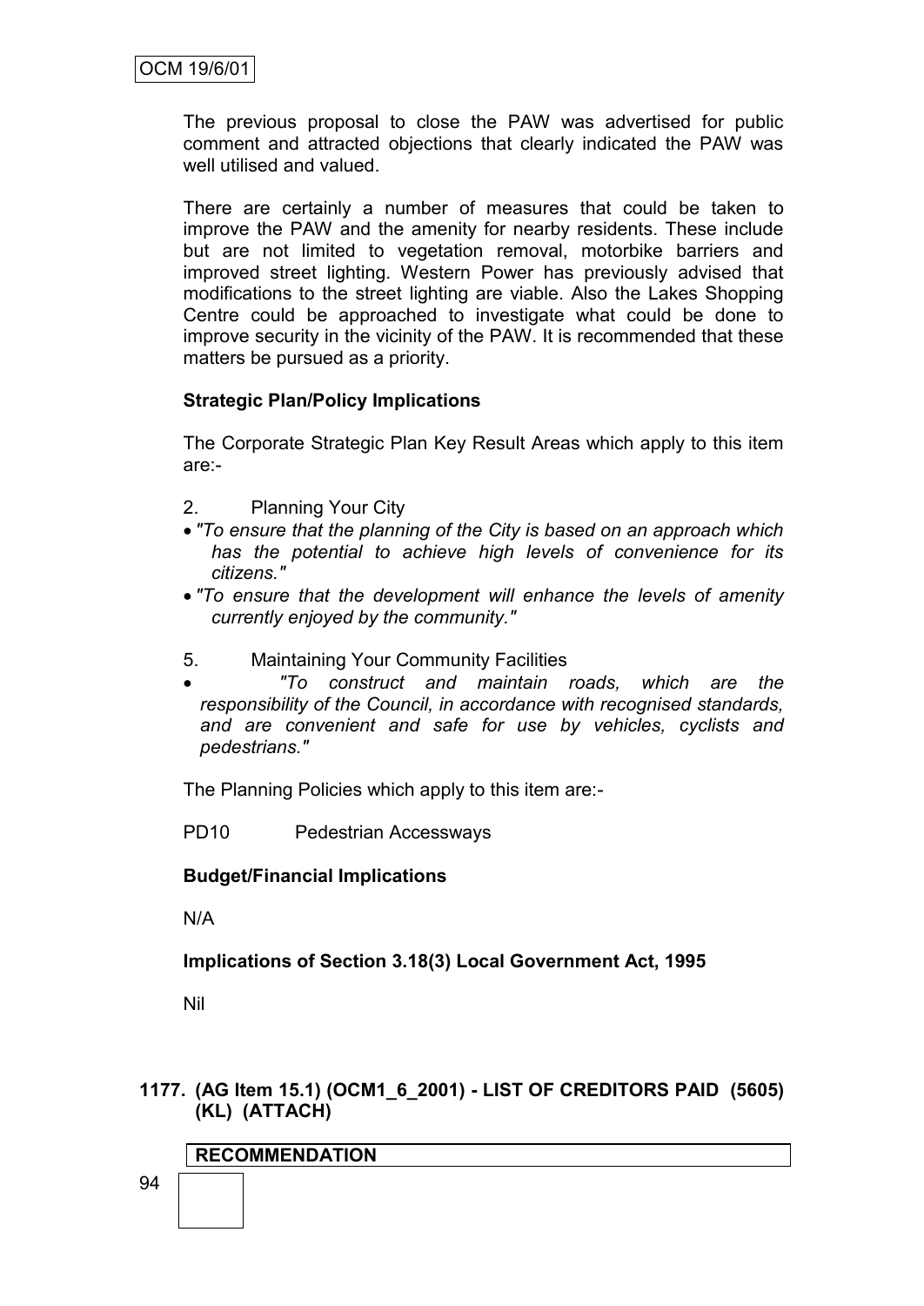The previous proposal to close the PAW was advertised for public comment and attracted objections that clearly indicated the PAW was well utilised and valued.

There are certainly a number of measures that could be taken to improve the PAW and the amenity for nearby residents. These include but are not limited to vegetation removal, motorbike barriers and improved street lighting. Western Power has previously advised that modifications to the street lighting are viable. Also the Lakes Shopping Centre could be approached to investigate what could be done to improve security in the vicinity of the PAW. It is recommended that these matters be pursued as a priority.

**Strategic Plan/Policy Implications**

The Corporate Strategic Plan Key Result Areas which apply to this item are:-

2. Planning Your City

- *"To ensure that the planning of the City is based on an approach which has the potential to achieve high levels of convenience for its citizens."*
- *"To ensure that the development will enhance the levels of amenity currently enjoyed by the community."*

5. Maintaining Your Community Facilities

- *"To construct and maintain roads, which are the responsibility of the Council, in accordance with recognised standards, and are convenient and safe for use by vehicles, cyclists and pedestrians."*

The Planning Policies which apply to this item are:-

PD10 Pedestrian Accessways

**Budget/Financial Implications**

N/A

**Implications of Section 3.18(3) Local Government Act, 1995**

Nil

### 1177. (AG Item 15.1) (OCM1_6_2001) - LIST OF CREDITORS PAID (5605) (KL) (ATTACH)

**RECOMMENDATION**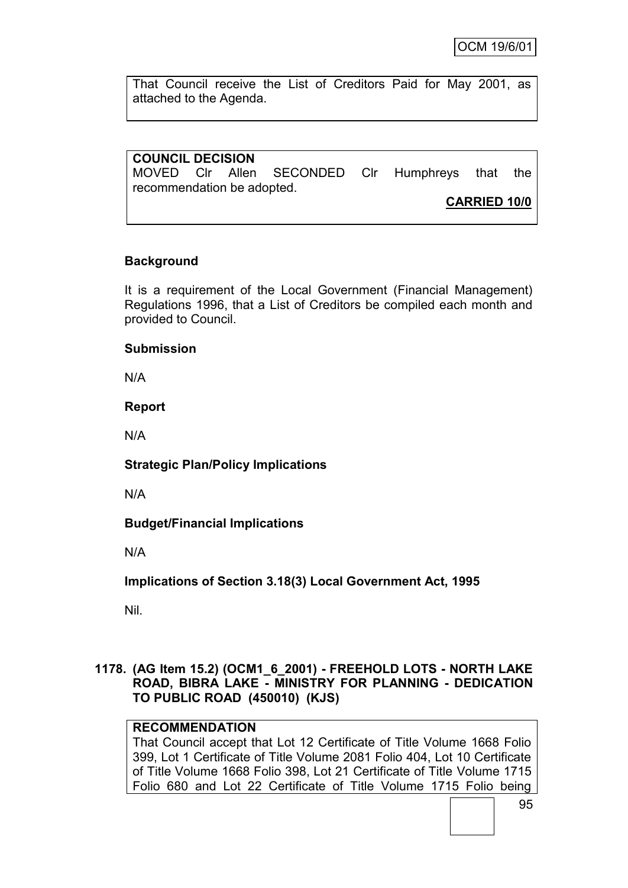That Council receive the List of Creditors Paid for May 2001, as attached to the Agenda.

**COUNCIL DECISION**
MOVED Clr Allen SECONDED Clr Humphreys that the recommendation be adopted.

**CARRIED 10/0**

**Background**

It is a requirement of the Local Government (Financial Management) Regulations 1996, that a List of Creditors be compiled each month and provided to Council.

**Submission**

N/A

**Report**

N/A

**Strategic Plan/Policy Implications**

N/A

**Budget/Financial Implications**

N/A

**Implications of Section 3.18(3) Local Government Act, 1995**

Nil.

**1178. (AG Item 15.2) (OCM1_6_2001) - FREEHOLD LOTS - NORTH LAKE ROAD, BIBRA LAKE - MINISTRY FOR PLANNING - DEDICATION TO PUBLIC ROAD (450010) (KJS)**

**RECOMMENDATION**
That Council accept that Lot 12 Certificate of Title Volume 1668 Folio 399, Lot 1 Certificate of Title Volume 2081 Folio 404, Lot 10 Certificate of Title Volume 1668 Folio 398, Lot 21 Certificate of Title Volume 1715 Folio 680 and Lot 22 Certificate of Title Volume 1715 Folio being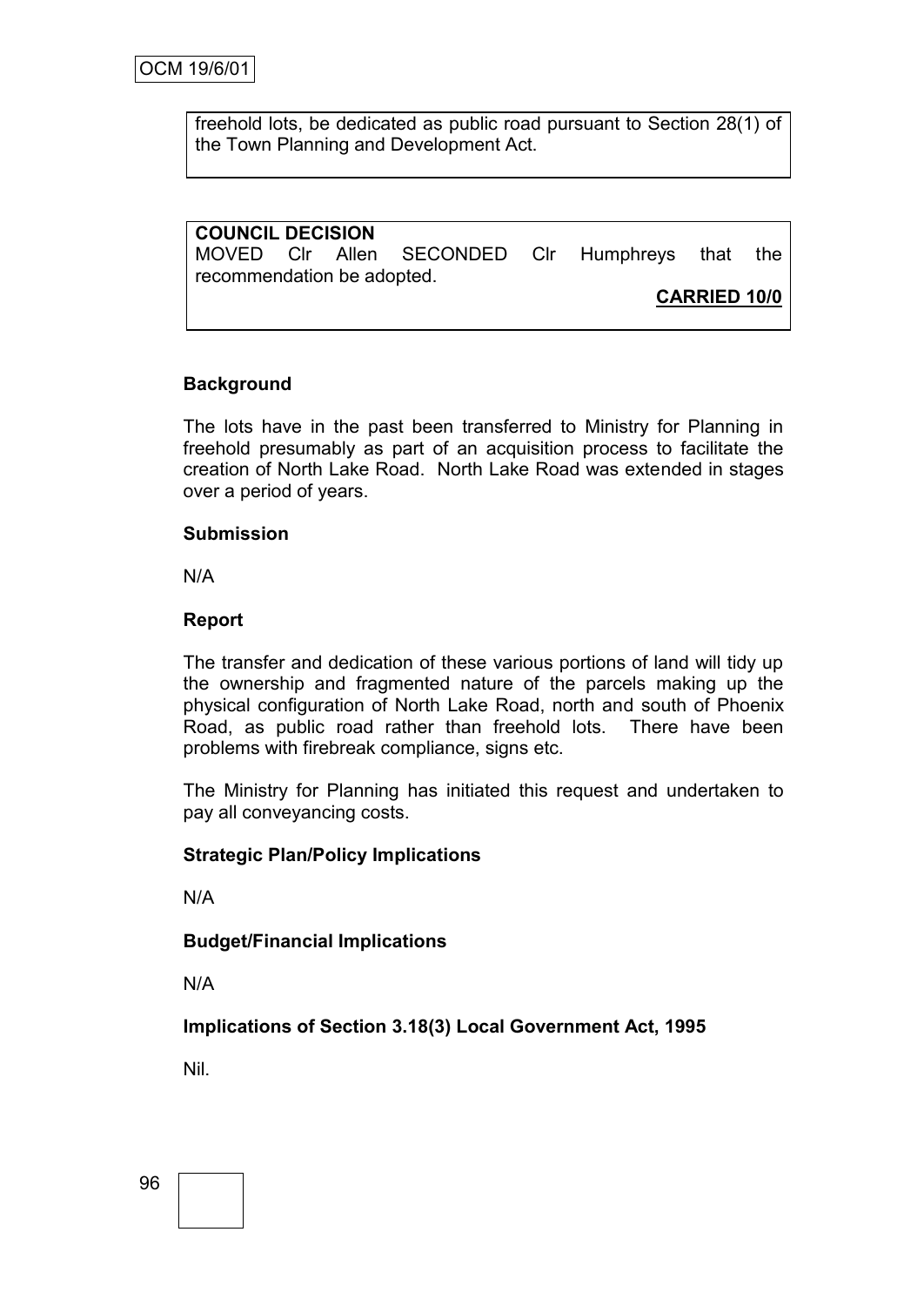freehold lots, be dedicated as public road pursuant to Section 28(1) of the Town Planning and Development Act.

**COUNCIL DECISION**

MOVED Clr Allen SECONDED Clr Humphreys that the recommendation be adopted.

**CARRIED 10/0**

**Background**

The lots have in the past been transferred to Ministry for Planning in freehold presumably as part of an acquisition process to facilitate the creation of North Lake Road. North Lake Road was extended in stages over a period of years.

**Submission**

N/A

**Report**

The transfer and dedication of these various portions of land will tidy up the ownership and fragmented nature of the parcels making up the physical configuration of North Lake Road, north and south of Phoenix Road, as public road rather than freehold lots. There have been problems with firebreak compliance, signs etc.

The Ministry for Planning has initiated this request and undertaken to pay all conveyancing costs.

**Strategic Plan/Policy Implications**

N/A

**Budget/Financial Implications**

N/A

**Implications of Section 3.18(3) Local Government Act, 1995**

Nil.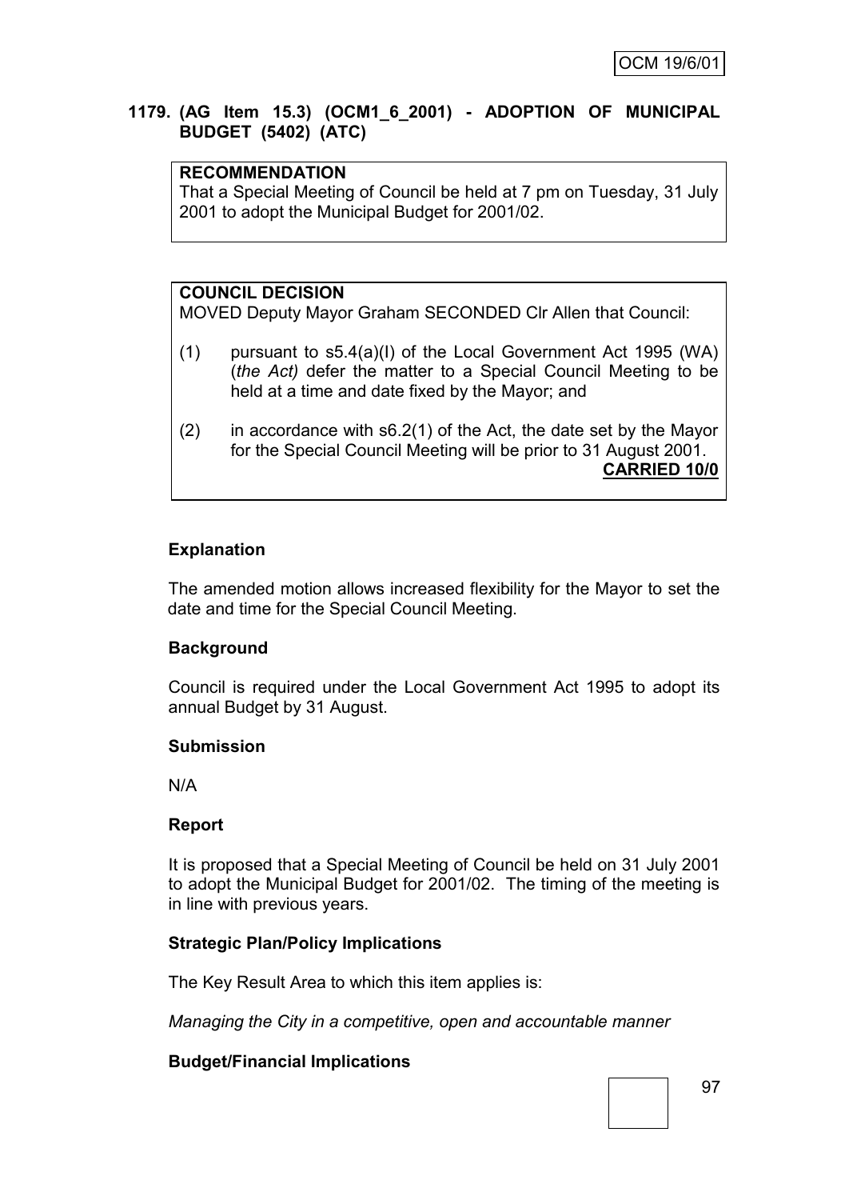## 1179. (AG Item 15.3) (OCM1_6_2001) - ADOPTION OF MUNICIPAL BUDGET (5402) (ATC)

**RECOMMENDATION**
That a Special Meeting of Council be held at 7 pm on Tuesday, 31 July 2001 to adopt the Municipal Budget for 2001/02.

**COUNCIL DECISION**
MOVED Deputy Mayor Graham SECONDED Clr Allen that Council:

(1) pursuant to s5.4(a)(I) of the Local Government Act 1995 (WA) (*the Act)* defer the matter to a Special Council Meeting to be held at a time and date fixed by the Mayor; and

(2) in accordance with s6.2(1) of the Act, the date set by the Mayor for the Special Council Meeting will be prior to 31 August 2001.

**CARRIED 10/0**

### Explanation

The amended motion allows increased flexibility for the Mayor to set the date and time for the Special Council Meeting.

### Background

Council is required under the Local Government Act 1995 to adopt its annual Budget by 31 August.

### Submission

N/A

### Report

It is proposed that a Special Meeting of Council be held on 31 July 2001 to adopt the Municipal Budget for 2001/02. The timing of the meeting is in line with previous years.

### Strategic Plan/Policy Implications

The Key Result Area to which this item applies is:

*Managing the City in a competitive, open and accountable manner*

### Budget/Financial Implications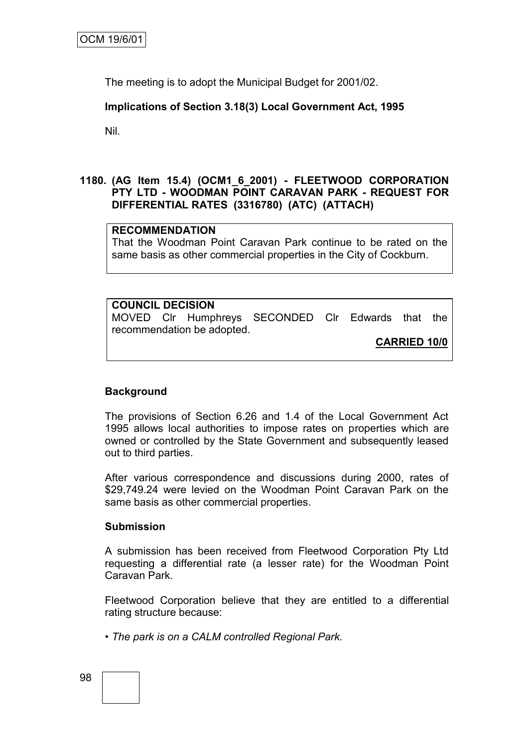The meeting is to adopt the Municipal Budget for 2001/02.

**Implications of Section 3.18(3) Local Government Act, 1995**

Nil.

**1180. (AG Item 15.4) (OCM1_6_2001) - FLEETWOOD CORPORATION PTY LTD - WOODMAN POINT CARAVAN PARK - REQUEST FOR DIFFERENTIAL RATES (3316780) (ATC) (ATTACH)**

**RECOMMENDATION**
That the Woodman Point Caravan Park continue to be rated on the same basis as other commercial properties in the City of Cockburn.

**COUNCIL DECISION**
MOVED Clr Humphreys SECONDED Clr Edwards that the recommendation be adopted.

**CARRIED 10/0**

**Background**

The provisions of Section 6.26 and 1.4 of the Local Government Act 1995 allows local authorities to impose rates on properties which are owned or controlled by the State Government and subsequently leased out to third parties.

After various correspondence and discussions during 2000, rates of $29,749.24 were levied on the Woodman Point Caravan Park on the same basis as other commercial properties.

**Submission**

A submission has been received from Fleetwood Corporation Pty Ltd requesting a differential rate (a lesser rate) for the Woodman Point Caravan Park.

Fleetwood Corporation believe that they are entitled to a differential rating structure because:

- *The park is on a CALM controlled Regional Park.*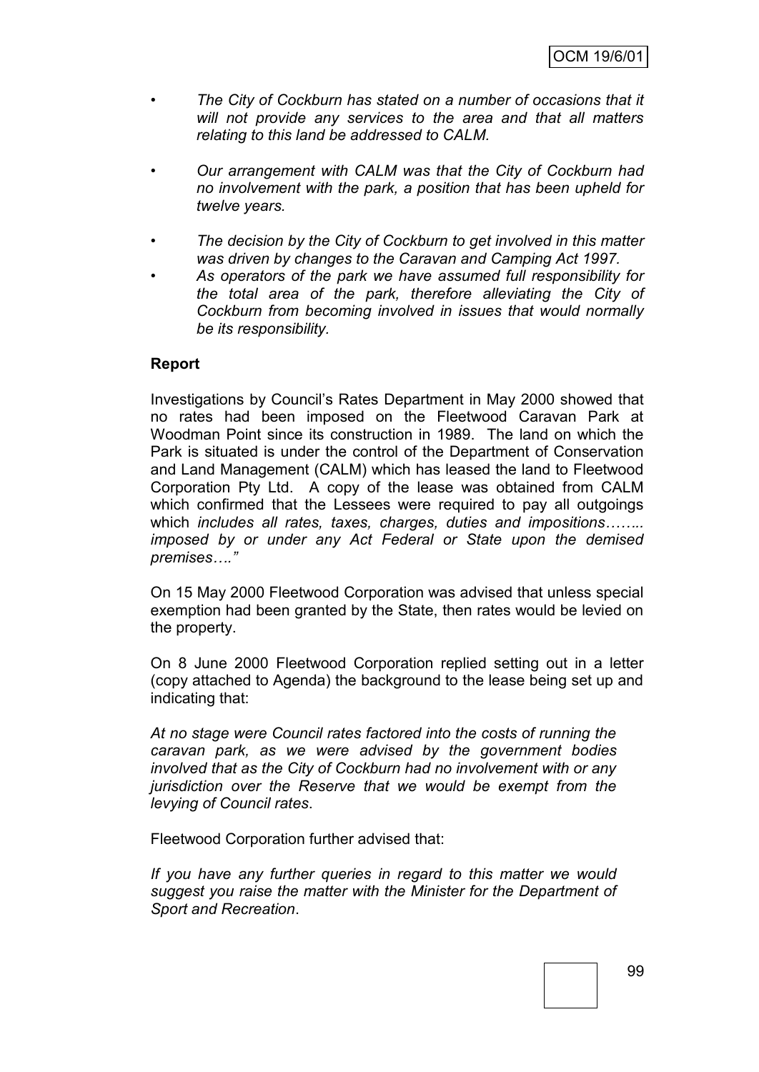- *The City of Cockburn has stated on a number of occasions that it will not provide any services to the area and that all matters relating to this land be addressed to CALM.*
- *Our arrangement with CALM was that the City of Cockburn had no involvement with the park, a position that has been upheld for twelve years.*
- *The decision by the City of Cockburn to get involved in this matter was driven by changes to the Caravan and Camping Act 1997.*
- *As operators of the park we have assumed full responsibility for the total area of the park, therefore alleviating the City of Cockburn from becoming involved in issues that would normally be its responsibility.*

**Report**

Investigations by Council's Rates Department in May 2000 showed that no rates had been imposed on the Fleetwood Caravan Park at Woodman Point since its construction in 1989. The land on which the Park is situated is under the control of the Department of Conservation and Land Management (CALM) which has leased the land to Fleetwood Corporation Pty Ltd. A copy of the lease was obtained from CALM which confirmed that the Lessees were required to pay all outgoings which *includes all rates, taxes, charges, duties and impositions…….. imposed by or under any Act Federal or State upon the demised premises…."*

On 15 May 2000 Fleetwood Corporation was advised that unless special exemption had been granted by the State, then rates would be levied on the property.

On 8 June 2000 Fleetwood Corporation replied setting out in a letter (copy attached to Agenda) the background to the lease being set up and indicating that:

*At no stage were Council rates factored into the costs of running the caravan park, as we were advised by the government bodies involved that as the City of Cockburn had no involvement with or any jurisdiction over the Reserve that we would be exempt from the levying of Council rates.*

Fleetwood Corporation further advised that:

*If you have any further queries in regard to this matter we would suggest you raise the matter with the Minister for the Department of Sport and Recreation*.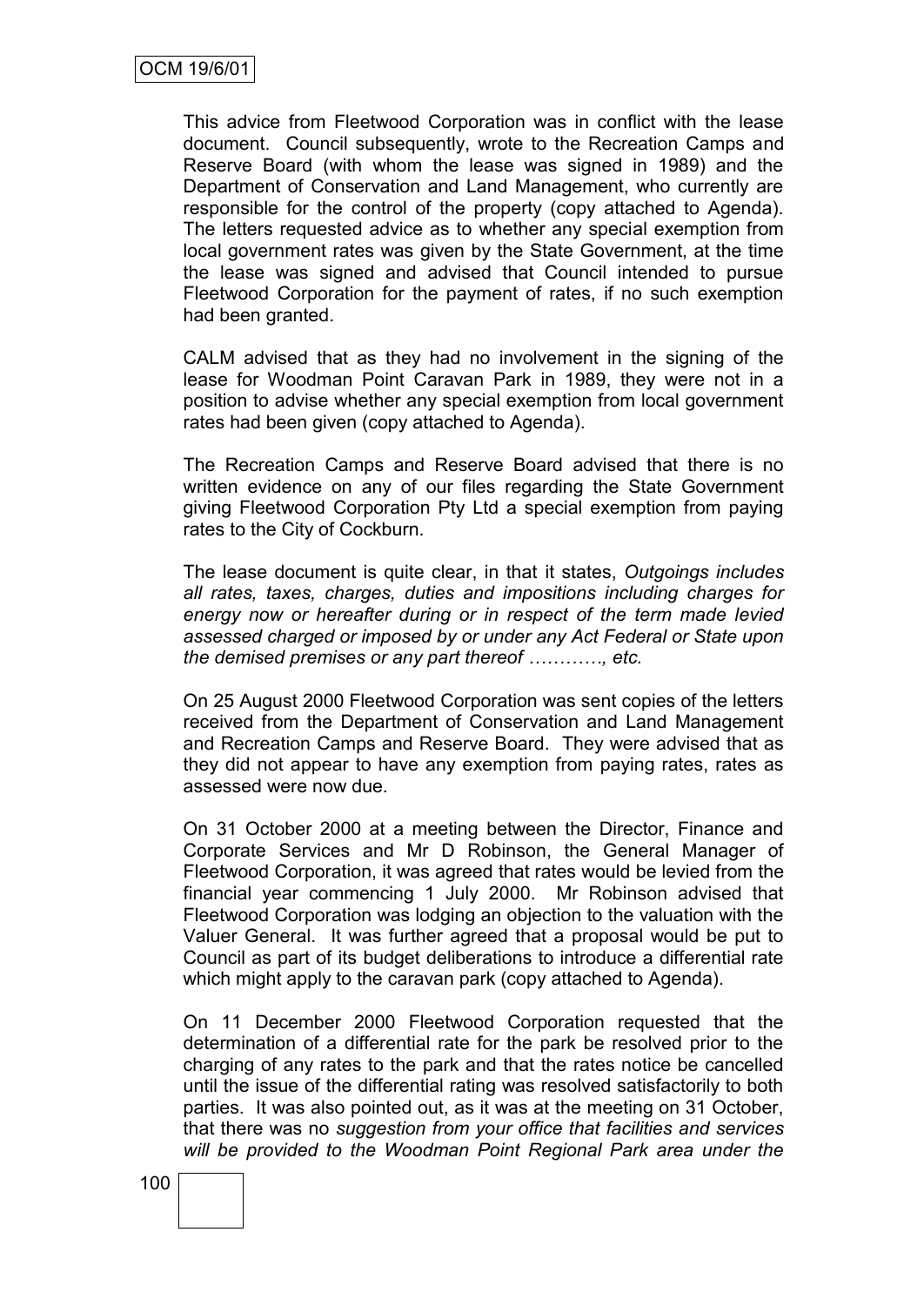This advice from Fleetwood Corporation was in conflict with the lease document. Council subsequently, wrote to the Recreation Camps and Reserve Board (with whom the lease was signed in 1989) and the Department of Conservation and Land Management, who currently are responsible for the control of the property (copy attached to Agenda). The letters requested advice as to whether any special exemption from local government rates was given by the State Government, at the time the lease was signed and advised that Council intended to pursue Fleetwood Corporation for the payment of rates, if no such exemption had been granted.

CALM advised that as they had no involvement in the signing of the lease for Woodman Point Caravan Park in 1989, they were not in a position to advise whether any special exemption from local government rates had been given (copy attached to Agenda).

The Recreation Camps and Reserve Board advised that there is no written evidence on any of our files regarding the State Government giving Fleetwood Corporation Pty Ltd a special exemption from paying rates to the City of Cockburn.

The lease document is quite clear, in that it states, *Outgoings includes all rates, taxes, charges, duties and impositions including charges for energy now or hereafter during or in respect of the term made levied assessed charged or imposed by or under any Act Federal or State upon the demised premises or any part thereof …………, etc.*

On 25 August 2000 Fleetwood Corporation was sent copies of the letters received from the Department of Conservation and Land Management and Recreation Camps and Reserve Board. They were advised that as they did not appear to have any exemption from paying rates, rates as assessed were now due.

On 31 October 2000 at a meeting between the Director, Finance and Corporate Services and Mr D Robinson, the General Manager of Fleetwood Corporation, it was agreed that rates would be levied from the financial year commencing 1 July 2000. Mr Robinson advised that Fleetwood Corporation was lodging an objection to the valuation with the Valuer General. It was further agreed that a proposal would be put to Council as part of its budget deliberations to introduce a differential rate which might apply to the caravan park (copy attached to Agenda).

On 11 December 2000 Fleetwood Corporation requested that the determination of a differential rate for the park be resolved prior to the charging of any rates to the park and that the rates notice be cancelled until the issue of the differential rating was resolved satisfactorily to both parties. It was also pointed out, as it was at the meeting on 31 October, that there was no *suggestion from your office that facilities and services will be provided to the Woodman Point Regional Park area under the*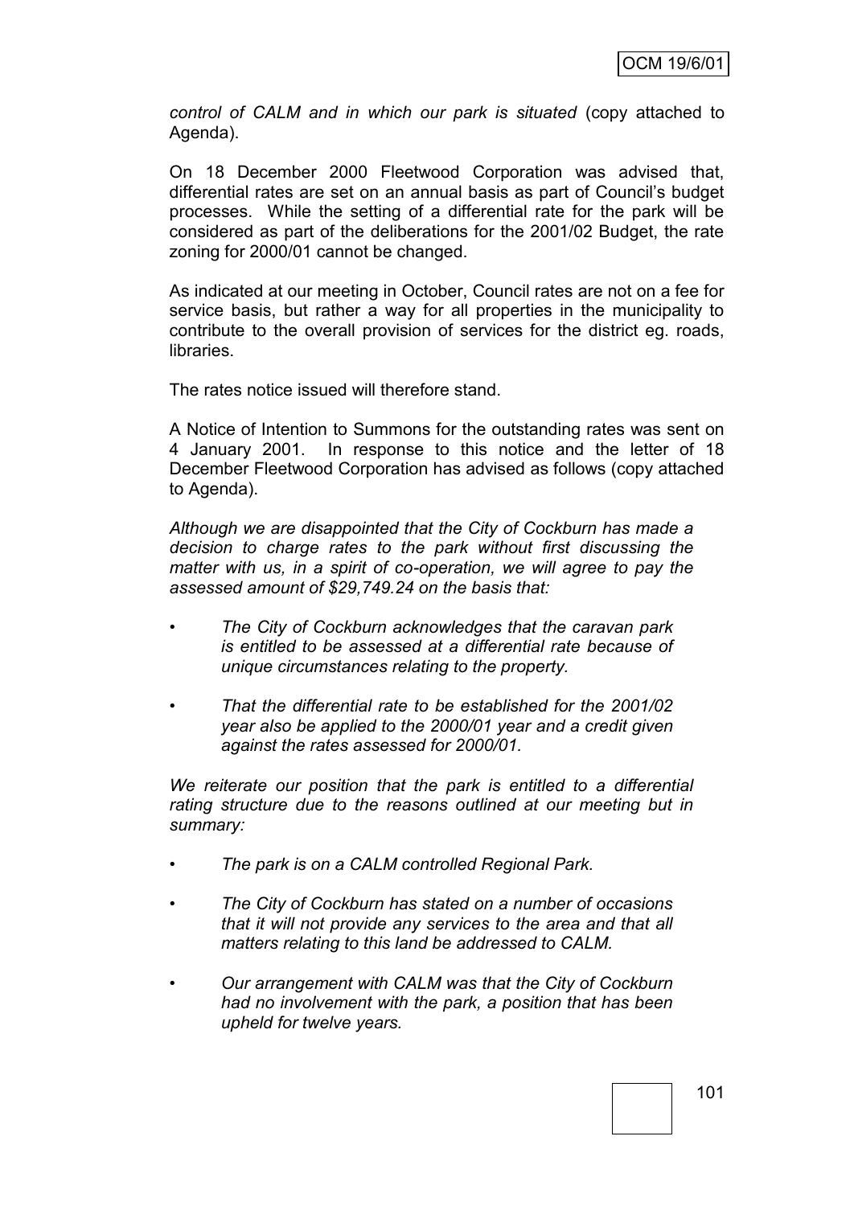*control of CALM and in which our park is situated* (copy attached to Agenda).

On 18 December 2000 Fleetwood Corporation was advised that, differential rates are set on an annual basis as part of Council's budget processes. While the setting of a differential rate for the park will be considered as part of the deliberations for the 2001/02 Budget, the rate zoning for 2000/01 cannot be changed.

As indicated at our meeting in October, Council rates are not on a fee for service basis, but rather a way for all properties in the municipality to contribute to the overall provision of services for the district eg. roads, libraries.

The rates notice issued will therefore stand.

A Notice of Intention to Summons for the outstanding rates was sent on 4 January 2001. In response to this notice and the letter of 18 December Fleetwood Corporation has advised as follows (copy attached to Agenda).

*Although we are disappointed that the City of Cockburn has made a decision to charge rates to the park without first discussing the matter with us, in a spirit of co-operation, we will agree to pay the assessed amount of $29,749.24 on the basis that:*

- *The City of Cockburn acknowledges that the caravan park is entitled to be assessed at a differential rate because of unique circumstances relating to the property.*
- *That the differential rate to be established for the 2001/02 year also be applied to the 2000/01 year and a credit given against the rates assessed for 2000/01.*

*We reiterate our position that the park is entitled to a differential rating structure due to the reasons outlined at our meeting but in summary:*

- *The park is on a CALM controlled Regional Park.*
- *The City of Cockburn has stated on a number of occasions that it will not provide any services to the area and that all matters relating to this land be addressed to CALM.*
- *Our arrangement with CALM was that the City of Cockburn had no involvement with the park, a position that has been upheld for twelve years.*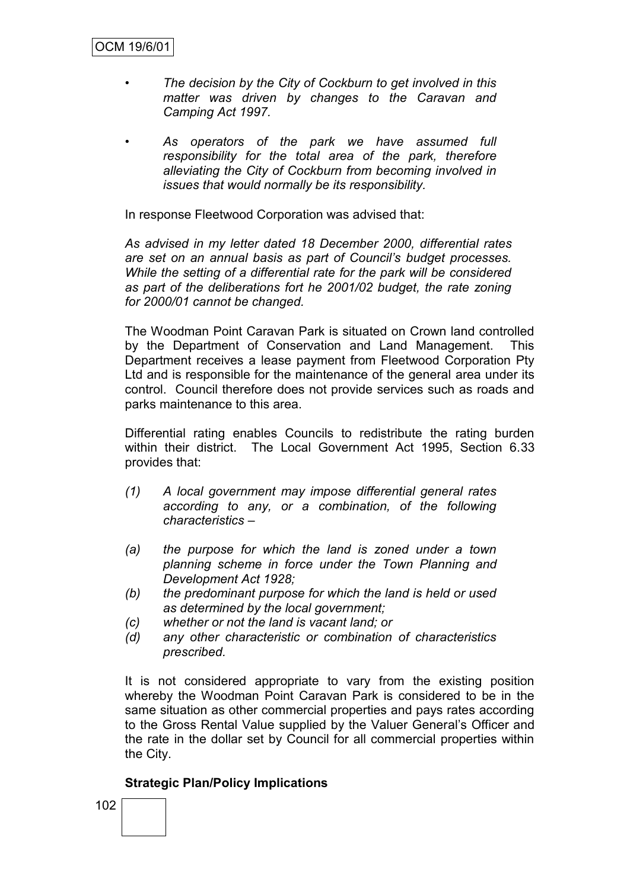- *The decision by the City of Cockburn to get involved in this matter was driven by changes to the Caravan and Camping Act 1997.*

- *As operators of the park we have assumed full responsibility for the total area of the park, therefore alleviating the City of Cockburn from becoming involved in issues that would normally be its responsibility.*

In response Fleetwood Corporation was advised that:

*As advised in my letter dated 18 December 2000, differential rates are set on an annual basis as part of Council's budget processes. While the setting of a differential rate for the park will be considered as part of the deliberations fort he 2001/02 budget, the rate zoning for 2000/01 cannot be changed.*

The Woodman Point Caravan Park is situated on Crown land controlled by the Department of Conservation and Land Management. This Department receives a lease payment from Fleetwood Corporation Pty Ltd and is responsible for the maintenance of the general area under its control. Council therefore does not provide services such as roads and parks maintenance to this area.

Differential rating enables Councils to redistribute the rating burden within their district. The Local Government Act 1995, Section 6.33 provides that:

*(1) A local government may impose differential general rates according to any, or a combination, of the following characteristics –*

*(a) the purpose for which the land is zoned under a town planning scheme in force under the Town Planning and Development Act 1928;*
*(b) the predominant purpose for which the land is held or used as determined by the local government;*
*(c) whether or not the land is vacant land; or*
*(d) any other characteristic or combination of characteristics prescribed.*

It is not considered appropriate to vary from the existing position whereby the Woodman Point Caravan Park is considered to be in the same situation as other commercial properties and pays rates according to the Gross Rental Value supplied by the Valuer General's Officer and the rate in the dollar set by Council for all commercial properties within the City.

**Strategic Plan/Policy Implications**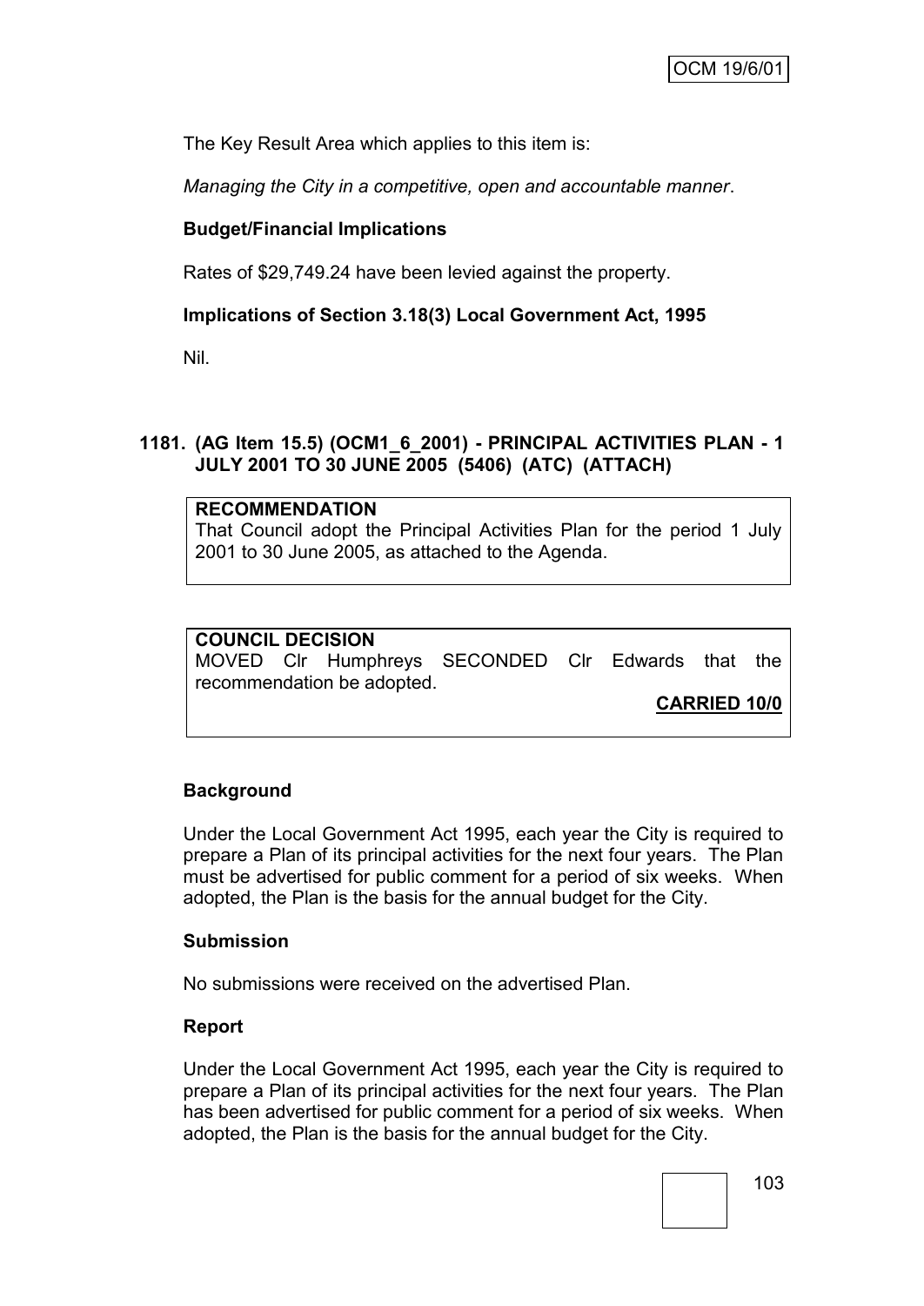The Key Result Area which applies to this item is:

*Managing the City in a competitive, open and accountable manner*.

**Budget/Financial Implications**

Rates of $29,749.24 have been levied against the property.

**Implications of Section 3.18(3) Local Government Act, 1995**

Nil.

## 1181. (AG Item 15.5) (OCM1_6_2001) - PRINCIPAL ACTIVITIES PLAN - 1 JULY 2001 TO 30 JUNE 2005 (5406) (ATC) (ATTACH)

**RECOMMENDATION**
That Council adopt the Principal Activities Plan for the period 1 July 2001 to 30 June 2005, as attached to the Agenda.

**COUNCIL DECISION**
MOVED Clr Humphreys SECONDED Clr Edwards that the recommendation be adopted.

**CARRIED 10/0**

**Background**

Under the Local Government Act 1995, each year the City is required to prepare a Plan of its principal activities for the next four years. The Plan must be advertised for public comment for a period of six weeks. When adopted, the Plan is the basis for the annual budget for the City.

**Submission**

No submissions were received on the advertised Plan.

**Report**

Under the Local Government Act 1995, each year the City is required to prepare a Plan of its principal activities for the next four years. The Plan has been advertised for public comment for a period of six weeks. When adopted, the Plan is the basis for the annual budget for the City.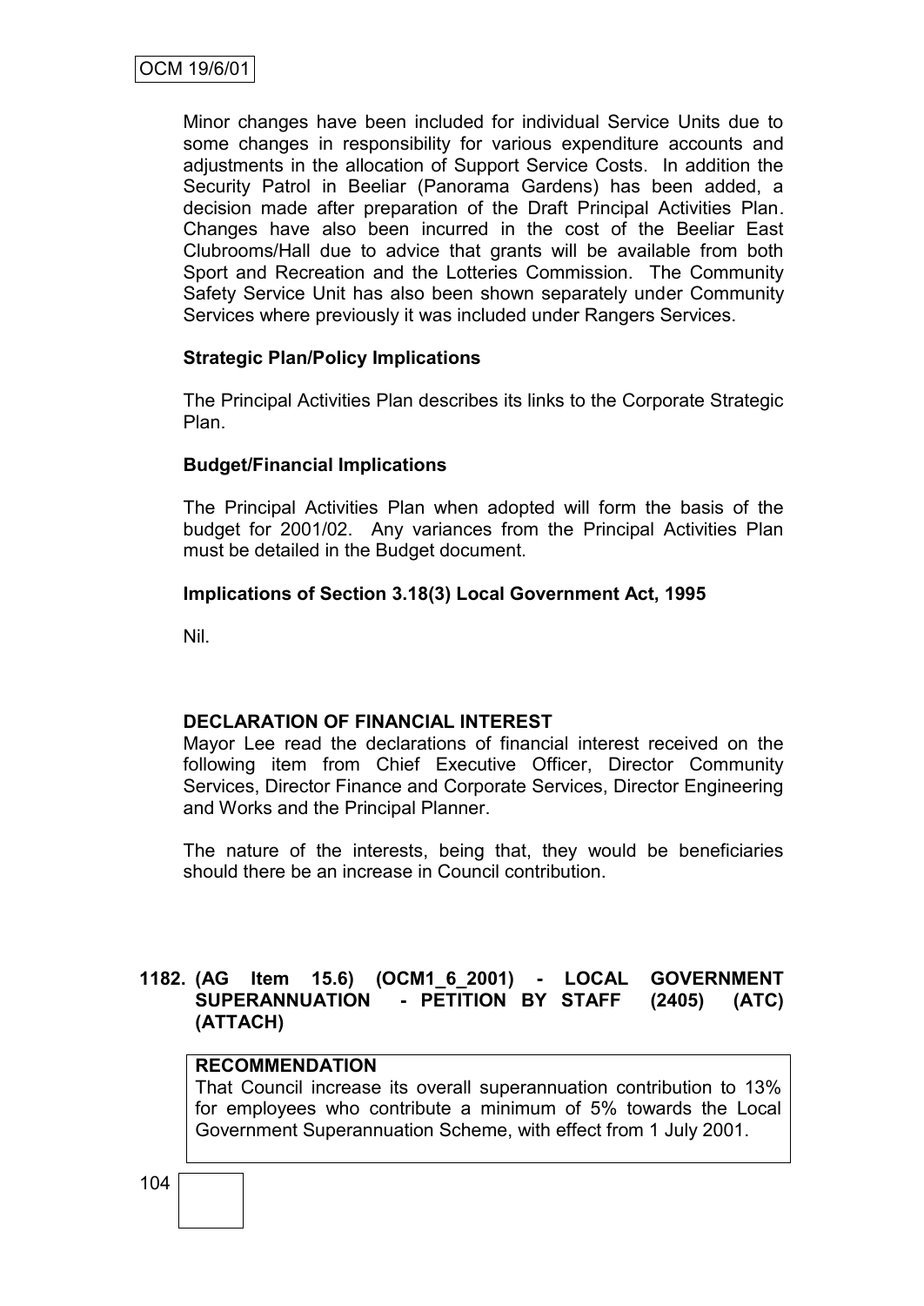Minor changes have been included for individual Service Units due to some changes in responsibility for various expenditure accounts and adjustments in the allocation of Support Service Costs. In addition the Security Patrol in Beeliar (Panorama Gardens) has been added, a decision made after preparation of the Draft Principal Activities Plan. Changes have also been incurred in the cost of the Beeliar East Clubrooms/Hall due to advice that grants will be available from both Sport and Recreation and the Lotteries Commission. The Community Safety Service Unit has also been shown separately under Community Services where previously it was included under Rangers Services.

**Strategic Plan/Policy Implications**

The Principal Activities Plan describes its links to the Corporate Strategic Plan.

**Budget/Financial Implications**

The Principal Activities Plan when adopted will form the basis of the budget for 2001/02. Any variances from the Principal Activities Plan must be detailed in the Budget document.

**Implications of Section 3.18(3) Local Government Act, 1995**

Nil.

**DECLARATION OF FINANCIAL INTEREST**

Mayor Lee read the declarations of financial interest received on the following item from Chief Executive Officer, Director Community Services, Director Finance and Corporate Services, Director Engineering and Works and the Principal Planner.

The nature of the interests, being that, they would be beneficiaries should there be an increase in Council contribution.

**1182. (AG Item 15.6) (OCM1_6_2001) - LOCAL GOVERNMENT SUPERANNUATION - PETITION BY STAFF (2405) (ATC) (ATTACH)**

**RECOMMENDATION**

That Council increase its overall superannuation contribution to 13% for employees who contribute a minimum of 5% towards the Local Government Superannuation Scheme, with effect from 1 July 2001.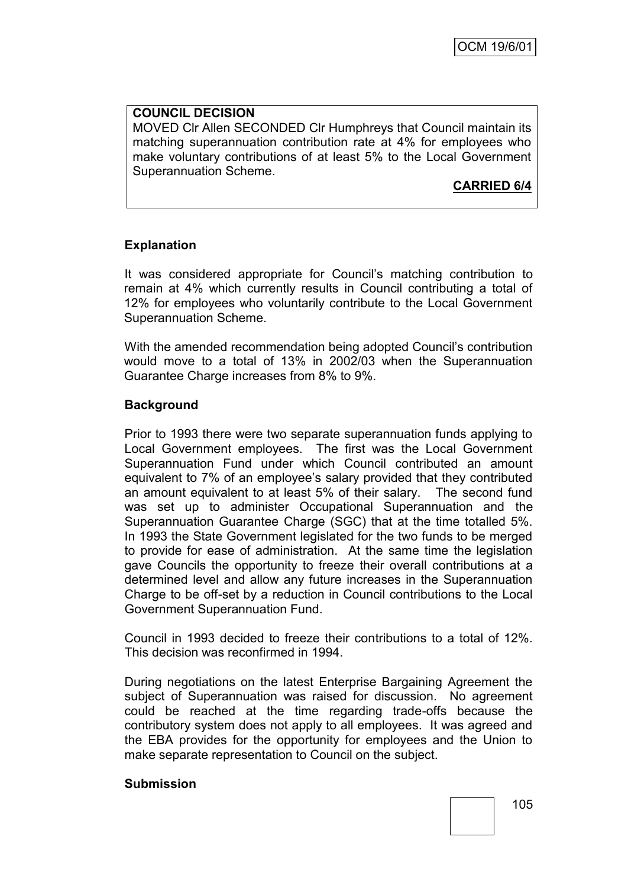**COUNCIL DECISION**

MOVED Clr Allen SECONDED Clr Humphreys that Council maintain its matching superannuation contribution rate at 4% for employees who make voluntary contributions of at least 5% to the Local Government Superannuation Scheme.

**CARRIED 6/4**

**Explanation**

It was considered appropriate for Council's matching contribution to remain at 4% which currently results in Council contributing a total of 12% for employees who voluntarily contribute to the Local Government Superannuation Scheme.

With the amended recommendation being adopted Council's contribution would move to a total of 13% in 2002/03 when the Superannuation Guarantee Charge increases from 8% to 9%.

**Background**

Prior to 1993 there were two separate superannuation funds applying to Local Government employees. The first was the Local Government Superannuation Fund under which Council contributed an amount equivalent to 7% of an employee's salary provided that they contributed an amount equivalent to at least 5% of their salary. The second fund was set up to administer Occupational Superannuation and the Superannuation Guarantee Charge (SGC) that at the time totalled 5%. In 1993 the State Government legislated for the two funds to be merged to provide for ease of administration. At the same time the legislation gave Councils the opportunity to freeze their overall contributions at a determined level and allow any future increases in the Superannuation Charge to be off-set by a reduction in Council contributions to the Local Government Superannuation Fund.

Council in 1993 decided to freeze their contributions to a total of 12%. This decision was reconfirmed in 1994.

During negotiations on the latest Enterprise Bargaining Agreement the subject of Superannuation was raised for discussion. No agreement could be reached at the time regarding trade-offs because the contributory system does not apply to all employees. It was agreed and the EBA provides for the opportunity for employees and the Union to make separate representation to Council on the subject.

**Submission**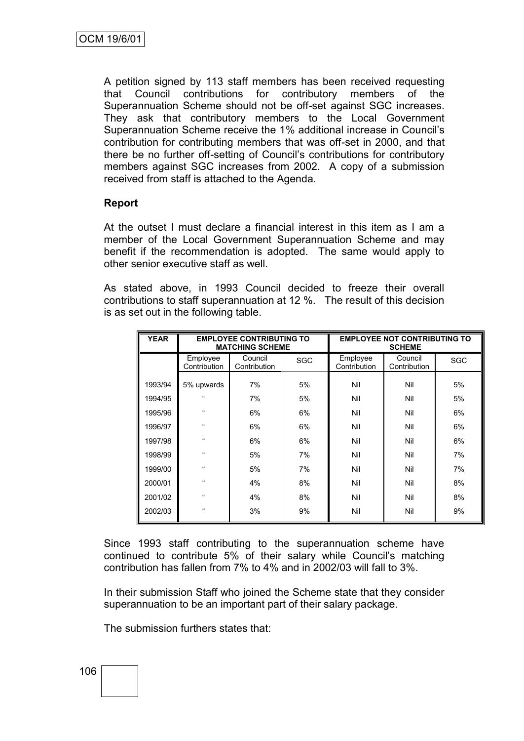A petition signed by 113 staff members has been received requesting that Council contributions for contributory members of the Superannuation Scheme should not be off-set against SGC increases. They ask that contributory members to the Local Government Superannuation Scheme receive the 1% additional increase in Council's contribution for contributing members that was off-set in 2000, and that there be no further off-setting of Council's contributions for contributory members against SGC increases from 2002. A copy of a submission received from staff is attached to the Agenda.

**Report**

At the outset I must declare a financial interest in this item as I am a member of the Local Government Superannuation Scheme and may benefit if the recommendation is adopted. The same would apply to other senior executive staff as well.

As stated above, in 1993 Council decided to freeze their overall contributions to staff superannuation at 12 %. The result of this decision is as set out in the following table.

| YEAR | EMPLOYEE CONTRIBUTING TO MATCHING SCHEME | | | EMPLOYEE NOT CONTRIBUTING TO SCHEME | | |
|---|---|---|---|---|---|---|
| | Employee Contribution | Council Contribution | SGC | Employee Contribution | Council Contribution | SGC |
| 1993/94 | 5% upwards | 7% | 5% | Nil | Nil | 5% |
| 1994/95 | " | 7% | 5% | Nil | Nil | 5% |
| 1995/96 | " | 6% | 6% | Nil | Nil | 6% |
| 1996/97 | " | 6% | 6% | Nil | Nil | 6% |
| 1997/98 | " | 6% | 6% | Nil | Nil | 6% |
| 1998/99 | " | 5% | 7% | Nil | Nil | 7% |
| 1999/00 | " | 5% | 7% | Nil | Nil | 7% |
| 2000/01 | " | 4% | 8% | Nil | Nil | 8% |
| 2001/02 | " | 4% | 8% | Nil | Nil | 8% |
| 2002/03 | " | 3% | 9% | Nil | Nil | 9% |

Since 1993 staff contributing to the superannuation scheme have continued to contribute 5% of their salary while Council's matching contribution has fallen from 7% to 4% and in 2002/03 will fall to 3%.

In their submission Staff who joined the Scheme state that they consider superannuation to be an important part of their salary package.

The submission furthers states that: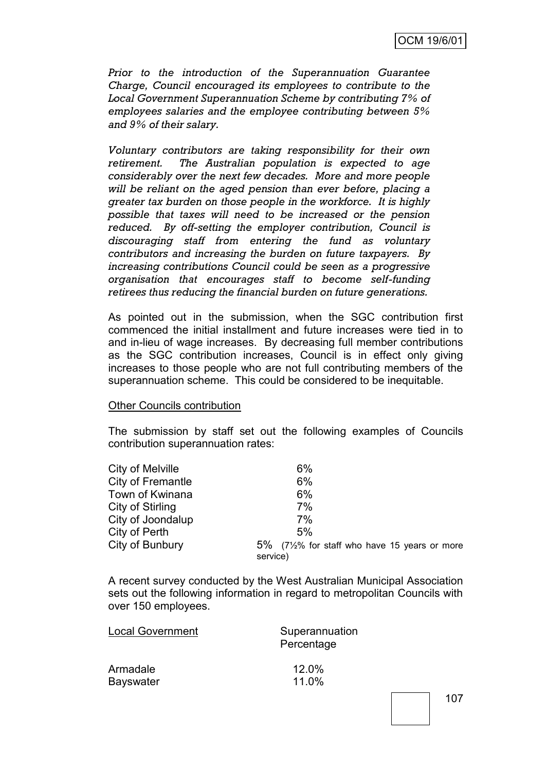*Prior to the introduction of the Superannuation Guarantee Charge, Council encouraged its employees to contribute to the Local Government Superannuation Scheme by contributing 7% of employees salaries and the employee contributing between 5% and 9% of their salary.*

*Voluntary contributors are taking responsibility for their own retirement. The Australian population is expected to age considerably over the next few decades. More and more people will be reliant on the aged pension than ever before, placing a greater tax burden on those people in the workforce. It is highly possible that taxes will need to be increased or the pension reduced. By off-setting the employer contribution, Council is discouraging staff from entering the fund as voluntary contributors and increasing the burden on future taxpayers. By increasing contributions Council could be seen as a progressive organisation that encourages staff to become self-funding retirees thus reducing the financial burden on future generations.*

As pointed out in the submission, when the SGC contribution first commenced the initial installment and future increases were tied in to and in-lieu of wage increases. By decreasing full member contributions as the SGC contribution increases, Council is in effect only giving increases to those people who are not full contributing members of the superannuation scheme. This could be considered to be inequitable.

Other Councils contribution

The submission by staff set out the following examples of Councils contribution superannuation rates:

| | |
|---|---|
| City of Melville | 6% |
| City of Fremantle | 6% |
| Town of Kwinana | 6% |
| City of Stirling | 7% |
| City of Joondalup | 7% |
| City of Perth | 5% |
| City of Bunbury | 5% (7½% for staff who have 15 years or more service) |

A recent survey conducted by the West Australian Municipal Association sets out the following information in regard to metropolitan Councils with over 150 employees.

| Local Government | Superannuation Percentage |
|---|---|
| Armadale | 12.0% |
| Bayswater | 11.0% |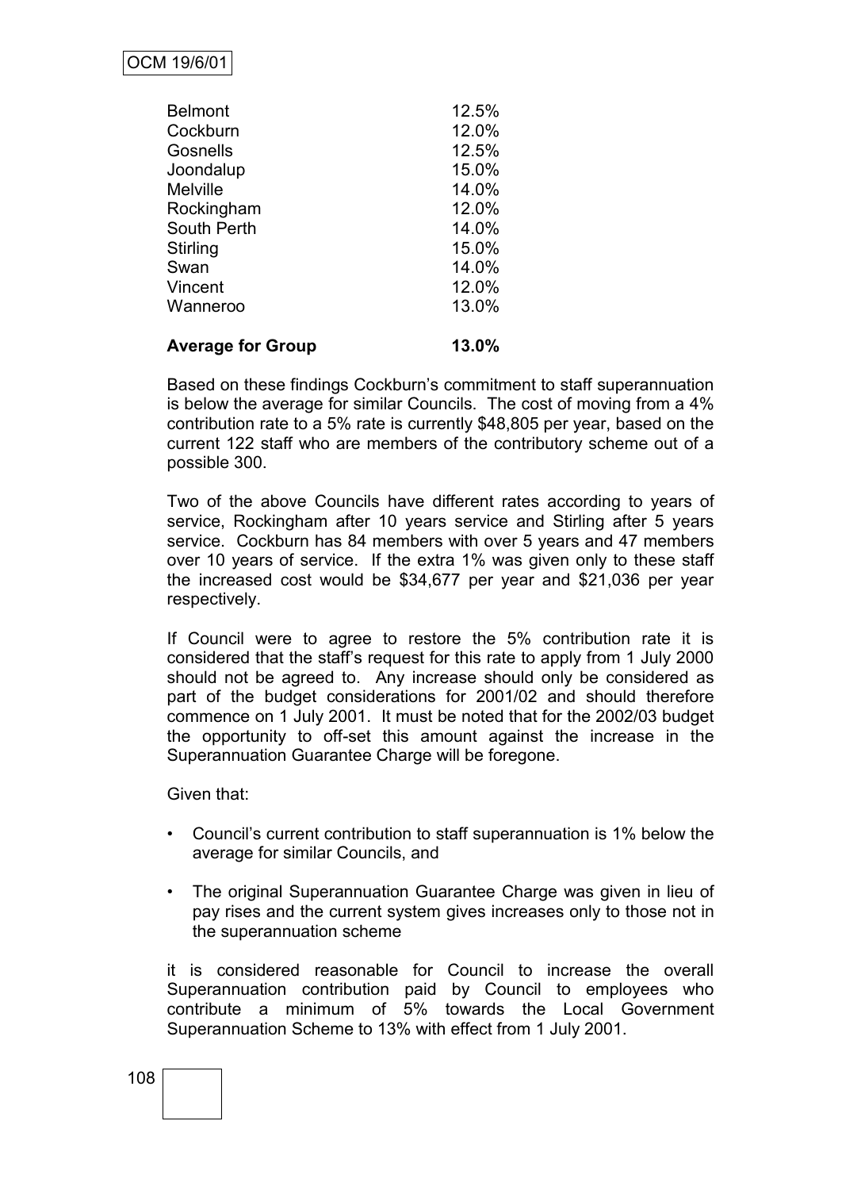| | |
|---|---|
| Belmont | 12.5% |
| Cockburn | 12.0% |
| Gosnells | 12.5% |
| Joondalup | 15.0% |
| Melville | 14.0% |
| Rockingham | 12.0% |
| South Perth | 14.0% |
| Stirling | 15.0% |
| Swan | 14.0% |
| Vincent | 12.0% |
| Wanneroo | 13.0% |
| **Average for Group** | **13.0%** |

Based on these findings Cockburn's commitment to staff superannuation is below the average for similar Councils. The cost of moving from a 4% contribution rate to a 5% rate is currently $48,805 per year, based on the current 122 staff who are members of the contributory scheme out of a possible 300.

Two of the above Councils have different rates according to years of service, Rockingham after 10 years service and Stirling after 5 years service. Cockburn has 84 members with over 5 years and 47 members over 10 years of service. If the extra 1% was given only to these staff the increased cost would be $34,677 per year and $21,036 per year respectively.

If Council were to agree to restore the 5% contribution rate it is considered that the staff's request for this rate to apply from 1 July 2000 should not be agreed to. Any increase should only be considered as part of the budget considerations for 2001/02 and should therefore commence on 1 July 2001. It must be noted that for the 2002/03 budget the opportunity to off-set this amount against the increase in the Superannuation Guarantee Charge will be foregone.

Given that:

- Council's current contribution to staff superannuation is 1% below the average for similar Councils, and
- The original Superannuation Guarantee Charge was given in lieu of pay rises and the current system gives increases only to those not in the superannuation scheme

it is considered reasonable for Council to increase the overall Superannuation contribution paid by Council to employees who contribute a minimum of 5% towards the Local Government Superannuation Scheme to 13% with effect from 1 July 2001.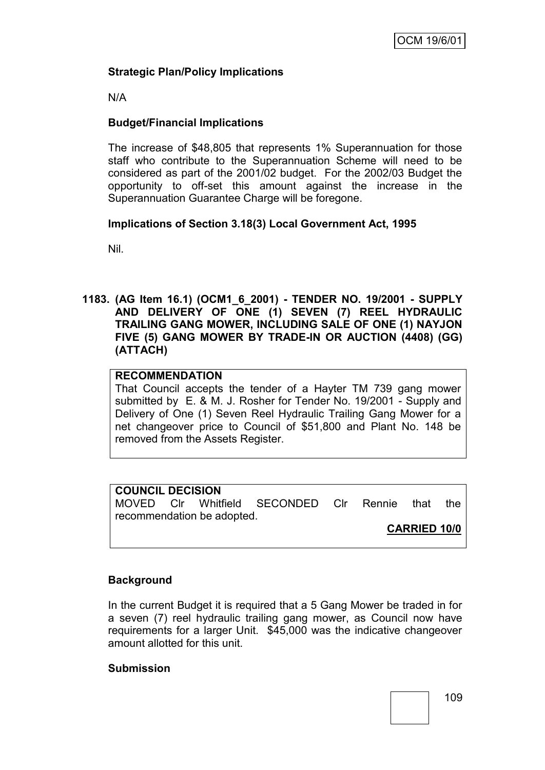### Strategic Plan/Policy Implications

N/A

### Budget/Financial Implications

The increase of $48,805 that represents 1% Superannuation for those staff who contribute to the Superannuation Scheme will need to be considered as part of the 2001/02 budget. For the 2002/03 Budget the opportunity to off-set this amount against the increase in the Superannuation Guarantee Charge will be foregone.

### Implications of Section 3.18(3) Local Government Act, 1995

Nil.

## 1183. (AG Item 16.1) (OCM1_6_2001) - TENDER NO. 19/2001 - SUPPLY AND DELIVERY OF ONE (1) SEVEN (7) REEL HYDRAULIC TRAILING GANG MOWER, INCLUDING SALE OF ONE (1) NAYJON FIVE (5) GANG MOWER BY TRADE-IN OR AUCTION (4408) (GG) (ATTACH)

**RECOMMENDATION**

That Council accepts the tender of a Hayter TM 739 gang mower submitted by E. & M. J. Rosher for Tender No. 19/2001 - Supply and Delivery of One (1) Seven Reel Hydraulic Trailing Gang Mower for a net changeover price to Council of $51,800 and Plant No. 148 be removed from the Assets Register.

**COUNCIL DECISION**

MOVED Clr Whitfield SECONDED Clr Rennie that the recommendation be adopted.

**CARRIED 10/0**

### Background

In the current Budget it is required that a 5 Gang Mower be traded in for a seven (7) reel hydraulic trailing gang mower, as Council now have requirements for a larger Unit. $45,000 was the indicative changeover amount allotted for this unit.

### Submission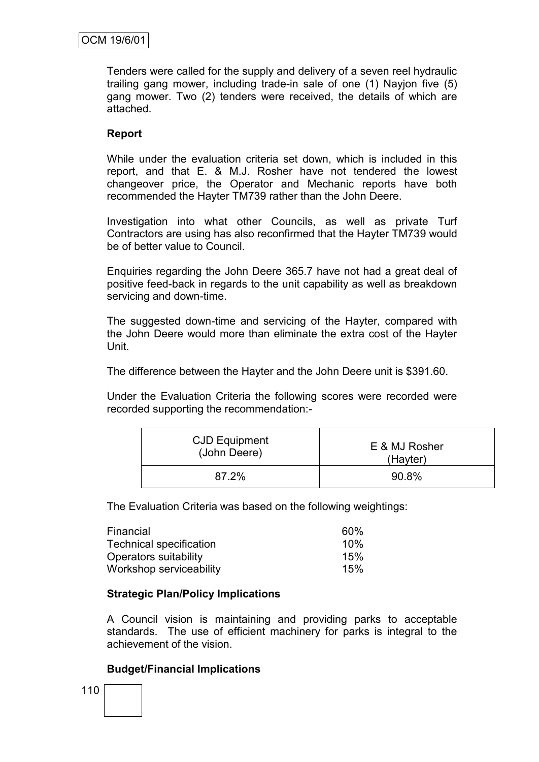Tenders were called for the supply and delivery of a seven reel hydraulic trailing gang mower, including trade-in sale of one (1) Nayjon five (5) gang mower. Two (2) tenders were received, the details of which are attached.

**Report**

While under the evaluation criteria set down, which is included in this report, and that E. & M.J. Rosher have not tendered the lowest changeover price, the Operator and Mechanic reports have both recommended the Hayter TM739 rather than the John Deere.

Investigation into what other Councils, as well as private Turf Contractors are using has also reconfirmed that the Hayter TM739 would be of better value to Council.

Enquiries regarding the John Deere 365.7 have not had a great deal of positive feed-back in regards to the unit capability as well as breakdown servicing and down-time.

The suggested down-time and servicing of the Hayter, compared with the John Deere would more than eliminate the extra cost of the Hayter Unit.

The difference between the Hayter and the John Deere unit is $391.60.

Under the Evaluation Criteria the following scores were recorded were recorded supporting the recommendation:-

| CJD Equipment (John Deere) | E & MJ Rosher (Hayter) |
|---|---|
| 87.2% | 90.8% |

The Evaluation Criteria was based on the following weightings:

| | |
|---|---|
| Financial | 60% |
| Technical specification | 10% |
| Operators suitability | 15% |
| Workshop serviceability | 15% |

**Strategic Plan/Policy Implications**

A Council vision is maintaining and providing parks to acceptable standards. The use of efficient machinery for parks is integral to the achievement of the vision.

**Budget/Financial Implications**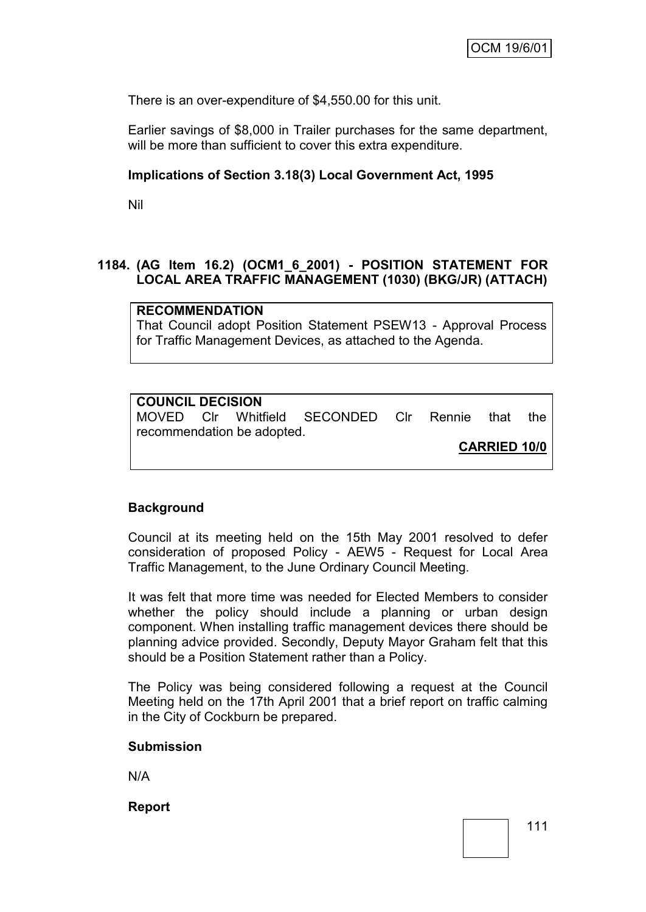There is an over-expenditure of $4,550.00 for this unit.

Earlier savings of $8,000 in Trailer purchases for the same department, will be more than sufficient to cover this extra expenditure.

**Implications of Section 3.18(3) Local Government Act, 1995**

Nil

### 1184. (AG Item 16.2) (OCM1_6_2001) - POSITION STATEMENT FOR LOCAL AREA TRAFFIC MANAGEMENT (1030) (BKG/JR) (ATTACH)

**RECOMMENDATION**
That Council adopt Position Statement PSEW13 - Approval Process for Traffic Management Devices, as attached to the Agenda.

**COUNCIL DECISION**
MOVED Clr Whitfield SECONDED Clr Rennie that the recommendation be adopted.

**CARRIED 10/0**

**Background**

Council at its meeting held on the 15th May 2001 resolved to defer consideration of proposed Policy - AEW5 - Request for Local Area Traffic Management, to the June Ordinary Council Meeting.

It was felt that more time was needed for Elected Members to consider whether the policy should include a planning or urban design component. When installing traffic management devices there should be planning advice provided. Secondly, Deputy Mayor Graham felt that this should be a Position Statement rather than a Policy.

The Policy was being considered following a request at the Council Meeting held on the 17th April 2001 that a brief report on traffic calming in the City of Cockburn be prepared.

**Submission**

N/A

**Report**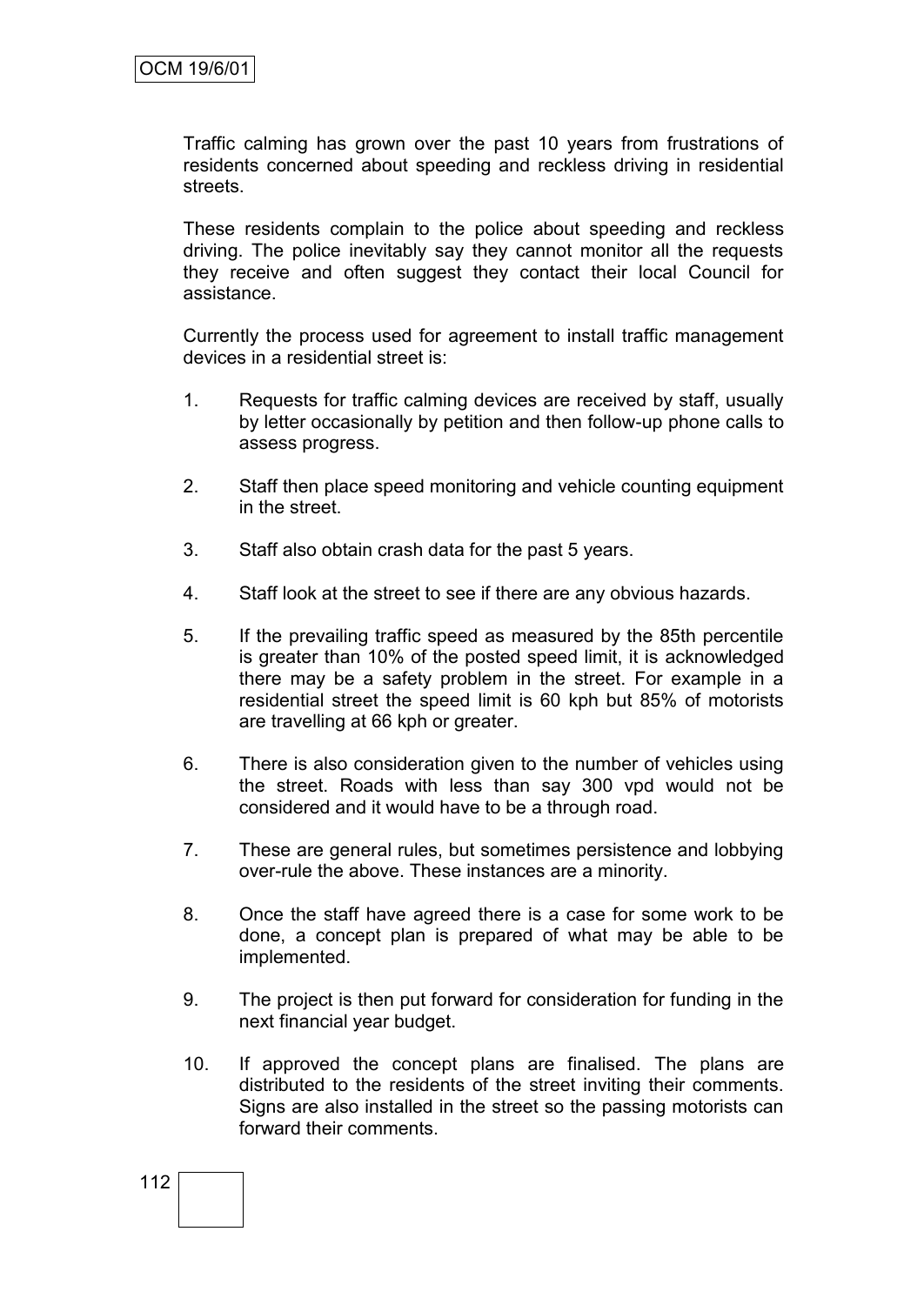Traffic calming has grown over the past 10 years from frustrations of residents concerned about speeding and reckless driving in residential streets.

These residents complain to the police about speeding and reckless driving. The police inevitably say they cannot monitor all the requests they receive and often suggest they contact their local Council for assistance.

Currently the process used for agreement to install traffic management devices in a residential street is:

1. Requests for traffic calming devices are received by staff, usually by letter occasionally by petition and then follow-up phone calls to assess progress.

2. Staff then place speed monitoring and vehicle counting equipment in the street.

3. Staff also obtain crash data for the past 5 years.

4. Staff look at the street to see if there are any obvious hazards.

5. If the prevailing traffic speed as measured by the 85th percentile is greater than 10% of the posted speed limit, it is acknowledged there may be a safety problem in the street. For example in a residential street the speed limit is 60 kph but 85% of motorists are travelling at 66 kph or greater.

6. There is also consideration given to the number of vehicles using the street. Roads with less than say 300 vpd would not be considered and it would have to be a through road.

7. These are general rules, but sometimes persistence and lobbying over-rule the above. These instances are a minority.

8. Once the staff have agreed there is a case for some work to be done, a concept plan is prepared of what may be able to be implemented.

9. The project is then put forward for consideration for funding in the next financial year budget.

10. If approved the concept plans are finalised. The plans are distributed to the residents of the street inviting their comments. Signs are also installed in the street so the passing motorists can forward their comments.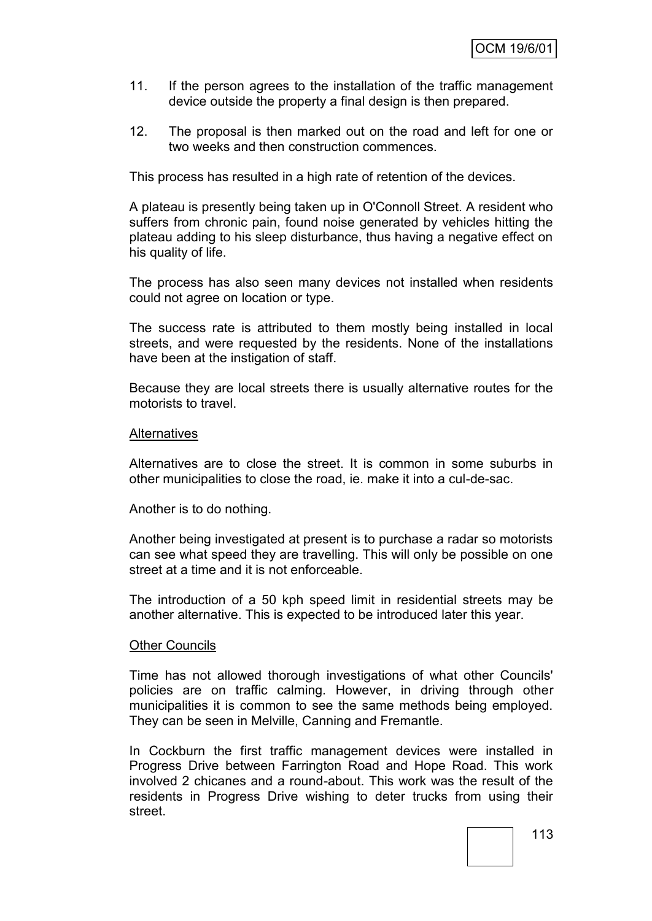11. If the person agrees to the installation of the traffic management device outside the property a final design is then prepared.

12. The proposal is then marked out on the road and left for one or two weeks and then construction commences.

This process has resulted in a high rate of retention of the devices.

A plateau is presently being taken up in O'Connoll Street. A resident who suffers from chronic pain, found noise generated by vehicles hitting the plateau adding to his sleep disturbance, thus having a negative effect on his quality of life.

The process has also seen many devices not installed when residents could not agree on location or type.

The success rate is attributed to them mostly being installed in local streets, and were requested by the residents. None of the installations have been at the instigation of staff.

Because they are local streets there is usually alternative routes for the motorists to travel.

<u>Alternatives</u>

Alternatives are to close the street. It is common in some suburbs in other municipalities to close the road, ie. make it into a cul-de-sac.

Another is to do nothing.

Another being investigated at present is to purchase a radar so motorists can see what speed they are travelling. This will only be possible on one street at a time and it is not enforceable.

The introduction of a 50 kph speed limit in residential streets may be another alternative. This is expected to be introduced later this year.

<u>Other Councils</u>

Time has not allowed thorough investigations of what other Councils' policies are on traffic calming. However, in driving through other municipalities it is common to see the same methods being employed. They can be seen in Melville, Canning and Fremantle.

In Cockburn the first traffic management devices were installed in Progress Drive between Farrington Road and Hope Road. This work involved 2 chicanes and a round-about. This work was the result of the residents in Progress Drive wishing to deter trucks from using their street.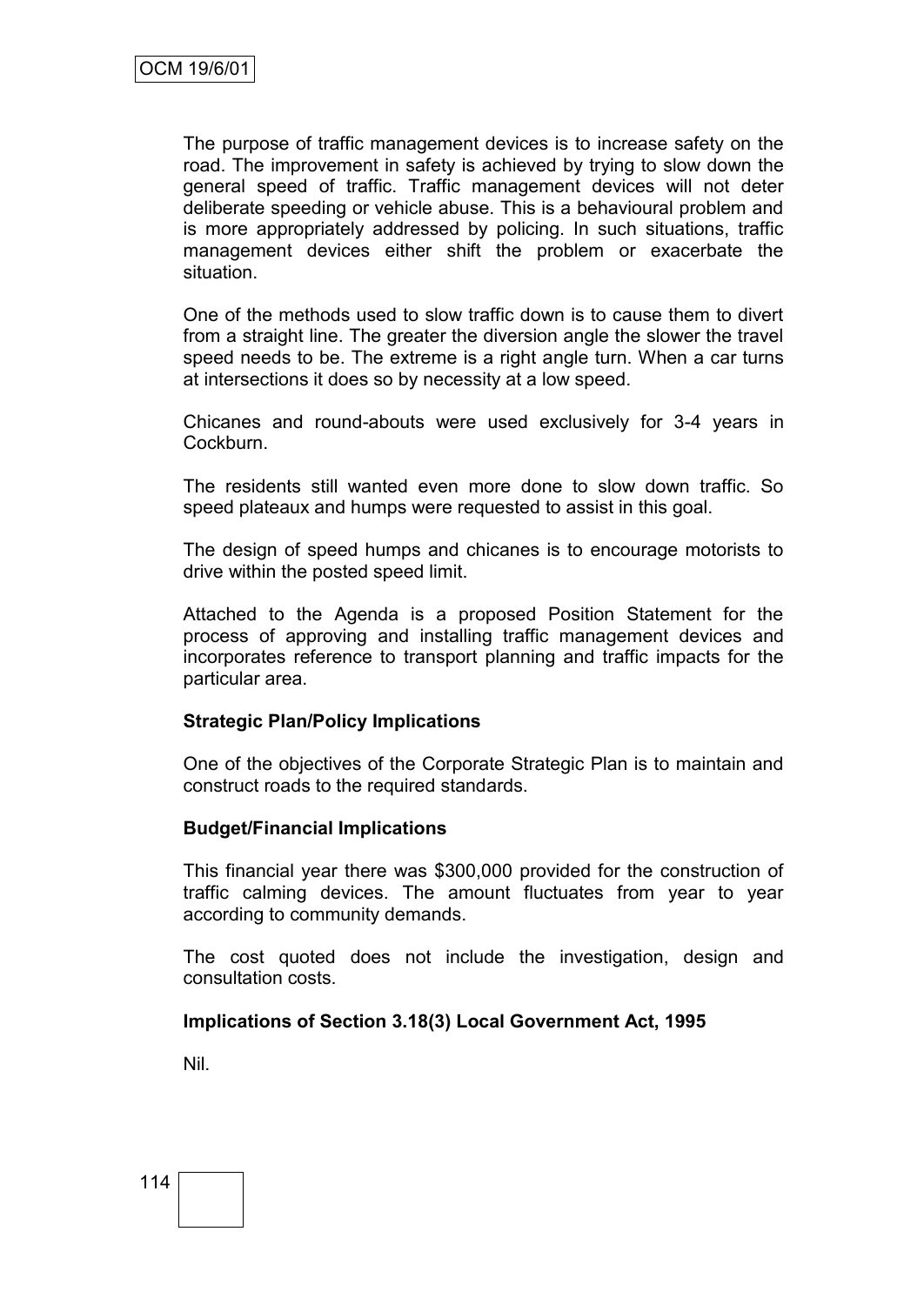The purpose of traffic management devices is to increase safety on the road. The improvement in safety is achieved by trying to slow down the general speed of traffic. Traffic management devices will not deter deliberate speeding or vehicle abuse. This is a behavioural problem and is more appropriately addressed by policing. In such situations, traffic management devices either shift the problem or exacerbate the situation.

One of the methods used to slow traffic down is to cause them to divert from a straight line. The greater the diversion angle the slower the travel speed needs to be. The extreme is a right angle turn. When a car turns at intersections it does so by necessity at a low speed.

Chicanes and round-abouts were used exclusively for 3-4 years in Cockburn.

The residents still wanted even more done to slow down traffic. So speed plateaux and humps were requested to assist in this goal.

The design of speed humps and chicanes is to encourage motorists to drive within the posted speed limit.

Attached to the Agenda is a proposed Position Statement for the process of approving and installing traffic management devices and incorporates reference to transport planning and traffic impacts for the particular area.

**Strategic Plan/Policy Implications**

One of the objectives of the Corporate Strategic Plan is to maintain and construct roads to the required standards.

**Budget/Financial Implications**

This financial year there was $300,000 provided for the construction of traffic calming devices. The amount fluctuates from year to year according to community demands.

The cost quoted does not include the investigation, design and consultation costs.

**Implications of Section 3.18(3) Local Government Act, 1995**

Nil.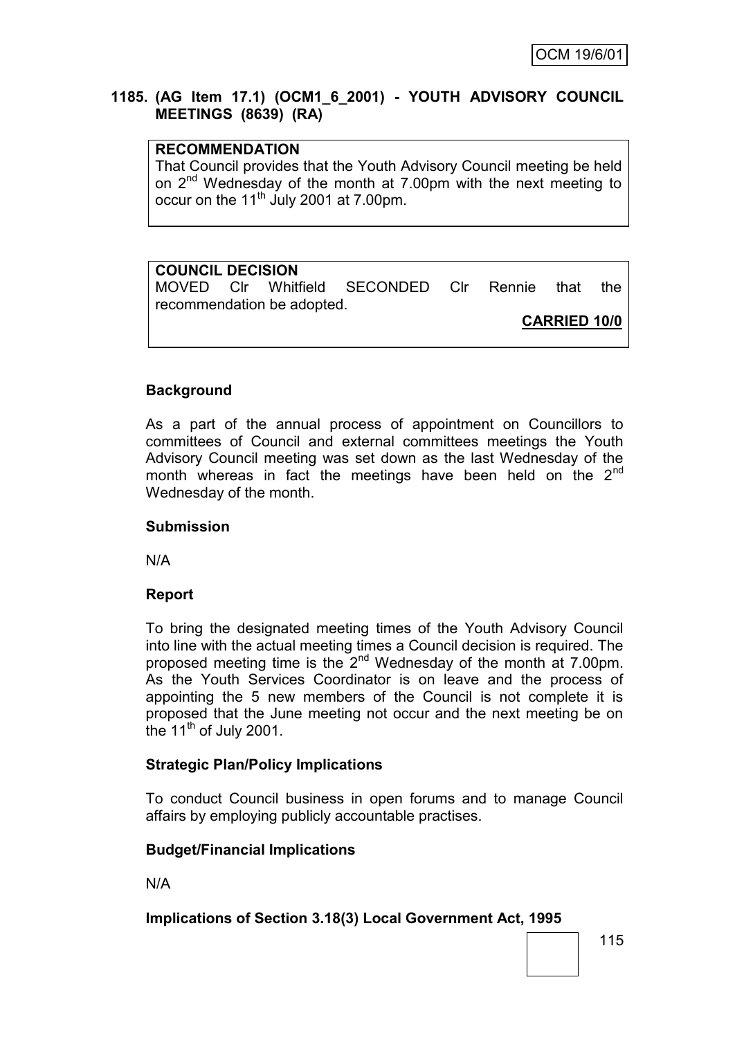**1185. (AG Item 17.1) (OCM1_6_2001) - YOUTH ADVISORY COUNCIL MEETINGS (8639) (RA)**

**RECOMMENDATION**

That Council provides that the Youth Advisory Council meeting be held on 2nd Wednesday of the month at 7.00pm with the next meeting to occur on the 11th July 2001 at 7.00pm.

**COUNCIL DECISION**

MOVED Clr Whitfield SECONDED Clr Rennie that the recommendation be adopted.

**CARRIED 10/0**

### Background

As a part of the annual process of appointment on Councillors to committees of Council and external committees meetings the Youth Advisory Council meeting was set down as the last Wednesday of the month whereas in fact the meetings have been held on the 2nd Wednesday of the month.

### Submission

N/A

### Report

To bring the designated meeting times of the Youth Advisory Council into line with the actual meeting times a Council decision is required. The proposed meeting time is the 2nd Wednesday of the month at 7.00pm. As the Youth Services Coordinator is on leave and the process of appointing the 5 new members of the Council is not complete it is proposed that the June meeting not occur and the next meeting be on the 11th of July 2001.

### Strategic Plan/Policy Implications

To conduct Council business in open forums and to manage Council affairs by employing publicly accountable practises.

### Budget/Financial Implications

N/A

### Implications of Section 3.18(3) Local Government Act, 1995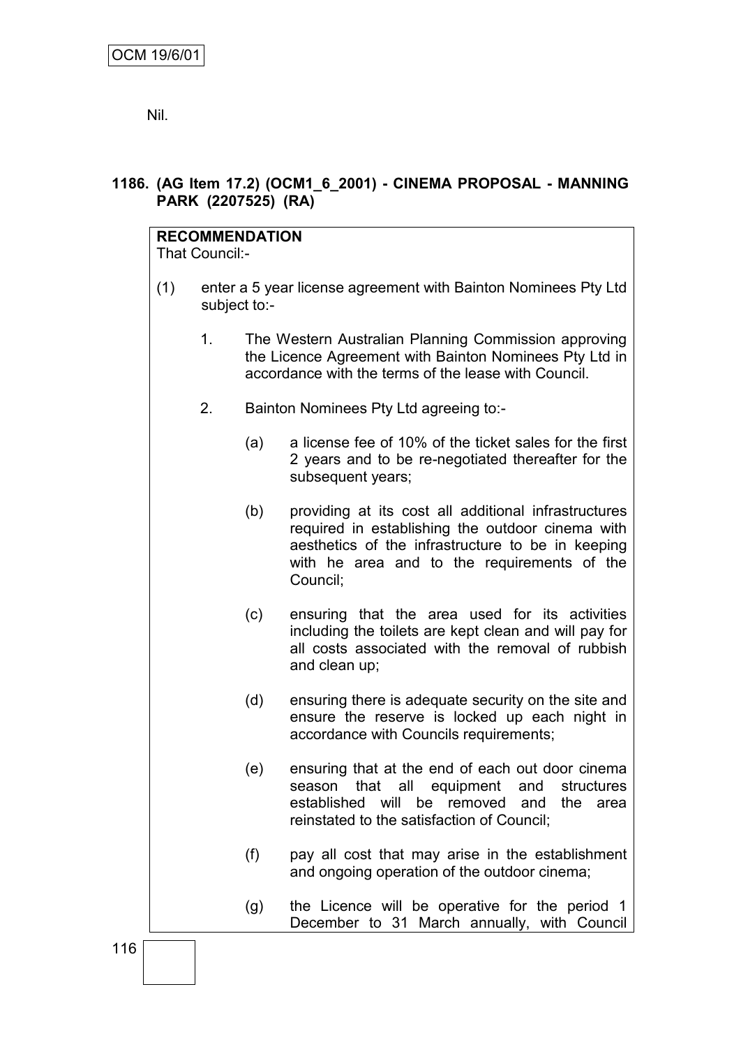Nil.

**1186. (AG Item 17.2) (OCM1_6_2001) - CINEMA PROPOSAL - MANNING PARK (2207525) (RA)**

**RECOMMENDATION**
That Council:-

(1) enter a 5 year license agreement with Bainton Nominees Pty Ltd subject to:-

1. The Western Australian Planning Commission approving the Licence Agreement with Bainton Nominees Pty Ltd in accordance with the terms of the lease with Council.

2. Bainton Nominees Pty Ltd agreeing to:-

(a) a license fee of 10% of the ticket sales for the first 2 years and to be re-negotiated thereafter for the subsequent years;

(b) providing at its cost all additional infrastructures required in establishing the outdoor cinema with aesthetics of the infrastructure to be in keeping with he area and to the requirements of the Council;

(c) ensuring that the area used for its activities including the toilets are kept clean and will pay for all costs associated with the removal of rubbish and clean up;

(d) ensuring there is adequate security on the site and ensure the reserve is locked up each night in accordance with Councils requirements;

(e) ensuring that at the end of each out door cinema season that all equipment and structures established will be removed and the area reinstated to the satisfaction of Council;

(f) pay all cost that may arise in the establishment and ongoing operation of the outdoor cinema;

(g) the Licence will be operative for the period 1 December to 31 March annually, with Council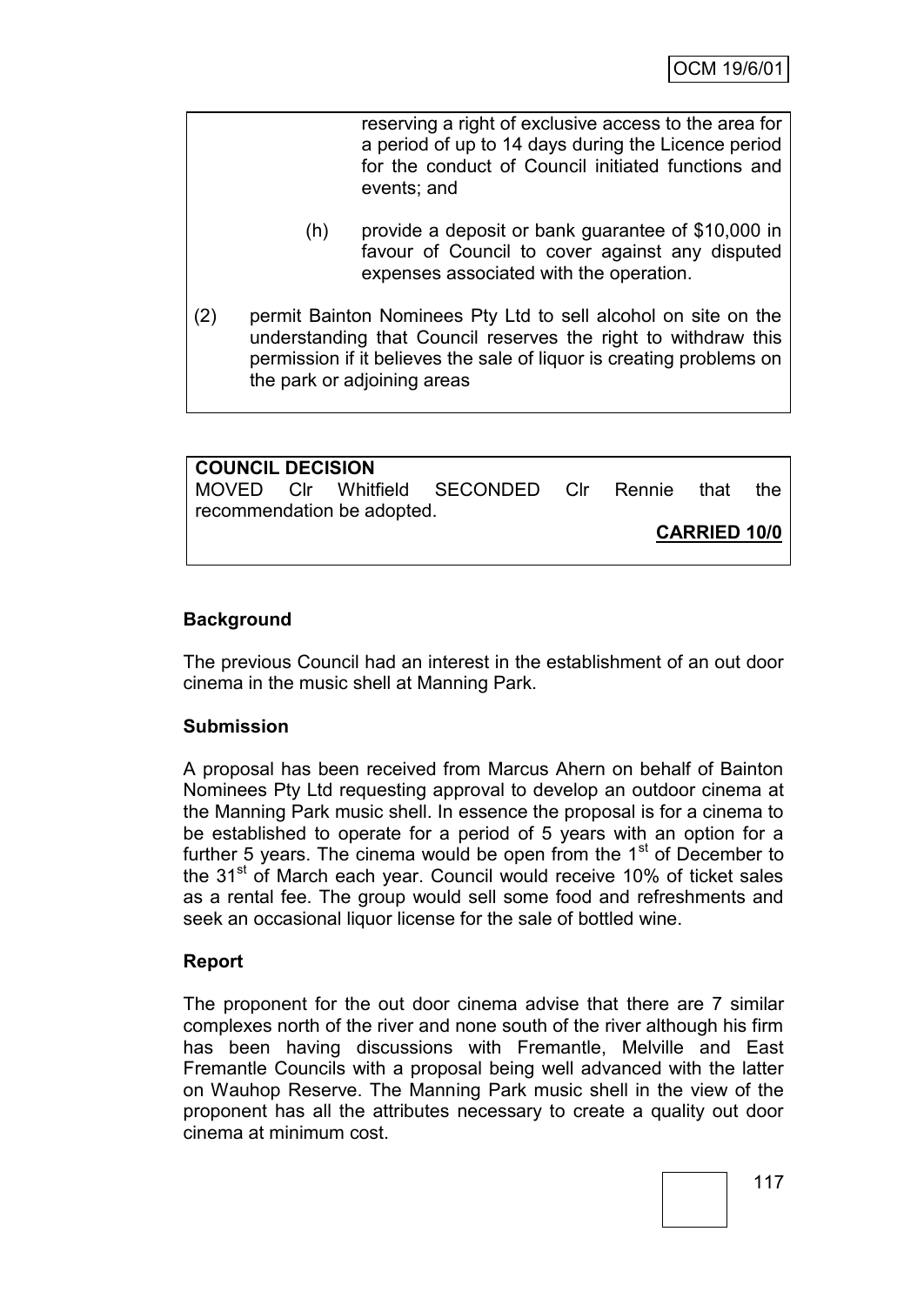reserving a right of exclusive access to the area for a period of up to 14 days during the Licence period for the conduct of Council initiated functions and events; and

(h) provide a deposit or bank guarantee of $10,000 in favour of Council to cover against any disputed expenses associated with the operation.

(2) permit Bainton Nominees Pty Ltd to sell alcohol on site on the understanding that Council reserves the right to withdraw this permission if it believes the sale of liquor is creating problems on the park or adjoining areas

**COUNCIL DECISION**
MOVED Clr Whitfield SECONDED Clr Rennie that the recommendation be adopted.

**CARRIED 10/0**

**Background**

The previous Council had an interest in the establishment of an out door cinema in the music shell at Manning Park.

**Submission**

A proposal has been received from Marcus Ahern on behalf of Bainton Nominees Pty Ltd requesting approval to develop an outdoor cinema at the Manning Park music shell. In essence the proposal is for a cinema to be established to operate for a period of 5 years with an option for a further 5 years. The cinema would be open from the 1st of December to the 31st of March each year. Council would receive 10% of ticket sales as a rental fee. The group would sell some food and refreshments and seek an occasional liquor license for the sale of bottled wine.

**Report**

The proponent for the out door cinema advise that there are 7 similar complexes north of the river and none south of the river although his firm has been having discussions with Fremantle, Melville and East Fremantle Councils with a proposal being well advanced with the latter on Wauhop Reserve. The Manning Park music shell in the view of the proponent has all the attributes necessary to create a quality out door cinema at minimum cost.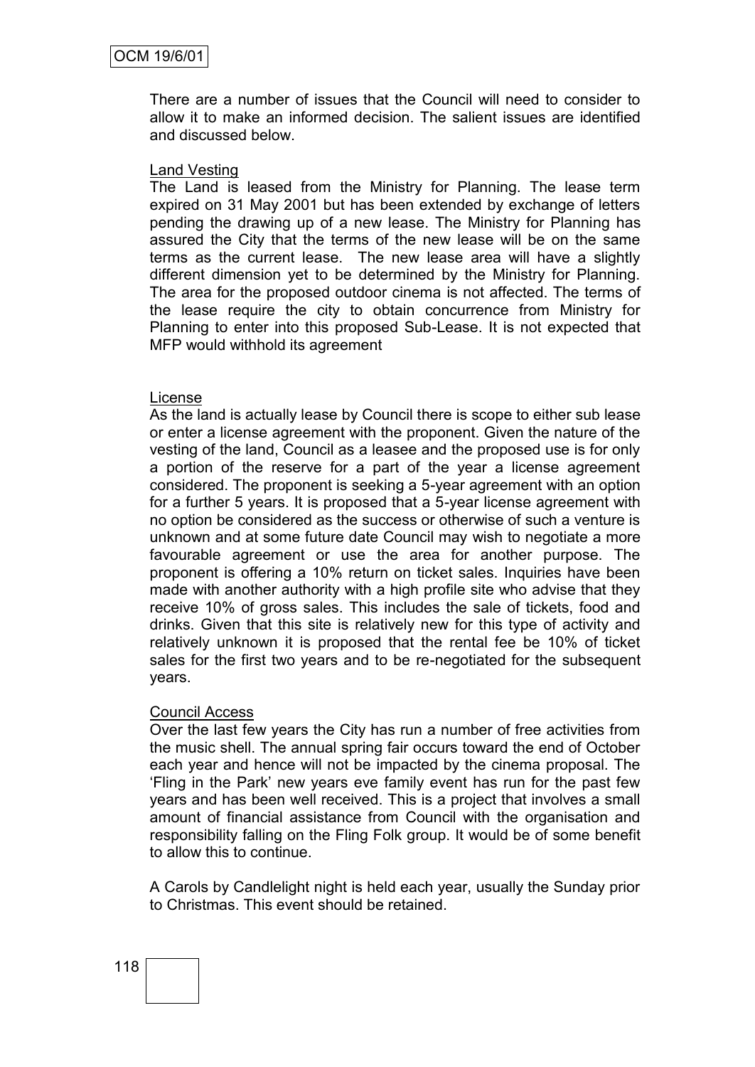There are a number of issues that the Council will need to consider to allow it to make an informed decision. The salient issues are identified and discussed below.

Land Vesting

The Land is leased from the Ministry for Planning. The lease term expired on 31 May 2001 but has been extended by exchange of letters pending the drawing up of a new lease. The Ministry for Planning has assured the City that the terms of the new lease will be on the same terms as the current lease. The new lease area will have a slightly different dimension yet to be determined by the Ministry for Planning. The area for the proposed outdoor cinema is not affected. The terms of the lease require the city to obtain concurrence from Ministry for Planning to enter into this proposed Sub-Lease. It is not expected that MFP would withhold its agreement

License

As the land is actually lease by Council there is scope to either sub lease or enter a license agreement with the proponent. Given the nature of the vesting of the land, Council as a leasee and the proposed use is for only a portion of the reserve for a part of the year a license agreement considered. The proponent is seeking a 5-year agreement with an option for a further 5 years. It is proposed that a 5-year license agreement with no option be considered as the success or otherwise of such a venture is unknown and at some future date Council may wish to negotiate a more favourable agreement or use the area for another purpose. The proponent is offering a 10% return on ticket sales. Inquiries have been made with another authority with a high profile site who advise that they receive 10% of gross sales. This includes the sale of tickets, food and drinks. Given that this site is relatively new for this type of activity and relatively unknown it is proposed that the rental fee be 10% of ticket sales for the first two years and to be re-negotiated for the subsequent years.

Council Access

Over the last few years the City has run a number of free activities from the music shell. The annual spring fair occurs toward the end of October each year and hence will not be impacted by the cinema proposal. The 'Fling in the Park' new years eve family event has run for the past few years and has been well received. This is a project that involves a small amount of financial assistance from Council with the organisation and responsibility falling on the Fling Folk group. It would be of some benefit to allow this to continue.

A Carols by Candlelight night is held each year, usually the Sunday prior to Christmas. This event should be retained.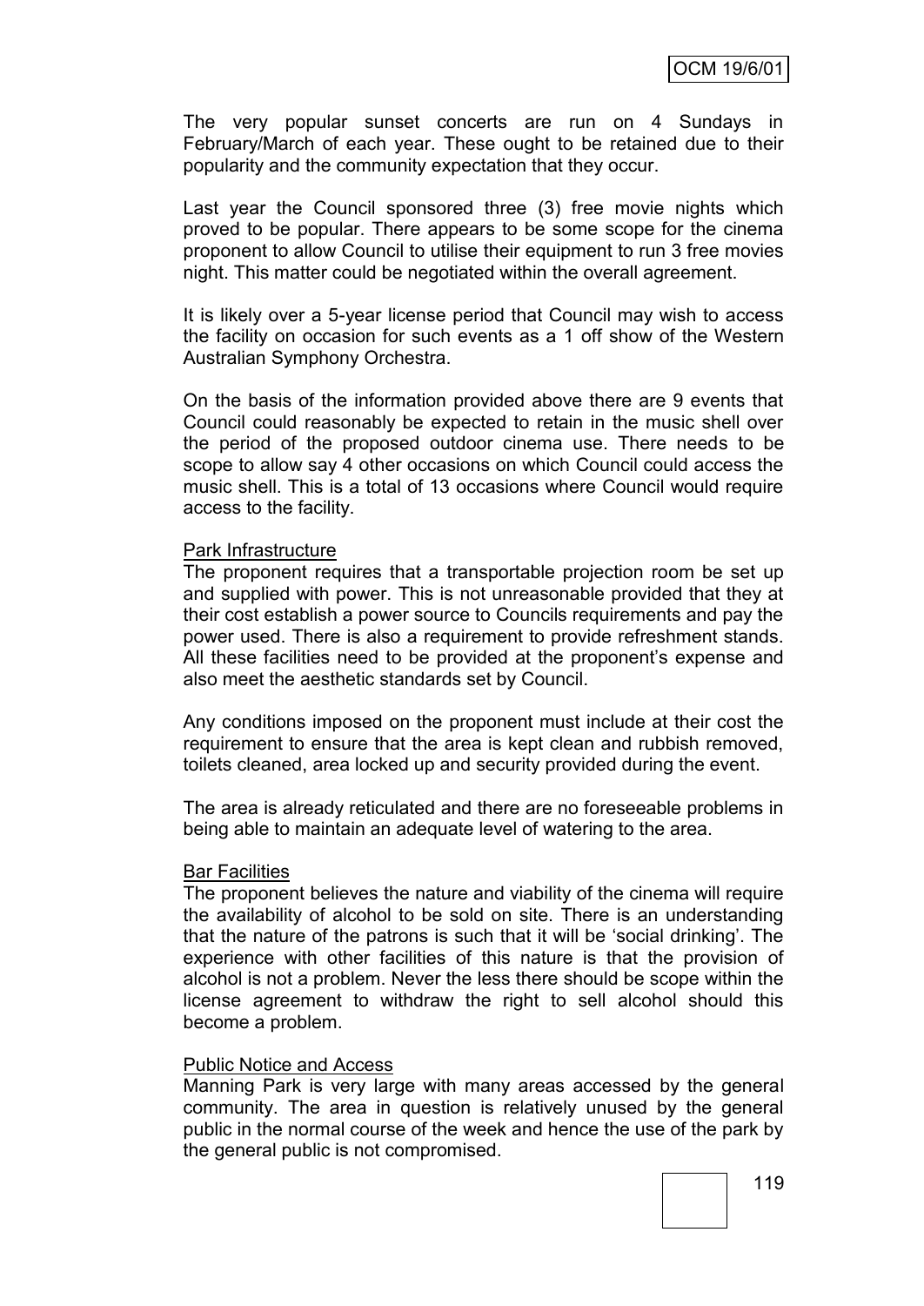The very popular sunset concerts are run on 4 Sundays in February/March of each year. These ought to be retained due to their popularity and the community expectation that they occur.

Last year the Council sponsored three (3) free movie nights which proved to be popular. There appears to be some scope for the cinema proponent to allow Council to utilise their equipment to run 3 free movies night. This matter could be negotiated within the overall agreement.

It is likely over a 5-year license period that Council may wish to access the facility on occasion for such events as a 1 off show of the Western Australian Symphony Orchestra.

On the basis of the information provided above there are 9 events that Council could reasonably be expected to retain in the music shell over the period of the proposed outdoor cinema use. There needs to be scope to allow say 4 other occasions on which Council could access the music shell. This is a total of 13 occasions where Council would require access to the facility.

Park Infrastructure

The proponent requires that a transportable projection room be set up and supplied with power. This is not unreasonable provided that they at their cost establish a power source to Councils requirements and pay the power used. There is also a requirement to provide refreshment stands. All these facilities need to be provided at the proponent's expense and also meet the aesthetic standards set by Council.

Any conditions imposed on the proponent must include at their cost the requirement to ensure that the area is kept clean and rubbish removed, toilets cleaned, area locked up and security provided during the event.

The area is already reticulated and there are no foreseeable problems in being able to maintain an adequate level of watering to the area.

Bar Facilities

The proponent believes the nature and viability of the cinema will require the availability of alcohol to be sold on site. There is an understanding that the nature of the patrons is such that it will be 'social drinking'. The experience with other facilities of this nature is that the provision of alcohol is not a problem. Never the less there should be scope within the license agreement to withdraw the right to sell alcohol should this become a problem.

Public Notice and Access

Manning Park is very large with many areas accessed by the general community. The area in question is relatively unused by the general public in the normal course of the week and hence the use of the park by the general public is not compromised.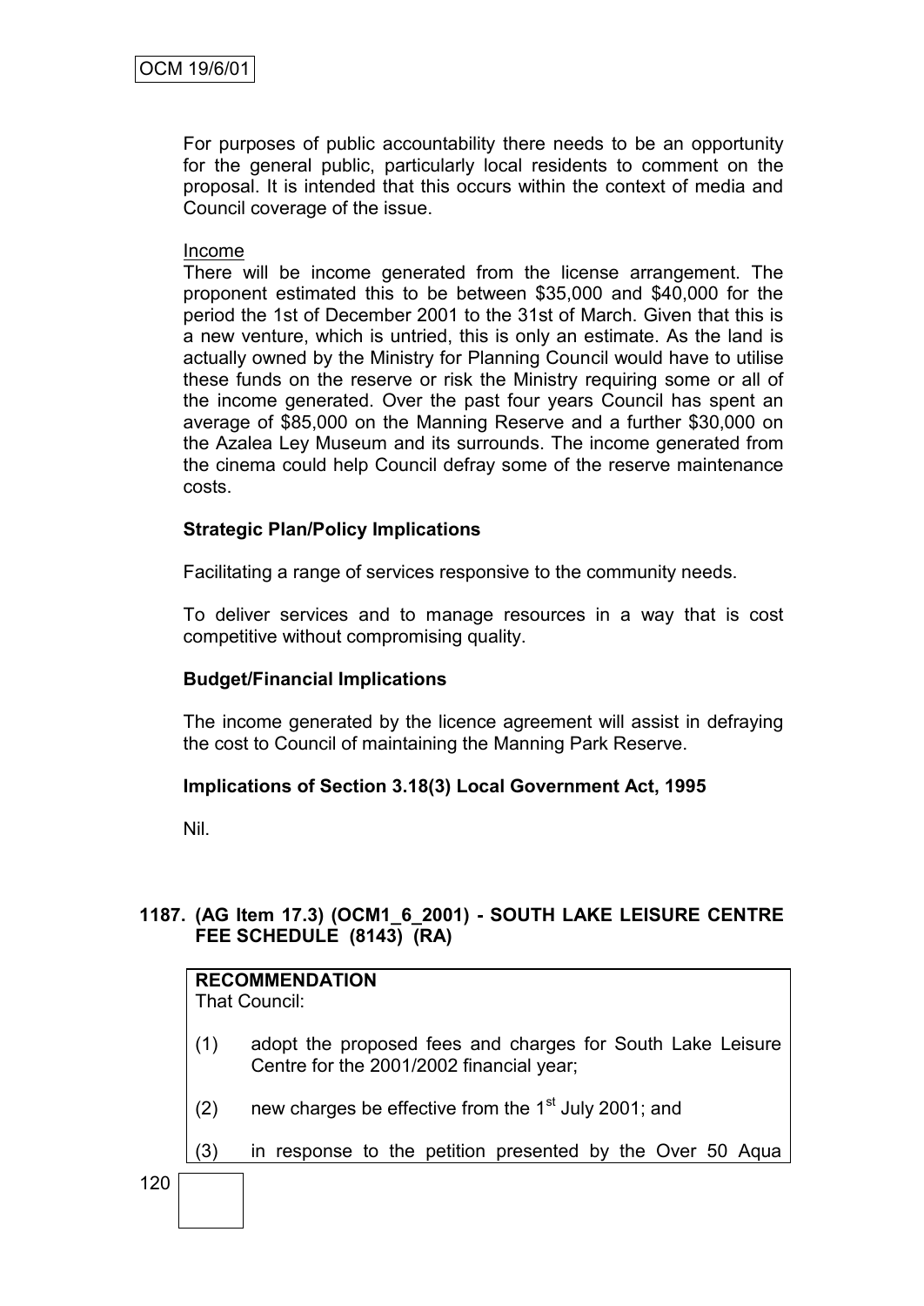For purposes of public accountability there needs to be an opportunity for the general public, particularly local residents to comment on the proposal. It is intended that this occurs within the context of media and Council coverage of the issue.

Income

There will be income generated from the license arrangement. The proponent estimated this to be between $35,000 and $40,000 for the period the 1st of December 2001 to the 31st of March. Given that this is a new venture, which is untried, this is only an estimate. As the land is actually owned by the Ministry for Planning Council would have to utilise these funds on the reserve or risk the Ministry requiring some or all of the income generated. Over the past four years Council has spent an average of $85,000 on the Manning Reserve and a further $30,000 on the Azalea Ley Museum and its surrounds. The income generated from the cinema could help Council defray some of the reserve maintenance costs.

**Strategic Plan/Policy Implications**

Facilitating a range of services responsive to the community needs.

To deliver services and to manage resources in a way that is cost competitive without compromising quality.

**Budget/Financial Implications**

The income generated by the licence agreement will assist in defraying the cost to Council of maintaining the Manning Park Reserve.

**Implications of Section 3.18(3) Local Government Act, 1995**

Nil.

**1187. (AG Item 17.3) (OCM1_6_2001) - SOUTH LAKE LEISURE CENTRE FEE SCHEDULE (8143) (RA)**

**RECOMMENDATION**
That Council:

(1) adopt the proposed fees and charges for South Lake Leisure Centre for the 2001/2002 financial year;

(2) new charges be effective from the 1st July 2001; and

(3) in response to the petition presented by the Over 50 Aqua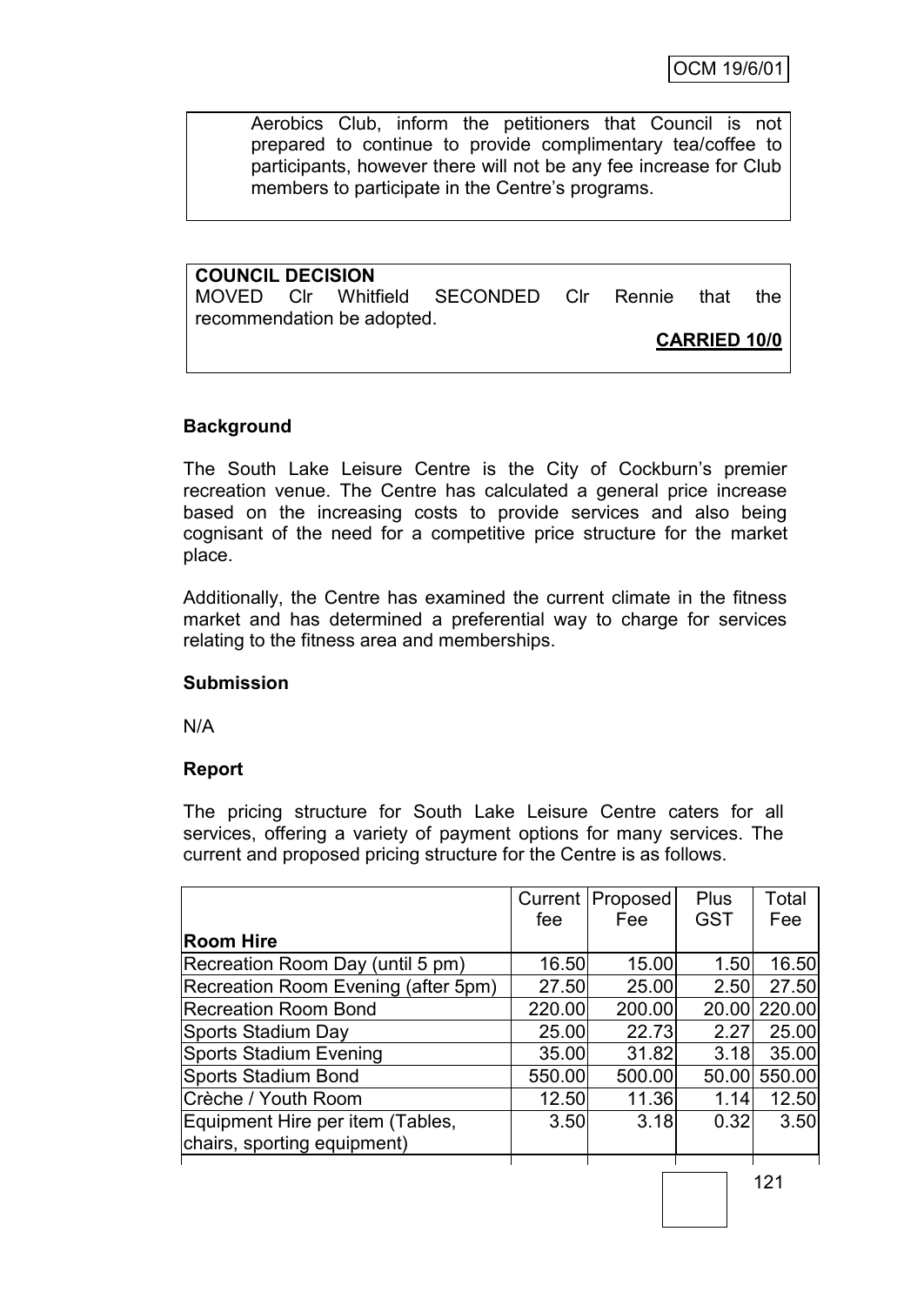Aerobics Club, inform the petitioners that Council is not prepared to continue to provide complimentary tea/coffee to participants, however there will not be any fee increase for Club members to participate in the Centre's programs.

**COUNCIL DECISION**
MOVED Clr Whitfield SECONDED Clr Rennie that the recommendation be adopted.

**CARRIED 10/0**

## Background

The South Lake Leisure Centre is the City of Cockburn's premier recreation venue. The Centre has calculated a general price increase based on the increasing costs to provide services and also being cognisant of the need for a competitive price structure for the market place.

Additionally, the Centre has examined the current climate in the fitness market and has determined a preferential way to charge for services relating to the fitness area and memberships.

## Submission

N/A

## Report

The pricing structure for South Lake Leisure Centre caters for all services, offering a variety of payment options for many services. The current and proposed pricing structure for the Centre is as follows.

| | Current fee | Proposed Fee | Plus GST | Total Fee |
|---|---|---|---|---|
| **Room Hire** | | | | |
| Recreation Room Day (until 5 pm) | 16.50 | 15.00 | 1.50 | 16.50 |
| Recreation Room Evening (after 5pm) | 27.50 | 25.00 | 2.50 | 27.50 |
| Recreation Room Bond | 220.00 | 200.00 | 20.00 | 220.00 |
| Sports Stadium Day | 25.00 | 22.73 | 2.27 | 25.00 |
| Sports Stadium Evening | 35.00 | 31.82 | 3.18 | 35.00 |
| Sports Stadium Bond | 550.00 | 500.00 | 50.00 | 550.00 |
| Crèche / Youth Room | 12.50 | 11.36 | 1.14 | 12.50 |
| Equipment Hire per item (Tables, chairs, sporting equipment) | 3.50 | 3.18 | 0.32 | 3.50 |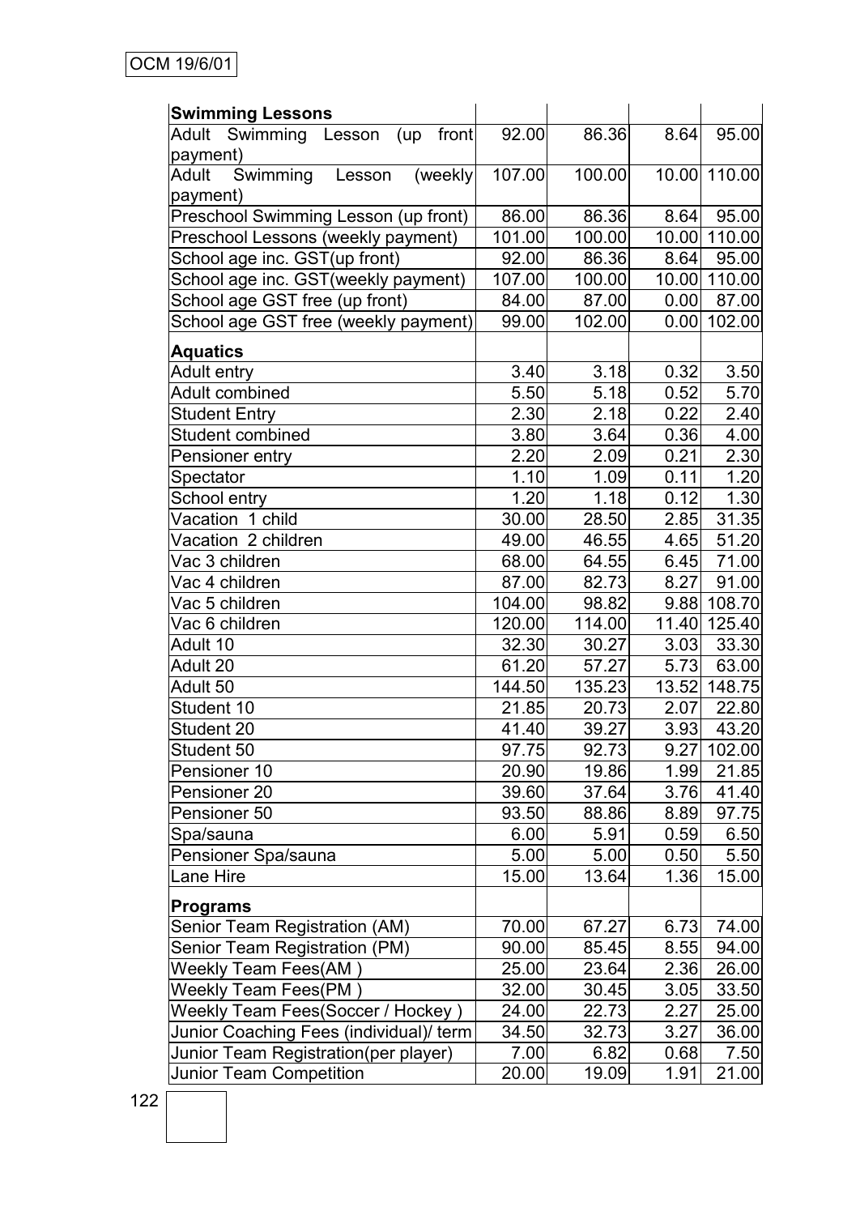| **Swimming Lessons** | | | | |
|---|---|---|---|---|
| Adult Swimming Lesson (up front payment) | 92.00 | 86.36 | 8.64 | 95.00 |
| Adult Swimming Lesson (weekly payment) | 107.00 | 100.00 | 10.00 | 110.00 |
| Preschool Swimming Lesson (up front) | 86.00 | 86.36 | 8.64 | 95.00 |
| Preschool Lessons (weekly payment) | 101.00 | 100.00 | 10.00 | 110.00 |
| School age inc. GST(up front) | 92.00 | 86.36 | 8.64 | 95.00 |
| School age inc. GST(weekly payment) | 107.00 | 100.00 | 10.00 | 110.00 |
| School age GST free (up front) | 84.00 | 87.00 | 0.00 | 87.00 |
| School age GST free (weekly payment) | 99.00 | 102.00 | 0.00 | 102.00 |
| **Aquatics** | | | | |
| Adult entry | 3.40 | 3.18 | 0.32 | 3.50 |
| Adult combined | 5.50 | 5.18 | 0.52 | 5.70 |
| Student Entry | 2.30 | 2.18 | 0.22 | 2.40 |
| Student combined | 3.80 | 3.64 | 0.36 | 4.00 |
| Pensioner entry | 2.20 | 2.09 | 0.21 | 2.30 |
| Spectator | 1.10 | 1.09 | 0.11 | 1.20 |
| School entry | 1.20 | 1.18 | 0.12 | 1.30 |
| Vacation 1 child | 30.00 | 28.50 | 2.85 | 31.35 |
| Vacation 2 children | 49.00 | 46.55 | 4.65 | 51.20 |
| Vac 3 children | 68.00 | 64.55 | 6.45 | 71.00 |
| Vac 4 children | 87.00 | 82.73 | 8.27 | 91.00 |
| Vac 5 children | 104.00 | 98.82 | 9.88 | 108.70 |
| Vac 6 children | 120.00 | 114.00 | 11.40 | 125.40 |
| Adult 10 | 32.30 | 30.27 | 3.03 | 33.30 |
| Adult 20 | 61.20 | 57.27 | 5.73 | 63.00 |
| Adult 50 | 144.50 | 135.23 | 13.52 | 148.75 |
| Student 10 | 21.85 | 20.73 | 2.07 | 22.80 |
| Student 20 | 41.40 | 39.27 | 3.93 | 43.20 |
| Student 50 | 97.75 | 92.73 | 9.27 | 102.00 |
| Pensioner 10 | 20.90 | 19.86 | 1.99 | 21.85 |
| Pensioner 20 | 39.60 | 37.64 | 3.76 | 41.40 |
| Pensioner 50 | 93.50 | 88.86 | 8.89 | 97.75 |
| Spa/sauna | 6.00 | 5.91 | 0.59 | 6.50 |
| Pensioner Spa/sauna | 5.00 | 5.00 | 0.50 | 5.50 |
| Lane Hire | 15.00 | 13.64 | 1.36 | 15.00 |
| **Programs** | | | | |
| Senior Team Registration (AM) | 70.00 | 67.27 | 6.73 | 74.00 |
| Senior Team Registration (PM) | 90.00 | 85.45 | 8.55 | 94.00 |
| Weekly Team Fees(AM ) | 25.00 | 23.64 | 2.36 | 26.00 |
| Weekly Team Fees(PM ) | 32.00 | 30.45 | 3.05 | 33.50 |
| Weekly Team Fees(Soccer / Hockey ) | 24.00 | 22.73 | 2.27 | 25.00 |
| Junior Coaching Fees (individual)/ term | 34.50 | 32.73 | 3.27 | 36.00 |
| Junior Team Registration(per player) | 7.00 | 6.82 | 0.68 | 7.50 |
| Junior Team Competition | 20.00 | 19.09 | 1.91 | 21.00 |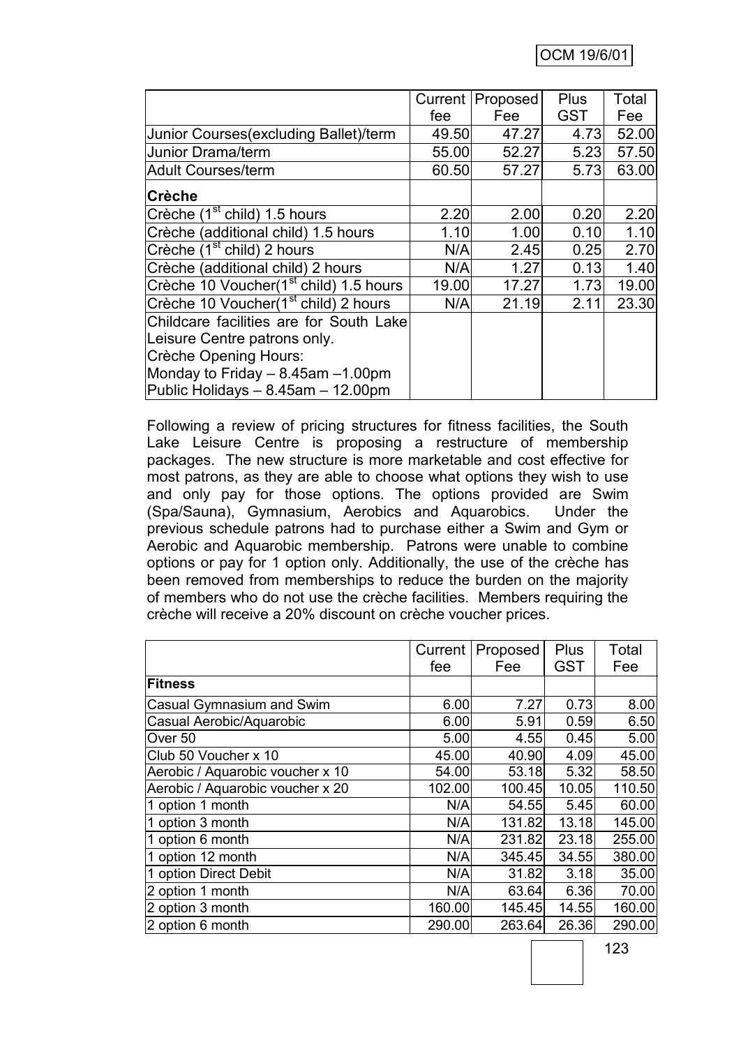| | Current fee | Proposed Fee | Plus GST | Total Fee |
|---|---|---|---|---|
| Junior Courses(excluding Ballet)/term | 49.50 | 47.27 | 4.73 | 52.00 |
| Junior Drama/term | 55.00 | 52.27 | 5.23 | 57.50 |
| Adult Courses/term | 60.50 | 57.27 | 5.73 | 63.00 |
| **Crèche** | | | | |
| Crèche (1st child) 1.5 hours | 2.20 | 2.00 | 0.20 | 2.20 |
| Crèche (additional child) 1.5 hours | 1.10 | 1.00 | 0.10 | 1.10 |
| Crèche (1st child) 2 hours | N/A | 2.45 | 0.25 | 2.70 |
| Crèche (additional child) 2 hours | N/A | 1.27 | 0.13 | 1.40 |
| Crèche 10 Voucher(1st child) 1.5 hours | 19.00 | 17.27 | 1.73 | 19.00 |
| Crèche 10 Voucher(1st child) 2 hours | N/A | 21.19 | 2.11 | 23.30 |
| Childcare facilities are for South Lake Leisure Centre patrons only. Crèche Opening Hours: Monday to Friday – 8.45am –1.00pm Public Holidays – 8.45am – 12.00pm | | | | |

Following a review of pricing structures for fitness facilities, the South Lake Leisure Centre is proposing a restructure of membership packages. The new structure is more marketable and cost effective for most patrons, as they are able to choose what options they wish to use and only pay for those options. The options provided are Swim (Spa/Sauna), Gymnasium, Aerobics and Aquarobics. Under the previous schedule patrons had to purchase either a Swim and Gym or Aerobic and Aquarobic membership. Patrons were unable to combine options or pay for 1 option only. Additionally, the use of the crèche has been removed from memberships to reduce the burden on the majority of members who do not use the crèche facilities. Members requiring the crèche will receive a 20% discount on crèche voucher prices.

| | Current fee | Proposed Fee | Plus GST | Total Fee |
|---|---|---|---|---|
| **Fitness** | | | | |
| Casual Gymnasium and Swim | 6.00 | 7.27 | 0.73 | 8.00 |
| Casual Aerobic/Aquarobic | 6.00 | 5.91 | 0.59 | 6.50 |
| Over 50 | 5.00 | 4.55 | 0.45 | 5.00 |
| Club 50 Voucher x 10 | 45.00 | 40.90 | 4.09 | 45.00 |
| Aerobic / Aquarobic voucher x 10 | 54.00 | 53.18 | 5.32 | 58.50 |
| Aerobic / Aquarobic voucher x 20 | 102.00 | 100.45 | 10.05 | 110.50 |
| 1 option 1 month | N/A | 54.55 | 5.45 | 60.00 |
| 1 option 3 month | N/A | 131.82 | 13.18 | 145.00 |
| 1 option 6 month | N/A | 231.82 | 23.18 | 255.00 |
| 1 option 12 month | N/A | 345.45 | 34.55 | 380.00 |
| 1 option Direct Debit | N/A | 31.82 | 3.18 | 35.00 |
| 2 option 1 month | N/A | 63.64 | 6.36 | 70.00 |
| 2 option 3 month | 160.00 | 145.45 | 14.55 | 160.00 |
| 2 option 6 month | 290.00 | 263.64 | 26.36 | 290.00 |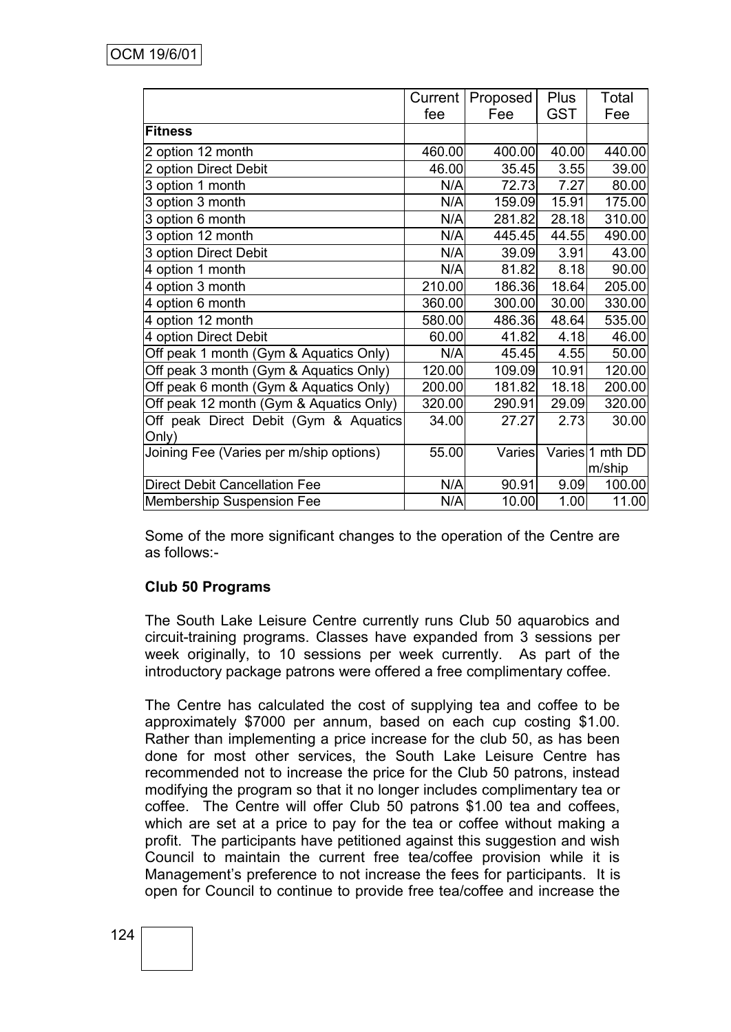|  | Current fee | Proposed Fee | Plus GST | Total Fee |
|---|---|---|---|---|
| **Fitness** |  |  |  |  |
| 2 option 12 month | 460.00 | 400.00 | 40.00 | 440.00 |
| 2 option Direct Debit | 46.00 | 35.45 | 3.55 | 39.00 |
| 3 option 1 month | N/A | 72.73 | 7.27 | 80.00 |
| 3 option 3 month | N/A | 159.09 | 15.91 | 175.00 |
| 3 option 6 month | N/A | 281.82 | 28.18 | 310.00 |
| 3 option 12 month | N/A | 445.45 | 44.55 | 490.00 |
| 3 option Direct Debit | N/A | 39.09 | 3.91 | 43.00 |
| 4 option 1 month | N/A | 81.82 | 8.18 | 90.00 |
| 4 option 3 month | 210.00 | 186.36 | 18.64 | 205.00 |
| 4 option 6 month | 360.00 | 300.00 | 30.00 | 330.00 |
| 4 option 12 month | 580.00 | 486.36 | 48.64 | 535.00 |
| 4 option Direct Debit | 60.00 | 41.82 | 4.18 | 46.00 |
| Off peak 1 month (Gym & Aquatics Only) | N/A | 45.45 | 4.55 | 50.00 |
| Off peak 3 month (Gym & Aquatics Only) | 120.00 | 109.09 | 10.91 | 120.00 |
| Off peak 6 month (Gym & Aquatics Only) | 200.00 | 181.82 | 18.18 | 200.00 |
| Off peak 12 month (Gym & Aquatics Only) | 320.00 | 290.91 | 29.09 | 320.00 |
| Off peak Direct Debit (Gym & Aquatics Only) | 34.00 | 27.27 | 2.73 | 30.00 |
| Joining Fee (Varies per m/ship options) | 55.00 | Varies | Varies | 1 mth DD m/ship |
| Direct Debit Cancellation Fee | N/A | 90.91 | 9.09 | 100.00 |
| Membership Suspension Fee | N/A | 10.00 | 1.00 | 11.00 |

Some of the more significant changes to the operation of the Centre are as follows:-

**Club 50 Programs**

The South Lake Leisure Centre currently runs Club 50 aquarobics and circuit-training programs. Classes have expanded from 3 sessions per week originally, to 10 sessions per week currently. As part of the introductory package patrons were offered a free complimentary coffee.

The Centre has calculated the cost of supplying tea and coffee to be approximately $7000 per annum, based on each cup costing $1.00. Rather than implementing a price increase for the club 50, as has been done for most other services, the South Lake Leisure Centre has recommended not to increase the price for the Club 50 patrons, instead modifying the program so that it no longer includes complimentary tea or coffee. The Centre will offer Club 50 patrons $1.00 tea and coffees, which are set at a price to pay for the tea or coffee without making a profit. The participants have petitioned against this suggestion and wish Council to maintain the current free tea/coffee provision while it is Management's preference to not increase the fees for participants. It is open for Council to continue to provide free tea/coffee and increase the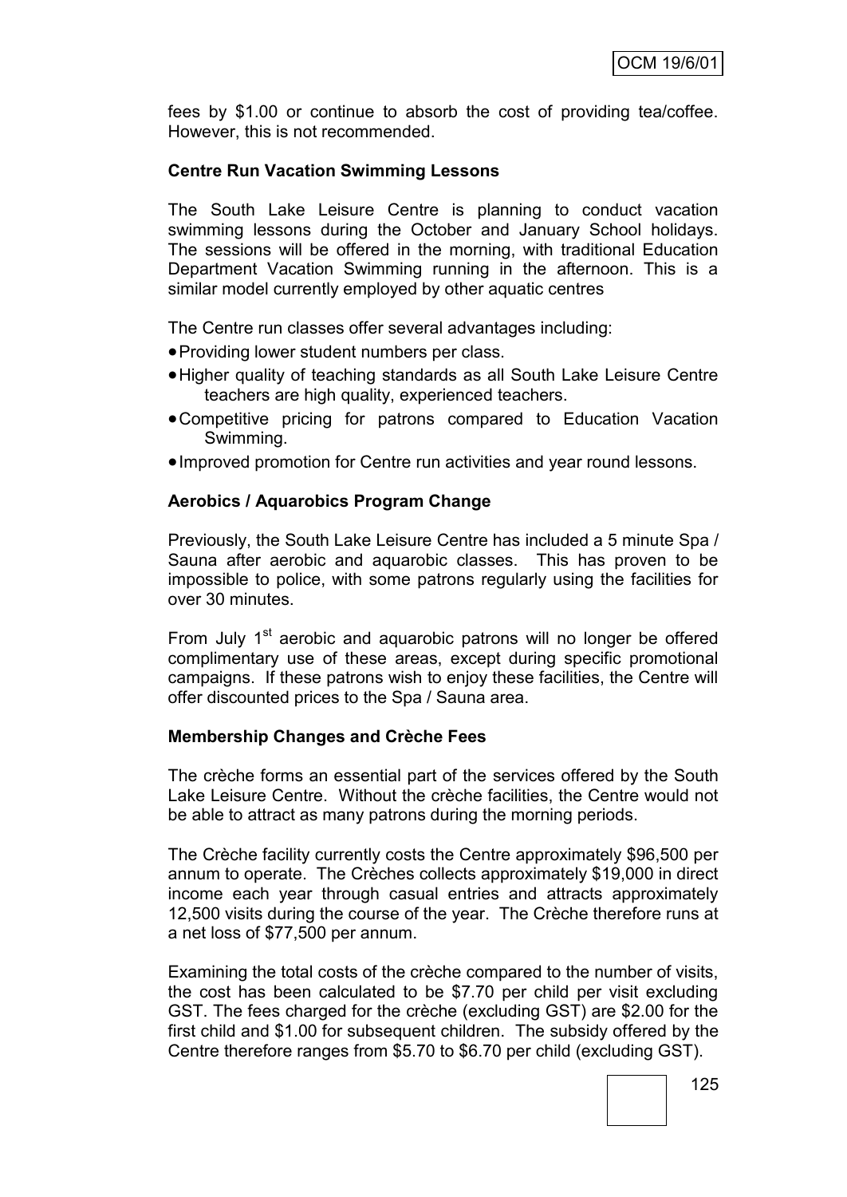fees by $1.00 or continue to absorb the cost of providing tea/coffee. However, this is not recommended.

**Centre Run Vacation Swimming Lessons**

The South Lake Leisure Centre is planning to conduct vacation swimming lessons during the October and January School holidays. The sessions will be offered in the morning, with traditional Education Department Vacation Swimming running in the afternoon. This is a similar model currently employed by other aquatic centres

The Centre run classes offer several advantages including:

- Providing lower student numbers per class.
- Higher quality of teaching standards as all South Lake Leisure Centre teachers are high quality, experienced teachers.
- Competitive pricing for patrons compared to Education Vacation Swimming.
- Improved promotion for Centre run activities and year round lessons.

**Aerobics / Aquarobics Program Change**

Previously, the South Lake Leisure Centre has included a 5 minute Spa / Sauna after aerobic and aquarobic classes. This has proven to be impossible to police, with some patrons regularly using the facilities for over 30 minutes.

From July 1st aerobic and aquarobic patrons will no longer be offered complimentary use of these areas, except during specific promotional campaigns. If these patrons wish to enjoy these facilities, the Centre will offer discounted prices to the Spa / Sauna area.

**Membership Changes and Crèche Fees**

The crèche forms an essential part of the services offered by the South Lake Leisure Centre. Without the crèche facilities, the Centre would not be able to attract as many patrons during the morning periods.

The Crèche facility currently costs the Centre approximately $96,500 per annum to operate. The Crèches collects approximately $19,000 in direct income each year through casual entries and attracts approximately 12,500 visits during the course of the year. The Crèche therefore runs at a net loss of $77,500 per annum.

Examining the total costs of the crèche compared to the number of visits, the cost has been calculated to be $7.70 per child per visit excluding GST. The fees charged for the crèche (excluding GST) are $2.00 for the first child and $1.00 for subsequent children. The subsidy offered by the Centre therefore ranges from $5.70 to $6.70 per child (excluding GST).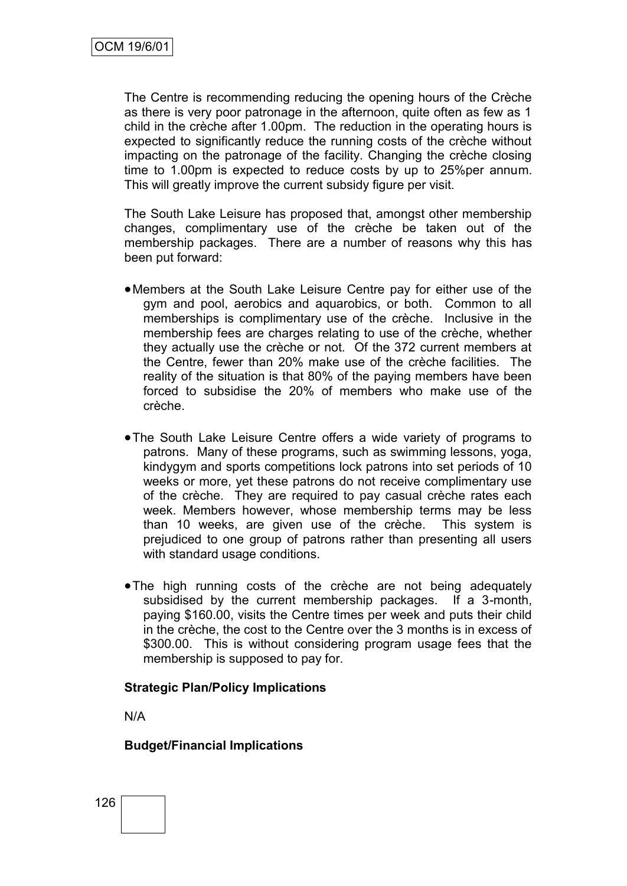The Centre is recommending reducing the opening hours of the Crèche as there is very poor patronage in the afternoon, quite often as few as 1 child in the crèche after 1.00pm. The reduction in the operating hours is expected to significantly reduce the running costs of the crèche without impacting on the patronage of the facility. Changing the crèche closing time to 1.00pm is expected to reduce costs by up to 25%per annum. This will greatly improve the current subsidy figure per visit.

The South Lake Leisure has proposed that, amongst other membership changes, complimentary use of the crèche be taken out of the membership packages. There are a number of reasons why this has been put forward:

- Members at the South Lake Leisure Centre pay for either use of the gym and pool, aerobics and aquarobics, or both. Common to all memberships is complimentary use of the crèche. Inclusive in the membership fees are charges relating to use of the crèche, whether they actually use the crèche or not. Of the 372 current members at the Centre, fewer than 20% make use of the crèche facilities. The reality of the situation is that 80% of the paying members have been forced to subsidise the 20% of members who make use of the crèche.

- The South Lake Leisure Centre offers a wide variety of programs to patrons. Many of these programs, such as swimming lessons, yoga, kindygym and sports competitions lock patrons into set periods of 10 weeks or more, yet these patrons do not receive complimentary use of the crèche. They are required to pay casual crèche rates each week. Members however, whose membership terms may be less than 10 weeks, are given use of the crèche. This system is prejudiced to one group of patrons rather than presenting all users with standard usage conditions.

- The high running costs of the crèche are not being adequately subsidised by the current membership packages. If a 3-month, paying $160.00, visits the Centre times per week and puts their child in the crèche, the cost to the Centre over the 3 months is in excess of $300.00. This is without considering program usage fees that the membership is supposed to pay for.

**Strategic Plan/Policy Implications**

N/A

**Budget/Financial Implications**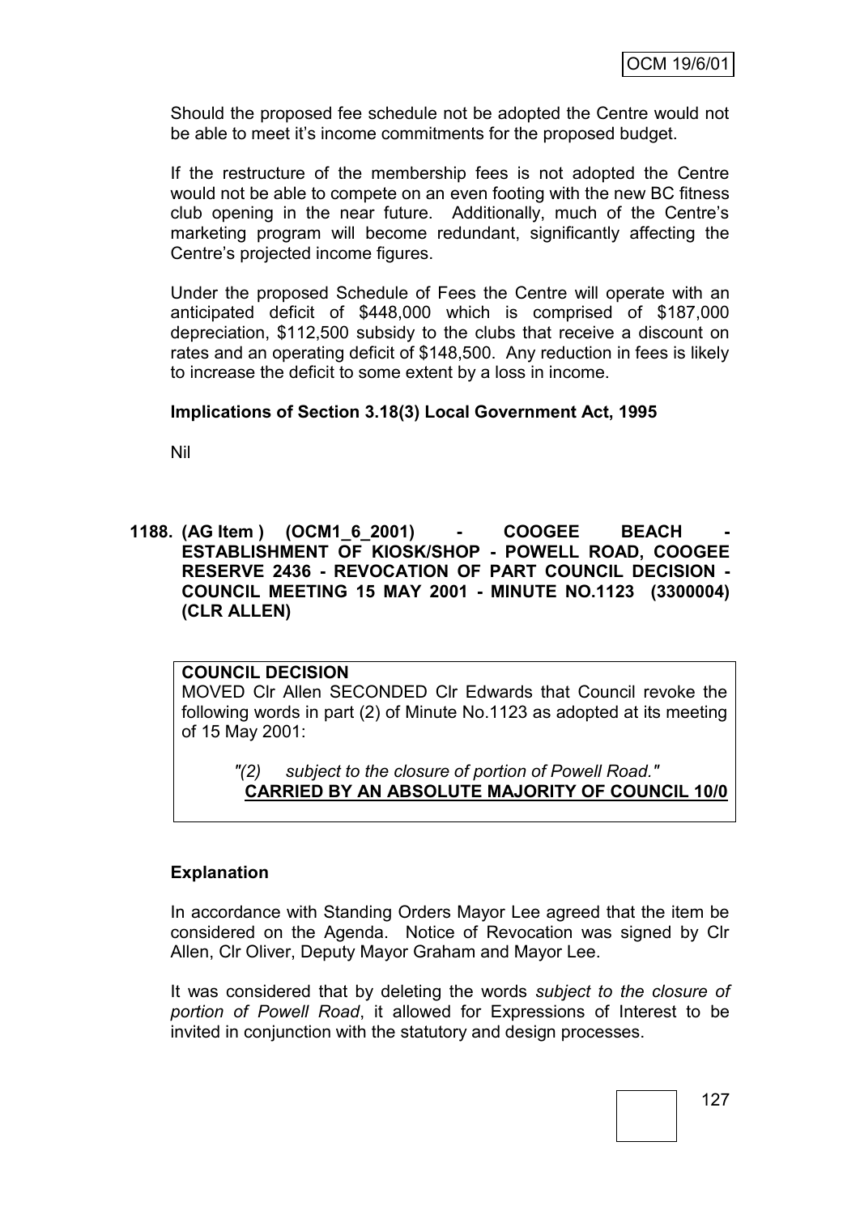Should the proposed fee schedule not be adopted the Centre would not be able to meet it's income commitments for the proposed budget.

If the restructure of the membership fees is not adopted the Centre would not be able to compete on an even footing with the new BC fitness club opening in the near future. Additionally, much of the Centre's marketing program will become redundant, significantly affecting the Centre's projected income figures.

Under the proposed Schedule of Fees the Centre will operate with an anticipated deficit of $448,000 which is comprised of $187,000 depreciation, $112,500 subsidy to the clubs that receive a discount on rates and an operating deficit of $148,500. Any reduction in fees is likely to increase the deficit to some extent by a loss in income.

**Implications of Section 3.18(3) Local Government Act, 1995**

Nil

**1188. (AG Item ) (OCM1_6_2001) - COOGEE BEACH - ESTABLISHMENT OF KIOSK/SHOP - POWELL ROAD, COOGEE RESERVE 2436 - REVOCATION OF PART COUNCIL DECISION - COUNCIL MEETING 15 MAY 2001 - MINUTE NO.1123 (3300004) (CLR ALLEN)**

**COUNCIL DECISION**

MOVED Clr Allen SECONDED Clr Edwards that Council revoke the following words in part (2) of Minute No.1123 as adopted at its meeting of 15 May 2001:

*"(2) subject to the closure of portion of Powell Road."*

**CARRIED BY AN ABSOLUTE MAJORITY OF COUNCIL 10/0**

**Explanation**

In accordance with Standing Orders Mayor Lee agreed that the item be considered on the Agenda. Notice of Revocation was signed by Clr Allen, Clr Oliver, Deputy Mayor Graham and Mayor Lee.

It was considered that by deleting the words *subject to the closure of portion of Powell Road*, it allowed for Expressions of Interest to be invited in conjunction with the statutory and design processes.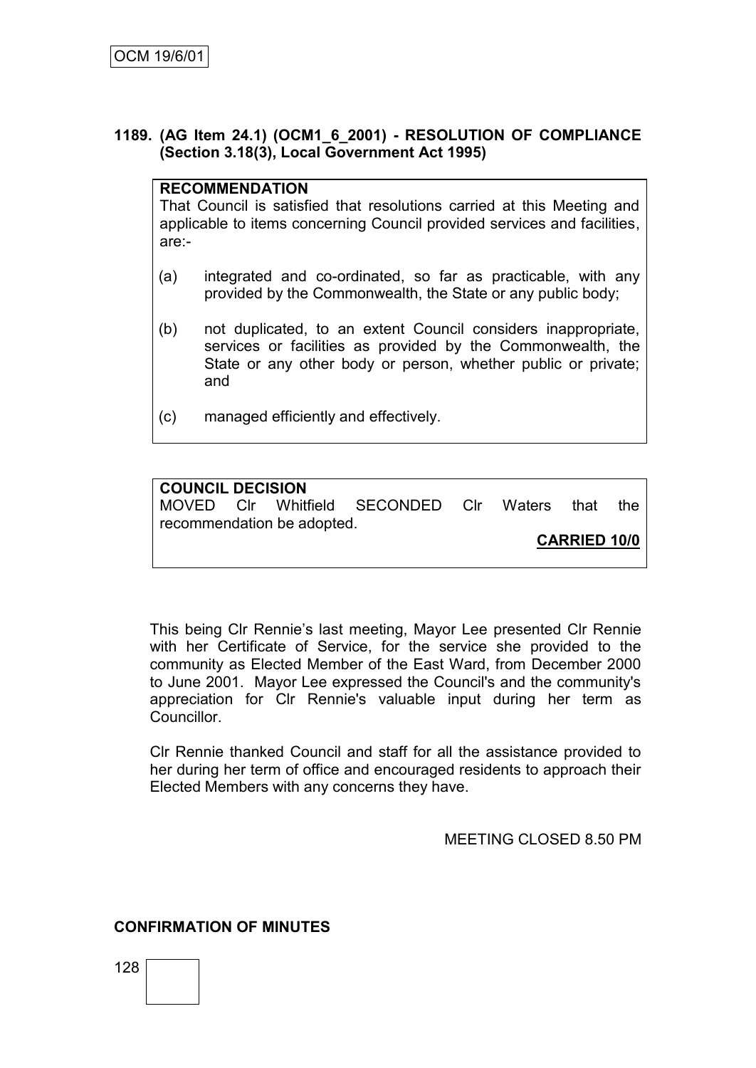**1189. (AG Item 24.1) (OCM1_6_2001) - RESOLUTION OF COMPLIANCE (Section 3.18(3), Local Government Act 1995)**

**RECOMMENDATION**

That Council is satisfied that resolutions carried at this Meeting and applicable to items concerning Council provided services and facilities, are:-

(a) integrated and co-ordinated, so far as practicable, with any provided by the Commonwealth, the State or any public body;

(b) not duplicated, to an extent Council considers inappropriate, services or facilities as provided by the Commonwealth, the State or any other body or person, whether public or private; and

(c) managed efficiently and effectively.

**COUNCIL DECISION**

MOVED Clr Whitfield SECONDED Clr Waters that the recommendation be adopted.

**CARRIED 10/0**

This being Clr Rennie's last meeting, Mayor Lee presented Clr Rennie with her Certificate of Service, for the service she provided to the community as Elected Member of the East Ward, from December 2000 to June 2001. Mayor Lee expressed the Council's and the community's appreciation for Clr Rennie's valuable input during her term as Councillor.

Clr Rennie thanked Council and staff for all the assistance provided to her during her term of office and encouraged residents to approach their Elected Members with any concerns they have.

MEETING CLOSED 8.50 PM

**CONFIRMATION OF MINUTES**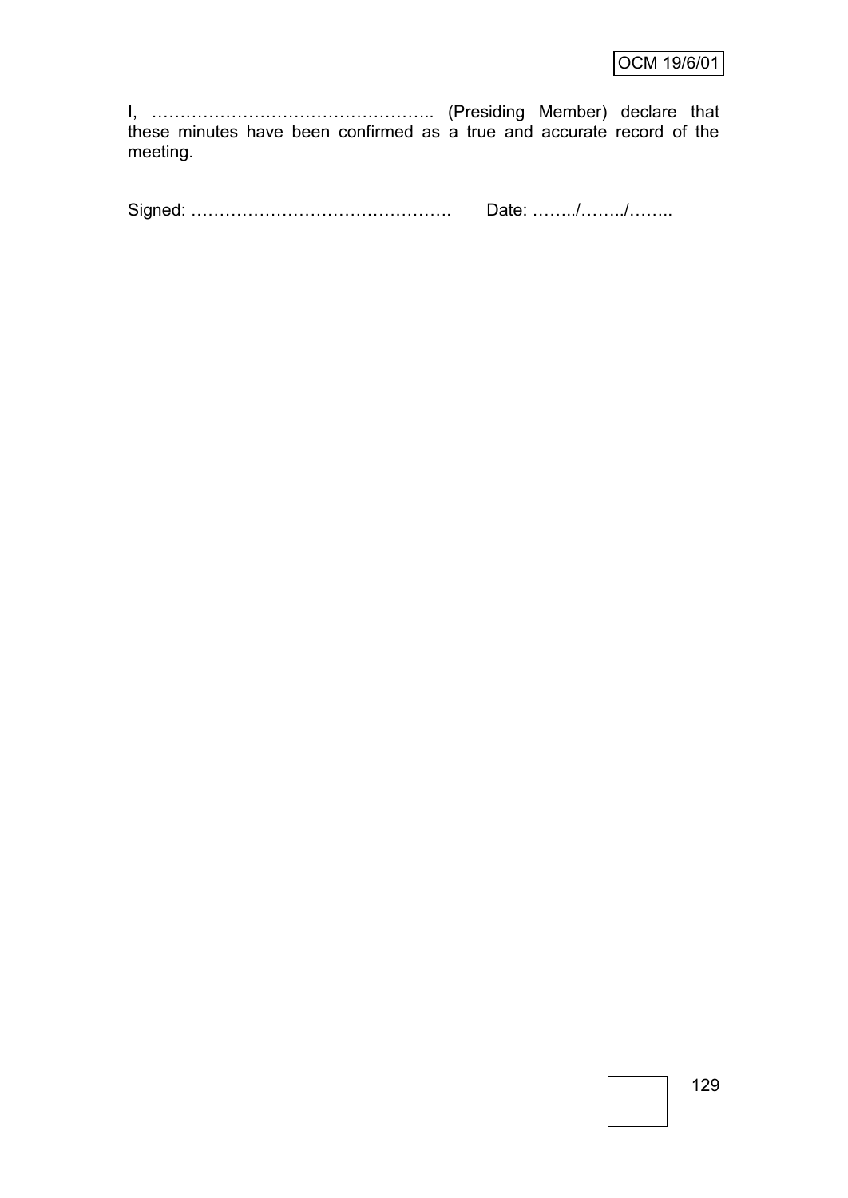I, ………………………………………….. (Presiding Member) declare that these minutes have been confirmed as a true and accurate record of the meeting.

Signed: ………………………………………. Date: ……../……../……..